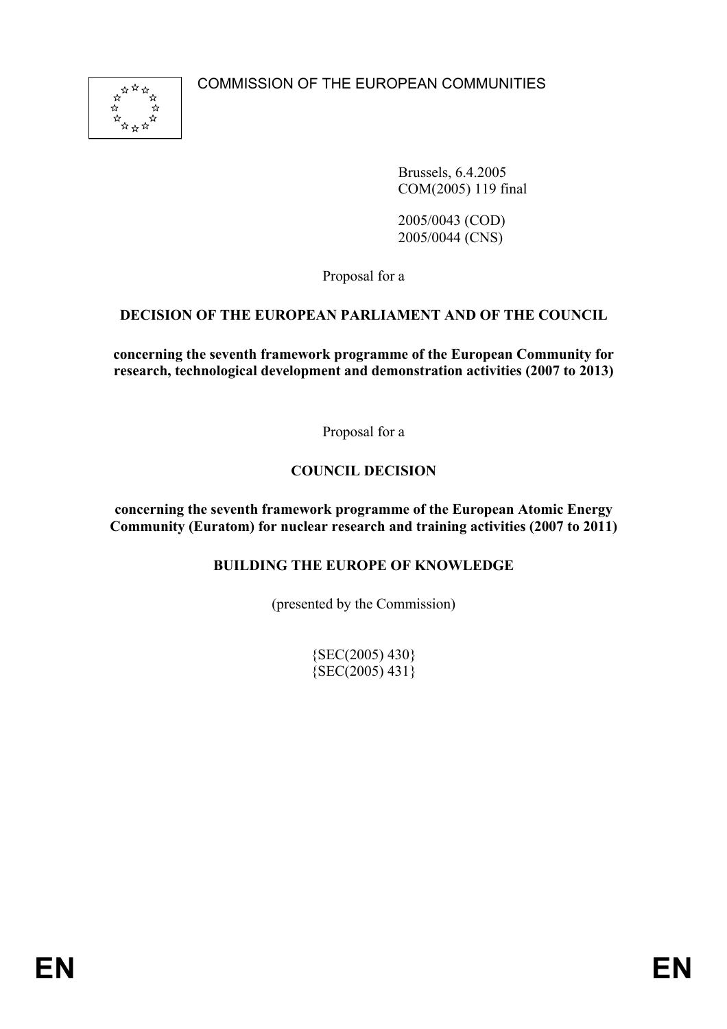COMMISSION OF THE EUROPEAN COMMUNITIES

Brussels, 6.4.2005
COM(2005) 119 final

2005/0043 (COD)
2005/0044 (CNS)

Proposal for a

**DECISION OF THE EUROPEAN PARLIAMENT AND OF THE COUNCIL**

**concerning the seventh framework programme of the European Community for research, technological development and demonstration activities (2007 to 2013)**

Proposal for a

**COUNCIL DECISION**

**concerning the seventh framework programme of the European Atomic Energy Community (Euratom) for nuclear research and training activities (2007 to 2011)**

**BUILDING THE EUROPE OF KNOWLEDGE**

(presented by the Commission)

{SEC(2005) 430}
{SEC(2005) 431}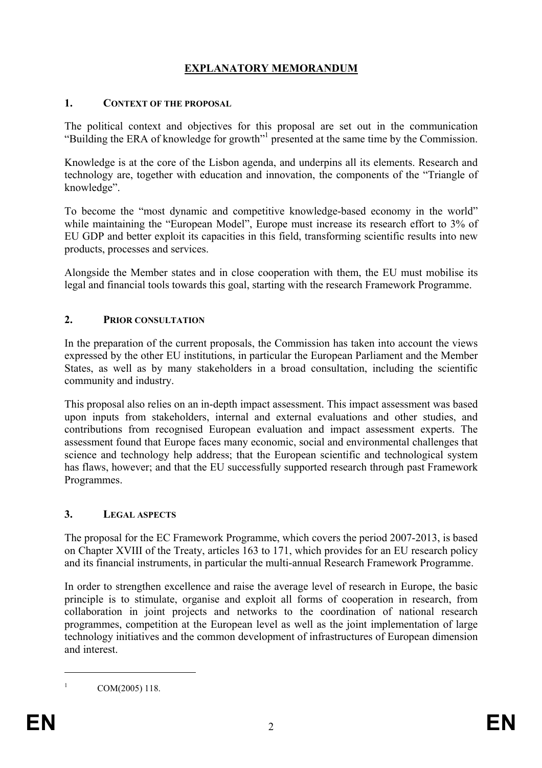# EXPLANATORY MEMORANDUM

## 1. CONTEXT OF THE PROPOSAL

The political context and objectives for this proposal are set out in the communication "Building the ERA of knowledge for growth"[1] presented at the same time by the Commission.

Knowledge is at the core of the Lisbon agenda, and underpins all its elements. Research and technology are, together with education and innovation, the components of the "Triangle of knowledge".

To become the "most dynamic and competitive knowledge-based economy in the world" while maintaining the "European Model", Europe must increase its research effort to 3% of EU GDP and better exploit its capacities in this field, transforming scientific results into new products, processes and services.

Alongside the Member states and in close cooperation with them, the EU must mobilise its legal and financial tools towards this goal, starting with the research Framework Programme.

## 2. PRIOR CONSULTATION

In the preparation of the current proposals, the Commission has taken into account the views expressed by the other EU institutions, in particular the European Parliament and the Member States, as well as by many stakeholders in a broad consultation, including the scientific community and industry.

This proposal also relies on an in-depth impact assessment. This impact assessment was based upon inputs from stakeholders, internal and external evaluations and other studies, and contributions from recognised European evaluation and impact assessment experts. The assessment found that Europe faces many economic, social and environmental challenges that science and technology help address; that the European scientific and technological system has flaws, however; and that the EU successfully supported research through past Framework Programmes.

## 3. LEGAL ASPECTS

The proposal for the EC Framework Programme, which covers the period 2007-2013, is based on Chapter XVIII of the Treaty, articles 163 to 171, which provides for an EU research policy and its financial instruments, in particular the multi-annual Research Framework Programme.

In order to strengthen excellence and raise the average level of research in Europe, the basic principle is to stimulate, organise and exploit all forms of cooperation in research, from collaboration in joint projects and networks to the coordination of national research programmes, competition at the European level as well as the joint implementation of large technology initiatives and the common development of infrastructures of European dimension and interest.

---

[1] COM(2005) 118.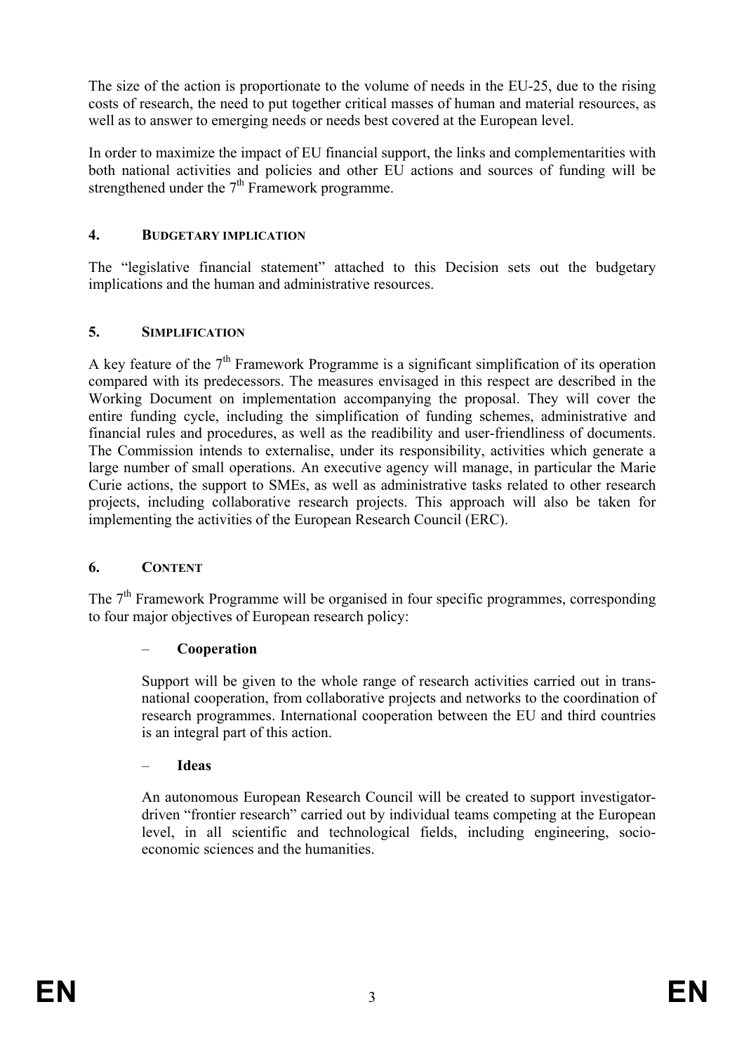The size of the action is proportionate to the volume of needs in the EU-25, due to the rising costs of research, the need to put together critical masses of human and material resources, as well as to answer to emerging needs or needs best covered at the European level.

In order to maximize the impact of EU financial support, the links and complementarities with both national activities and policies and other EU actions and sources of funding will be strengthened under the 7th Framework programme.

## 4. BUDGETARY IMPLICATION

The "legislative financial statement" attached to this Decision sets out the budgetary implications and the human and administrative resources.

## 5. SIMPLIFICATION

A key feature of the 7th Framework Programme is a significant simplification of its operation compared with its predecessors. The measures envisaged in this respect are described in the Working Document on implementation accompanying the proposal. They will cover the entire funding cycle, including the simplification of funding schemes, administrative and financial rules and procedures, as well as the readibility and user-friendliness of documents. The Commission intends to externalise, under its responsibility, activities which generate a large number of small operations. An executive agency will manage, in particular the Marie Curie actions, the support to SMEs, as well as administrative tasks related to other research projects, including collaborative research projects. This approach will also be taken for implementing the activities of the European Research Council (ERC).

## 6. CONTENT

The 7th Framework Programme will be organised in four specific programmes, corresponding to four major objectives of European research policy:

– **Cooperation**

  Support will be given to the whole range of research activities carried out in trans-national cooperation, from collaborative projects and networks to the coordination of research programmes. International cooperation between the EU and third countries is an integral part of this action.

– **Ideas**

  An autonomous European Research Council will be created to support investigator-driven "frontier research" carried out by individual teams competing at the European level, in all scientific and technological fields, including engineering, socio-economic sciences and the humanities.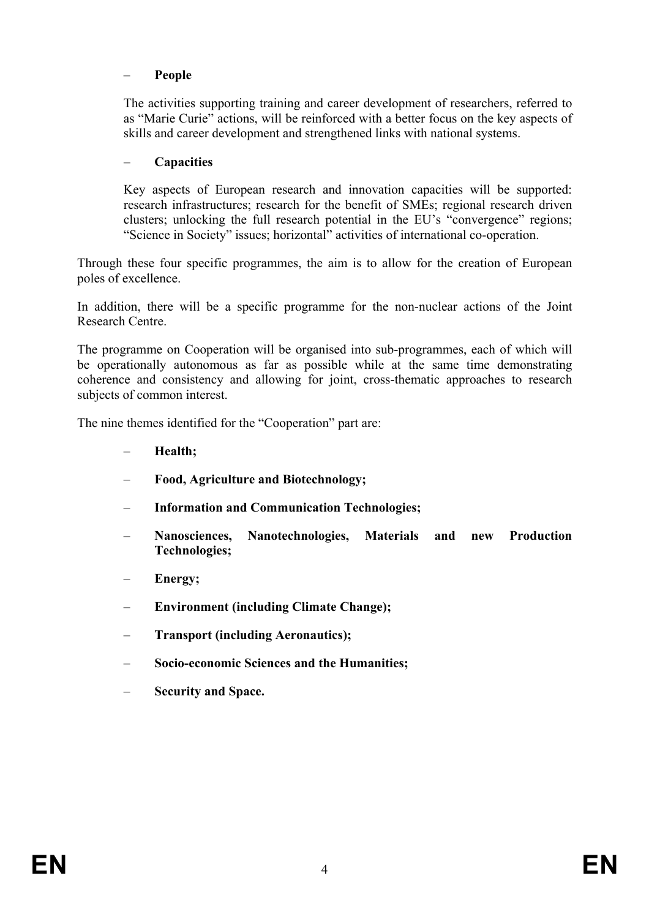- **People**

  The activities supporting training and career development of researchers, referred to as "Marie Curie" actions, will be reinforced with a better focus on the key aspects of skills and career development and strengthened links with national systems.

- **Capacities**

  Key aspects of European research and innovation capacities will be supported: research infrastructures; research for the benefit of SMEs; regional research driven clusters; unlocking the full research potential in the EU's "convergence" regions; "Science in Society" issues; horizontal" activities of international co-operation.

Through these four specific programmes, the aim is to allow for the creation of European poles of excellence.

In addition, there will be a specific programme for the non-nuclear actions of the Joint Research Centre.

The programme on Cooperation will be organised into sub-programmes, each of which will be operationally autonomous as far as possible while at the same time demonstrating coherence and consistency and allowing for joint, cross-thematic approaches to research subjects of common interest.

The nine themes identified for the "Cooperation" part are:

- **Health;**
- **Food, Agriculture and Biotechnology;**
- **Information and Communication Technologies;**
- **Nanosciences, Nanotechnologies, Materials and new Production Technologies;**
- **Energy;**
- **Environment (including Climate Change);**
- **Transport (including Aeronautics);**
- **Socio-economic Sciences and the Humanities;**
- **Security and Space.**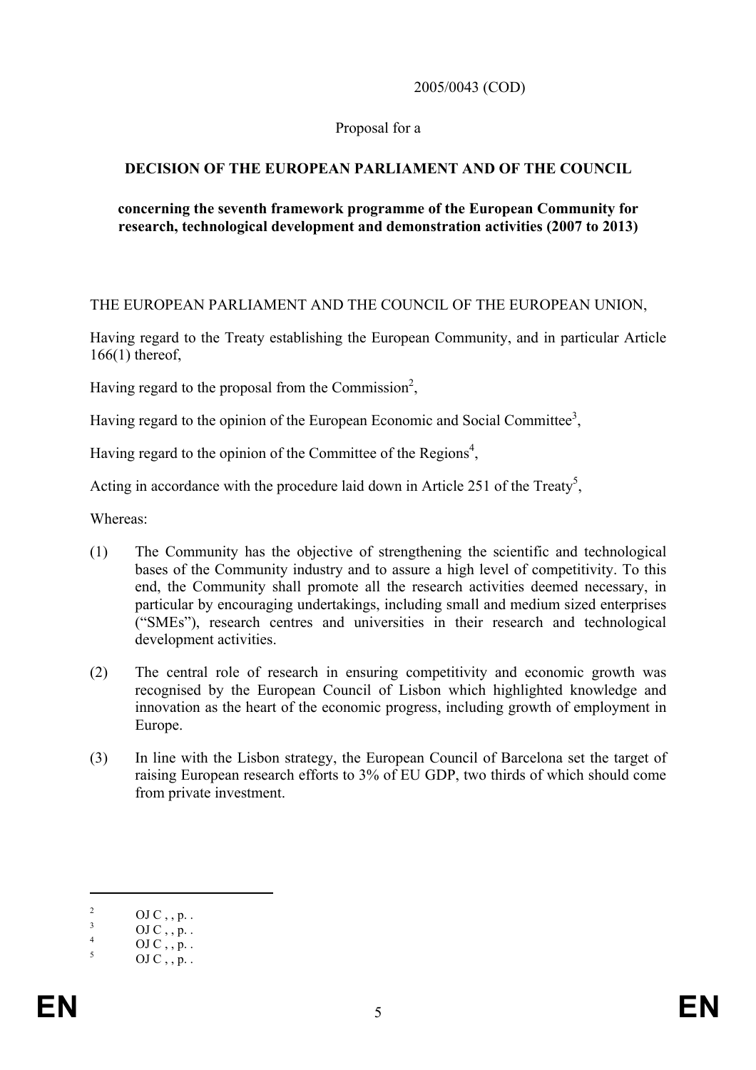2005/0043 (COD)

Proposal for a

**DECISION OF THE EUROPEAN PARLIAMENT AND OF THE COUNCIL**

**concerning the seventh framework programme of the European Community for research, technological development and demonstration activities (2007 to 2013)**

THE EUROPEAN PARLIAMENT AND THE COUNCIL OF THE EUROPEAN UNION,

Having regard to the Treaty establishing the European Community, and in particular Article 166(1) thereof,

Having regard to the proposal from the Commission[2],

Having regard to the opinion of the European Economic and Social Committee[3],

Having regard to the opinion of the Committee of the Regions[4],

Acting in accordance with the procedure laid down in Article 251 of the Treaty[5],

Whereas:

(1) The Community has the objective of strengthening the scientific and technological bases of the Community industry and to assure a high level of competitivity. To this end, the Community shall promote all the research activities deemed necessary, in particular by encouraging undertakings, including small and medium sized enterprises ("SMEs"), research centres and universities in their research and technological development activities.

(2) The central role of research in ensuring competitivity and economic growth was recognised by the European Council of Lisbon which highlighted knowledge and innovation as the heart of the economic progress, including growth of employment in Europe.

(3) In line with the Lisbon strategy, the European Council of Barcelona set the target of raising European research efforts to 3% of EU GDP, two thirds of which should come from private investment.

---

[2] OJ C , , p. .

[3] OJ C , , p. .

[4] OJ C , , p. .

[5] OJ C , , p. .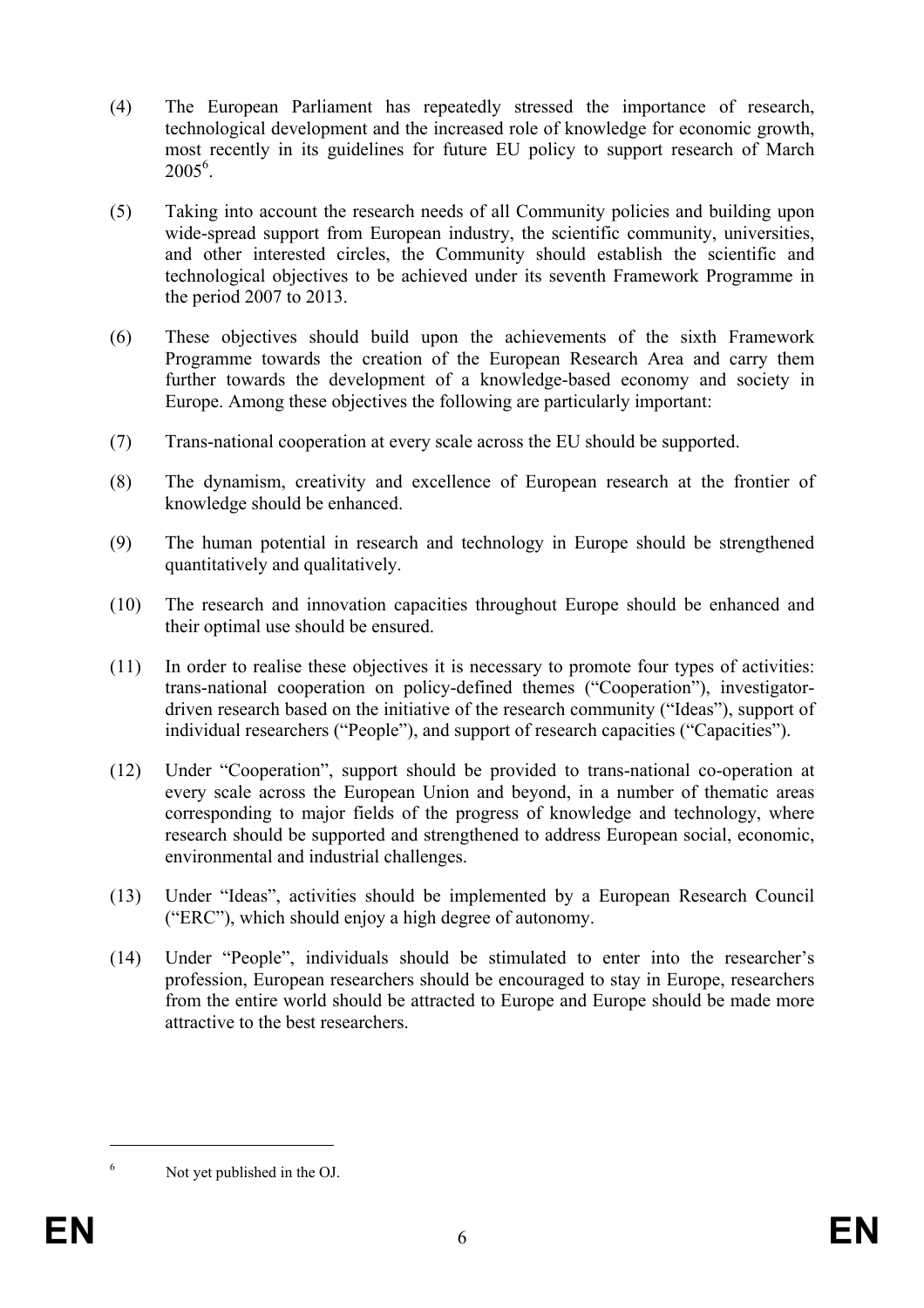(4) The European Parliament has repeatedly stressed the importance of research, technological development and the increased role of knowledge for economic growth, most recently in its guidelines for future EU policy to support research of March 2005[6].

(5) Taking into account the research needs of all Community policies and building upon wide-spread support from European industry, the scientific community, universities, and other interested circles, the Community should establish the scientific and technological objectives to be achieved under its seventh Framework Programme in the period 2007 to 2013.

(6) These objectives should build upon the achievements of the sixth Framework Programme towards the creation of the European Research Area and carry them further towards the development of a knowledge-based economy and society in Europe. Among these objectives the following are particularly important:

(7) Trans-national cooperation at every scale across the EU should be supported.

(8) The dynamism, creativity and excellence of European research at the frontier of knowledge should be enhanced.

(9) The human potential in research and technology in Europe should be strengthened quantitatively and qualitatively.

(10) The research and innovation capacities throughout Europe should be enhanced and their optimal use should be ensured.

(11) In order to realise these objectives it is necessary to promote four types of activities: trans-national cooperation on policy-defined themes ("Cooperation"), investigator-driven research based on the initiative of the research community ("Ideas"), support of individual researchers ("People"), and support of research capacities ("Capacities").

(12) Under "Cooperation", support should be provided to trans-national co-operation at every scale across the European Union and beyond, in a number of thematic areas corresponding to major fields of the progress of knowledge and technology, where research should be supported and strengthened to address European social, economic, environmental and industrial challenges.

(13) Under "Ideas", activities should be implemented by a European Research Council ("ERC"), which should enjoy a high degree of autonomy.

(14) Under "People", individuals should be stimulated to enter into the researcher's profession, European researchers should be encouraged to stay in Europe, researchers from the entire world should be attracted to Europe and Europe should be made more attractive to the best researchers.

---

[6] Not yet published in the OJ.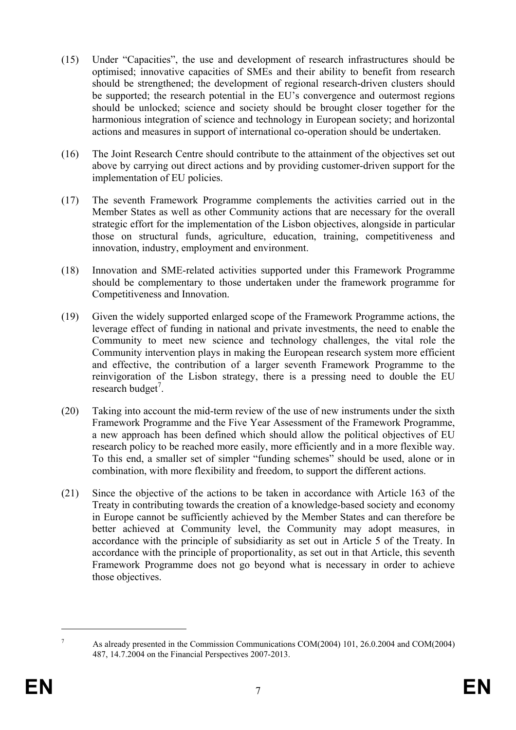(15) Under "Capacities", the use and development of research infrastructures should be optimised; innovative capacities of SMEs and their ability to benefit from research should be strengthened; the development of regional research-driven clusters should be supported; the research potential in the EU's convergence and outermost regions should be unlocked; science and society should be brought closer together for the harmonious integration of science and technology in European society; and horizontal actions and measures in support of international co-operation should be undertaken.

(16) The Joint Research Centre should contribute to the attainment of the objectives set out above by carrying out direct actions and by providing customer-driven support for the implementation of EU policies.

(17) The seventh Framework Programme complements the activities carried out in the Member States as well as other Community actions that are necessary for the overall strategic effort for the implementation of the Lisbon objectives, alongside in particular those on structural funds, agriculture, education, training, competitiveness and innovation, industry, employment and environment.

(18) Innovation and SME-related activities supported under this Framework Programme should be complementary to those undertaken under the framework programme for Competitiveness and Innovation.

(19) Given the widely supported enlarged scope of the Framework Programme actions, the leverage effect of funding in national and private investments, the need to enable the Community to meet new science and technology challenges, the vital role the Community intervention plays in making the European research system more efficient and effective, the contribution of a larger seventh Framework Programme to the reinvigoration of the Lisbon strategy, there is a pressing need to double the EU research budget[7].

(20) Taking into account the mid-term review of the use of new instruments under the sixth Framework Programme and the Five Year Assessment of the Framework Programme, a new approach has been defined which should allow the political objectives of EU research policy to be reached more easily, more efficiently and in a more flexible way. To this end, a smaller set of simpler "funding schemes" should be used, alone or in combination, with more flexibility and freedom, to support the different actions.

(21) Since the objective of the actions to be taken in accordance with Article 163 of the Treaty in contributing towards the creation of a knowledge-based society and economy in Europe cannot be sufficiently achieved by the Member States and can therefore be better achieved at Community level, the Community may adopt measures, in accordance with the principle of subsidiarity as set out in Article 5 of the Treaty. In accordance with the principle of proportionality, as set out in that Article, this seventh Framework Programme does not go beyond what is necessary in order to achieve those objectives.

---

[7] As already presented in the Commission Communications COM(2004) 101, 26.0.2004 and COM(2004) 487, 14.7.2004 on the Financial Perspectives 2007-2013.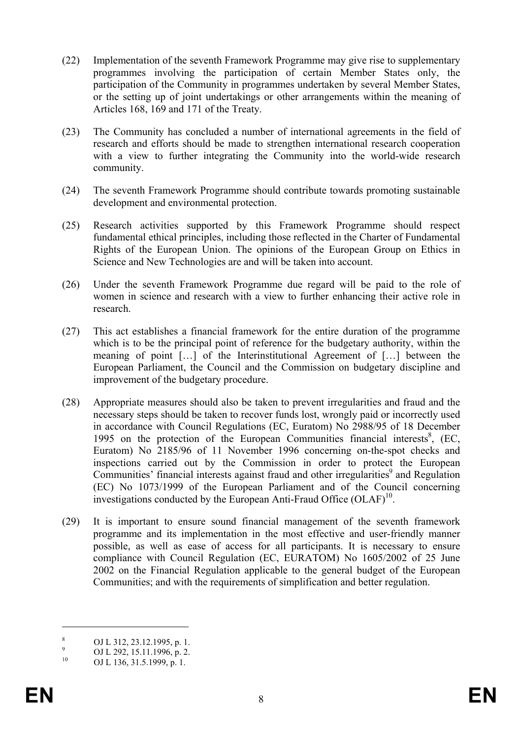(22) Implementation of the seventh Framework Programme may give rise to supplementary programmes involving the participation of certain Member States only, the participation of the Community in programmes undertaken by several Member States, or the setting up of joint undertakings or other arrangements within the meaning of Articles 168, 169 and 171 of the Treaty.

(23) The Community has concluded a number of international agreements in the field of research and efforts should be made to strengthen international research cooperation with a view to further integrating the Community into the world-wide research community.

(24) The seventh Framework Programme should contribute towards promoting sustainable development and environmental protection.

(25) Research activities supported by this Framework Programme should respect fundamental ethical principles, including those reflected in the Charter of Fundamental Rights of the European Union. The opinions of the European Group on Ethics in Science and New Technologies are and will be taken into account.

(26) Under the seventh Framework Programme due regard will be paid to the role of women in science and research with a view to further enhancing their active role in research.

(27) This act establishes a financial framework for the entire duration of the programme which is to be the principal point of reference for the budgetary authority, within the meaning of point […] of the Interinstitutional Agreement of […] between the European Parliament, the Council and the Commission on budgetary discipline and improvement of the budgetary procedure.

(28) Appropriate measures should also be taken to prevent irregularities and fraud and the necessary steps should be taken to recover funds lost, wrongly paid or incorrectly used in accordance with Council Regulations (EC, Euratom) No 2988/95 of 18 December 1995 on the protection of the European Communities financial interests[8], (EC, Euratom) No 2185/96 of 11 November 1996 concerning on-the-spot checks and inspections carried out by the Commission in order to protect the European Communities' financial interests against fraud and other irregularities[9] and Regulation (EC) No 1073/1999 of the European Parliament and of the Council concerning investigations conducted by the European Anti-Fraud Office (OLAF)[10].

(29) It is important to ensure sound financial management of the seventh framework programme and its implementation in the most effective and user-friendly manner possible, as well as ease of access for all participants. It is necessary to ensure compliance with Council Regulation (EC, EURATOM) No 1605/2002 of 25 June 2002 on the Financial Regulation applicable to the general budget of the European Communities; and with the requirements of simplification and better regulation.

---

[8] OJ L 312, 23.12.1995, p. 1.

[9] OJ L 292, 15.11.1996, p. 2.

[10] OJ L 136, 31.5.1999, p. 1.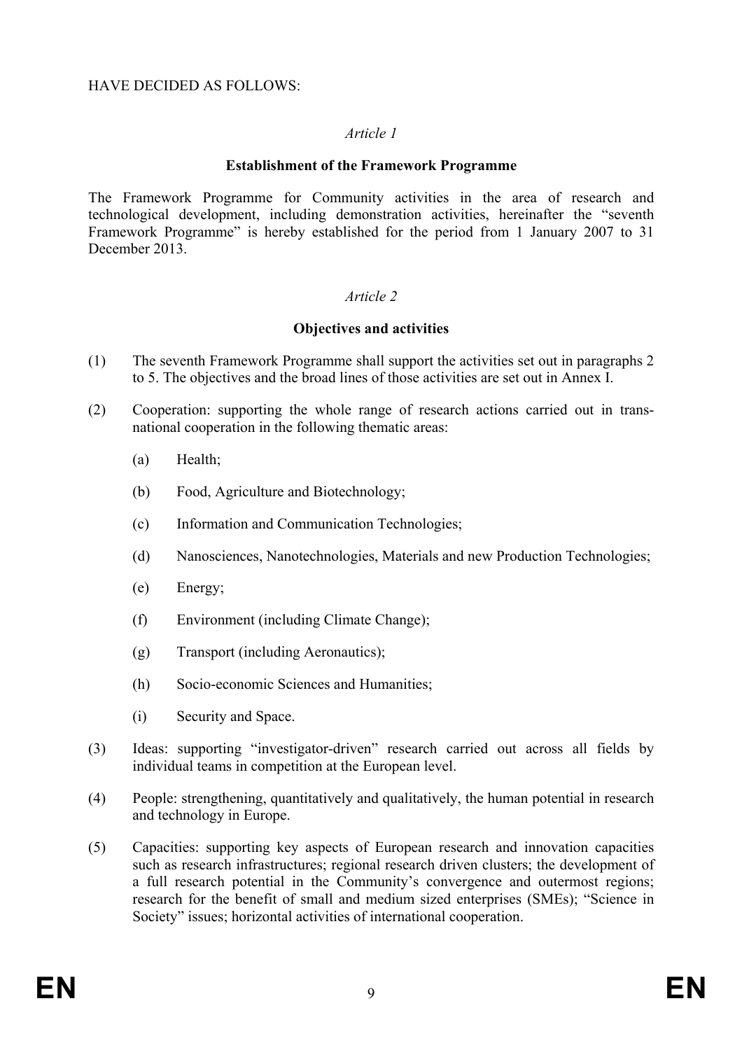HAVE DECIDED AS FOLLOWS:

*Article 1*

**Establishment of the Framework Programme**

The Framework Programme for Community activities in the area of research and technological development, including demonstration activities, hereinafter the "seventh Framework Programme" is hereby established for the period from 1 January 2007 to 31 December 2013.

*Article 2*

**Objectives and activities**

(1) The seventh Framework Programme shall support the activities set out in paragraphs 2 to 5. The objectives and the broad lines of those activities are set out in Annex I.

(2) Cooperation: supporting the whole range of research actions carried out in trans-national cooperation in the following thematic areas:

(a) Health;

(b) Food, Agriculture and Biotechnology;

(c) Information and Communication Technologies;

(d) Nanosciences, Nanotechnologies, Materials and new Production Technologies;

(e) Energy;

(f) Environment (including Climate Change);

(g) Transport (including Aeronautics);

(h) Socio-economic Sciences and Humanities;

(i) Security and Space.

(3) Ideas: supporting "investigator-driven" research carried out across all fields by individual teams in competition at the European level.

(4) People: strengthening, quantitatively and qualitatively, the human potential in research and technology in Europe.

(5) Capacities: supporting key aspects of European research and innovation capacities such as research infrastructures; regional research driven clusters; the development of a full research potential in the Community's convergence and outermost regions; research for the benefit of small and medium sized enterprises (SMEs); "Science in Society" issues; horizontal activities of international cooperation.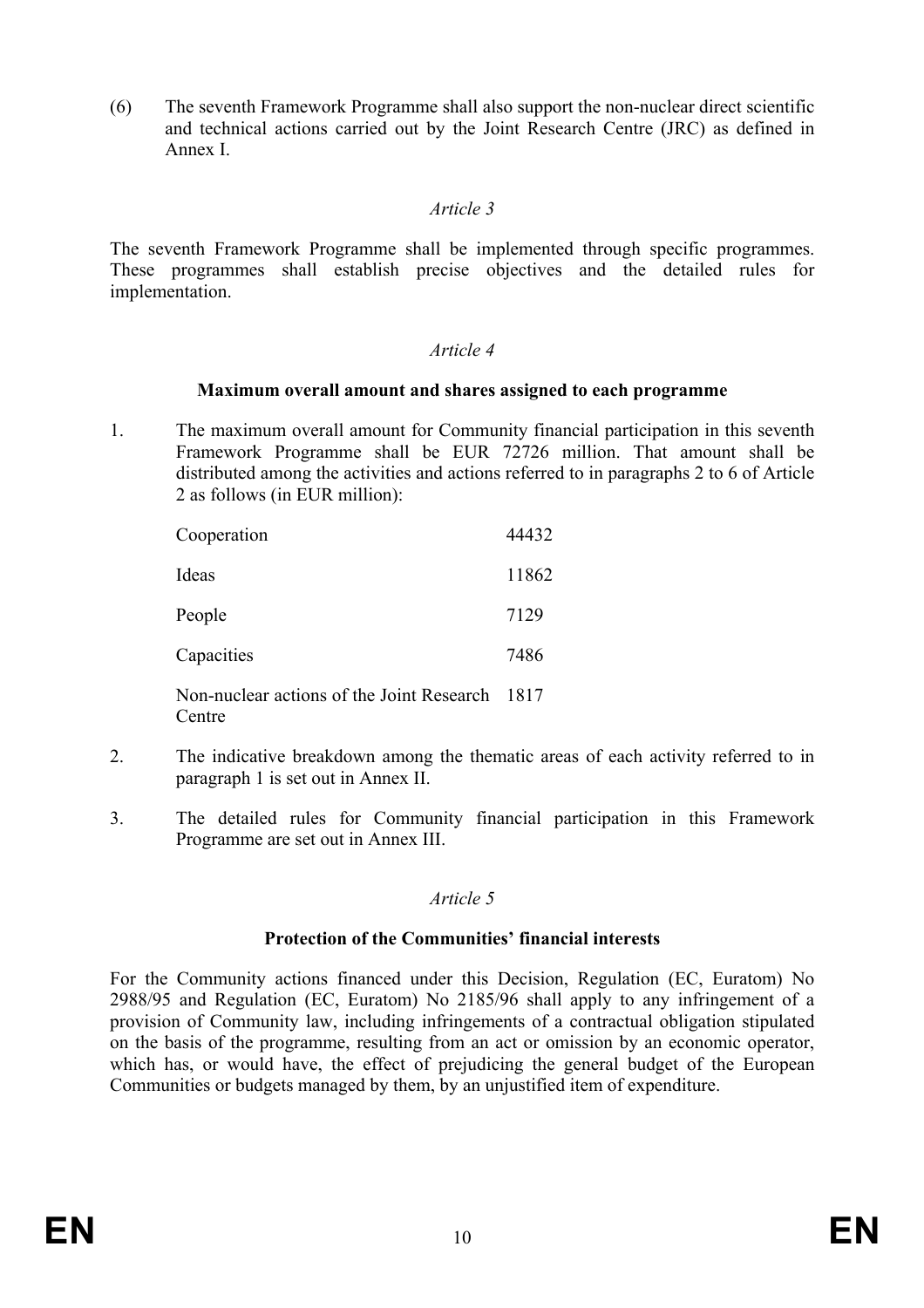(6) The seventh Framework Programme shall also support the non-nuclear direct scientific and technical actions carried out by the Joint Research Centre (JRC) as defined in Annex I.

*Article 3*

The seventh Framework Programme shall be implemented through specific programmes. These programmes shall establish precise objectives and the detailed rules for implementation.

*Article 4*

**Maximum overall amount and shares assigned to each programme**

1. The maximum overall amount for Community financial participation in this seventh Framework Programme shall be EUR 72726 million. That amount shall be distributed among the activities and actions referred to in paragraphs 2 to 6 of Article 2 as follows (in EUR million):

| | |
|---|---|
| Cooperation | 44432 |
| Ideas | 11862 |
| People | 7129 |
| Capacities | 7486 |
| Non-nuclear actions of the Joint Research Centre | 1817 |

2. The indicative breakdown among the thematic areas of each activity referred to in paragraph 1 is set out in Annex II.

3. The detailed rules for Community financial participation in this Framework Programme are set out in Annex III.

*Article 5*

**Protection of the Communities' financial interests**

For the Community actions financed under this Decision, Regulation (EC, Euratom) No 2988/95 and Regulation (EC, Euratom) No 2185/96 shall apply to any infringement of a provision of Community law, including infringements of a contractual obligation stipulated on the basis of the programme, resulting from an act or omission by an economic operator, which has, or would have, the effect of prejudicing the general budget of the European Communities or budgets managed by them, by an unjustified item of expenditure.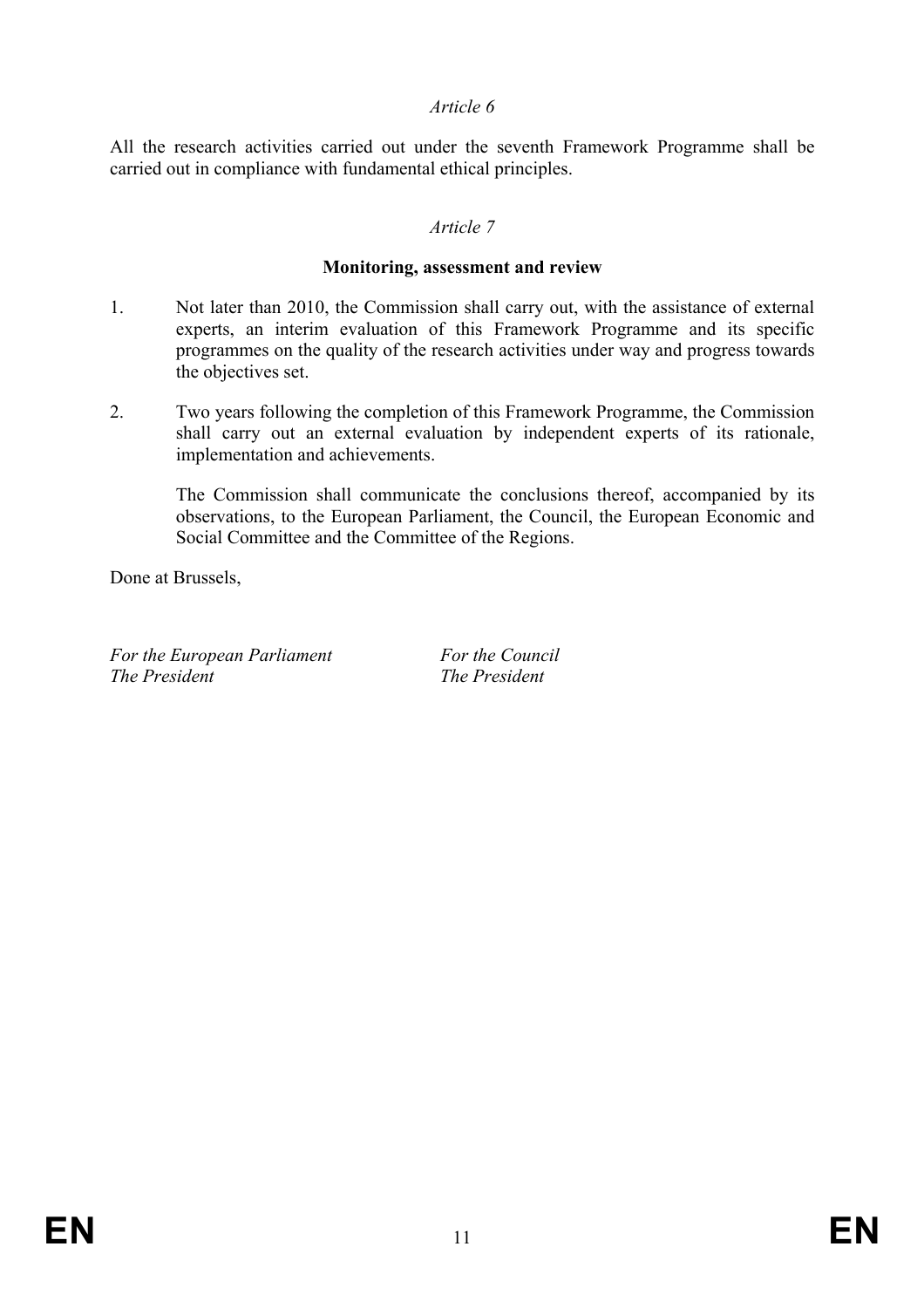*Article 6*

All the research activities carried out under the seventh Framework Programme shall be carried out in compliance with fundamental ethical principles.

*Article 7*

**Monitoring, assessment and review**

1. Not later than 2010, the Commission shall carry out, with the assistance of external experts, an interim evaluation of this Framework Programme and its specific programmes on the quality of the research activities under way and progress towards the objectives set.

2. Two years following the completion of this Framework Programme, the Commission shall carry out an external evaluation by independent experts of its rationale, implementation and achievements.

   The Commission shall communicate the conclusions thereof, accompanied by its observations, to the European Parliament, the Council, the European Economic and Social Committee and the Committee of the Regions.

Done at Brussels,

*For the European Parliament*
*The President*

*For the Council*
*The President*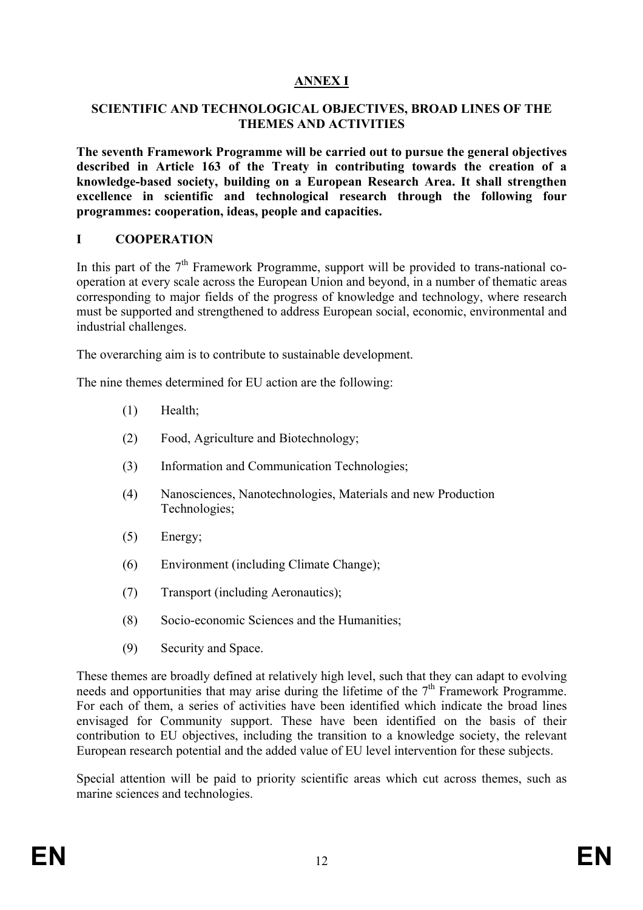# ANNEX I

## SCIENTIFIC AND TECHNOLOGICAL OBJECTIVES, BROAD LINES OF THE THEMES AND ACTIVITIES

**The seventh Framework Programme will be carried out to pursue the general objectives described in Article 163 of the Treaty in contributing towards the creation of a knowledge-based society, building on a European Research Area. It shall strengthen excellence in scientific and technological research through the following four programmes: cooperation, ideas, people and capacities.**

## I COOPERATION

In this part of the 7th Framework Programme, support will be provided to trans-national co-operation at every scale across the European Union and beyond, in a number of thematic areas corresponding to major fields of the progress of knowledge and technology, where research must be supported and strengthened to address European social, economic, environmental and industrial challenges.

The overarching aim is to contribute to sustainable development.

The nine themes determined for EU action are the following:

(1) Health;

(2) Food, Agriculture and Biotechnology;

(3) Information and Communication Technologies;

(4) Nanosciences, Nanotechnologies, Materials and new Production Technologies;

(5) Energy;

(6) Environment (including Climate Change);

(7) Transport (including Aeronautics);

(8) Socio-economic Sciences and the Humanities;

(9) Security and Space.

These themes are broadly defined at relatively high level, such that they can adapt to evolving needs and opportunities that may arise during the lifetime of the 7th Framework Programme. For each of them, a series of activities have been identified which indicate the broad lines envisaged for Community support. These have been identified on the basis of their contribution to EU objectives, including the transition to a knowledge society, the relevant European research potential and the added value of EU level intervention for these subjects.

Special attention will be paid to priority scientific areas which cut across themes, such as marine sciences and technologies.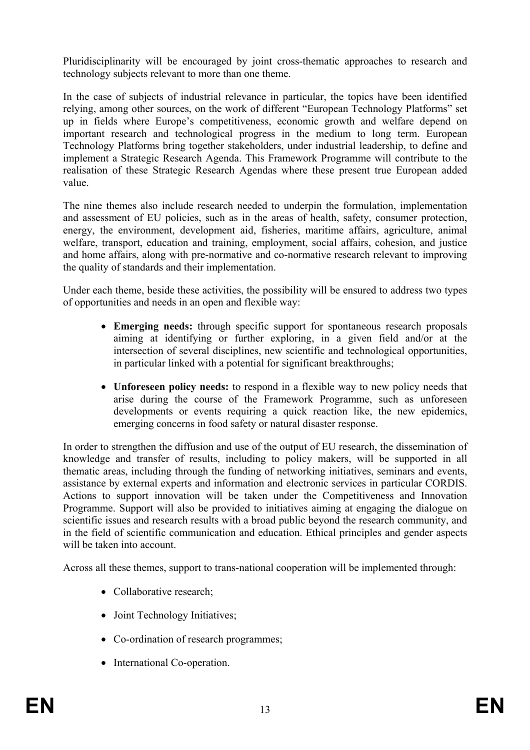Pluridisciplinarity will be encouraged by joint cross-thematic approaches to research and technology subjects relevant to more than one theme.

In the case of subjects of industrial relevance in particular, the topics have been identified relying, among other sources, on the work of different "European Technology Platforms" set up in fields where Europe's competitiveness, economic growth and welfare depend on important research and technological progress in the medium to long term. European Technology Platforms bring together stakeholders, under industrial leadership, to define and implement a Strategic Research Agenda. This Framework Programme will contribute to the realisation of these Strategic Research Agendas where these present true European added value.

The nine themes also include research needed to underpin the formulation, implementation and assessment of EU policies, such as in the areas of health, safety, consumer protection, energy, the environment, development aid, fisheries, maritime affairs, agriculture, animal welfare, transport, education and training, employment, social affairs, cohesion, and justice and home affairs, along with pre-normative and co-normative research relevant to improving the quality of standards and their implementation.

Under each theme, beside these activities, the possibility will be ensured to address two types of opportunities and needs in an open and flexible way:

- **Emerging needs:** through specific support for spontaneous research proposals aiming at identifying or further exploring, in a given field and/or at the intersection of several disciplines, new scientific and technological opportunities, in particular linked with a potential for significant breakthroughs;
- **Unforeseen policy needs:** to respond in a flexible way to new policy needs that arise during the course of the Framework Programme, such as unforeseen developments or events requiring a quick reaction like, the new epidemics, emerging concerns in food safety or natural disaster response.

In order to strengthen the diffusion and use of the output of EU research, the dissemination of knowledge and transfer of results, including to policy makers, will be supported in all thematic areas, including through the funding of networking initiatives, seminars and events, assistance by external experts and information and electronic services in particular CORDIS. Actions to support innovation will be taken under the Competitiveness and Innovation Programme. Support will also be provided to initiatives aiming at engaging the dialogue on scientific issues and research results with a broad public beyond the research community, and in the field of scientific communication and education. Ethical principles and gender aspects will be taken into account.

Across all these themes, support to trans-national cooperation will be implemented through:

- Collaborative research;
- Joint Technology Initiatives;
- Co-ordination of research programmes;
- International Co-operation.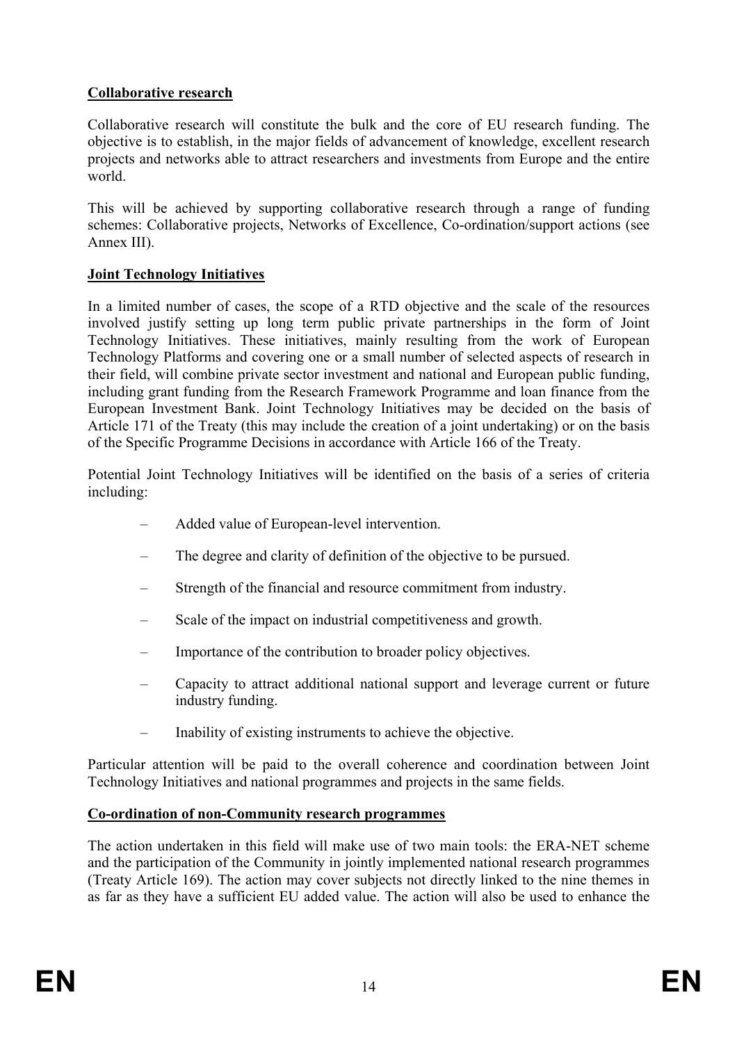**Collaborative research**

Collaborative research will constitute the bulk and the core of EU research funding. The objective is to establish, in the major fields of advancement of knowledge, excellent research projects and networks able to attract researchers and investments from Europe and the entire world.

This will be achieved by supporting collaborative research through a range of funding schemes: Collaborative projects, Networks of Excellence, Co-ordination/support actions (see Annex III).

**Joint Technology Initiatives**

In a limited number of cases, the scope of a RTD objective and the scale of the resources involved justify setting up long term public private partnerships in the form of Joint Technology Initiatives. These initiatives, mainly resulting from the work of European Technology Platforms and covering one or a small number of selected aspects of research in their field, will combine private sector investment and national and European public funding, including grant funding from the Research Framework Programme and loan finance from the European Investment Bank. Joint Technology Initiatives may be decided on the basis of Article 171 of the Treaty (this may include the creation of a joint undertaking) or on the basis of the Specific Programme Decisions in accordance with Article 166 of the Treaty.

Potential Joint Technology Initiatives will be identified on the basis of a series of criteria including:

- Added value of European-level intervention.
- The degree and clarity of definition of the objective to be pursued.
- Strength of the financial and resource commitment from industry.
- Scale of the impact on industrial competitiveness and growth.
- Importance of the contribution to broader policy objectives.
- Capacity to attract additional national support and leverage current or future industry funding.
- Inability of existing instruments to achieve the objective.

Particular attention will be paid to the overall coherence and coordination between Joint Technology Initiatives and national programmes and projects in the same fields.

**Co-ordination of non-Community research programmes**

The action undertaken in this field will make use of two main tools: the ERA-NET scheme and the participation of the Community in jointly implemented national research programmes (Treaty Article 169). The action may cover subjects not directly linked to the nine themes in as far as they have a sufficient EU added value. The action will also be used to enhance the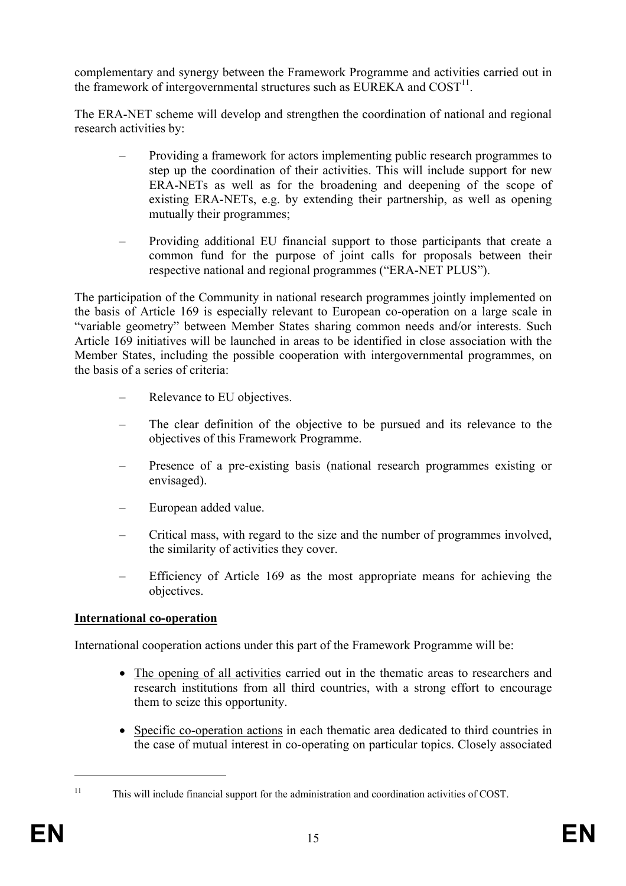complementary and synergy between the Framework Programme and activities carried out in the framework of intergovernmental structures such as EUREKA and COST[11].

The ERA-NET scheme will develop and strengthen the coordination of national and regional research activities by:

– Providing a framework for actors implementing public research programmes to step up the coordination of their activities. This will include support for new ERA-NETs as well as for the broadening and deepening of the scope of existing ERA-NETs, e.g. by extending their partnership, as well as opening mutually their programmes;

– Providing additional EU financial support to those participants that create a common fund for the purpose of joint calls for proposals between their respective national and regional programmes ("ERA-NET PLUS").

The participation of the Community in national research programmes jointly implemented on the basis of Article 169 is especially relevant to European co-operation on a large scale in "variable geometry" between Member States sharing common needs and/or interests. Such Article 169 initiatives will be launched in areas to be identified in close association with the Member States, including the possible cooperation with intergovernmental programmes, on the basis of a series of criteria:

– Relevance to EU objectives.

– The clear definition of the objective to be pursued and its relevance to the objectives of this Framework Programme.

– Presence of a pre-existing basis (national research programmes existing or envisaged).

– European added value.

– Critical mass, with regard to the size and the number of programmes involved, the similarity of activities they cover.

– Efficiency of Article 169 as the most appropriate means for achieving the objectives.

**International co-operation**

International cooperation actions under this part of the Framework Programme will be:

- The opening of all activities carried out in the thematic areas to researchers and research institutions from all third countries, with a strong effort to encourage them to seize this opportunity.

- Specific co-operation actions in each thematic area dedicated to third countries in the case of mutual interest in co-operating on particular topics. Closely associated

[11] This will include financial support for the administration and coordination activities of COST.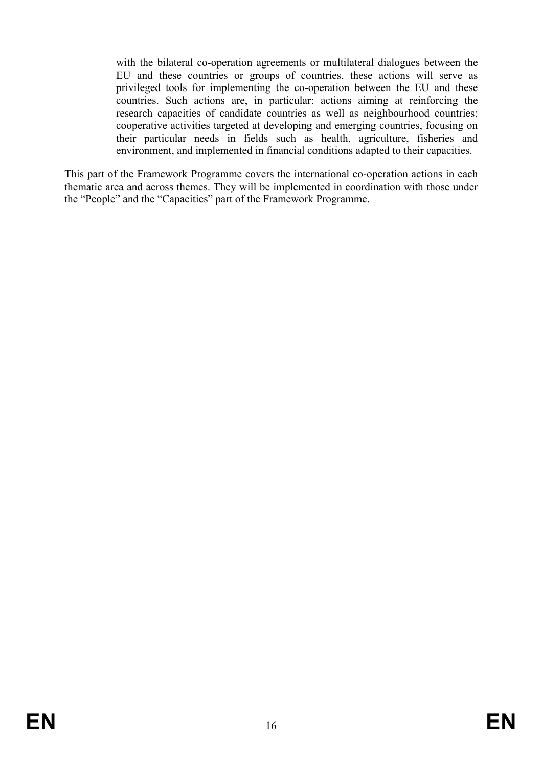with the bilateral co-operation agreements or multilateral dialogues between the EU and these countries or groups of countries, these actions will serve as privileged tools for implementing the co-operation between the EU and these countries. Such actions are, in particular: actions aiming at reinforcing the research capacities of candidate countries as well as neighbourhood countries; cooperative activities targeted at developing and emerging countries, focusing on their particular needs in fields such as health, agriculture, fisheries and environment, and implemented in financial conditions adapted to their capacities.

This part of the Framework Programme covers the international co-operation actions in each thematic area and across themes. They will be implemented in coordination with those under the "People" and the "Capacities" part of the Framework Programme.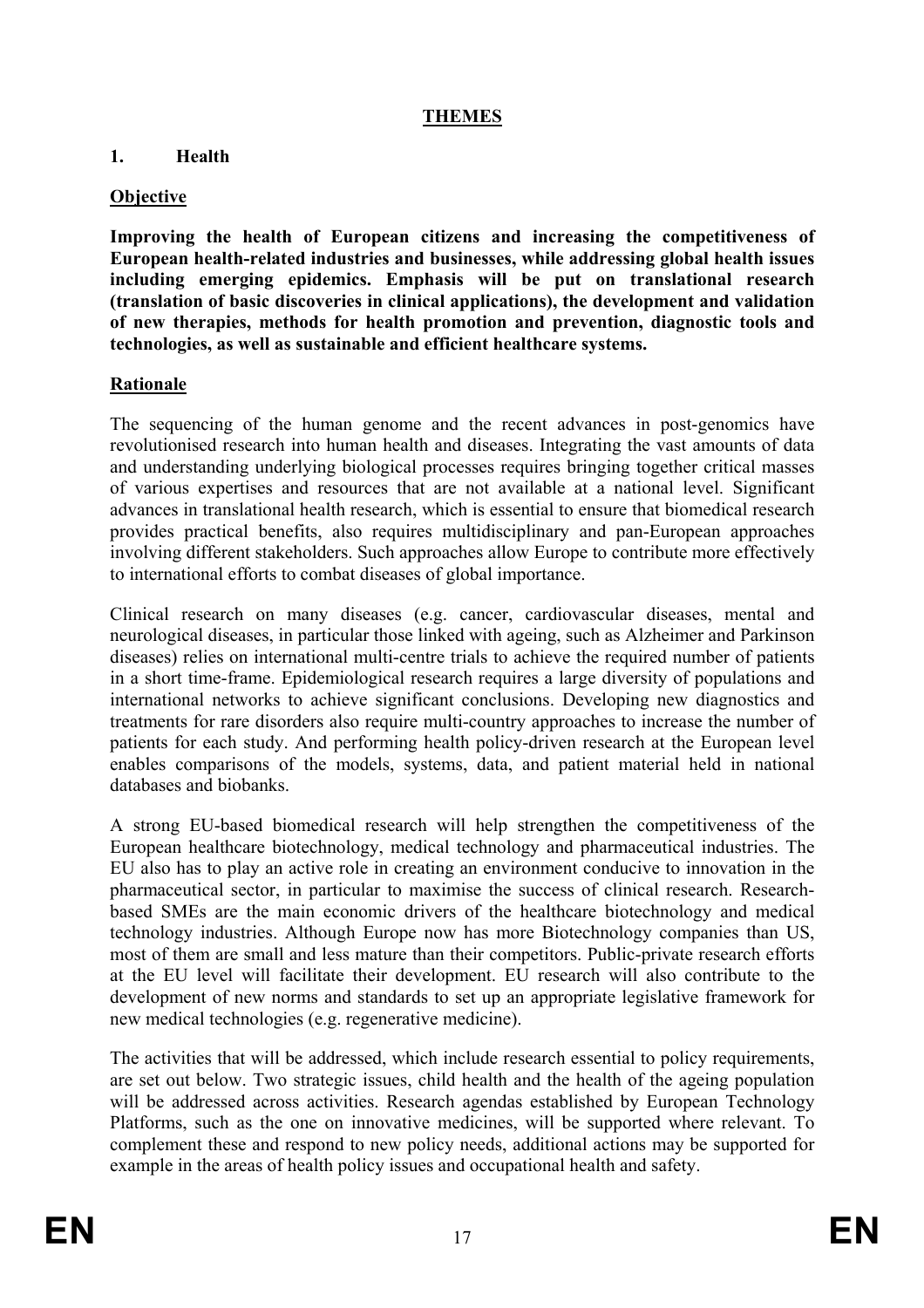# THEMES

## 1. Health

### Objective

**Improving the health of European citizens and increasing the competitiveness of European health-related industries and businesses, while addressing global health issues including emerging epidemics. Emphasis will be put on translational research (translation of basic discoveries in clinical applications), the development and validation of new therapies, methods for health promotion and prevention, diagnostic tools and technologies, as well as sustainable and efficient healthcare systems.**

### Rationale

The sequencing of the human genome and the recent advances in post-genomics have revolutionised research into human health and diseases. Integrating the vast amounts of data and understanding underlying biological processes requires bringing together critical masses of various expertises and resources that are not available at a national level. Significant advances in translational health research, which is essential to ensure that biomedical research provides practical benefits, also requires multidisciplinary and pan-European approaches involving different stakeholders. Such approaches allow Europe to contribute more effectively to international efforts to combat diseases of global importance.

Clinical research on many diseases (e.g. cancer, cardiovascular diseases, mental and neurological diseases, in particular those linked with ageing, such as Alzheimer and Parkinson diseases) relies on international multi-centre trials to achieve the required number of patients in a short time-frame. Epidemiological research requires a large diversity of populations and international networks to achieve significant conclusions. Developing new diagnostics and treatments for rare disorders also require multi-country approaches to increase the number of patients for each study. And performing health policy-driven research at the European level enables comparisons of the models, systems, data, and patient material held in national databases and biobanks.

A strong EU-based biomedical research will help strengthen the competitiveness of the European healthcare biotechnology, medical technology and pharmaceutical industries. The EU also has to play an active role in creating an environment conducive to innovation in the pharmaceutical sector, in particular to maximise the success of clinical research. Research-based SMEs are the main economic drivers of the healthcare biotechnology and medical technology industries. Although Europe now has more Biotechnology companies than US, most of them are small and less mature than their competitors. Public-private research efforts at the EU level will facilitate their development. EU research will also contribute to the development of new norms and standards to set up an appropriate legislative framework for new medical technologies (e.g. regenerative medicine).

The activities that will be addressed, which include research essential to policy requirements, are set out below. Two strategic issues, child health and the health of the ageing population will be addressed across activities. Research agendas established by European Technology Platforms, such as the one on innovative medicines, will be supported where relevant. To complement these and respond to new policy needs, additional actions may be supported for example in the areas of health policy issues and occupational health and safety.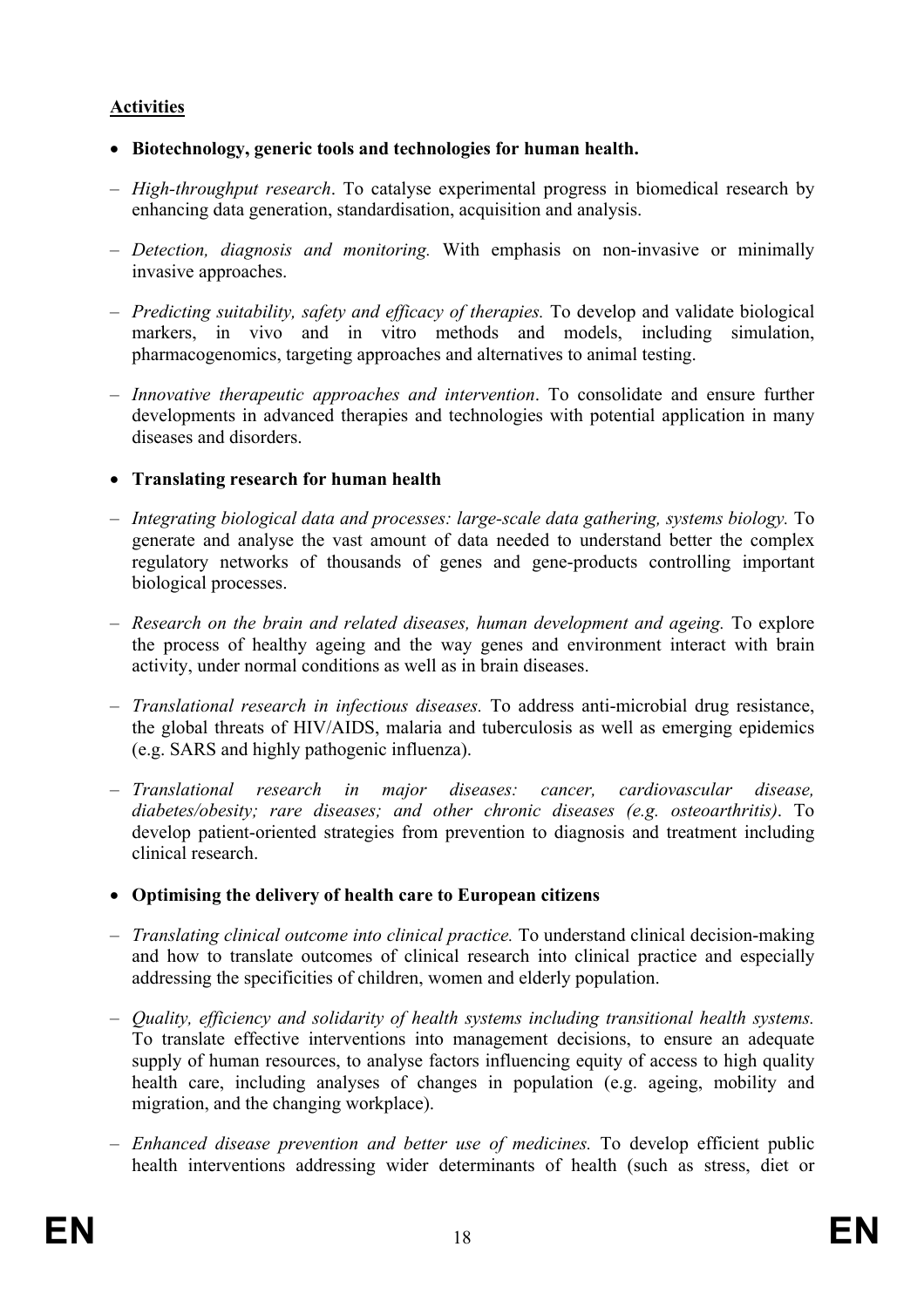**Activities**

- **Biotechnology, generic tools and technologies for human health.**

– *High-throughput research*. To catalyse experimental progress in biomedical research by enhancing data generation, standardisation, acquisition and analysis.

– *Detection, diagnosis and monitoring.* With emphasis on non-invasive or minimally invasive approaches.

– *Predicting suitability, safety and efficacy of therapies.* To develop and validate biological markers, in vivo and in vitro methods and models, including simulation, pharmacogenomics, targeting approaches and alternatives to animal testing.

– *Innovative therapeutic approaches and intervention*. To consolidate and ensure further developments in advanced therapies and technologies with potential application in many diseases and disorders.

- **Translating research for human health**

– *Integrating biological data and processes: large-scale data gathering, systems biology.* To generate and analyse the vast amount of data needed to understand better the complex regulatory networks of thousands of genes and gene-products controlling important biological processes.

– *Research on the brain and related diseases, human development and ageing.* To explore the process of healthy ageing and the way genes and environment interact with brain activity, under normal conditions as well as in brain diseases.

– *Translational research in infectious diseases.* To address anti-microbial drug resistance, the global threats of HIV/AIDS, malaria and tuberculosis as well as emerging epidemics (e.g. SARS and highly pathogenic influenza).

– *Translational research in major diseases: cancer, cardiovascular disease, diabetes/obesity; rare diseases; and other chronic diseases (e.g. osteoarthritis)*. To develop patient-oriented strategies from prevention to diagnosis and treatment including clinical research.

- **Optimising the delivery of health care to European citizens**

– *Translating clinical outcome into clinical practice.* To understand clinical decision-making and how to translate outcomes of clinical research into clinical practice and especially addressing the specificities of children, women and elderly population.

– *Quality, efficiency and solidarity of health systems including transitional health systems.* To translate effective interventions into management decisions, to ensure an adequate supply of human resources, to analyse factors influencing equity of access to high quality health care, including analyses of changes in population (e.g. ageing, mobility and migration, and the changing workplace).

– *Enhanced disease prevention and better use of medicines.* To develop efficient public health interventions addressing wider determinants of health (such as stress, diet or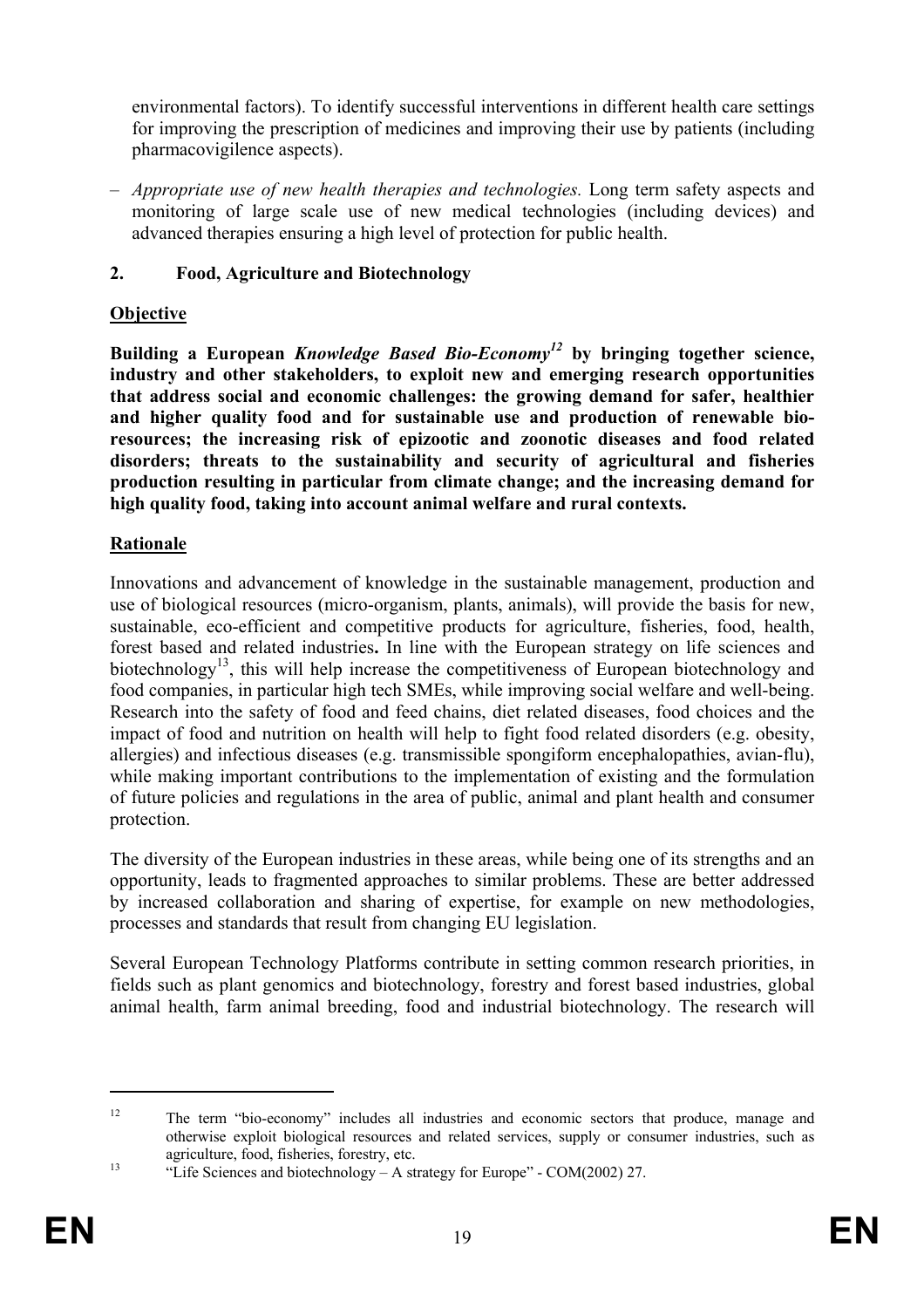environmental factors). To identify successful interventions in different health care settings for improving the prescription of medicines and improving their use by patients (including pharmacovigilence aspects).

– *Appropriate use of new health therapies and technologies.* Long term safety aspects and monitoring of large scale use of new medical technologies (including devices) and advanced therapies ensuring a high level of protection for public health.

## 2. Food, Agriculture and Biotechnology

### Objective

**Building a European *Knowledge Based Bio-Economy*[12] by bringing together science, industry and other stakeholders, to exploit new and emerging research opportunities that address social and economic challenges: the growing demand for safer, healthier and higher quality food and for sustainable use and production of renewable bio-resources; the increasing risk of epizootic and zoonotic diseases and food related disorders; threats to the sustainability and security of agricultural and fisheries production resulting in particular from climate change; and the increasing demand for high quality food, taking into account animal welfare and rural contexts.**

### Rationale

Innovations and advancement of knowledge in the sustainable management, production and use of biological resources (micro-organism, plants, animals), will provide the basis for new, sustainable, eco-efficient and competitive products for agriculture, fisheries, food, health, forest based and related industries**.** In line with the European strategy on life sciences and biotechnology[13], this will help increase the competitiveness of European biotechnology and food companies, in particular high tech SMEs, while improving social welfare and well-being. Research into the safety of food and feed chains, diet related diseases, food choices and the impact of food and nutrition on health will help to fight food related disorders (e.g. obesity, allergies) and infectious diseases (e.g. transmissible spongiform encephalopathies, avian-flu), while making important contributions to the implementation of existing and the formulation of future policies and regulations in the area of public, animal and plant health and consumer protection.

The diversity of the European industries in these areas, while being one of its strengths and an opportunity, leads to fragmented approaches to similar problems. These are better addressed by increased collaboration and sharing of expertise, for example on new methodologies, processes and standards that result from changing EU legislation.

Several European Technology Platforms contribute in setting common research priorities, in fields such as plant genomics and biotechnology, forestry and forest based industries, global animal health, farm animal breeding, food and industrial biotechnology. The research will

---

[12] The term "bio-economy" includes all industries and economic sectors that produce, manage and otherwise exploit biological resources and related services, supply or consumer industries, such as agriculture, food, fisheries, forestry, etc.

[13] "Life Sciences and biotechnology – A strategy for Europe" - COM(2002) 27.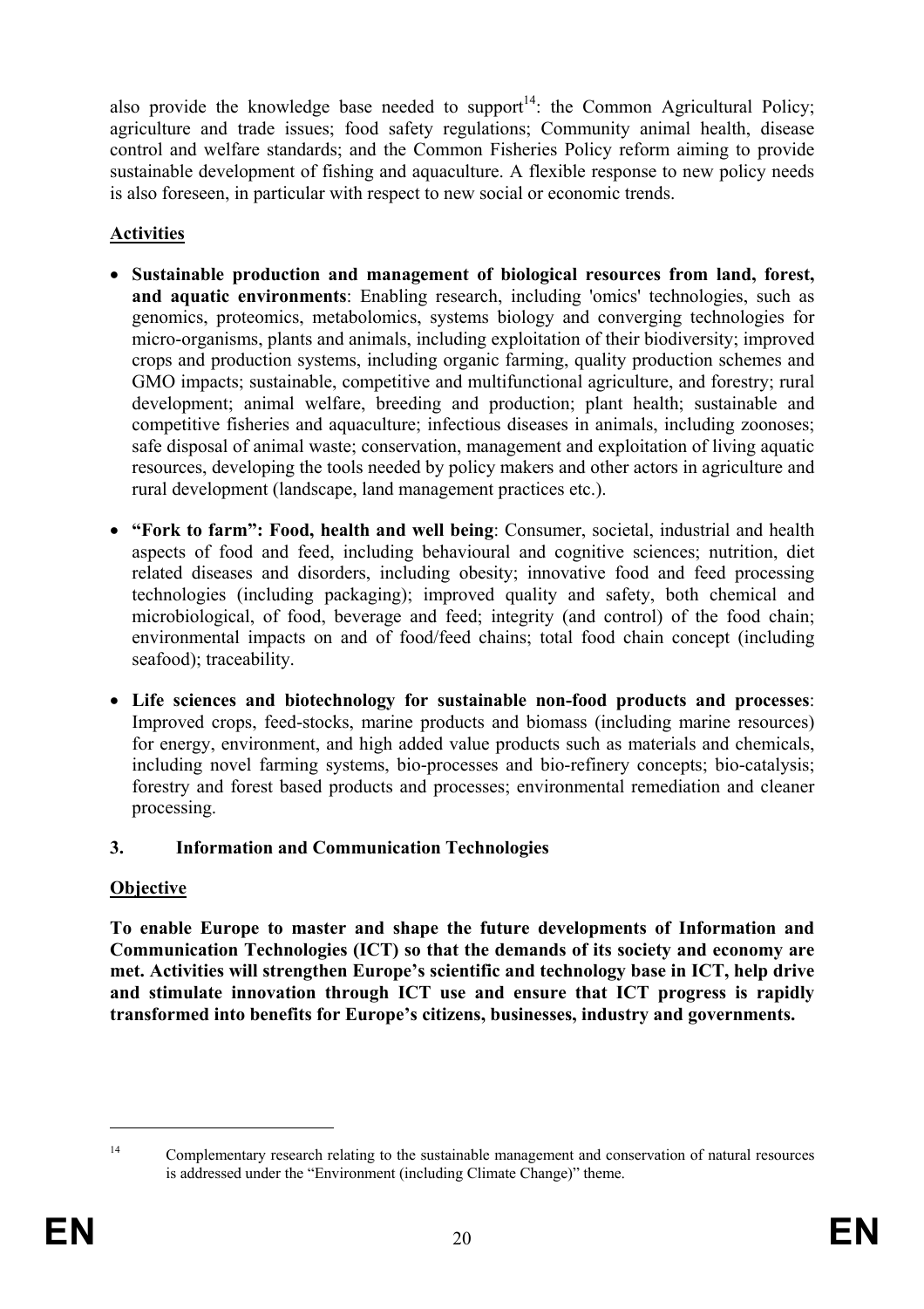also provide the knowledge base needed to support[14]: the Common Agricultural Policy; agriculture and trade issues; food safety regulations; Community animal health, disease control and welfare standards; and the Common Fisheries Policy reform aiming to provide sustainable development of fishing and aquaculture. A flexible response to new policy needs is also foreseen, in particular with respect to new social or economic trends.

**Activities**

- **Sustainable production and management of biological resources from land, forest, and aquatic environments**: Enabling research, including 'omics' technologies, such as genomics, proteomics, metabolomics, systems biology and converging technologies for micro-organisms, plants and animals, including exploitation of their biodiversity; improved crops and production systems, including organic farming, quality production schemes and GMO impacts; sustainable, competitive and multifunctional agriculture, and forestry; rural development; animal welfare, breeding and production; plant health; sustainable and competitive fisheries and aquaculture; infectious diseases in animals, including zoonoses; safe disposal of animal waste; conservation, management and exploitation of living aquatic resources, developing the tools needed by policy makers and other actors in agriculture and rural development (landscape, land management practices etc.).
- **"Fork to farm": Food, health and well being**: Consumer, societal, industrial and health aspects of food and feed, including behavioural and cognitive sciences; nutrition, diet related diseases and disorders, including obesity; innovative food and feed processing technologies (including packaging); improved quality and safety, both chemical and microbiological, of food, beverage and feed; integrity (and control) of the food chain; environmental impacts on and of food/feed chains; total food chain concept (including seafood); traceability.
- **Life sciences and biotechnology for sustainable non-food products and processes**: Improved crops, feed-stocks, marine products and biomass (including marine resources) for energy, environment, and high added value products such as materials and chemicals, including novel farming systems, bio-processes and bio-refinery concepts; bio-catalysis; forestry and forest based products and processes; environmental remediation and cleaner processing.

### 3. Information and Communication Technologies

**Objective**

**To enable Europe to master and shape the future developments of Information and Communication Technologies (ICT) so that the demands of its society and economy are met. Activities will strengthen Europe's scientific and technology base in ICT, help drive and stimulate innovation through ICT use and ensure that ICT progress is rapidly transformed into benefits for Europe's citizens, businesses, industry and governments.**

---

[14] Complementary research relating to the sustainable management and conservation of natural resources is addressed under the "Environment (including Climate Change)" theme.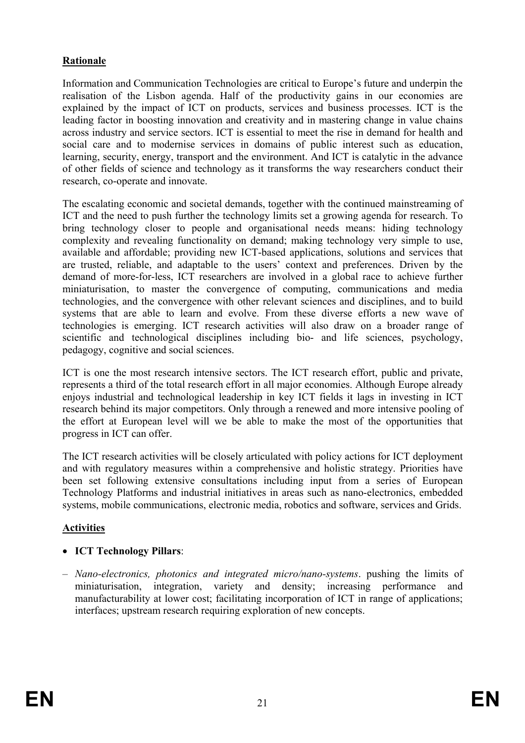**Rationale**

Information and Communication Technologies are critical to Europe's future and underpin the realisation of the Lisbon agenda. Half of the productivity gains in our economies are explained by the impact of ICT on products, services and business processes. ICT is the leading factor in boosting innovation and creativity and in mastering change in value chains across industry and service sectors. ICT is essential to meet the rise in demand for health and social care and to modernise services in domains of public interest such as education, learning, security, energy, transport and the environment. And ICT is catalytic in the advance of other fields of science and technology as it transforms the way researchers conduct their research, co-operate and innovate.

The escalating economic and societal demands, together with the continued mainstreaming of ICT and the need to push further the technology limits set a growing agenda for research. To bring technology closer to people and organisational needs means: hiding technology complexity and revealing functionality on demand; making technology very simple to use, available and affordable; providing new ICT-based applications, solutions and services that are trusted, reliable, and adaptable to the users' context and preferences. Driven by the demand of more-for-less, ICT researchers are involved in a global race to achieve further miniaturisation, to master the convergence of computing, communications and media technologies, and the convergence with other relevant sciences and disciplines, and to build systems that are able to learn and evolve. From these diverse efforts a new wave of technologies is emerging. ICT research activities will also draw on a broader range of scientific and technological disciplines including bio- and life sciences, psychology, pedagogy, cognitive and social sciences.

ICT is one the most research intensive sectors. The ICT research effort, public and private, represents a third of the total research effort in all major economies. Although Europe already enjoys industrial and technological leadership in key ICT fields it lags in investing in ICT research behind its major competitors. Only through a renewed and more intensive pooling of the effort at European level will we be able to make the most of the opportunities that progress in ICT can offer.

The ICT research activities will be closely articulated with policy actions for ICT deployment and with regulatory measures within a comprehensive and holistic strategy. Priorities have been set following extensive consultations including input from a series of European Technology Platforms and industrial initiatives in areas such as nano-electronics, embedded systems, mobile communications, electronic media, robotics and software, services and Grids.

**Activities**

- **ICT Technology Pillars**:

– *Nano-electronics, photonics and integrated micro/nano-systems*. pushing the limits of miniaturisation, integration, variety and density; increasing performance and manufacturability at lower cost; facilitating incorporation of ICT in range of applications; interfaces; upstream research requiring exploration of new concepts.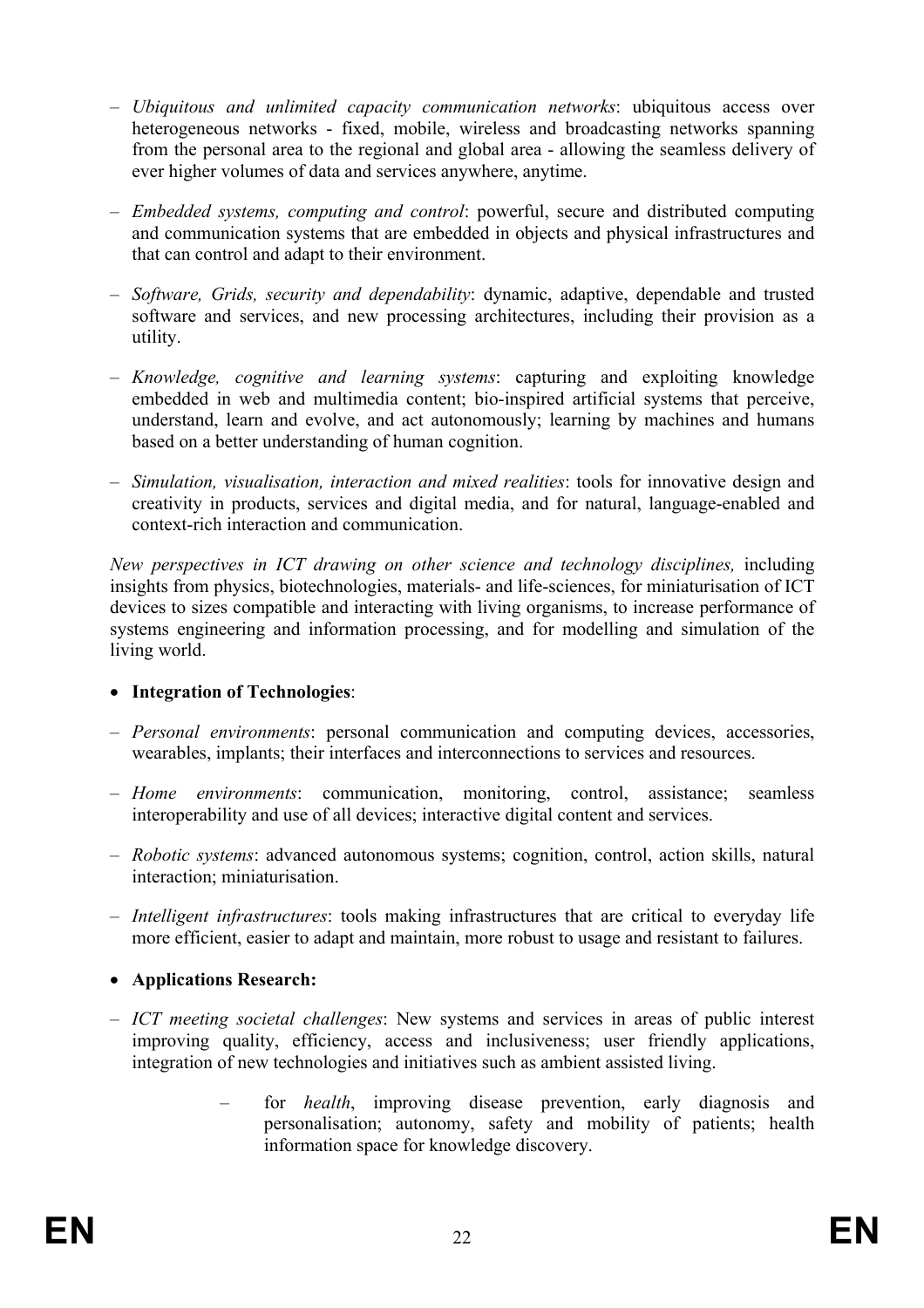- *Ubiquitous and unlimited capacity communication networks*: ubiquitous access over heterogeneous networks - fixed, mobile, wireless and broadcasting networks spanning from the personal area to the regional and global area - allowing the seamless delivery of ever higher volumes of data and services anywhere, anytime.

- *Embedded systems, computing and control*: powerful, secure and distributed computing and communication systems that are embedded in objects and physical infrastructures and that can control and adapt to their environment.

- *Software, Grids, security and dependability*: dynamic, adaptive, dependable and trusted software and services, and new processing architectures, including their provision as a utility.

- *Knowledge, cognitive and learning systems*: capturing and exploiting knowledge embedded in web and multimedia content; bio-inspired artificial systems that perceive, understand, learn and evolve, and act autonomously; learning by machines and humans based on a better understanding of human cognition.

- *Simulation, visualisation, interaction and mixed realities*: tools for innovative design and creativity in products, services and digital media, and for natural, language-enabled and context-rich interaction and communication.

*New perspectives in ICT drawing on other science and technology disciplines,* including insights from physics, biotechnologies, materials- and life-sciences, for miniaturisation of ICT devices to sizes compatible and interacting with living organisms, to increase performance of systems engineering and information processing, and for modelling and simulation of the living world.

- **Integration of Technologies**:

- *Personal environments*: personal communication and computing devices, accessories, wearables, implants; their interfaces and interconnections to services and resources.

- *Home environments*: communication, monitoring, control, assistance; seamless interoperability and use of all devices; interactive digital content and services.

- *Robotic systems*: advanced autonomous systems; cognition, control, action skills, natural interaction; miniaturisation.

- *Intelligent infrastructures*: tools making infrastructures that are critical to everyday life more efficient, easier to adapt and maintain, more robust to usage and resistant to failures.

- **Applications Research:**

- *ICT meeting societal challenges*: New systems and services in areas of public interest improving quality, efficiency, access and inclusiveness; user friendly applications, integration of new technologies and initiatives such as ambient assisted living.

  - for *health*, improving disease prevention, early diagnosis and personalisation; autonomy, safety and mobility of patients; health information space for knowledge discovery.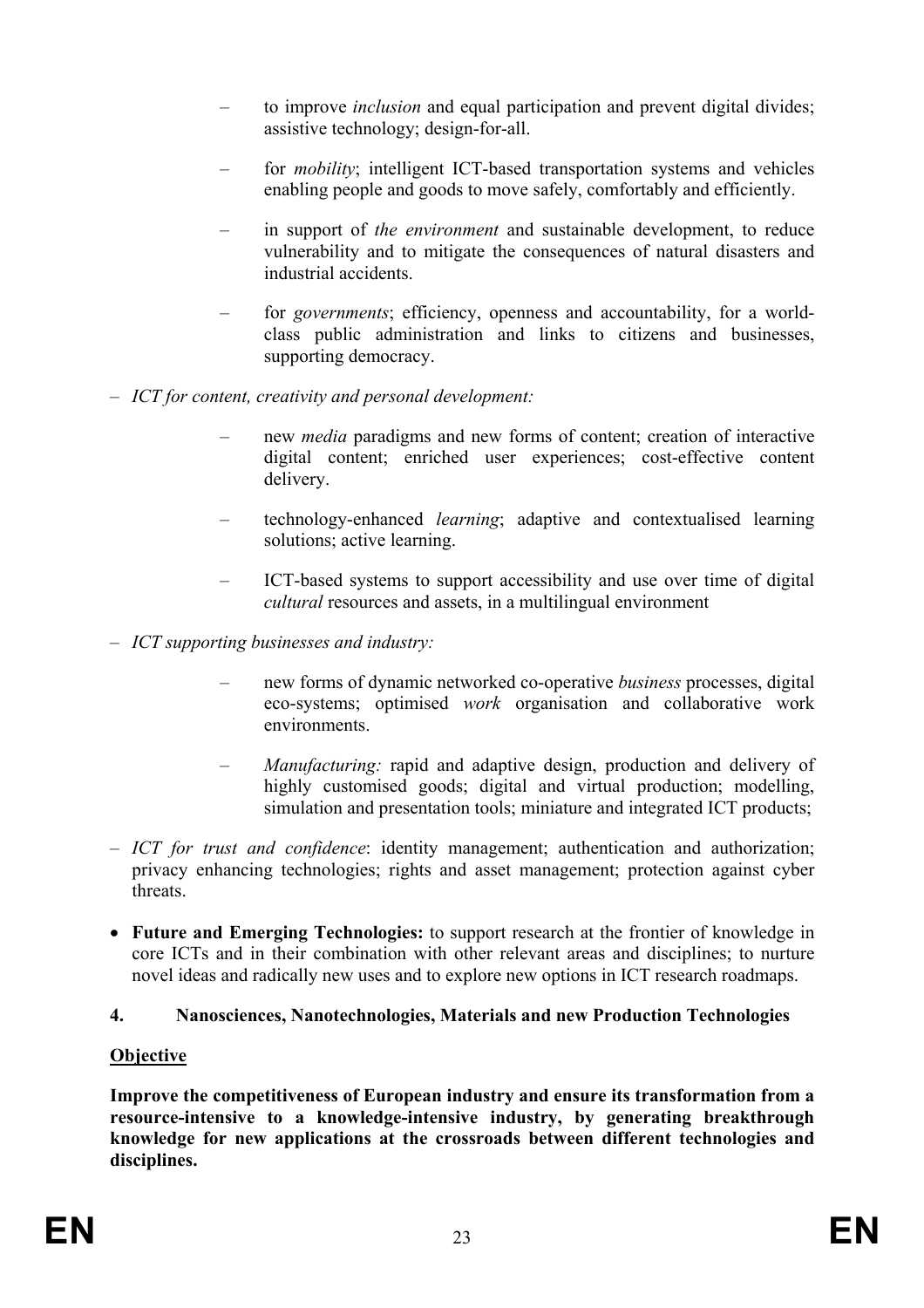- to improve *inclusion* and equal participation and prevent digital divides; assistive technology; design-for-all.
    - for *mobility*; intelligent ICT-based transportation systems and vehicles enabling people and goods to move safely, comfortably and efficiently.
    - in support of *the environment* and sustainable development, to reduce vulnerability and to mitigate the consequences of natural disasters and industrial accidents.
    - for *governments*; efficiency, openness and accountability, for a world-class public administration and links to citizens and businesses, supporting democracy.

- *ICT for content, creativity and personal development:*
    - new *media* paradigms and new forms of content; creation of interactive digital content; enriched user experiences; cost-effective content delivery.
    - technology-enhanced *learning*; adaptive and contextualised learning solutions; active learning.
    - ICT-based systems to support accessibility and use over time of digital *cultural* resources and assets, in a multilingual environment

- *ICT supporting businesses and industry:*
    - new forms of dynamic networked co-operative *business* processes, digital eco-systems; optimised *work* organisation and collaborative work environments.
    - *Manufacturing:* rapid and adaptive design, production and delivery of highly customised goods; digital and virtual production; modelling, simulation and presentation tools; miniature and integrated ICT products;

- *ICT for trust and confidence*: identity management; authentication and authorization; privacy enhancing technologies; rights and asset management; protection against cyber threats.

- **Future and Emerging Technologies:** to support research at the frontier of knowledge in core ICTs and in their combination with other relevant areas and disciplines; to nurture novel ideas and radically new uses and to explore new options in ICT research roadmaps.

### 4. Nanosciences, Nanotechnologies, Materials and new Production Technologies

**Objective**

**Improve the competitiveness of European industry and ensure its transformation from a resource-intensive to a knowledge-intensive industry, by generating breakthrough knowledge for new applications at the crossroads between different technologies and disciplines.**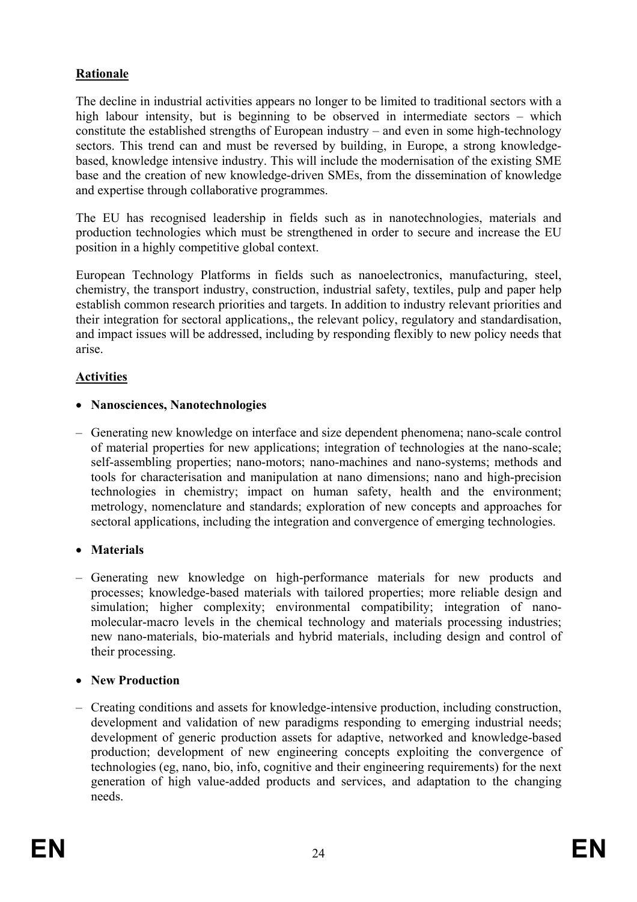**Rationale**

The decline in industrial activities appears no longer to be limited to traditional sectors with a high labour intensity, but is beginning to be observed in intermediate sectors – which constitute the established strengths of European industry – and even in some high-technology sectors. This trend can and must be reversed by building, in Europe, a strong knowledge-based, knowledge intensive industry. This will include the modernisation of the existing SME base and the creation of new knowledge-driven SMEs, from the dissemination of knowledge and expertise through collaborative programmes.

The EU has recognised leadership in fields such as in nanotechnologies, materials and production technologies which must be strengthened in order to secure and increase the EU position in a highly competitive global context.

European Technology Platforms in fields such as nanoelectronics, manufacturing, steel, chemistry, the transport industry, construction, industrial safety, textiles, pulp and paper help establish common research priorities and targets. In addition to industry relevant priorities and their integration for sectoral applications,, the relevant policy, regulatory and standardisation, and impact issues will be addressed, including by responding flexibly to new policy needs that arise.

**Activities**

- **Nanosciences, Nanotechnologies**

– Generating new knowledge on interface and size dependent phenomena; nano-scale control of material properties for new applications; integration of technologies at the nano-scale; self-assembling properties; nano-motors; nano-machines and nano-systems; methods and tools for characterisation and manipulation at nano dimensions; nano and high-precision technologies in chemistry; impact on human safety, health and the environment; metrology, nomenclature and standards; exploration of new concepts and approaches for sectoral applications, including the integration and convergence of emerging technologies.

- **Materials**

– Generating new knowledge on high-performance materials for new products and processes; knowledge-based materials with tailored properties; more reliable design and simulation; higher complexity; environmental compatibility; integration of nano-molecular-macro levels in the chemical technology and materials processing industries; new nano-materials, bio-materials and hybrid materials, including design and control of their processing.

- **New Production**

– Creating conditions and assets for knowledge-intensive production, including construction, development and validation of new paradigms responding to emerging industrial needs; development of generic production assets for adaptive, networked and knowledge-based production; development of new engineering concepts exploiting the convergence of technologies (eg, nano, bio, info, cognitive and their engineering requirements) for the next generation of high value-added products and services, and adaptation to the changing needs.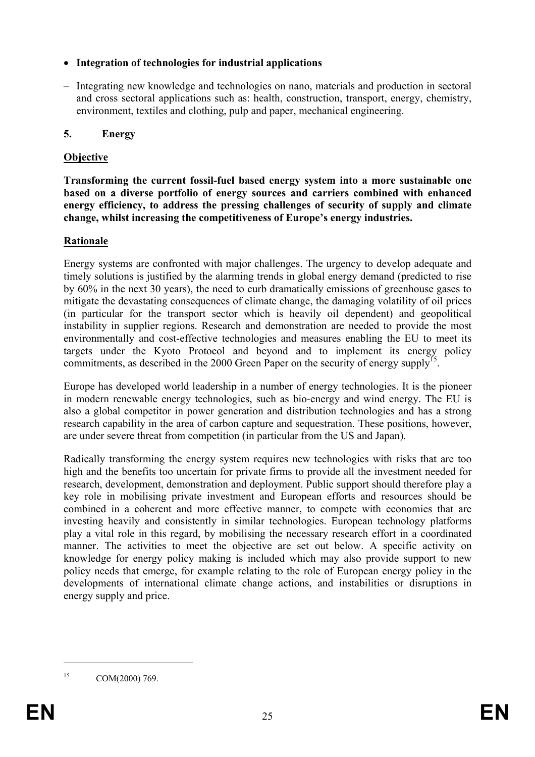- **Integration of technologies for industrial applications**

– Integrating new knowledge and technologies on nano, materials and production in sectoral and cross sectoral applications such as: health, construction, transport, energy, chemistry, environment, textiles and clothing, pulp and paper, mechanical engineering.

## 5. Energy

**Objective**

**Transforming the current fossil-fuel based energy system into a more sustainable one based on a diverse portfolio of energy sources and carriers combined with enhanced energy efficiency, to address the pressing challenges of security of supply and climate change, whilst increasing the competitiveness of Europe's energy industries.**

**Rationale**

Energy systems are confronted with major challenges. The urgency to develop adequate and timely solutions is justified by the alarming trends in global energy demand (predicted to rise by 60% in the next 30 years), the need to curb dramatically emissions of greenhouse gases to mitigate the devastating consequences of climate change, the damaging volatility of oil prices (in particular for the transport sector which is heavily oil dependent) and geopolitical instability in supplier regions. Research and demonstration are needed to provide the most environmentally and cost-effective technologies and measures enabling the EU to meet its targets under the Kyoto Protocol and beyond and to implement its energy policy commitments, as described in the 2000 Green Paper on the security of energy supply[15].

Europe has developed world leadership in a number of energy technologies. It is the pioneer in modern renewable energy technologies, such as bio-energy and wind energy. The EU is also a global competitor in power generation and distribution technologies and has a strong research capability in the area of carbon capture and sequestration. These positions, however, are under severe threat from competition (in particular from the US and Japan).

Radically transforming the energy system requires new technologies with risks that are too high and the benefits too uncertain for private firms to provide all the investment needed for research, development, demonstration and deployment. Public support should therefore play a key role in mobilising private investment and European efforts and resources should be combined in a coherent and more effective manner, to compete with economies that are investing heavily and consistently in similar technologies. European technology platforms play a vital role in this regard, by mobilising the necessary research effort in a coordinated manner. The activities to meet the objective are set out below. A specific activity on knowledge for energy policy making is included which may also provide support to new policy needs that emerge, for example relating to the role of European energy policy in the developments of international climate change actions, and instabilities or disruptions in energy supply and price.

---

[15] COM(2000) 769.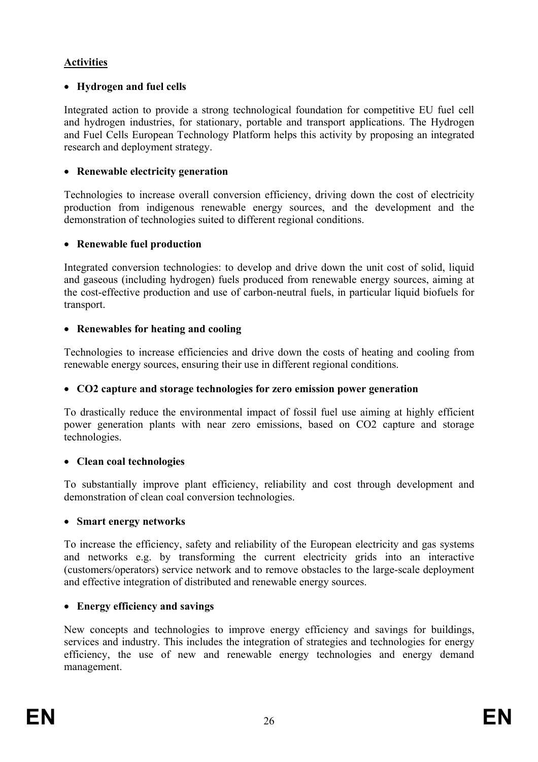**Activities**

- **Hydrogen and fuel cells**

Integrated action to provide a strong technological foundation for competitive EU fuel cell and hydrogen industries, for stationary, portable and transport applications. The Hydrogen and Fuel Cells European Technology Platform helps this activity by proposing an integrated research and deployment strategy.

- **Renewable electricity generation**

Technologies to increase overall conversion efficiency, driving down the cost of electricity production from indigenous renewable energy sources, and the development and the demonstration of technologies suited to different regional conditions.

- **Renewable fuel production**

Integrated conversion technologies: to develop and drive down the unit cost of solid, liquid and gaseous (including hydrogen) fuels produced from renewable energy sources, aiming at the cost-effective production and use of carbon-neutral fuels, in particular liquid biofuels for transport.

- **Renewables for heating and cooling**

Technologies to increase efficiencies and drive down the costs of heating and cooling from renewable energy sources, ensuring their use in different regional conditions.

- **CO2 capture and storage technologies for zero emission power generation**

To drastically reduce the environmental impact of fossil fuel use aiming at highly efficient power generation plants with near zero emissions, based on CO2 capture and storage technologies.

- **Clean coal technologies**

To substantially improve plant efficiency, reliability and cost through development and demonstration of clean coal conversion technologies.

- **Smart energy networks**

To increase the efficiency, safety and reliability of the European electricity and gas systems and networks e.g. by transforming the current electricity grids into an interactive (customers/operators) service network and to remove obstacles to the large-scale deployment and effective integration of distributed and renewable energy sources.

- **Energy efficiency and savings**

New concepts and technologies to improve energy efficiency and savings for buildings, services and industry. This includes the integration of strategies and technologies for energy efficiency, the use of new and renewable energy technologies and energy demand management.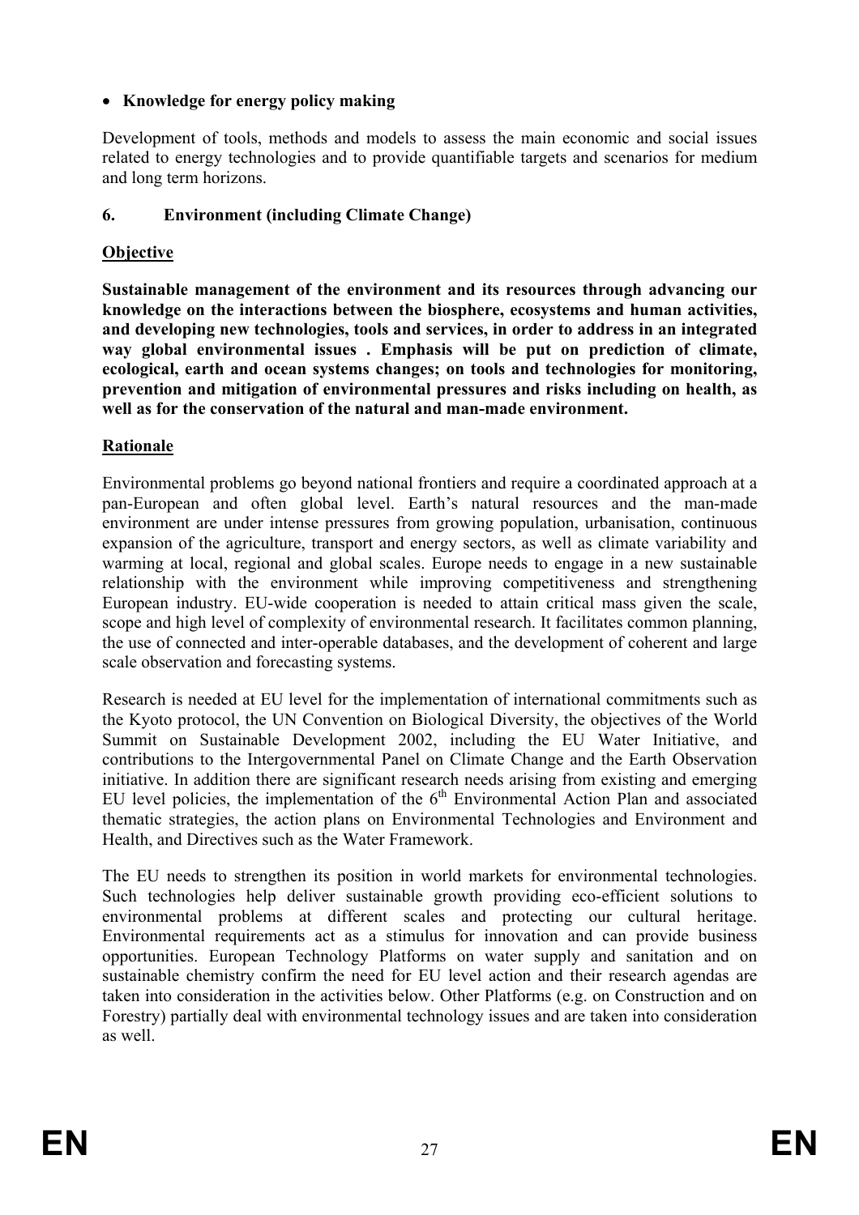- **Knowledge for energy policy making**

Development of tools, methods and models to assess the main economic and social issues related to energy technologies and to provide quantifiable targets and scenarios for medium and long term horizons.

## 6. Environment (including Climate Change)

### Objective

**Sustainable management of the environment and its resources through advancing our knowledge on the interactions between the biosphere, ecosystems and human activities, and developing new technologies, tools and services, in order to address in an integrated way global environmental issues . Emphasis will be put on prediction of climate, ecological, earth and ocean systems changes; on tools and technologies for monitoring, prevention and mitigation of environmental pressures and risks including on health, as well as for the conservation of the natural and man-made environment.**

### Rationale

Environmental problems go beyond national frontiers and require a coordinated approach at a pan-European and often global level. Earth's natural resources and the man-made environment are under intense pressures from growing population, urbanisation, continuous expansion of the agriculture, transport and energy sectors, as well as climate variability and warming at local, regional and global scales. Europe needs to engage in a new sustainable relationship with the environment while improving competitiveness and strengthening European industry. EU-wide cooperation is needed to attain critical mass given the scale, scope and high level of complexity of environmental research. It facilitates common planning, the use of connected and inter-operable databases, and the development of coherent and large scale observation and forecasting systems.

Research is needed at EU level for the implementation of international commitments such as the Kyoto protocol, the UN Convention on Biological Diversity, the objectives of the World Summit on Sustainable Development 2002, including the EU Water Initiative, and contributions to the Intergovernmental Panel on Climate Change and the Earth Observation initiative. In addition there are significant research needs arising from existing and emerging EU level policies, the implementation of the 6th Environmental Action Plan and associated thematic strategies, the action plans on Environmental Technologies and Environment and Health, and Directives such as the Water Framework.

The EU needs to strengthen its position in world markets for environmental technologies. Such technologies help deliver sustainable growth providing eco-efficient solutions to environmental problems at different scales and protecting our cultural heritage. Environmental requirements act as a stimulus for innovation and can provide business opportunities. European Technology Platforms on water supply and sanitation and on sustainable chemistry confirm the need for EU level action and their research agendas are taken into consideration in the activities below. Other Platforms (e.g. on Construction and on Forestry) partially deal with environmental technology issues and are taken into consideration as well.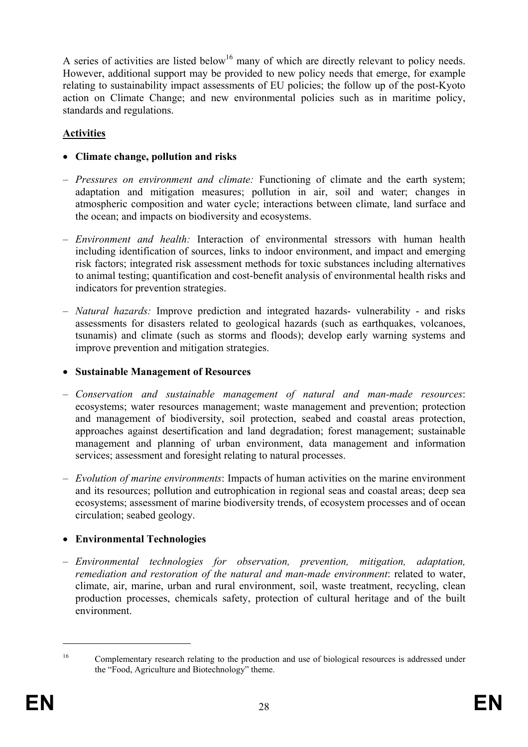A series of activities are listed below[16] many of which are directly relevant to policy needs. However, additional support may be provided to new policy needs that emerge, for example relating to sustainability impact assessments of EU policies; the follow up of the post-Kyoto action on Climate Change; and new environmental policies such as in maritime policy, standards and regulations.

**Activities**

- **Climate change, pollution and risks**

– *Pressures on environment and climate:* Functioning of climate and the earth system; adaptation and mitigation measures; pollution in air, soil and water; changes in atmospheric composition and water cycle; interactions between climate, land surface and the ocean; and impacts on biodiversity and ecosystems.

– *Environment and health:* Interaction of environmental stressors with human health including identification of sources, links to indoor environment, and impact and emerging risk factors; integrated risk assessment methods for toxic substances including alternatives to animal testing; quantification and cost-benefit analysis of environmental health risks and indicators for prevention strategies.

– *Natural hazards:* Improve prediction and integrated hazards- vulnerability - and risks assessments for disasters related to geological hazards (such as earthquakes, volcanoes, tsunamis) and climate (such as storms and floods); develop early warning systems and improve prevention and mitigation strategies.

- **Sustainable Management of Resources**

– *Conservation and sustainable management of natural and man-made resources*: ecosystems; water resources management; waste management and prevention; protection and management of biodiversity, soil protection, seabed and coastal areas protection, approaches against desertification and land degradation; forest management; sustainable management and planning of urban environment, data management and information services; assessment and foresight relating to natural processes.

– *Evolution of marine environments*: Impacts of human activities on the marine environment and its resources; pollution and eutrophication in regional seas and coastal areas; deep sea ecosystems; assessment of marine biodiversity trends, of ecosystem processes and of ocean circulation; seabed geology.

- **Environmental Technologies**

– *Environmental technologies for observation, prevention, mitigation, adaptation, remediation and restoration of the natural and man-made environment*: related to water, climate, air, marine, urban and rural environment, soil, waste treatment, recycling, clean production processes, chemicals safety, protection of cultural heritage and of the built environment.

---

[16] Complementary research relating to the production and use of biological resources is addressed under the "Food, Agriculture and Biotechnology" theme.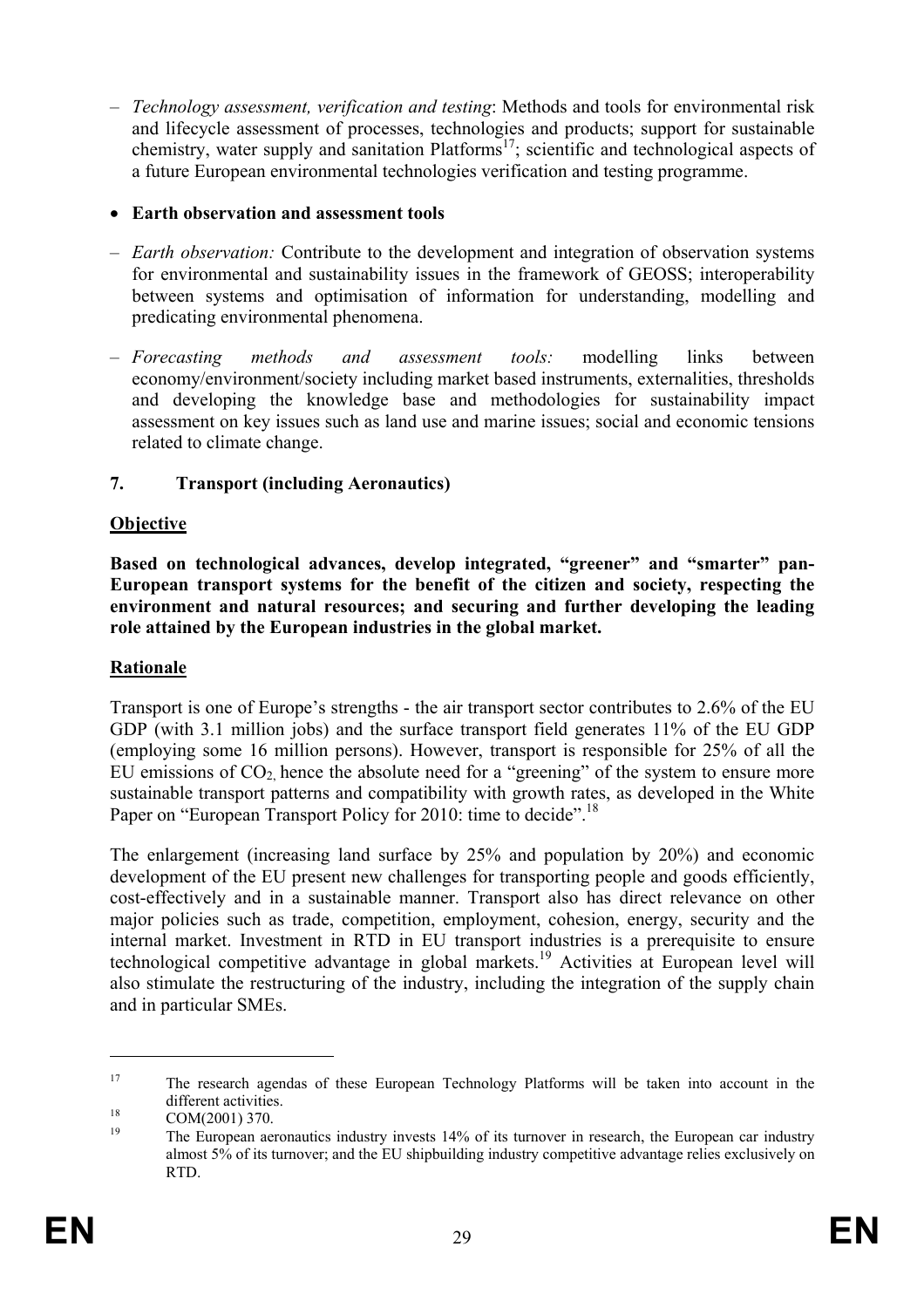– *Technology assessment, verification and testing*: Methods and tools for environmental risk and lifecycle assessment of processes, technologies and products; support for sustainable chemistry, water supply and sanitation Platforms[17]; scientific and technological aspects of a future European environmental technologies verification and testing programme.

- **Earth observation and assessment tools**

– *Earth observation:* Contribute to the development and integration of observation systems for environmental and sustainability issues in the framework of GEOSS; interoperability between systems and optimisation of information for understanding, modelling and predicating environmental phenomena.

– *Forecasting methods and assessment tools:* modelling links between economy/environment/society including market based instruments, externalities, thresholds and developing the knowledge base and methodologies for sustainability impact assessment on key issues such as land use and marine issues; social and economic tensions related to climate change.

## 7. Transport (including Aeronautics)

**Objective**

**Based on technological advances, develop integrated, "greener" and "smarter" pan-European transport systems for the benefit of the citizen and society, respecting the environment and natural resources; and securing and further developing the leading role attained by the European industries in the global market.**

**Rationale**

Transport is one of Europe's strengths - the air transport sector contributes to 2.6% of the EU GDP (with 3.1 million jobs) and the surface transport field generates 11% of the EU GDP (employing some 16 million persons). However, transport is responsible for 25% of all the EU emissions of $CO_2$, hence the absolute need for a "greening" of the system to ensure more sustainable transport patterns and compatibility with growth rates, as developed in the White Paper on "European Transport Policy for 2010: time to decide".[18]

The enlargement (increasing land surface by 25% and population by 20%) and economic development of the EU present new challenges for transporting people and goods efficiently, cost-effectively and in a sustainable manner. Transport also has direct relevance on other major policies such as trade, competition, employment, cohesion, energy, security and the internal market. Investment in RTD in EU transport industries is a prerequisite to ensure technological competitive advantage in global markets.[19] Activities at European level will also stimulate the restructuring of the industry, including the integration of the supply chain and in particular SMEs.

---

[17] The research agendas of these European Technology Platforms will be taken into account in the different activities.

[18] COM(2001) 370.

[19] The European aeronautics industry invests 14% of its turnover in research, the European car industry almost 5% of its turnover; and the EU shipbuilding industry competitive advantage relies exclusively on RTD.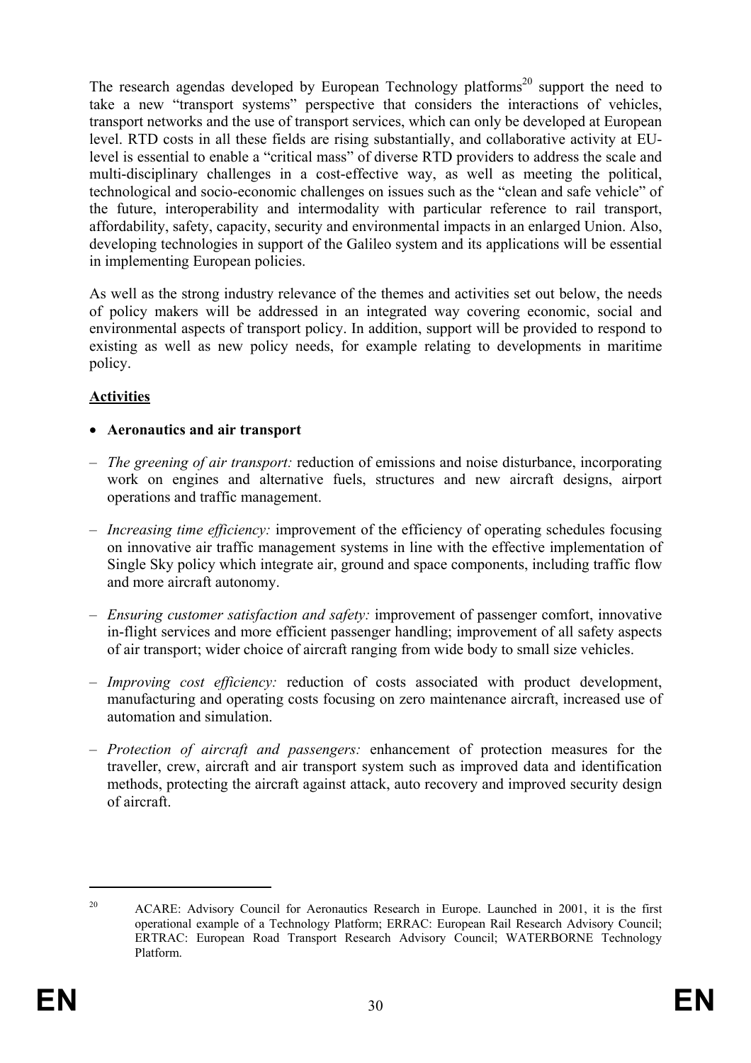The research agendas developed by European Technology platforms[20] support the need to take a new "transport systems" perspective that considers the interactions of vehicles, transport networks and the use of transport services, which can only be developed at European level. RTD costs in all these fields are rising substantially, and collaborative activity at EU-level is essential to enable a "critical mass" of diverse RTD providers to address the scale and multi-disciplinary challenges in a cost-effective way, as well as meeting the political, technological and socio-economic challenges on issues such as the "clean and safe vehicle" of the future, interoperability and intermodality with particular reference to rail transport, affordability, safety, capacity, security and environmental impacts in an enlarged Union. Also, developing technologies in support of the Galileo system and its applications will be essential in implementing European policies.

As well as the strong industry relevance of the themes and activities set out below, the needs of policy makers will be addressed in an integrated way covering economic, social and environmental aspects of transport policy. In addition, support will be provided to respond to existing as well as new policy needs, for example relating to developments in maritime policy.

**Activities**

- **Aeronautics and air transport**

– *The greening of air transport:* reduction of emissions and noise disturbance, incorporating work on engines and alternative fuels, structures and new aircraft designs, airport operations and traffic management.

– *Increasing time efficiency:* improvement of the efficiency of operating schedules focusing on innovative air traffic management systems in line with the effective implementation of Single Sky policy which integrate air, ground and space components, including traffic flow and more aircraft autonomy.

– *Ensuring customer satisfaction and safety:* improvement of passenger comfort, innovative in-flight services and more efficient passenger handling; improvement of all safety aspects of air transport; wider choice of aircraft ranging from wide body to small size vehicles.

– *Improving cost efficiency:* reduction of costs associated with product development, manufacturing and operating costs focusing on zero maintenance aircraft, increased use of automation and simulation.

– *Protection of aircraft and passengers:* enhancement of protection measures for the traveller, crew, aircraft and air transport system such as improved data and identification methods, protecting the aircraft against attack, auto recovery and improved security design of aircraft.

---

[20] ACARE: Advisory Council for Aeronautics Research in Europe. Launched in 2001, it is the first operational example of a Technology Platform; ERRAC: European Rail Research Advisory Council; ERTRAC: European Road Transport Research Advisory Council; WATERBORNE Technology Platform.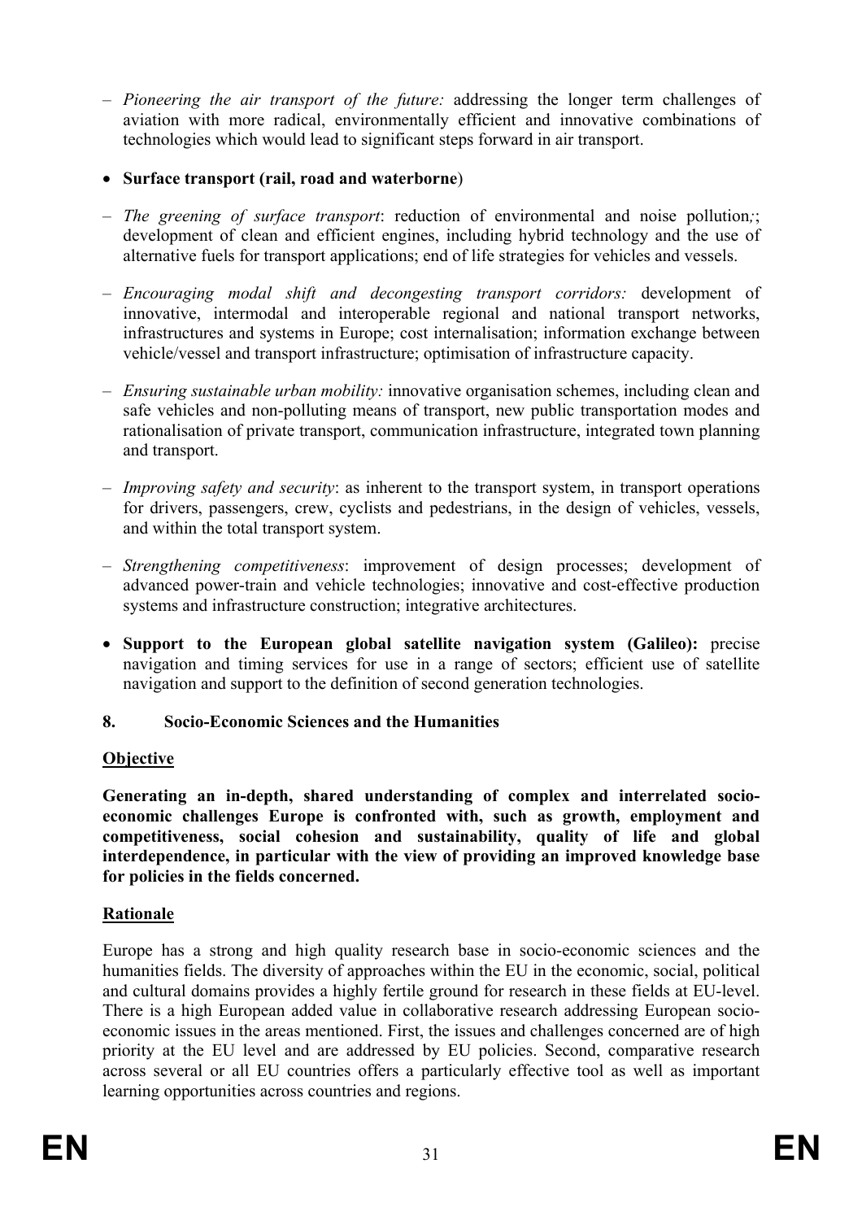– *Pioneering the air transport of the future:* addressing the longer term challenges of aviation with more radical, environmentally efficient and innovative combinations of technologies which would lead to significant steps forward in air transport.

- **Surface transport (rail, road and waterborne**)

– *The greening of surface transport*: reduction of environmental and noise pollution*;*; development of clean and efficient engines, including hybrid technology and the use of alternative fuels for transport applications; end of life strategies for vehicles and vessels.

– *Encouraging modal shift and decongesting transport corridors:* development of innovative, intermodal and interoperable regional and national transport networks, infrastructures and systems in Europe; cost internalisation; information exchange between vehicle/vessel and transport infrastructure; optimisation of infrastructure capacity.

– *Ensuring sustainable urban mobility:* innovative organisation schemes, including clean and safe vehicles and non-polluting means of transport, new public transportation modes and rationalisation of private transport, communication infrastructure, integrated town planning and transport.

– *Improving safety and security*: as inherent to the transport system, in transport operations for drivers, passengers, crew, cyclists and pedestrians, in the design of vehicles, vessels, and within the total transport system.

– *Strengthening competitiveness*: improvement of design processes; development of advanced power-train and vehicle technologies; innovative and cost-effective production systems and infrastructure construction; integrative architectures.

- **Support to the European global satellite navigation system (Galileo):** precise navigation and timing services for use in a range of sectors; efficient use of satellite navigation and support to the definition of second generation technologies.

## 8. Socio-Economic Sciences and the Humanities

**Objective**

**Generating an in-depth, shared understanding of complex and interrelated socio-economic challenges Europe is confronted with, such as growth, employment and competitiveness, social cohesion and sustainability, quality of life and global interdependence, in particular with the view of providing an improved knowledge base for policies in the fields concerned.**

**Rationale**

Europe has a strong and high quality research base in socio-economic sciences and the humanities fields. The diversity of approaches within the EU in the economic, social, political and cultural domains provides a highly fertile ground for research in these fields at EU-level. There is a high European added value in collaborative research addressing European socio-economic issues in the areas mentioned. First, the issues and challenges concerned are of high priority at the EU level and are addressed by EU policies. Second, comparative research across several or all EU countries offers a particularly effective tool as well as important learning opportunities across countries and regions.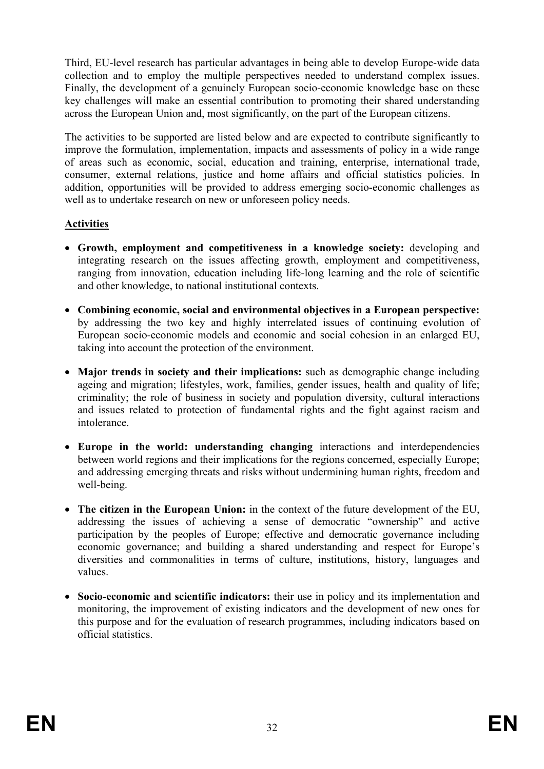Third, EU-level research has particular advantages in being able to develop Europe-wide data collection and to employ the multiple perspectives needed to understand complex issues. Finally, the development of a genuinely European socio-economic knowledge base on these key challenges will make an essential contribution to promoting their shared understanding across the European Union and, most significantly, on the part of the European citizens.

The activities to be supported are listed below and are expected to contribute significantly to improve the formulation, implementation, impacts and assessments of policy in a wide range of areas such as economic, social, education and training, enterprise, international trade, consumer, external relations, justice and home affairs and official statistics policies. In addition, opportunities will be provided to address emerging socio-economic challenges as well as to undertake research on new or unforeseen policy needs.

**Activities**

- **Growth, employment and competitiveness in a knowledge society:** developing and integrating research on the issues affecting growth, employment and competitiveness, ranging from innovation, education including life-long learning and the role of scientific and other knowledge, to national institutional contexts.
- **Combining economic, social and environmental objectives in a European perspective:** by addressing the two key and highly interrelated issues of continuing evolution of European socio-economic models and economic and social cohesion in an enlarged EU, taking into account the protection of the environment.
- **Major trends in society and their implications:** such as demographic change including ageing and migration; lifestyles, work, families, gender issues, health and quality of life; criminality; the role of business in society and population diversity, cultural interactions and issues related to protection of fundamental rights and the fight against racism and intolerance.
- **Europe in the world: understanding changing** interactions and interdependencies between world regions and their implications for the regions concerned, especially Europe; and addressing emerging threats and risks without undermining human rights, freedom and well-being.
- **The citizen in the European Union:** in the context of the future development of the EU, addressing the issues of achieving a sense of democratic "ownership" and active participation by the peoples of Europe; effective and democratic governance including economic governance; and building a shared understanding and respect for Europe's diversities and commonalities in terms of culture, institutions, history, languages and values.
- **Socio-economic and scientific indicators:** their use in policy and its implementation and monitoring, the improvement of existing indicators and the development of new ones for this purpose and for the evaluation of research programmes, including indicators based on official statistics.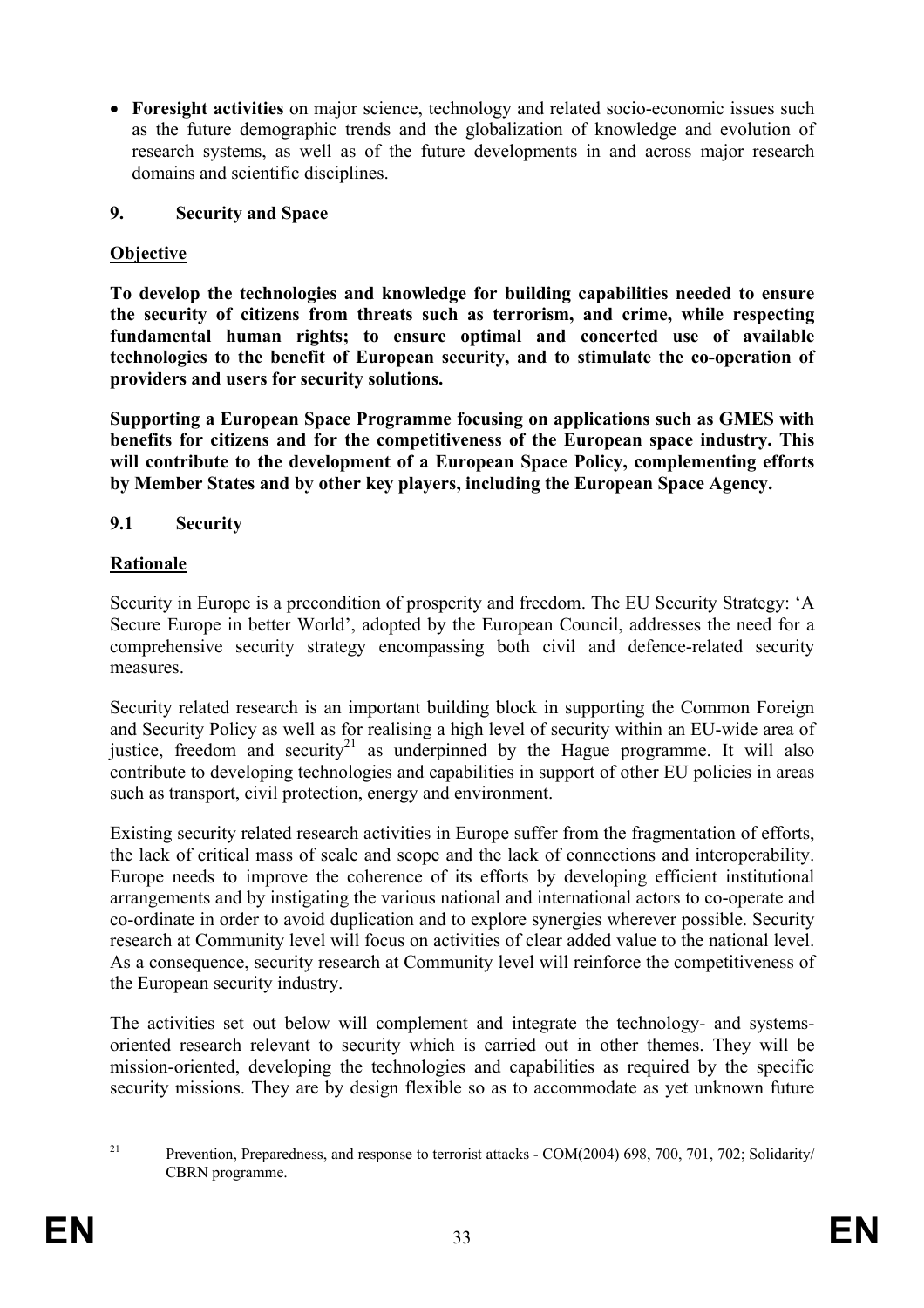- **Foresight activities** on major science, technology and related socio-economic issues such as the future demographic trends and the globalization of knowledge and evolution of research systems, as well as of the future developments in and across major research domains and scientific disciplines.

## 9. Security and Space

**Objective**

**To develop the technologies and knowledge for building capabilities needed to ensure the security of citizens from threats such as terrorism, and crime, while respecting fundamental human rights; to ensure optimal and concerted use of available technologies to the benefit of European security, and to stimulate the co-operation of providers and users for security solutions.**

**Supporting a European Space Programme focusing on applications such as GMES with benefits for citizens and for the competitiveness of the European space industry. This will contribute to the development of a European Space Policy, complementing efforts by Member States and by other key players, including the European Space Agency.**

### 9.1 Security

**Rationale**

Security in Europe is a precondition of prosperity and freedom. The EU Security Strategy: 'A Secure Europe in better World', adopted by the European Council, addresses the need for a comprehensive security strategy encompassing both civil and defence-related security measures.

Security related research is an important building block in supporting the Common Foreign and Security Policy as well as for realising a high level of security within an EU-wide area of justice, freedom and security[21] as underpinned by the Hague programme. It will also contribute to developing technologies and capabilities in support of other EU policies in areas such as transport, civil protection, energy and environment.

Existing security related research activities in Europe suffer from the fragmentation of efforts, the lack of critical mass of scale and scope and the lack of connections and interoperability. Europe needs to improve the coherence of its efforts by developing efficient institutional arrangements and by instigating the various national and international actors to co-operate and co-ordinate in order to avoid duplication and to explore synergies wherever possible. Security research at Community level will focus on activities of clear added value to the national level. As a consequence, security research at Community level will reinforce the competitiveness of the European security industry.

The activities set out below will complement and integrate the technology- and systems-oriented research relevant to security which is carried out in other themes. They will be mission-oriented, developing the technologies and capabilities as required by the specific security missions. They are by design flexible so as to accommodate as yet unknown future

[21] Prevention, Preparedness, and response to terrorist attacks - COM(2004) 698, 700, 701, 702; Solidarity/ CBRN programme.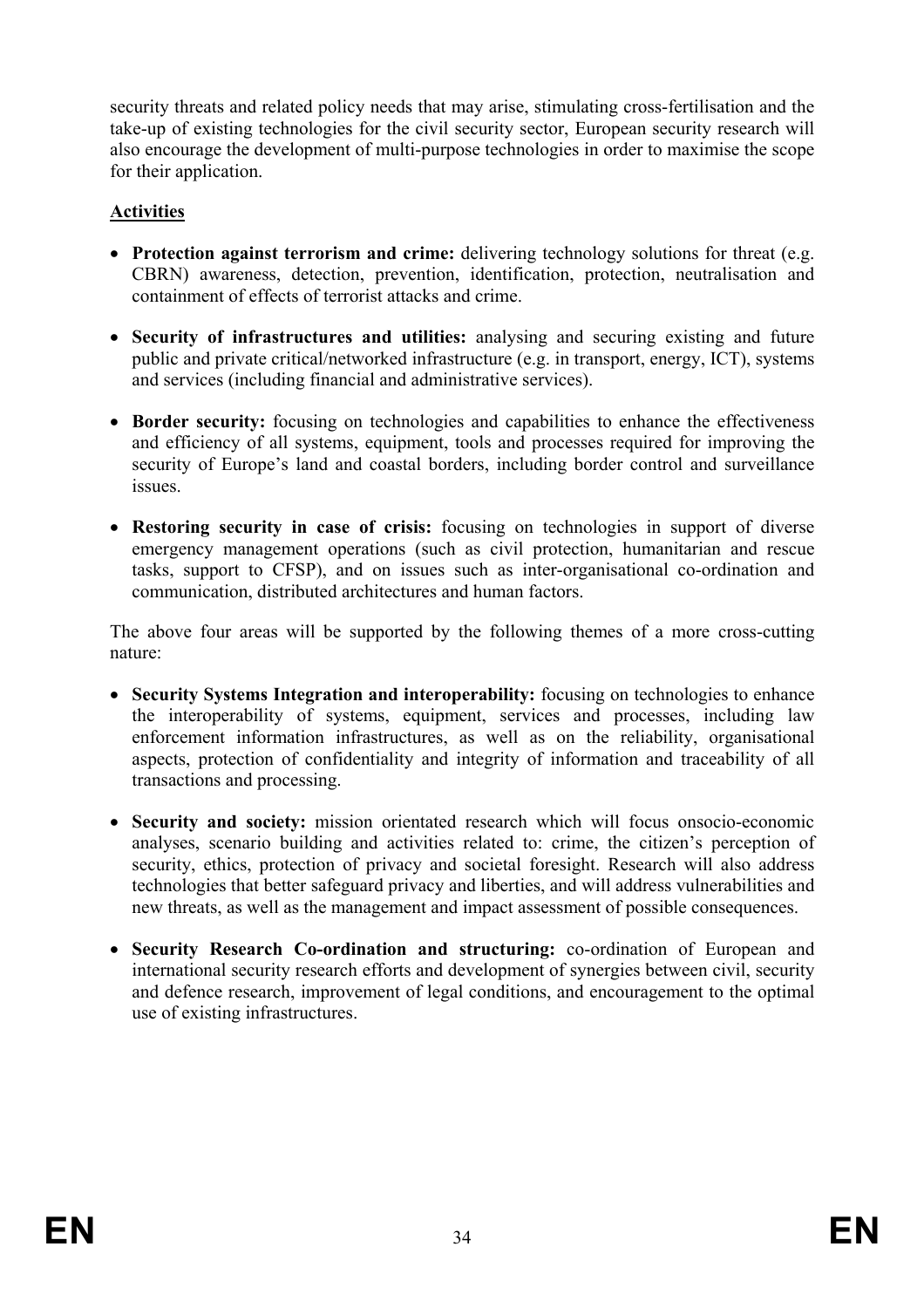security threats and related policy needs that may arise, stimulating cross-fertilisation and the take-up of existing technologies for the civil security sector, European security research will also encourage the development of multi-purpose technologies in order to maximise the scope for their application.

**Activities**

- **Protection against terrorism and crime:** delivering technology solutions for threat (e.g. CBRN) awareness, detection, prevention, identification, protection, neutralisation and containment of effects of terrorist attacks and crime.

- **Security of infrastructures and utilities:** analysing and securing existing and future public and private critical/networked infrastructure (e.g. in transport, energy, ICT), systems and services (including financial and administrative services).

- **Border security:** focusing on technologies and capabilities to enhance the effectiveness and efficiency of all systems, equipment, tools and processes required for improving the security of Europe's land and coastal borders, including border control and surveillance issues.

- **Restoring security in case of crisis:** focusing on technologies in support of diverse emergency management operations (such as civil protection, humanitarian and rescue tasks, support to CFSP), and on issues such as inter-organisational co-ordination and communication, distributed architectures and human factors.

The above four areas will be supported by the following themes of a more cross-cutting nature:

- **Security Systems Integration and interoperability:** focusing on technologies to enhance the interoperability of systems, equipment, services and processes, including law enforcement information infrastructures, as well as on the reliability, organisational aspects, protection of confidentiality and integrity of information and traceability of all transactions and processing.

- **Security and society:** mission orientated research which will focus onsocio-economic analyses, scenario building and activities related to: crime, the citizen's perception of security, ethics, protection of privacy and societal foresight. Research will also address technologies that better safeguard privacy and liberties, and will address vulnerabilities and new threats, as well as the management and impact assessment of possible consequences.

- **Security Research Co-ordination and structuring:** co-ordination of European and international security research efforts and development of synergies between civil, security and defence research, improvement of legal conditions, and encouragement to the optimal use of existing infrastructures.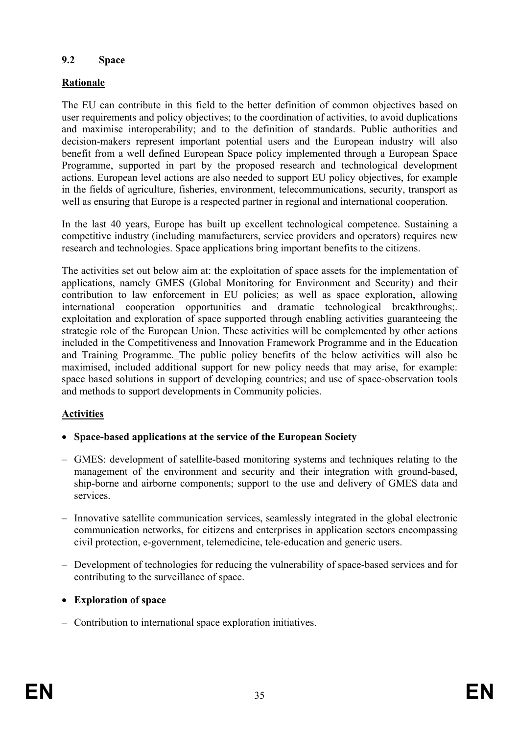## 9.2 Space

**Rationale**

The EU can contribute in this field to the better definition of common objectives based on user requirements and policy objectives; to the coordination of activities, to avoid duplications and maximise interoperability; and to the definition of standards. Public authorities and decision-makers represent important potential users and the European industry will also benefit from a well defined European Space policy implemented through a European Space Programme, supported in part by the proposed research and technological development actions. European level actions are also needed to support EU policy objectives, for example in the fields of agriculture, fisheries, environment, telecommunications, security, transport as well as ensuring that Europe is a respected partner in regional and international cooperation.

In the last 40 years, Europe has built up excellent technological competence. Sustaining a competitive industry (including manufacturers, service providers and operators) requires new research and technologies. Space applications bring important benefits to the citizens.

The activities set out below aim at: the exploitation of space assets for the implementation of applications, namely GMES (Global Monitoring for Environment and Security) and their contribution to law enforcement in EU policies; as well as space exploration, allowing international cooperation opportunities and dramatic technological breakthroughs;. exploitation and exploration of space supported through enabling activities guaranteeing the strategic role of the European Union. These activities will be complemented by other actions included in the Competitiveness and Innovation Framework Programme and in the Education and Training Programme. The public policy benefits of the below activities will also be maximised, included additional support for new policy needs that may arise, for example: space based solutions in support of developing countries; and use of space-observation tools and methods to support developments in Community policies.

**Activities**

- **Space-based applications at the service of the European Society**

– GMES: development of satellite-based monitoring systems and techniques relating to the management of the environment and security and their integration with ground-based, ship-borne and airborne components; support to the use and delivery of GMES data and services.

– Innovative satellite communication services, seamlessly integrated in the global electronic communication networks, for citizens and enterprises in application sectors encompassing civil protection, e-government, telemedicine, tele-education and generic users.

– Development of technologies for reducing the vulnerability of space-based services and for contributing to the surveillance of space.

- **Exploration of space**

– Contribution to international space exploration initiatives.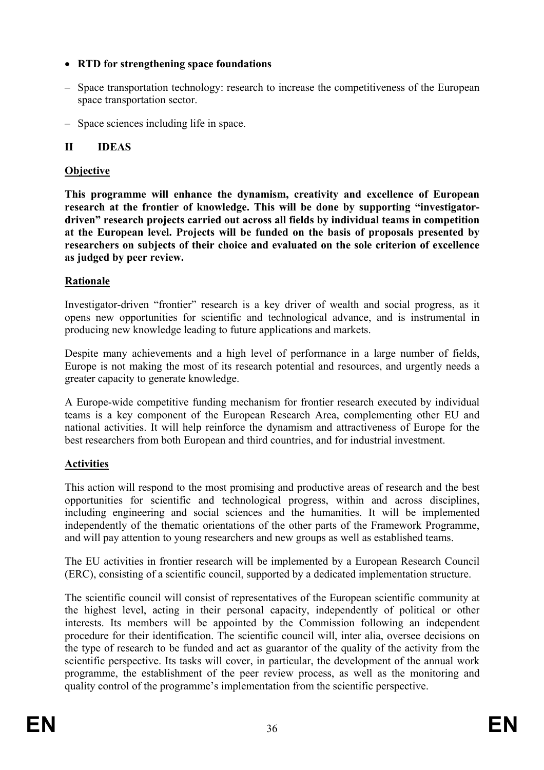- **RTD for strengthening space foundations**

– Space transportation technology: research to increase the competitiveness of the European space transportation sector.

– Space sciences including life in space.

## II IDEAS

### Objective

**This programme will enhance the dynamism, creativity and excellence of European research at the frontier of knowledge. This will be done by supporting "investigator-driven" research projects carried out across all fields by individual teams in competition at the European level. Projects will be funded on the basis of proposals presented by researchers on subjects of their choice and evaluated on the sole criterion of excellence as judged by peer review.**

### Rationale

Investigator-driven "frontier" research is a key driver of wealth and social progress, as it opens new opportunities for scientific and technological advance, and is instrumental in producing new knowledge leading to future applications and markets.

Despite many achievements and a high level of performance in a large number of fields, Europe is not making the most of its research potential and resources, and urgently needs a greater capacity to generate knowledge.

A Europe-wide competitive funding mechanism for frontier research executed by individual teams is a key component of the European Research Area, complementing other EU and national activities. It will help reinforce the dynamism and attractiveness of Europe for the best researchers from both European and third countries, and for industrial investment.

### Activities

This action will respond to the most promising and productive areas of research and the best opportunities for scientific and technological progress, within and across disciplines, including engineering and social sciences and the humanities. It will be implemented independently of the thematic orientations of the other parts of the Framework Programme, and will pay attention to young researchers and new groups as well as established teams.

The EU activities in frontier research will be implemented by a European Research Council (ERC), consisting of a scientific council, supported by a dedicated implementation structure.

The scientific council will consist of representatives of the European scientific community at the highest level, acting in their personal capacity, independently of political or other interests. Its members will be appointed by the Commission following an independent procedure for their identification. The scientific council will, inter alia, oversee decisions on the type of research to be funded and act as guarantor of the quality of the activity from the scientific perspective. Its tasks will cover, in particular, the development of the annual work programme, the establishment of the peer review process, as well as the monitoring and quality control of the programme's implementation from the scientific perspective.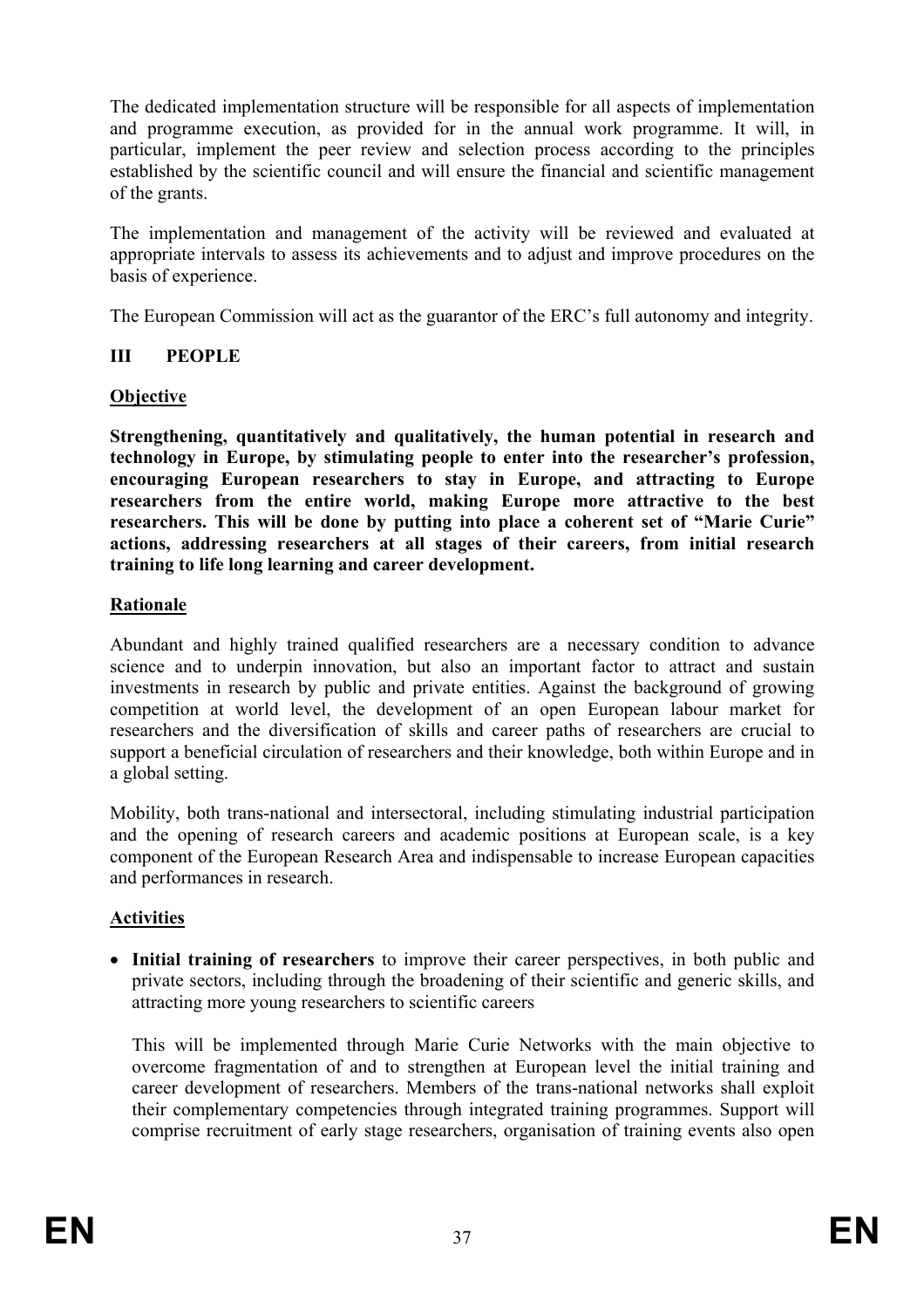The dedicated implementation structure will be responsible for all aspects of implementation and programme execution, as provided for in the annual work programme. It will, in particular, implement the peer review and selection process according to the principles established by the scientific council and will ensure the financial and scientific management of the grants.

The implementation and management of the activity will be reviewed and evaluated at appropriate intervals to assess its achievements and to adjust and improve procedures on the basis of experience.

The European Commission will act as the guarantor of the ERC's full autonomy and integrity.

## III PEOPLE

### Objective

**Strengthening, quantitatively and qualitatively, the human potential in research and technology in Europe, by stimulating people to enter into the researcher's profession, encouraging European researchers to stay in Europe, and attracting to Europe researchers from the entire world, making Europe more attractive to the best researchers. This will be done by putting into place a coherent set of "Marie Curie" actions, addressing researchers at all stages of their careers, from initial research training to life long learning and career development.**

### Rationale

Abundant and highly trained qualified researchers are a necessary condition to advance science and to underpin innovation, but also an important factor to attract and sustain investments in research by public and private entities. Against the background of growing competition at world level, the development of an open European labour market for researchers and the diversification of skills and career paths of researchers are crucial to support a beneficial circulation of researchers and their knowledge, both within Europe and in a global setting.

Mobility, both trans-national and intersectoral, including stimulating industrial participation and the opening of research careers and academic positions at European scale, is a key component of the European Research Area and indispensable to increase European capacities and performances in research.

### Activities

- **Initial training of researchers** to improve their career perspectives, in both public and private sectors, including through the broadening of their scientific and generic skills, and attracting more young researchers to scientific careers

  This will be implemented through Marie Curie Networks with the main objective to overcome fragmentation of and to strengthen at European level the initial training and career development of researchers. Members of the trans-national networks shall exploit their complementary competencies through integrated training programmes. Support will comprise recruitment of early stage researchers, organisation of training events also open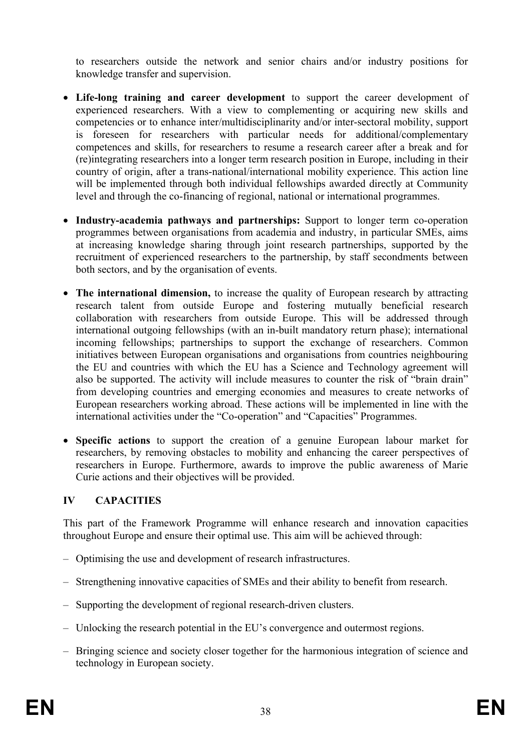to researchers outside the network and senior chairs and/or industry positions for knowledge transfer and supervision.

- **Life-long training and career development** to support the career development of experienced researchers. With a view to complementing or acquiring new skills and competencies or to enhance inter/multidisciplinarity and/or inter-sectoral mobility, support is foreseen for researchers with particular needs for additional/complementary competences and skills, for researchers to resume a research career after a break and for (re)integrating researchers into a longer term research position in Europe, including in their country of origin, after a trans-national/international mobility experience. This action line will be implemented through both individual fellowships awarded directly at Community level and through the co-financing of regional, national or international programmes.

- **Industry-academia pathways and partnerships:** Support to longer term co-operation programmes between organisations from academia and industry, in particular SMEs, aims at increasing knowledge sharing through joint research partnerships, supported by the recruitment of experienced researchers to the partnership, by staff secondments between both sectors, and by the organisation of events.

- **The international dimension,** to increase the quality of European research by attracting research talent from outside Europe and fostering mutually beneficial research collaboration with researchers from outside Europe. This will be addressed through international outgoing fellowships (with an in-built mandatory return phase); international incoming fellowships; partnerships to support the exchange of researchers. Common initiatives between European organisations and organisations from countries neighbouring the EU and countries with which the EU has a Science and Technology agreement will also be supported. The activity will include measures to counter the risk of "brain drain" from developing countries and emerging economies and measures to create networks of European researchers working abroad. These actions will be implemented in line with the international activities under the "Co-operation" and "Capacities" Programmes.

- **Specific actions** to support the creation of a genuine European labour market for researchers, by removing obstacles to mobility and enhancing the career perspectives of researchers in Europe. Furthermore, awards to improve the public awareness of Marie Curie actions and their objectives will be provided.

## IV CAPACITIES

This part of the Framework Programme will enhance research and innovation capacities throughout Europe and ensure their optimal use. This aim will be achieved through:

– Optimising the use and development of research infrastructures.

– Strengthening innovative capacities of SMEs and their ability to benefit from research.

– Supporting the development of regional research-driven clusters.

– Unlocking the research potential in the EU's convergence and outermost regions.

– Bringing science and society closer together for the harmonious integration of science and technology in European society.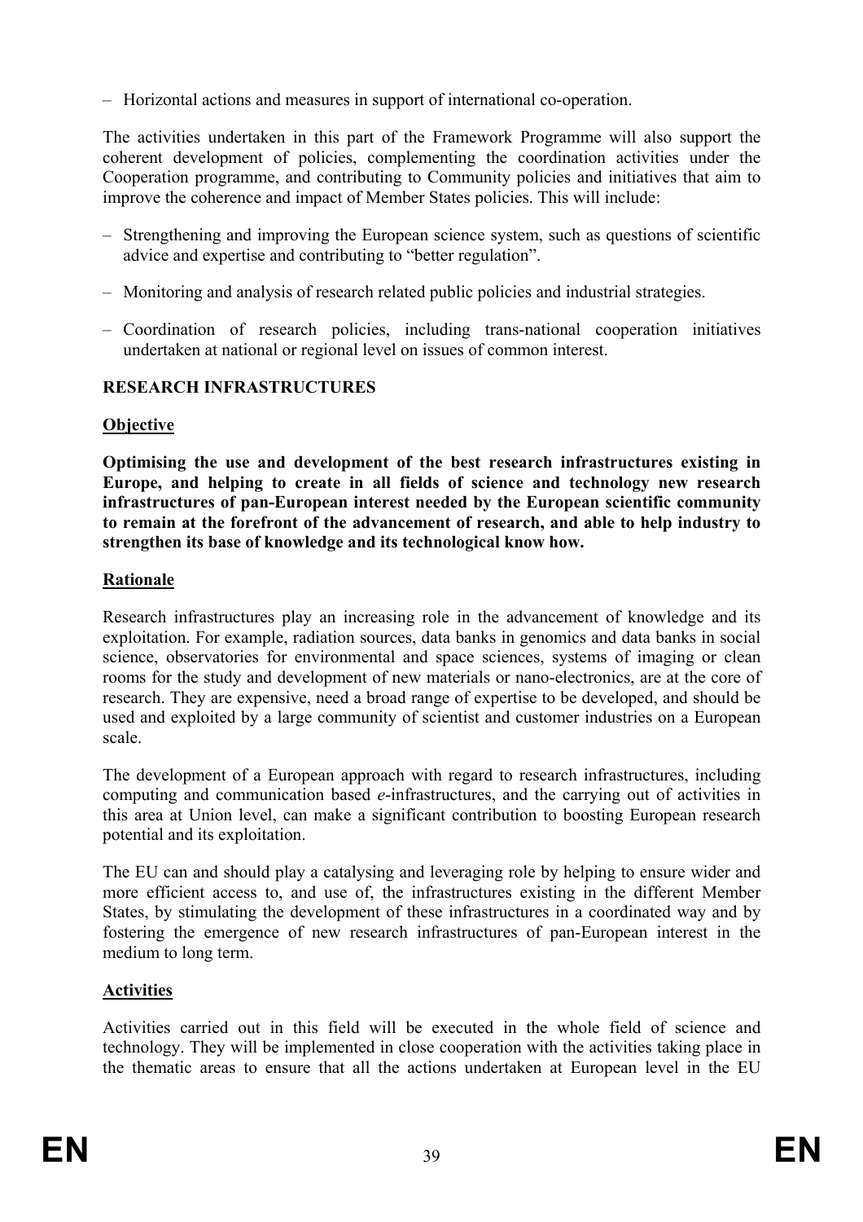– Horizontal actions and measures in support of international co-operation.

The activities undertaken in this part of the Framework Programme will also support the coherent development of policies, complementing the coordination activities under the Cooperation programme, and contributing to Community policies and initiatives that aim to improve the coherence and impact of Member States policies. This will include:

– Strengthening and improving the European science system, such as questions of scientific advice and expertise and contributing to "better regulation".

– Monitoring and analysis of research related public policies and industrial strategies.

– Coordination of research policies, including trans-national cooperation initiatives undertaken at national or regional level on issues of common interest.

## RESEARCH INFRASTRUCTURES

### Objective

**Optimising the use and development of the best research infrastructures existing in Europe, and helping to create in all fields of science and technology new research infrastructures of pan-European interest needed by the European scientific community to remain at the forefront of the advancement of research, and able to help industry to strengthen its base of knowledge and its technological know how.**

### Rationale

Research infrastructures play an increasing role in the advancement of knowledge and its exploitation. For example, radiation sources, data banks in genomics and data banks in social science, observatories for environmental and space sciences, systems of imaging or clean rooms for the study and development of new materials or nano-electronics, are at the core of research. They are expensive, need a broad range of expertise to be developed, and should be used and exploited by a large community of scientist and customer industries on a European scale.

The development of a European approach with regard to research infrastructures, including computing and communication based *e*-infrastructures, and the carrying out of activities in this area at Union level, can make a significant contribution to boosting European research potential and its exploitation.

The EU can and should play a catalysing and leveraging role by helping to ensure wider and more efficient access to, and use of, the infrastructures existing in the different Member States, by stimulating the development of these infrastructures in a coordinated way and by fostering the emergence of new research infrastructures of pan-European interest in the medium to long term.

### Activities

Activities carried out in this field will be executed in the whole field of science and technology. They will be implemented in close cooperation with the activities taking place in the thematic areas to ensure that all the actions undertaken at European level in the EU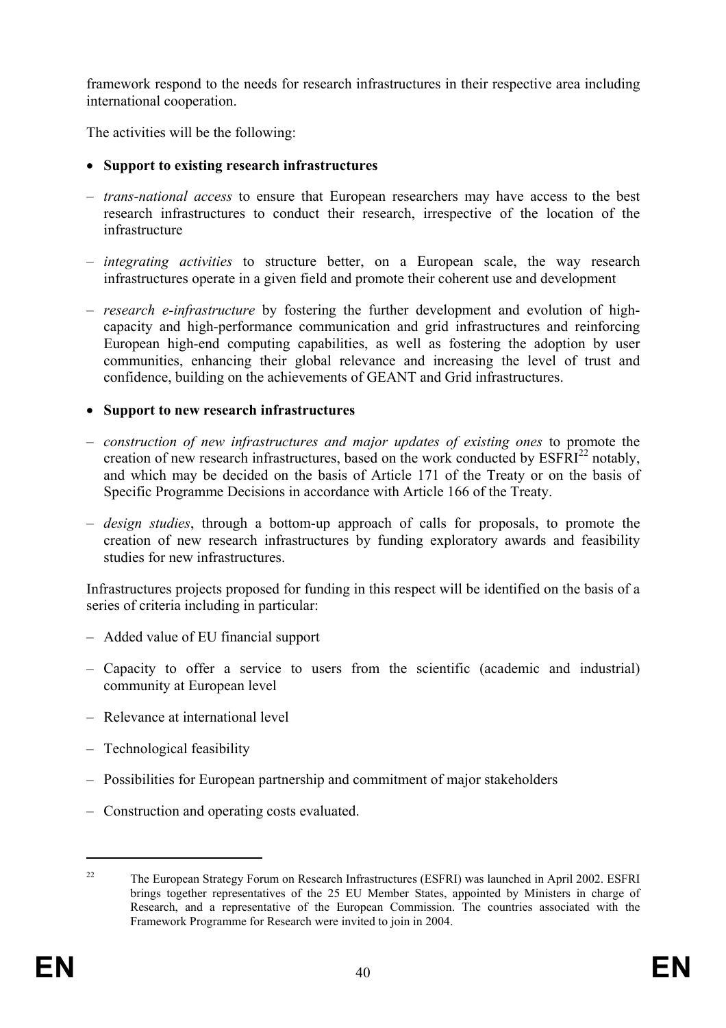framework respond to the needs for research infrastructures in their respective area including international cooperation.

The activities will be the following:

- **Support to existing research infrastructures**

– *trans-national access* to ensure that European researchers may have access to the best research infrastructures to conduct their research, irrespective of the location of the infrastructure

– *integrating activities* to structure better, on a European scale, the way research infrastructures operate in a given field and promote their coherent use and development

– *research e-infrastructure* by fostering the further development and evolution of high-capacity and high-performance communication and grid infrastructures and reinforcing European high-end computing capabilities, as well as fostering the adoption by user communities, enhancing their global relevance and increasing the level of trust and confidence, building on the achievements of GEANT and Grid infrastructures.

- **Support to new research infrastructures**

– *construction of new infrastructures and major updates of existing ones* to promote the creation of new research infrastructures, based on the work conducted by ESFRI[22] notably, and which may be decided on the basis of Article 171 of the Treaty or on the basis of Specific Programme Decisions in accordance with Article 166 of the Treaty.

– *design studies*, through a bottom-up approach of calls for proposals, to promote the creation of new research infrastructures by funding exploratory awards and feasibility studies for new infrastructures.

Infrastructures projects proposed for funding in this respect will be identified on the basis of a series of criteria including in particular:

– Added value of EU financial support

– Capacity to offer a service to users from the scientific (academic and industrial) community at European level

– Relevance at international level

– Technological feasibility

– Possibilities for European partnership and commitment of major stakeholders

– Construction and operating costs evaluated.

---

[22] The European Strategy Forum on Research Infrastructures (ESFRI) was launched in April 2002. ESFRI brings together representatives of the 25 EU Member States, appointed by Ministers in charge of Research, and a representative of the European Commission. The countries associated with the Framework Programme for Research were invited to join in 2004.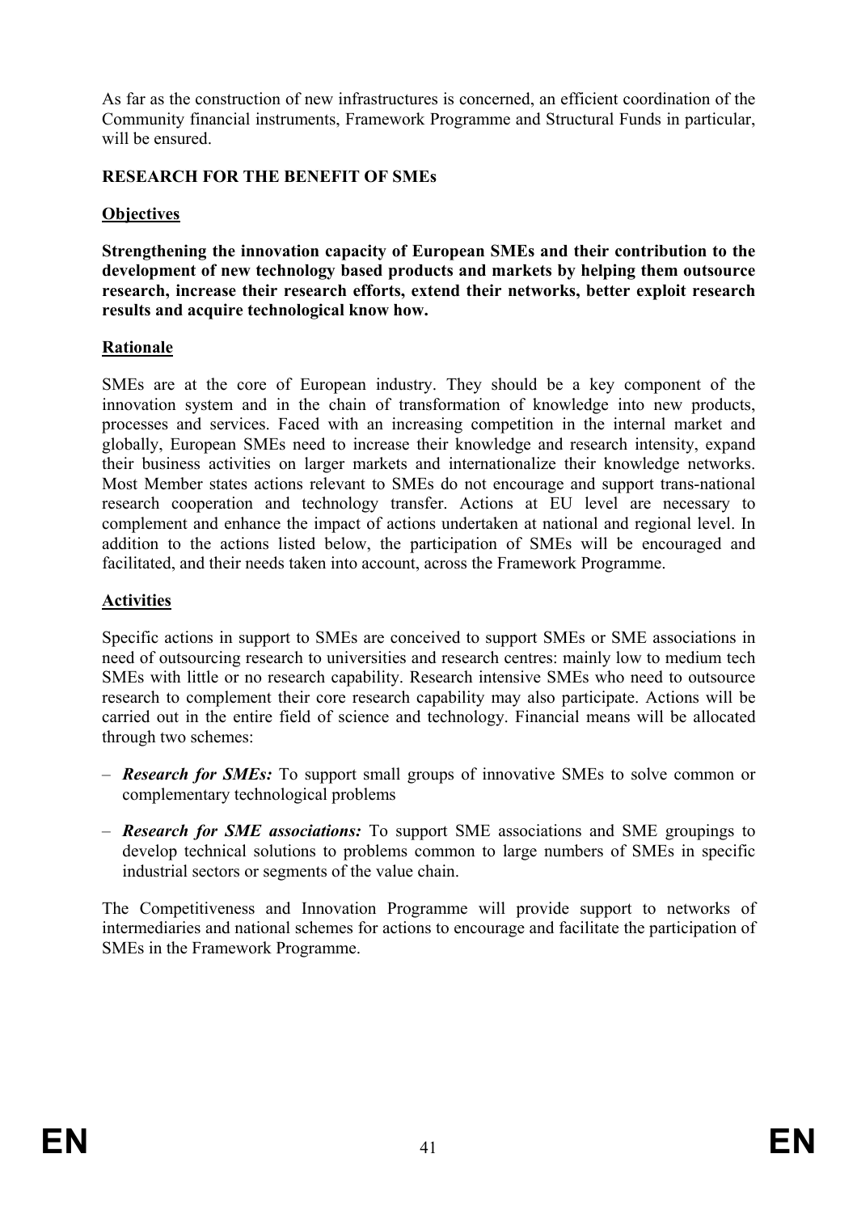As far as the construction of new infrastructures is concerned, an efficient coordination of the Community financial instruments, Framework Programme and Structural Funds in particular, will be ensured.

## RESEARCH FOR THE BENEFIT OF SMEs

### Objectives

**Strengthening the innovation capacity of European SMEs and their contribution to the development of new technology based products and markets by helping them outsource research, increase their research efforts, extend their networks, better exploit research results and acquire technological know how.**

### Rationale

SMEs are at the core of European industry. They should be a key component of the innovation system and in the chain of transformation of knowledge into new products, processes and services. Faced with an increasing competition in the internal market and globally, European SMEs need to increase their knowledge and research intensity, expand their business activities on larger markets and internationalize their knowledge networks. Most Member states actions relevant to SMEs do not encourage and support trans-national research cooperation and technology transfer. Actions at EU level are necessary to complement and enhance the impact of actions undertaken at national and regional level. In addition to the actions listed below, the participation of SMEs will be encouraged and facilitated, and their needs taken into account, across the Framework Programme.

### Activities

Specific actions in support to SMEs are conceived to support SMEs or SME associations in need of outsourcing research to universities and research centres: mainly low to medium tech SMEs with little or no research capability. Research intensive SMEs who need to outsource research to complement their core research capability may also participate. Actions will be carried out in the entire field of science and technology. Financial means will be allocated through two schemes:

– ***Research for SMEs:*** To support small groups of innovative SMEs to solve common or complementary technological problems

– ***Research for SME associations:*** To support SME associations and SME groupings to develop technical solutions to problems common to large numbers of SMEs in specific industrial sectors or segments of the value chain.

The Competitiveness and Innovation Programme will provide support to networks of intermediaries and national schemes for actions to encourage and facilitate the participation of SMEs in the Framework Programme.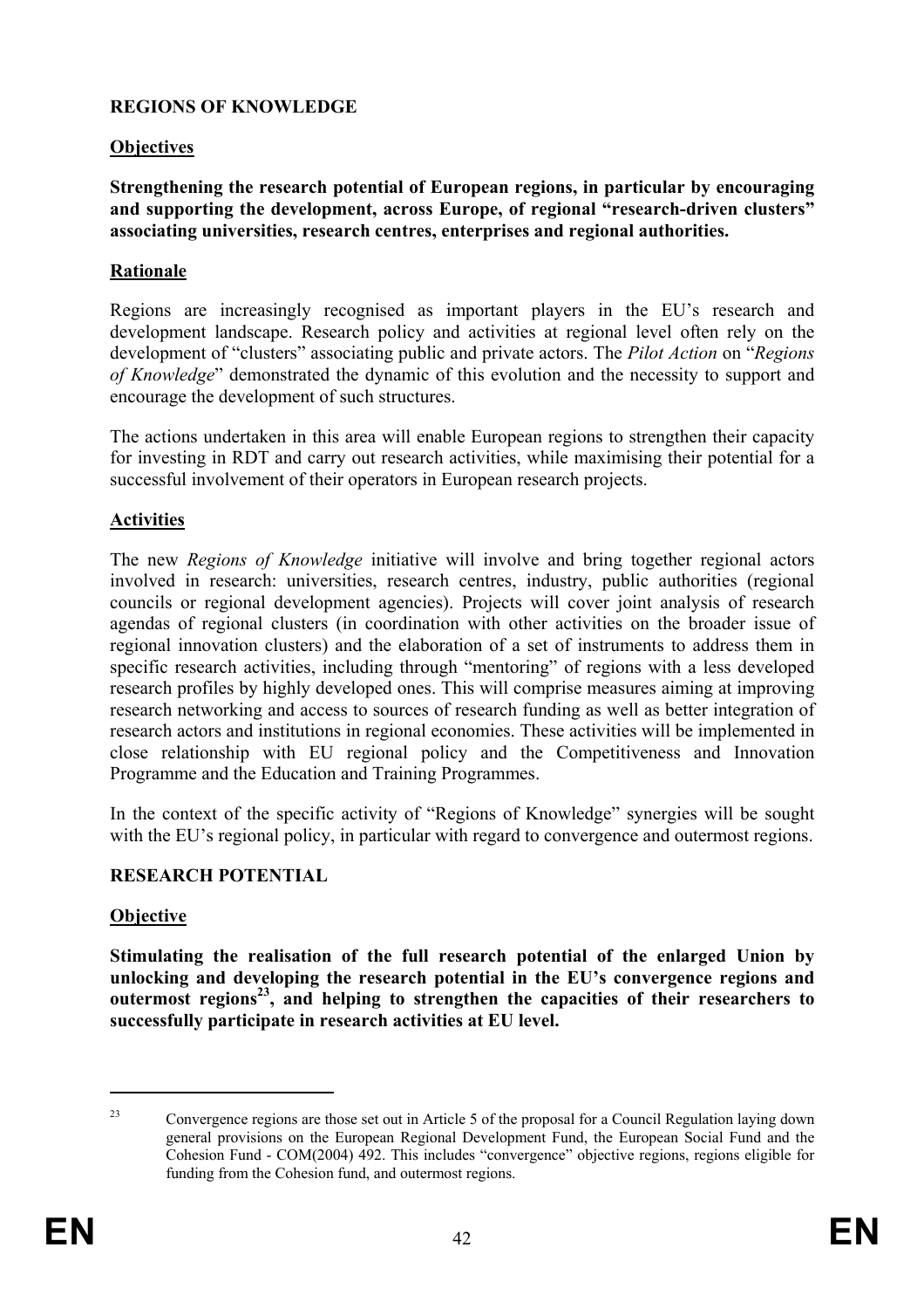## REGIONS OF KNOWLEDGE

### Objectives

**Strengthening the research potential of European regions, in particular by encouraging and supporting the development, across Europe, of regional "research-driven clusters" associating universities, research centres, enterprises and regional authorities.**

### Rationale

Regions are increasingly recognised as important players in the EU's research and development landscape. Research policy and activities at regional level often rely on the development of "clusters" associating public and private actors. The *Pilot Action* on "*Regions of Knowledge*" demonstrated the dynamic of this evolution and the necessity to support and encourage the development of such structures.

The actions undertaken in this area will enable European regions to strengthen their capacity for investing in RDT and carry out research activities, while maximising their potential for a successful involvement of their operators in European research projects.

### Activities

The new *Regions of Knowledge* initiative will involve and bring together regional actors involved in research: universities, research centres, industry, public authorities (regional councils or regional development agencies). Projects will cover joint analysis of research agendas of regional clusters (in coordination with other activities on the broader issue of regional innovation clusters) and the elaboration of a set of instruments to address them in specific research activities, including through "mentoring" of regions with a less developed research profiles by highly developed ones. This will comprise measures aiming at improving research networking and access to sources of research funding as well as better integration of research actors and institutions in regional economies. These activities will be implemented in close relationship with EU regional policy and the Competitiveness and Innovation Programme and the Education and Training Programmes.

In the context of the specific activity of "Regions of Knowledge" synergies will be sought with the EU's regional policy, in particular with regard to convergence and outermost regions.

## RESEARCH POTENTIAL

### Objective

**Stimulating the realisation of the full research potential of the enlarged Union by unlocking and developing the research potential in the EU's convergence regions and outermost regions[23], and helping to strengthen the capacities of their researchers to successfully participate in research activities at EU level.**

---

[23] Convergence regions are those set out in Article 5 of the proposal for a Council Regulation laying down general provisions on the European Regional Development Fund, the European Social Fund and the Cohesion Fund - COM(2004) 492. This includes "convergence" objective regions, regions eligible for funding from the Cohesion fund, and outermost regions.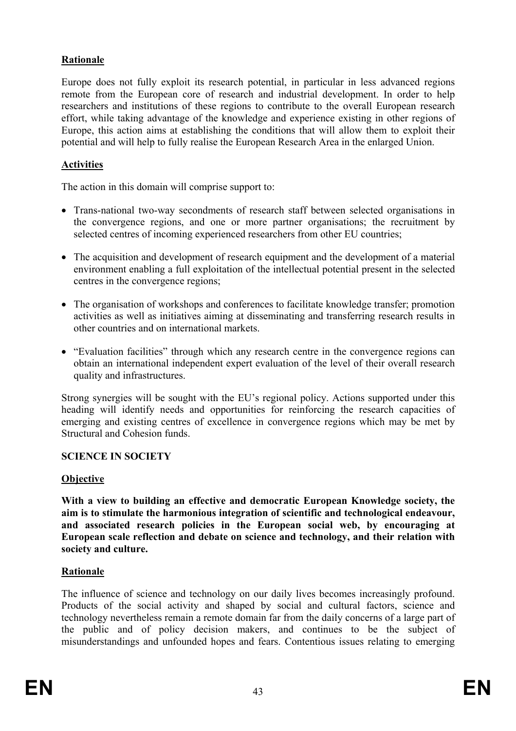**Rationale**

Europe does not fully exploit its research potential, in particular in less advanced regions remote from the European core of research and industrial development. In order to help researchers and institutions of these regions to contribute to the overall European research effort, while taking advantage of the knowledge and experience existing in other regions of Europe, this action aims at establishing the conditions that will allow them to exploit their potential and will help to fully realise the European Research Area in the enlarged Union.

**Activities**

The action in this domain will comprise support to:

- Trans-national two-way secondments of research staff between selected organisations in the convergence regions, and one or more partner organisations; the recruitment by selected centres of incoming experienced researchers from other EU countries;
- The acquisition and development of research equipment and the development of a material environment enabling a full exploitation of the intellectual potential present in the selected centres in the convergence regions;
- The organisation of workshops and conferences to facilitate knowledge transfer; promotion activities as well as initiatives aiming at disseminating and transferring research results in other countries and on international markets.
- "Evaluation facilities" through which any research centre in the convergence regions can obtain an international independent expert evaluation of the level of their overall research quality and infrastructures.

Strong synergies will be sought with the EU's regional policy. Actions supported under this heading will identify needs and opportunities for reinforcing the research capacities of emerging and existing centres of excellence in convergence regions which may be met by Structural and Cohesion funds.

## SCIENCE IN SOCIETY

**Objective**

**With a view to building an effective and democratic European Knowledge society, the aim is to stimulate the harmonious integration of scientific and technological endeavour, and associated research policies in the European social web, by encouraging at European scale reflection and debate on science and technology, and their relation with society and culture.**

**Rationale**

The influence of science and technology on our daily lives becomes increasingly profound. Products of the social activity and shaped by social and cultural factors, science and technology nevertheless remain a remote domain far from the daily concerns of a large part of the public and of policy decision makers, and continues to be the subject of misunderstandings and unfounded hopes and fears. Contentious issues relating to emerging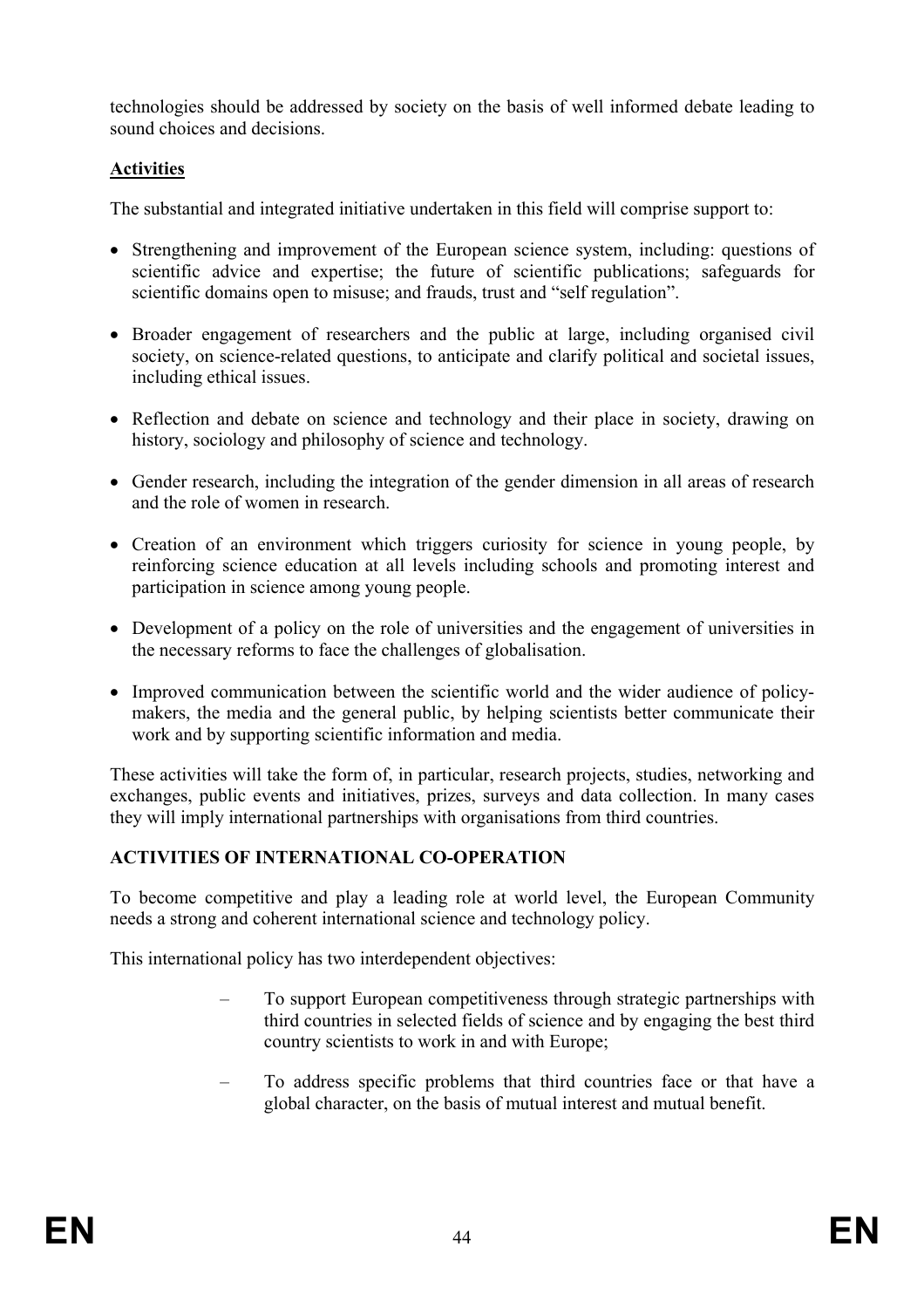technologies should be addressed by society on the basis of well informed debate leading to sound choices and decisions.

**Activities**

The substantial and integrated initiative undertaken in this field will comprise support to:

- Strengthening and improvement of the European science system, including: questions of scientific advice and expertise; the future of scientific publications; safeguards for scientific domains open to misuse; and frauds, trust and "self regulation".
- Broader engagement of researchers and the public at large, including organised civil society, on science-related questions, to anticipate and clarify political and societal issues, including ethical issues.
- Reflection and debate on science and technology and their place in society, drawing on history, sociology and philosophy of science and technology.
- Gender research, including the integration of the gender dimension in all areas of research and the role of women in research.
- Creation of an environment which triggers curiosity for science in young people, by reinforcing science education at all levels including schools and promoting interest and participation in science among young people.
- Development of a policy on the role of universities and the engagement of universities in the necessary reforms to face the challenges of globalisation.
- Improved communication between the scientific world and the wider audience of policy-makers, the media and the general public, by helping scientists better communicate their work and by supporting scientific information and media.

These activities will take the form of, in particular, research projects, studies, networking and exchanges, public events and initiatives, prizes, surveys and data collection. In many cases they will imply international partnerships with organisations from third countries.

**ACTIVITIES OF INTERNATIONAL CO-OPERATION**

To become competitive and play a leading role at world level, the European Community needs a strong and coherent international science and technology policy.

This international policy has two interdependent objectives:

- To support European competitiveness through strategic partnerships with third countries in selected fields of science and by engaging the best third country scientists to work in and with Europe;
- To address specific problems that third countries face or that have a global character, on the basis of mutual interest and mutual benefit.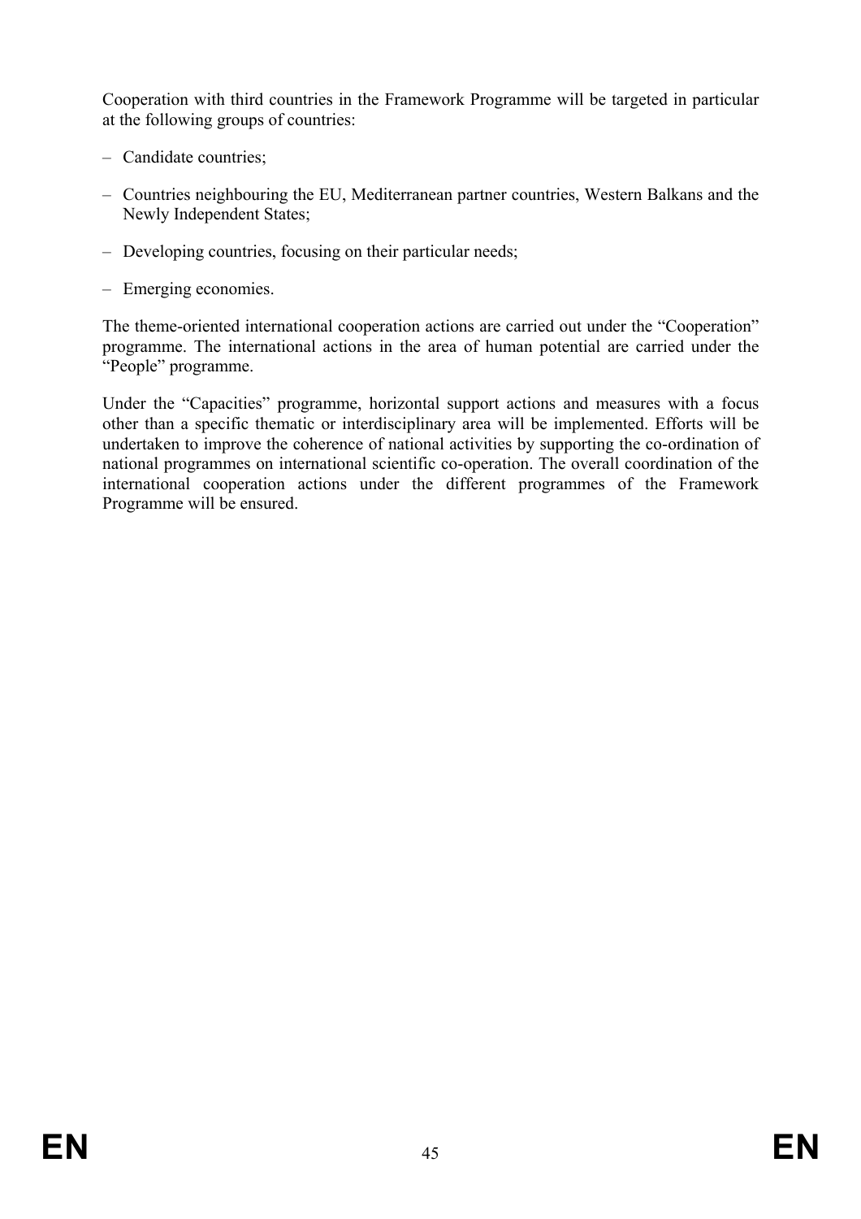Cooperation with third countries in the Framework Programme will be targeted in particular at the following groups of countries:

– Candidate countries;

– Countries neighbouring the EU, Mediterranean partner countries, Western Balkans and the Newly Independent States;

– Developing countries, focusing on their particular needs;

– Emerging economies.

The theme-oriented international cooperation actions are carried out under the "Cooperation" programme. The international actions in the area of human potential are carried under the "People" programme.

Under the "Capacities" programme, horizontal support actions and measures with a focus other than a specific thematic or interdisciplinary area will be implemented. Efforts will be undertaken to improve the coherence of national activities by supporting the co-ordination of national programmes on international scientific co-operation. The overall coordination of the international cooperation actions under the different programmes of the Framework Programme will be ensured.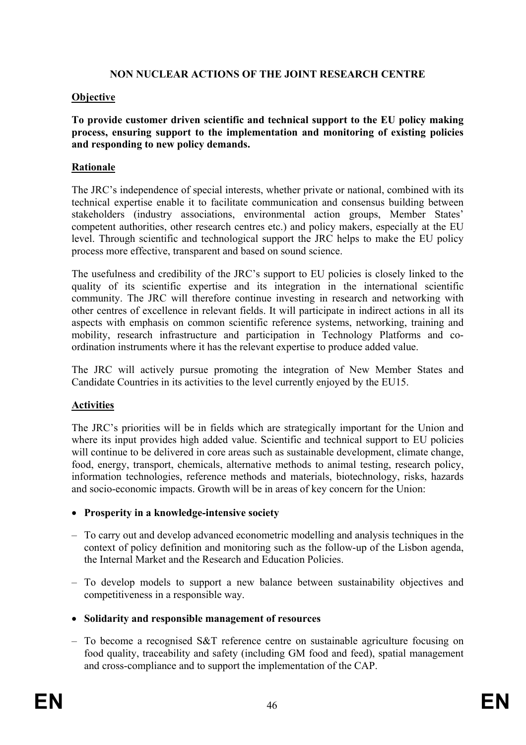# NON NUCLEAR ACTIONS OF THE JOINT RESEARCH CENTRE

## Objective

**To provide customer driven scientific and technical support to the EU policy making process, ensuring support to the implementation and monitoring of existing policies and responding to new policy demands.**

## Rationale

The JRC's independence of special interests, whether private or national, combined with its technical expertise enable it to facilitate communication and consensus building between stakeholders (industry associations, environmental action groups, Member States' competent authorities, other research centres etc.) and policy makers, especially at the EU level. Through scientific and technological support the JRC helps to make the EU policy process more effective, transparent and based on sound science.

The usefulness and credibility of the JRC's support to EU policies is closely linked to the quality of its scientific expertise and its integration in the international scientific community. The JRC will therefore continue investing in research and networking with other centres of excellence in relevant fields. It will participate in indirect actions in all its aspects with emphasis on common scientific reference systems, networking, training and mobility, research infrastructure and participation in Technology Platforms and co-ordination instruments where it has the relevant expertise to produce added value.

The JRC will actively pursue promoting the integration of New Member States and Candidate Countries in its activities to the level currently enjoyed by the EU15.

## Activities

The JRC's priorities will be in fields which are strategically important for the Union and where its input provides high added value. Scientific and technical support to EU policies will continue to be delivered in core areas such as sustainable development, climate change, food, energy, transport, chemicals, alternative methods to animal testing, research policy, information technologies, reference methods and materials, biotechnology, risks, hazards and socio-economic impacts. Growth will be in areas of key concern for the Union:

- **Prosperity in a knowledge-intensive society**

– To carry out and develop advanced econometric modelling and analysis techniques in the context of policy definition and monitoring such as the follow-up of the Lisbon agenda, the Internal Market and the Research and Education Policies.

– To develop models to support a new balance between sustainability objectives and competitiveness in a responsible way.

- **Solidarity and responsible management of resources**

– To become a recognised S&T reference centre on sustainable agriculture focusing on food quality, traceability and safety (including GM food and feed), spatial management and cross-compliance and to support the implementation of the CAP.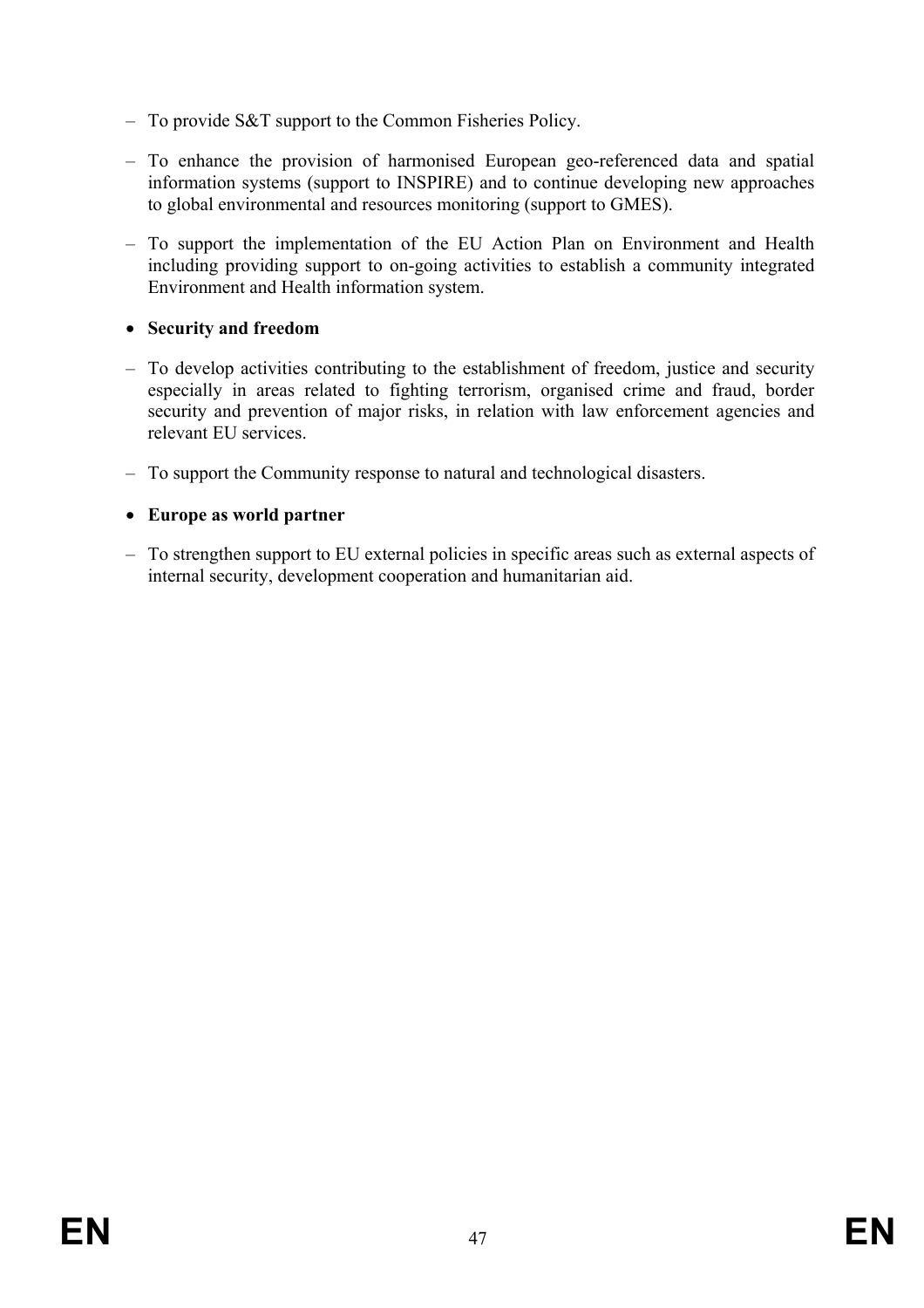- To provide S&T support to the Common Fisheries Policy.

- To enhance the provision of harmonised European geo-referenced data and spatial information systems (support to INSPIRE) and to continue developing new approaches to global environmental and resources monitoring (support to GMES).

- To support the implementation of the EU Action Plan on Environment and Health including providing support to on-going activities to establish a community integrated Environment and Health information system.

- **Security and freedom**

- To develop activities contributing to the establishment of freedom, justice and security especially in areas related to fighting terrorism, organised crime and fraud, border security and prevention of major risks, in relation with law enforcement agencies and relevant EU services.

- To support the Community response to natural and technological disasters.

- **Europe as world partner**

- To strengthen support to EU external policies in specific areas such as external aspects of internal security, development cooperation and humanitarian aid.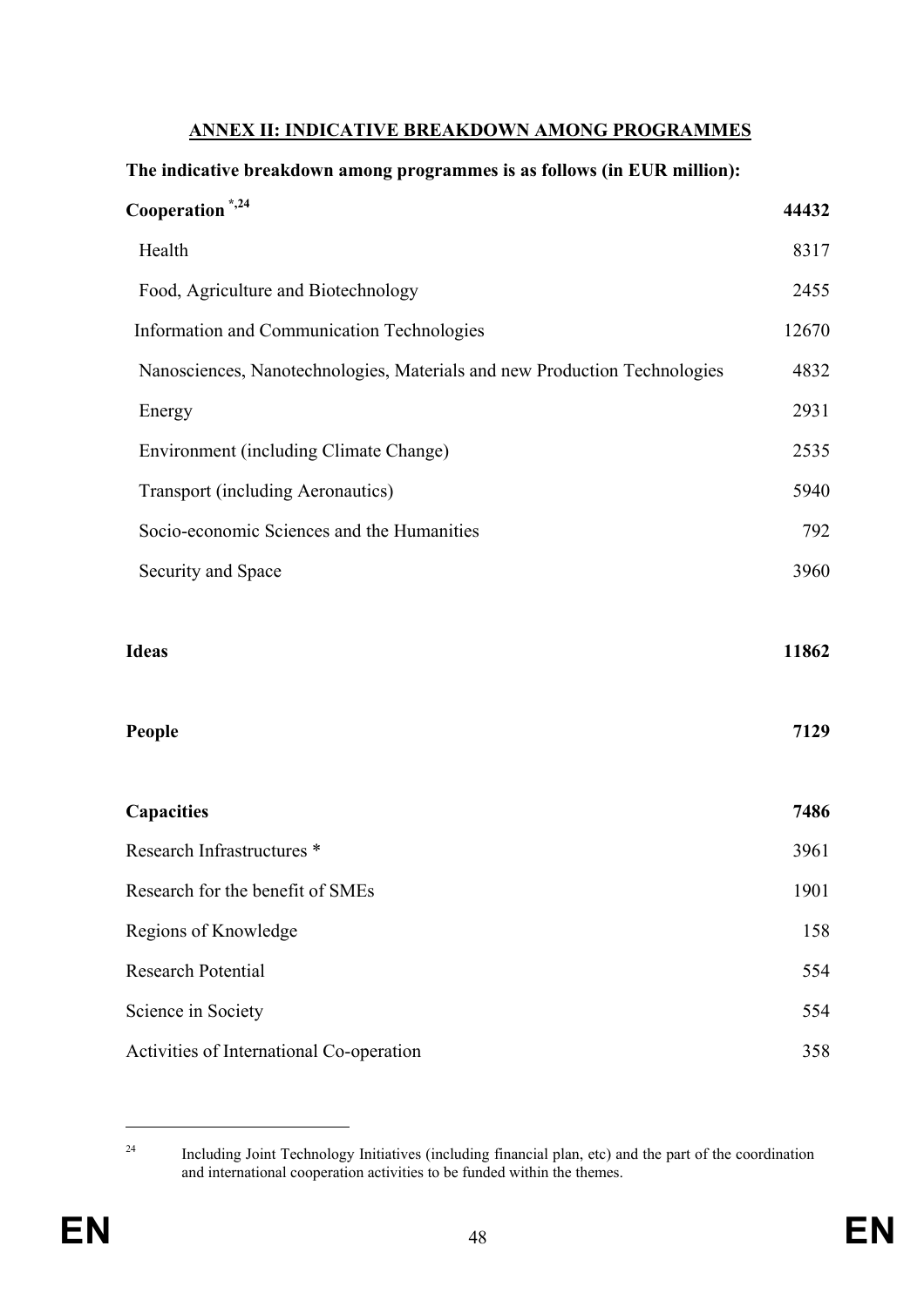## ANNEX II: INDICATIVE BREAKDOWN AMONG PROGRAMMES

**The indicative breakdown among programmes is as follows (in EUR million):**

| | |
|---|---|
| **Cooperation** *,[24] | **44432** |
| Health | 8317 |
| Food, Agriculture and Biotechnology | 2455 |
| Information and Communication Technologies | 12670 |
| Nanosciences, Nanotechnologies, Materials and new Production Technologies | 4832 |
| Energy | 2931 |
| Environment (including Climate Change) | 2535 |
| Transport (including Aeronautics) | 5940 |
| Socio-economic Sciences and the Humanities | 792 |
| Security and Space | 3960 |
| | |
| **Ideas** | **11862** |
| | |
| **People** | **7129** |
| | |
| **Capacities** | **7486** |
| Research Infrastructures * | 3961 |
| Research for the benefit of SMEs | 1901 |
| Regions of Knowledge | 158 |
| Research Potential | 554 |
| Science in Society | 554 |
| Activities of International Co-operation | 358 |

---

[24] Including Joint Technology Initiatives (including financial plan, etc) and the part of the coordination and international cooperation activities to be funded within the themes.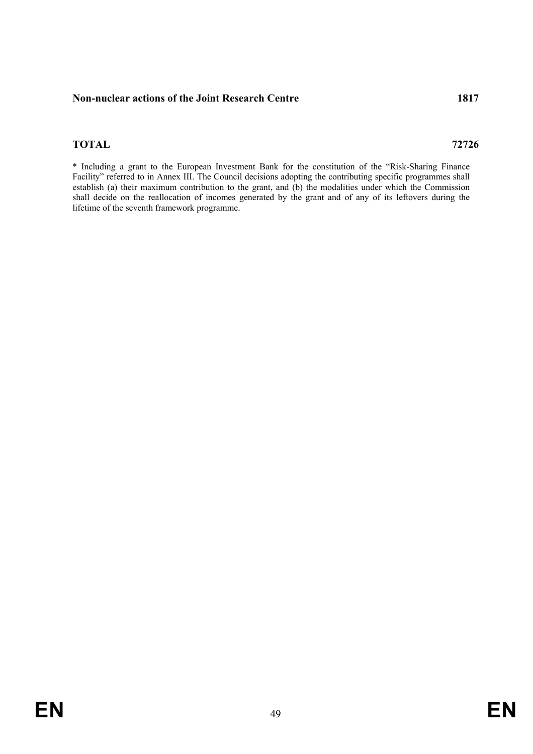| | |
|---|---|
| **Non-nuclear actions of the Joint Research Centre** | **1817** |
| **TOTAL** | **72726** |

* Including a grant to the European Investment Bank for the constitution of the "Risk-Sharing Finance Facility" referred to in Annex III. The Council decisions adopting the contributing specific programmes shall establish (a) their maximum contribution to the grant, and (b) the modalities under which the Commission shall decide on the reallocation of incomes generated by the grant and of any of its leftovers during the lifetime of the seventh framework programme.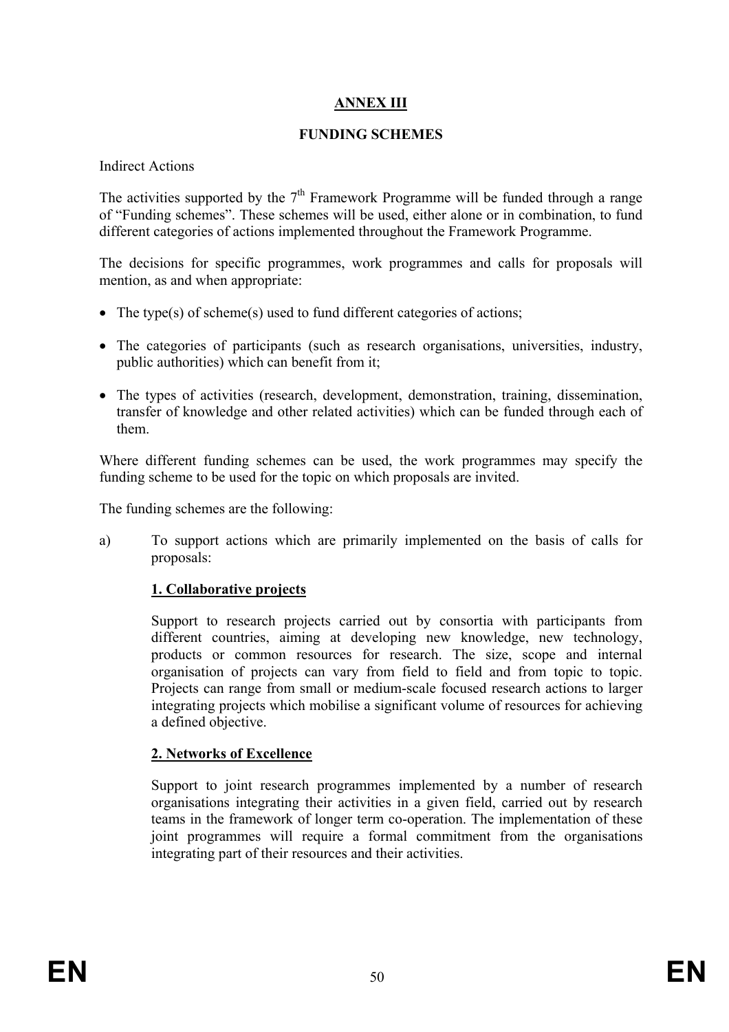# ANNEX III

## FUNDING SCHEMES

Indirect Actions

The activities supported by the 7th Framework Programme will be funded through a range of "Funding schemes". These schemes will be used, either alone or in combination, to fund different categories of actions implemented throughout the Framework Programme.

The decisions for specific programmes, work programmes and calls for proposals will mention, as and when appropriate:

- The type(s) of scheme(s) used to fund different categories of actions;
- The categories of participants (such as research organisations, universities, industry, public authorities) which can benefit from it;
- The types of activities (research, development, demonstration, training, dissemination, transfer of knowledge and other related activities) which can be funded through each of them.

Where different funding schemes can be used, the work programmes may specify the funding scheme to be used for the topic on which proposals are invited.

The funding schemes are the following:

a) To support actions which are primarily implemented on the basis of calls for proposals:

### 1. Collaborative projects

Support to research projects carried out by consortia with participants from different countries, aiming at developing new knowledge, new technology, products or common resources for research. The size, scope and internal organisation of projects can vary from field to field and from topic to topic. Projects can range from small or medium-scale focused research actions to larger integrating projects which mobilise a significant volume of resources for achieving a defined objective.

### 2. Networks of Excellence

Support to joint research programmes implemented by a number of research organisations integrating their activities in a given field, carried out by research teams in the framework of longer term co-operation. The implementation of these joint programmes will require a formal commitment from the organisations integrating part of their resources and their activities.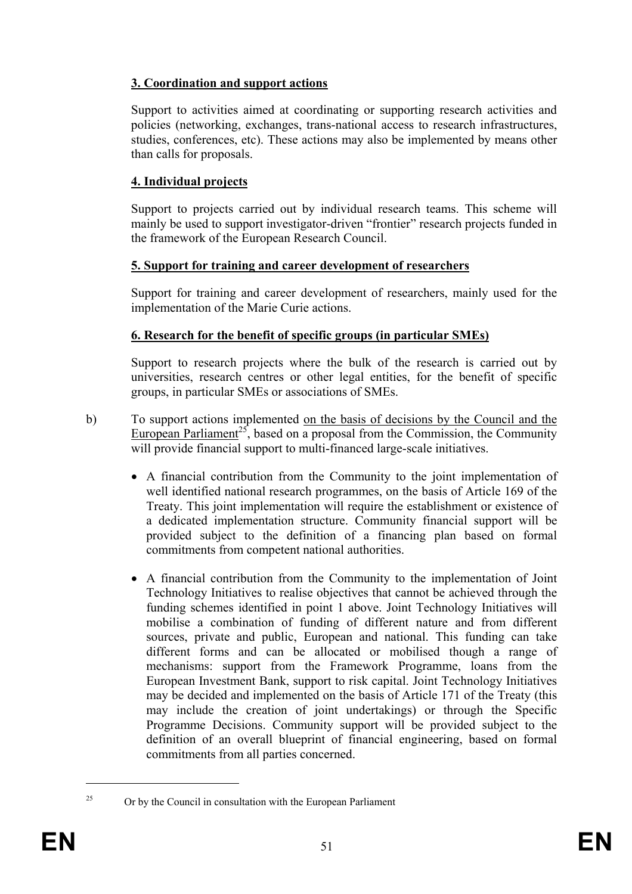**3. Coordination and support actions**

Support to activities aimed at coordinating or supporting research activities and policies (networking, exchanges, trans-national access to research infrastructures, studies, conferences, etc). These actions may also be implemented by means other than calls for proposals.

**4. Individual projects**

Support to projects carried out by individual research teams. This scheme will mainly be used to support investigator-driven "frontier" research projects funded in the framework of the European Research Council.

**5. Support for training and career development of researchers**

Support for training and career development of researchers, mainly used for the implementation of the Marie Curie actions.

**6. Research for the benefit of specific groups (in particular SMEs)**

Support to research projects where the bulk of the research is carried out by universities, research centres or other legal entities, for the benefit of specific groups, in particular SMEs or associations of SMEs.

b) To support actions implemented on the basis of decisions by the Council and the European Parliament[25], based on a proposal from the Commission, the Community will provide financial support to multi-financed large-scale initiatives.

- A financial contribution from the Community to the joint implementation of well identified national research programmes, on the basis of Article 169 of the Treaty. This joint implementation will require the establishment or existence of a dedicated implementation structure. Community financial support will be provided subject to the definition of a financing plan based on formal commitments from competent national authorities.

- A financial contribution from the Community to the implementation of Joint Technology Initiatives to realise objectives that cannot be achieved through the funding schemes identified in point 1 above. Joint Technology Initiatives will mobilise a combination of funding of different nature and from different sources, private and public, European and national. This funding can take different forms and can be allocated or mobilised though a range of mechanisms: support from the Framework Programme, loans from the European Investment Bank, support to risk capital. Joint Technology Initiatives may be decided and implemented on the basis of Article 171 of the Treaty (this may include the creation of joint undertakings) or through the Specific Programme Decisions. Community support will be provided subject to the definition of an overall blueprint of financial engineering, based on formal commitments from all parties concerned.

[25] Or by the Council in consultation with the European Parliament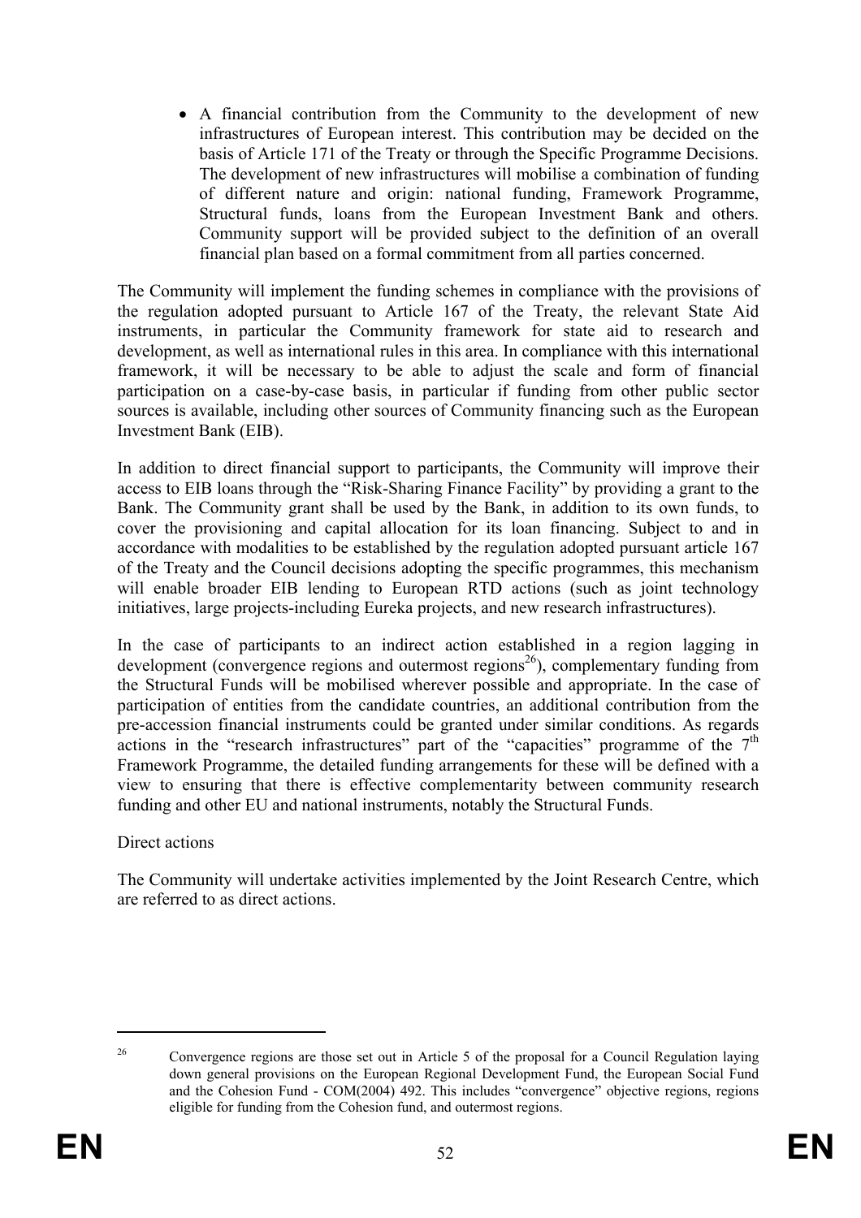- A financial contribution from the Community to the development of new infrastructures of European interest. This contribution may be decided on the basis of Article 171 of the Treaty or through the Specific Programme Decisions. The development of new infrastructures will mobilise a combination of funding of different nature and origin: national funding, Framework Programme, Structural funds, loans from the European Investment Bank and others. Community support will be provided subject to the definition of an overall financial plan based on a formal commitment from all parties concerned.

The Community will implement the funding schemes in compliance with the provisions of the regulation adopted pursuant to Article 167 of the Treaty, the relevant State Aid instruments, in particular the Community framework for state aid to research and development, as well as international rules in this area. In compliance with this international framework, it will be necessary to be able to adjust the scale and form of financial participation on a case-by-case basis, in particular if funding from other public sector sources is available, including other sources of Community financing such as the European Investment Bank (EIB).

In addition to direct financial support to participants, the Community will improve their access to EIB loans through the "Risk-Sharing Finance Facility" by providing a grant to the Bank. The Community grant shall be used by the Bank, in addition to its own funds, to cover the provisioning and capital allocation for its loan financing. Subject to and in accordance with modalities to be established by the regulation adopted pursuant article 167 of the Treaty and the Council decisions adopting the specific programmes, this mechanism will enable broader EIB lending to European RTD actions (such as joint technology initiatives, large projects-including Eureka projects, and new research infrastructures).

In the case of participants to an indirect action established in a region lagging in development (convergence regions and outermost regions[26]), complementary funding from the Structural Funds will be mobilised wherever possible and appropriate. In the case of participation of entities from the candidate countries, an additional contribution from the pre-accession financial instruments could be granted under similar conditions. As regards actions in the "research infrastructures" part of the "capacities" programme of the 7th Framework Programme, the detailed funding arrangements for these will be defined with a view to ensuring that there is effective complementarity between community research funding and other EU and national instruments, notably the Structural Funds.

Direct actions

The Community will undertake activities implemented by the Joint Research Centre, which are referred to as direct actions.

---

[26] Convergence regions are those set out in Article 5 of the proposal for a Council Regulation laying down general provisions on the European Regional Development Fund, the European Social Fund and the Cohesion Fund - COM(2004) 492. This includes "convergence" objective regions, regions eligible for funding from the Cohesion fund, and outermost regions.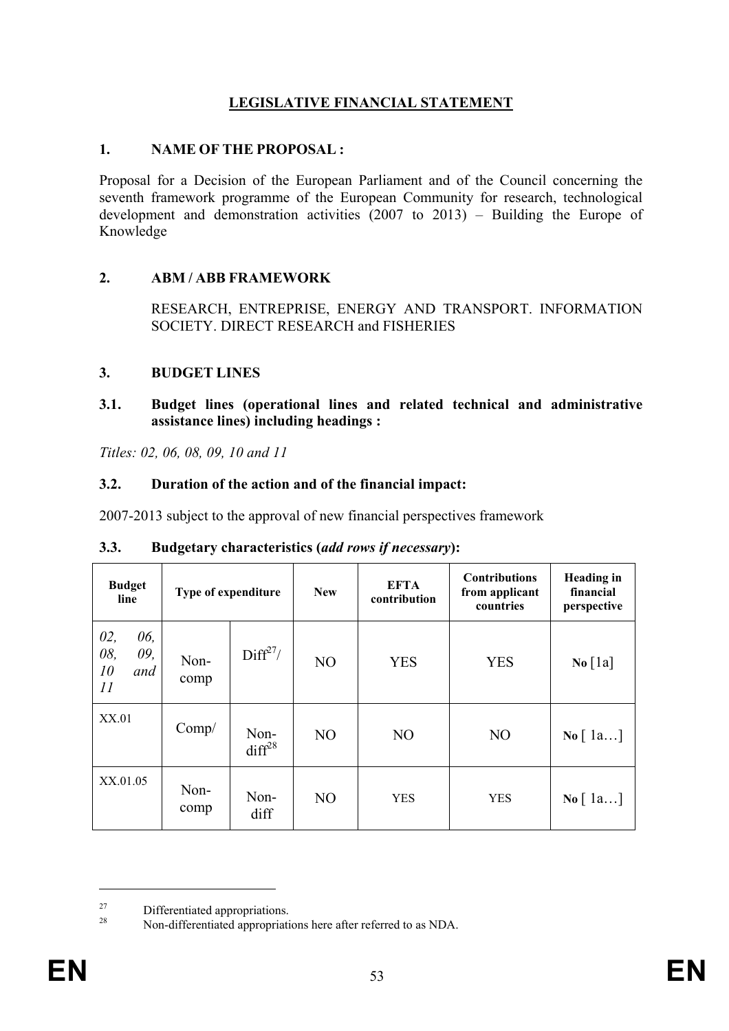# LEGISLATIVE FINANCIAL STATEMENT

## 1. NAME OF THE PROPOSAL :

Proposal for a Decision of the European Parliament and of the Council concerning the seventh framework programme of the European Community for research, technological development and demonstration activities (2007 to 2013) – Building the Europe of Knowledge

## 2. ABM / ABB FRAMEWORK

RESEARCH, ENTREPRISE, ENERGY AND TRANSPORT. INFORMATION SOCIETY. DIRECT RESEARCH and FISHERIES

## 3. BUDGET LINES

### 3.1. Budget lines (operational lines and related technical and administrative assistance lines) including headings :

*Titles: 02, 06, 08, 09, 10 and 11*

### 3.2. Duration of the action and of the financial impact:

2007-2013 subject to the approval of new financial perspectives framework

### 3.3. Budgetary characteristics (*add rows if necessary*):

| Budget line | Type of expenditure | | New | EFTA contribution | Contributions from applicant countries | Heading in financial perspective |
|---|---|---|---|---|---|---|
| *02, 06, 08, 09, 10 and 11* | Non-comp | Diff[27]/ | NO | YES | YES | **No** [1a] |
| XX.01 | Comp/ | Non-diff[28] | NO | NO | NO | **No** [ 1a…] |
| XX.01.05 | Non-comp | Non-diff | NO | YES | YES | **No** [ 1a…] |

[27] Differentiated appropriations.

[28] Non-differentiated appropriations here after referred to as NDA.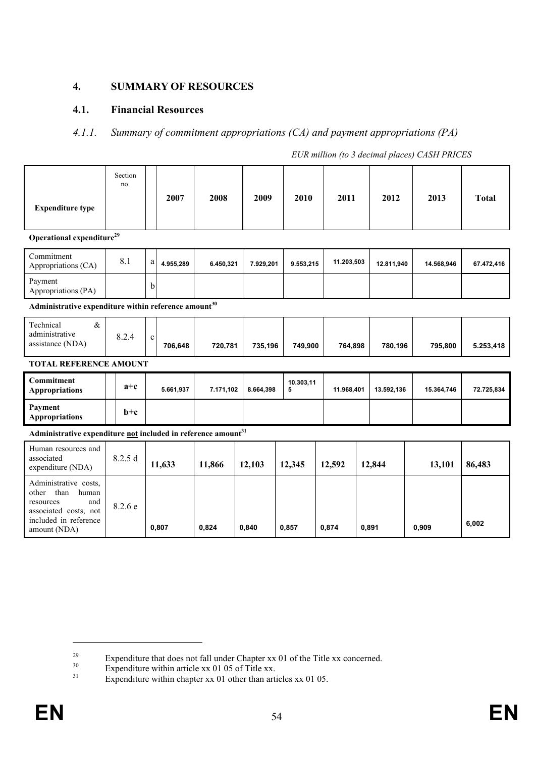## 4. SUMMARY OF RESOURCES

### 4.1. Financial Resources

#### *4.1.1. Summary of commitment appropriations (CA) and payment appropriations (PA)*

*EUR million (to 3 decimal places) CASH PRICES*

| Expenditure type | Section no. | | 2007 | 2008 | 2009 | 2010 | 2011 | 2012 | 2013 | Total |
|---|---|---|---|---|---|---|---|---|---|---|
| **Operational expenditure**[29] | | | | | | | | | | |
| Commitment Appropriations (CA) | 8.1 | a | 4.955,289 | 6.450,321 | 7.929,201 | 9.553,215 | 11.203,503 | 12.811,940 | 14.568,946 | 67.472,416 |
| Payment Appropriations (PA) | | b | | | | | | | | |
| **Administrative expenditure within reference amount**[30] | | | | | | | | | | |
| Technical & administrative assistance (NDA) | 8.2.4 | c | 706,648 | 720,781 | 735,196 | 749,900 | 764,898 | 780,196 | 795,800 | 5.253,418 |
| **TOTAL REFERENCE AMOUNT** | | | | | | | | | | |
| **Commitment Appropriations** | | **a+c** | 5.661,937 | 7.171,102 | 8.664,398 | 10.303,115 | 11.968,401 | 13.592,136 | 15.364,746 | 72.725,834 |
| **Payment Appropriations** | | **b+c** | | | | | | | | |
| **Administrative expenditure not included in reference amount**[31] | | | | | | | | | | |
| Human resources and associated expenditure (NDA) | 8.2.5 d | | 11,633 | 11,866 | 12,103 | 12,345 | 12,592 | 12,844 | 13,101 | 86,483 |
| Administrative costs, other than human resources and associated costs, not included in reference amount (NDA) | 8.2.6 e | | 0,807 | 0,824 | 0,840 | 0,857 | 0,874 | 0,891 | 0,909 | 6,002 |

---

[29] Expenditure that does not fall under Chapter xx 01 of the Title xx concerned.

[30] Expenditure within article xx 01 05 of Title xx.

[31] Expenditure within chapter xx 01 other than articles xx 01 05.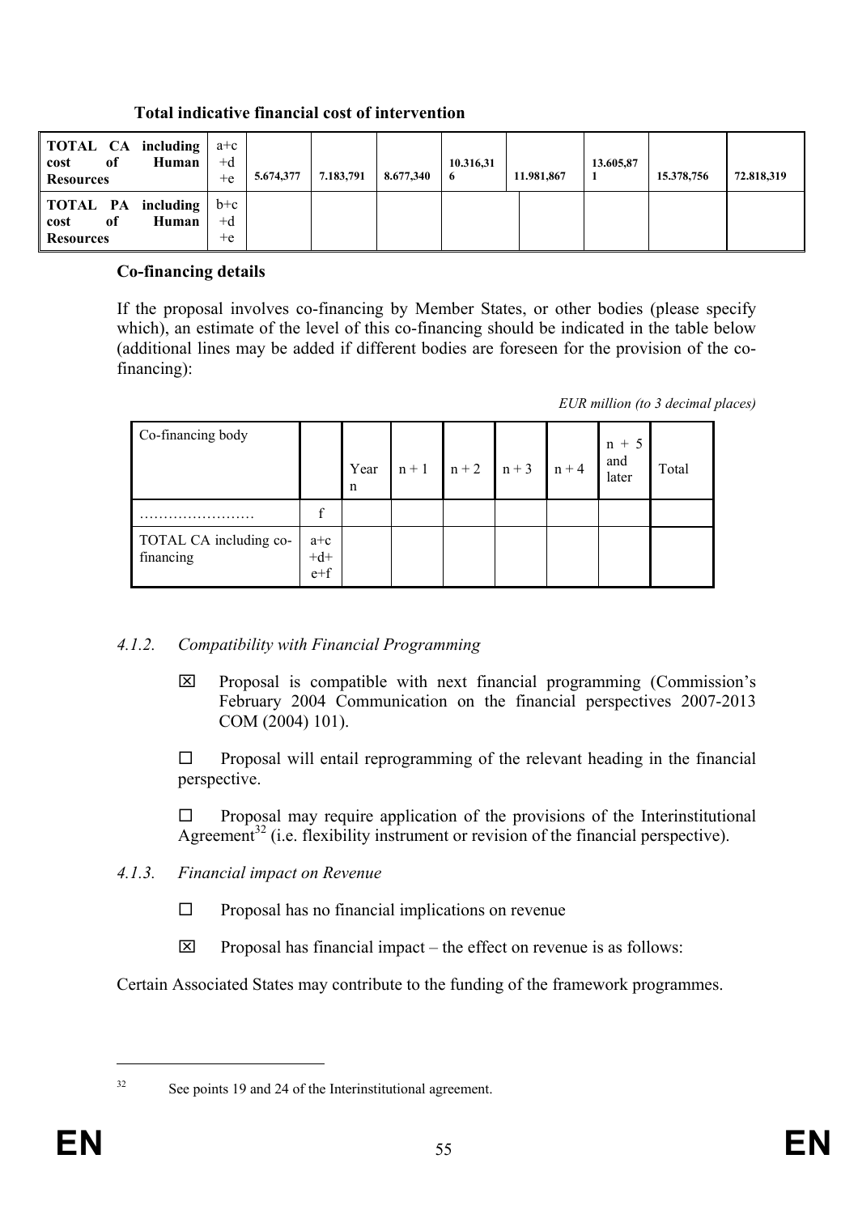**Total indicative financial cost of intervention**

| | | | | | | | | | |
|---|---|---|---|---|---|---|---|---|---|
| **TOTAL CA including cost of Human Resources** | a+c +d +e | **5.674,377** | **7.183,791** | **8.677,340** | **10.316,316** | **11.981,867** | **13.605,871** | **15.378,756** | **72.818,319** |
| **TOTAL PA including cost of Human Resources** | b+c +d +e | | | | | | | | |

**Co-financing details**

If the proposal involves co-financing by Member States, or other bodies (please specify which), an estimate of the level of this co-financing should be indicated in the table below (additional lines may be added if different bodies are foreseen for the provision of the co-financing):

*EUR million (to 3 decimal places)*

| Co-financing body | | Year n | n + 1 | n + 2 | n + 3 | n + 4 | n + 5 and later | Total |
|---|---|---|---|---|---|---|---|---|
| …………………… | f | | | | | | | |
| TOTAL CA including co-financing | a+c +d+ e+f | | | | | | | |

### *4.1.2. Compatibility with Financial Programming*

☒ Proposal is compatible with next financial programming (Commission's February 2004 Communication on the financial perspectives 2007-2013 COM (2004) 101).

☐ Proposal will entail reprogramming of the relevant heading in the financial perspective.

☐ Proposal may require application of the provisions of the Interinstitutional Agreement[32] (i.e. flexibility instrument or revision of the financial perspective).

### *4.1.3. Financial impact on Revenue*

☐ Proposal has no financial implications on revenue

☒ Proposal has financial impact – the effect on revenue is as follows:

Certain Associated States may contribute to the funding of the framework programmes.

---

[32] See points 19 and 24 of the Interinstitutional agreement.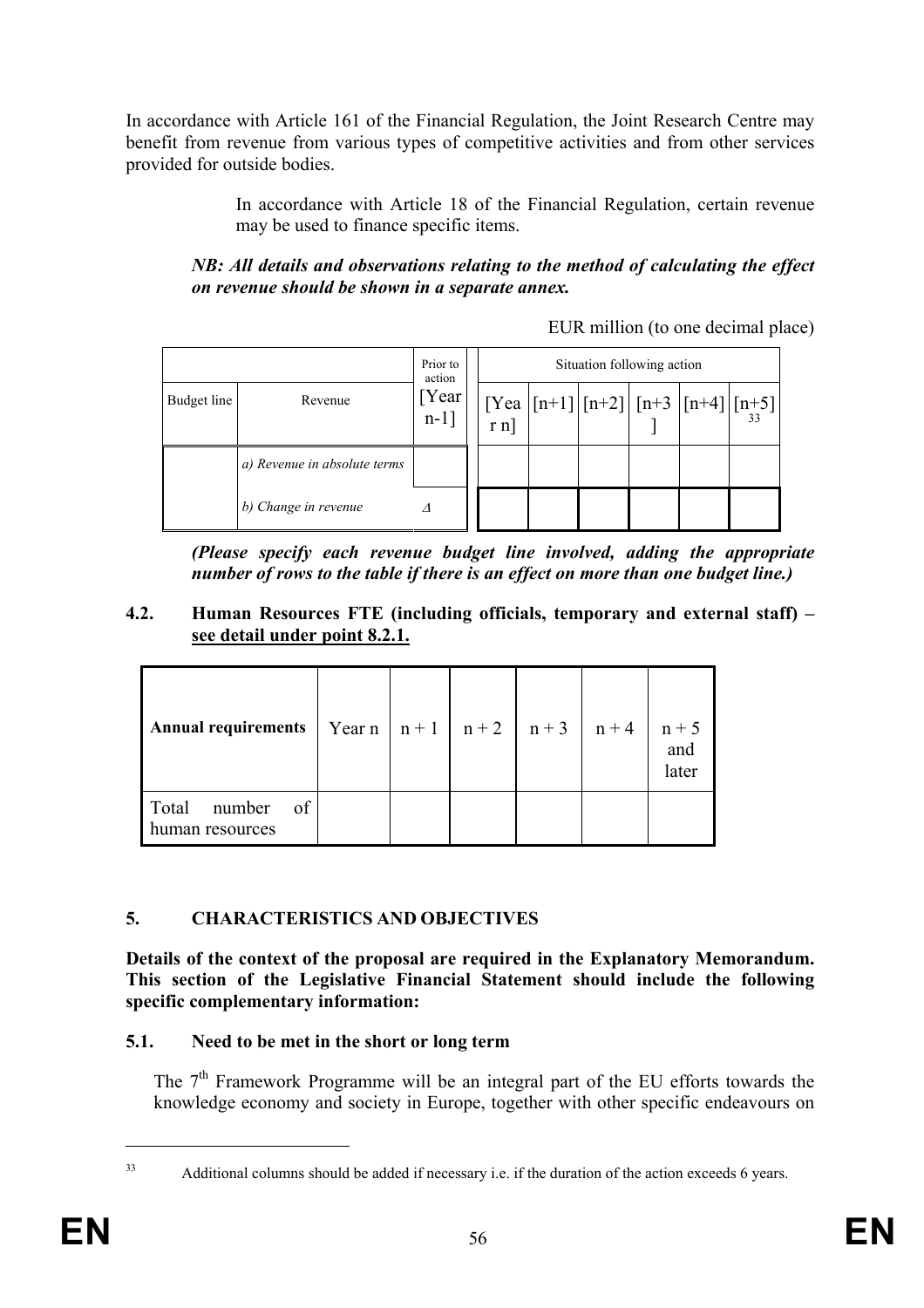In accordance with Article 161 of the Financial Regulation, the Joint Research Centre may benefit from revenue from various types of competitive activities and from other services provided for outside bodies.

In accordance with Article 18 of the Financial Regulation, certain revenue may be used to finance specific items.

***NB: All details and observations relating to the method of calculating the effect on revenue should be shown in a separate annex.***

EUR million (to one decimal place)

| | | Prior to action | Situation following action | | | | | |
|---|---|---|---|---|---|---|---|---|
| Budget line | Revenue | [Year n-1] | [Year n] | [n+1] | [n+2] | [n+3] | [n+4] | [n+5][33] |
| | *a) Revenue in absolute terms* | | | | | | | |
| | *b) Change in revenue* | Δ | | | | | | |

***(Please specify each revenue budget line involved, adding the appropriate number of rows to the table if there is an effect on more than one budget line.)***

### 4.2. Human Resources FTE (including officials, temporary and external staff) – see detail under point 8.2.1.

| **Annual requirements** | Year n | n + 1 | n + 2 | n + 3 | n + 4 | n + 5 and later |
|---|---|---|---|---|---|---|
| Total number of human resources | | | | | | |

## 5. CHARACTERISTICS AND OBJECTIVES

**Details of the context of the proposal are required in the Explanatory Memorandum. This section of the Legislative Financial Statement should include the following specific complementary information:**

### 5.1. Need to be met in the short or long term

The 7th Framework Programme will be an integral part of the EU efforts towards the knowledge economy and society in Europe, together with other specific endeavours on

[33] Additional columns should be added if necessary i.e. if the duration of the action exceeds 6 years.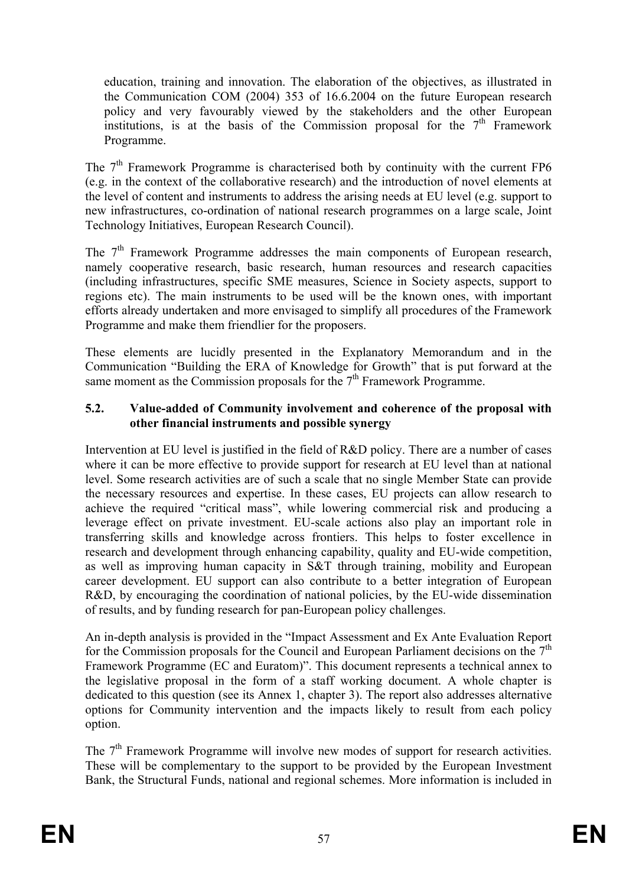education, training and innovation. The elaboration of the objectives, as illustrated in the Communication COM (2004) 353 of 16.6.2004 on the future European research policy and very favourably viewed by the stakeholders and the other European institutions, is at the basis of the Commission proposal for the 7th Framework Programme.

The 7th Framework Programme is characterised both by continuity with the current FP6 (e.g. in the context of the collaborative research) and the introduction of novel elements at the level of content and instruments to address the arising needs at EU level (e.g. support to new infrastructures, co-ordination of national research programmes on a large scale, Joint Technology Initiatives, European Research Council).

The 7th Framework Programme addresses the main components of European research, namely cooperative research, basic research, human resources and research capacities (including infrastructures, specific SME measures, Science in Society aspects, support to regions etc). The main instruments to be used will be the known ones, with important efforts already undertaken and more envisaged to simplify all procedures of the Framework Programme and make them friendlier for the proposers.

These elements are lucidly presented in the Explanatory Memorandum and in the Communication "Building the ERA of Knowledge for Growth" that is put forward at the same moment as the Commission proposals for the 7th Framework Programme.

### 5.2. Value-added of Community involvement and coherence of the proposal with other financial instruments and possible synergy

Intervention at EU level is justified in the field of R&D policy. There are a number of cases where it can be more effective to provide support for research at EU level than at national level. Some research activities are of such a scale that no single Member State can provide the necessary resources and expertise. In these cases, EU projects can allow research to achieve the required "critical mass", while lowering commercial risk and producing a leverage effect on private investment. EU-scale actions also play an important role in transferring skills and knowledge across frontiers. This helps to foster excellence in research and development through enhancing capability, quality and EU-wide competition, as well as improving human capacity in S&T through training, mobility and European career development. EU support can also contribute to a better integration of European R&D, by encouraging the coordination of national policies, by the EU-wide dissemination of results, and by funding research for pan-European policy challenges.

An in-depth analysis is provided in the "Impact Assessment and Ex Ante Evaluation Report for the Commission proposals for the Council and European Parliament decisions on the 7th Framework Programme (EC and Euratom)". This document represents a technical annex to the legislative proposal in the form of a staff working document. A whole chapter is dedicated to this question (see its Annex 1, chapter 3). The report also addresses alternative options for Community intervention and the impacts likely to result from each policy option.

The 7th Framework Programme will involve new modes of support for research activities. These will be complementary to the support to be provided by the European Investment Bank, the Structural Funds, national and regional schemes. More information is included in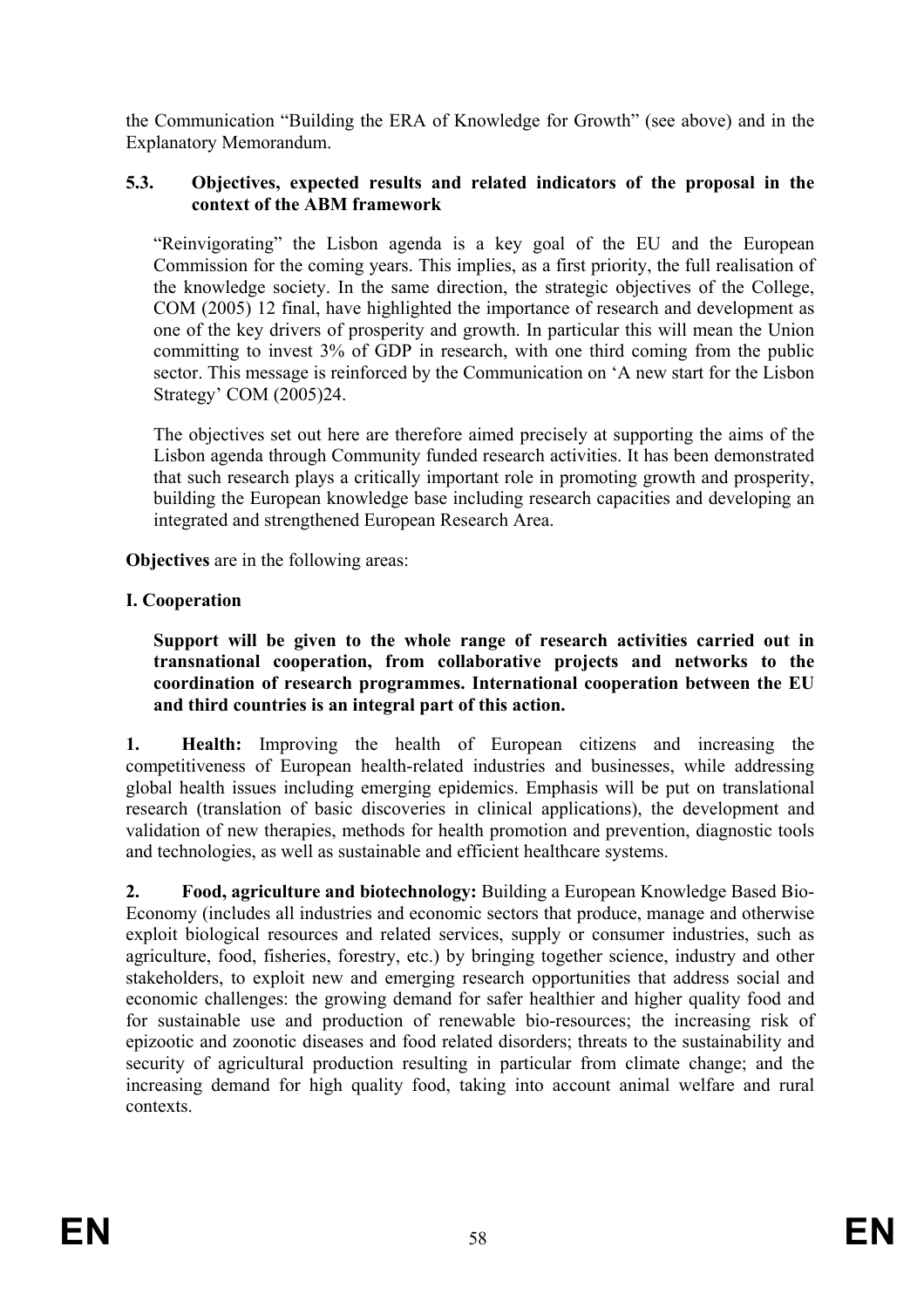the Communication "Building the ERA of Knowledge for Growth" (see above) and in the Explanatory Memorandum.

### 5.3. Objectives, expected results and related indicators of the proposal in the context of the ABM framework

"Reinvigorating" the Lisbon agenda is a key goal of the EU and the European Commission for the coming years. This implies, as a first priority, the full realisation of the knowledge society. In the same direction, the strategic objectives of the College, COM (2005) 12 final, have highlighted the importance of research and development as one of the key drivers of prosperity and growth. In particular this will mean the Union committing to invest 3% of GDP in research, with one third coming from the public sector. This message is reinforced by the Communication on 'A new start for the Lisbon Strategy' COM (2005)24.

The objectives set out here are therefore aimed precisely at supporting the aims of the Lisbon agenda through Community funded research activities. It has been demonstrated that such research plays a critically important role in promoting growth and prosperity, building the European knowledge base including research capacities and developing an integrated and strengthened European Research Area.

**Objectives** are in the following areas:

**I. Cooperation**

**Support will be given to the whole range of research activities carried out in transnational cooperation, from collaborative projects and networks to the coordination of research programmes. International cooperation between the EU and third countries is an integral part of this action.**

**1. Health:** Improving the health of European citizens and increasing the competitiveness of European health-related industries and businesses, while addressing global health issues including emerging epidemics. Emphasis will be put on translational research (translation of basic discoveries in clinical applications), the development and validation of new therapies, methods for health promotion and prevention, diagnostic tools and technologies, as well as sustainable and efficient healthcare systems.

**2. Food, agriculture and biotechnology:** Building a European Knowledge Based Bio-Economy (includes all industries and economic sectors that produce, manage and otherwise exploit biological resources and related services, supply or consumer industries, such as agriculture, food, fisheries, forestry, etc.) by bringing together science, industry and other stakeholders, to exploit new and emerging research opportunities that address social and economic challenges: the growing demand for safer healthier and higher quality food and for sustainable use and production of renewable bio-resources; the increasing risk of epizootic and zoonotic diseases and food related disorders; threats to the sustainability and security of agricultural production resulting in particular from climate change; and the increasing demand for high quality food, taking into account animal welfare and rural contexts.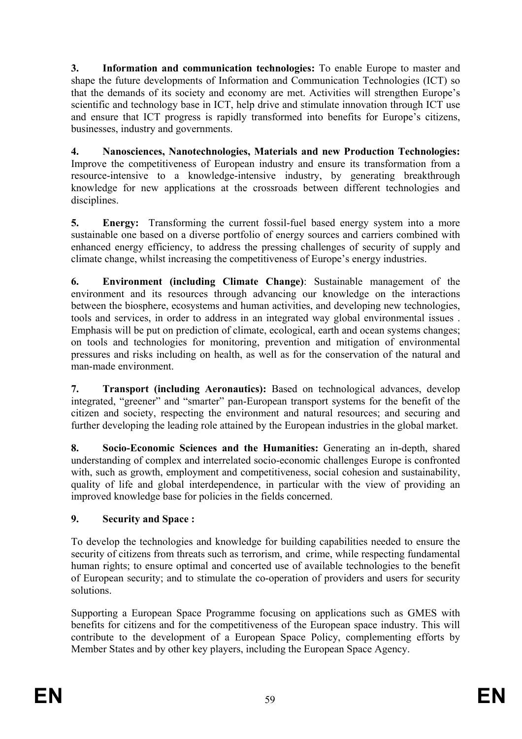**3. Information and communication technologies:** To enable Europe to master and shape the future developments of Information and Communication Technologies (ICT) so that the demands of its society and economy are met. Activities will strengthen Europe's scientific and technology base in ICT, help drive and stimulate innovation through ICT use and ensure that ICT progress is rapidly transformed into benefits for Europe's citizens, businesses, industry and governments.

**4. Nanosciences, Nanotechnologies, Materials and new Production Technologies:** Improve the competitiveness of European industry and ensure its transformation from a resource-intensive to a knowledge-intensive industry, by generating breakthrough knowledge for new applications at the crossroads between different technologies and disciplines.

**5. Energy:** Transforming the current fossil-fuel based energy system into a more sustainable one based on a diverse portfolio of energy sources and carriers combined with enhanced energy efficiency, to address the pressing challenges of security of supply and climate change, whilst increasing the competitiveness of Europe's energy industries.

**6. Environment (including Climate Change)**: Sustainable management of the environment and its resources through advancing our knowledge on the interactions between the biosphere, ecosystems and human activities, and developing new technologies, tools and services, in order to address in an integrated way global environmental issues . Emphasis will be put on prediction of climate, ecological, earth and ocean systems changes; on tools and technologies for monitoring, prevention and mitigation of environmental pressures and risks including on health, as well as for the conservation of the natural and man-made environment.

**7. Transport (including Aeronautics):** Based on technological advances, develop integrated, "greener" and "smarter" pan-European transport systems for the benefit of the citizen and society, respecting the environment and natural resources; and securing and further developing the leading role attained by the European industries in the global market.

**8. Socio-Economic Sciences and the Humanities:** Generating an in-depth, shared understanding of complex and interrelated socio-economic challenges Europe is confronted with, such as growth, employment and competitiveness, social cohesion and sustainability, quality of life and global interdependence, in particular with the view of providing an improved knowledge base for policies in the fields concerned.

**9. Security and Space :**

To develop the technologies and knowledge for building capabilities needed to ensure the security of citizens from threats such as terrorism, and crime, while respecting fundamental human rights; to ensure optimal and concerted use of available technologies to the benefit of European security; and to stimulate the co-operation of providers and users for security solutions.

Supporting a European Space Programme focusing on applications such as GMES with benefits for citizens and for the competitiveness of the European space industry. This will contribute to the development of a European Space Policy, complementing efforts by Member States and by other key players, including the European Space Agency.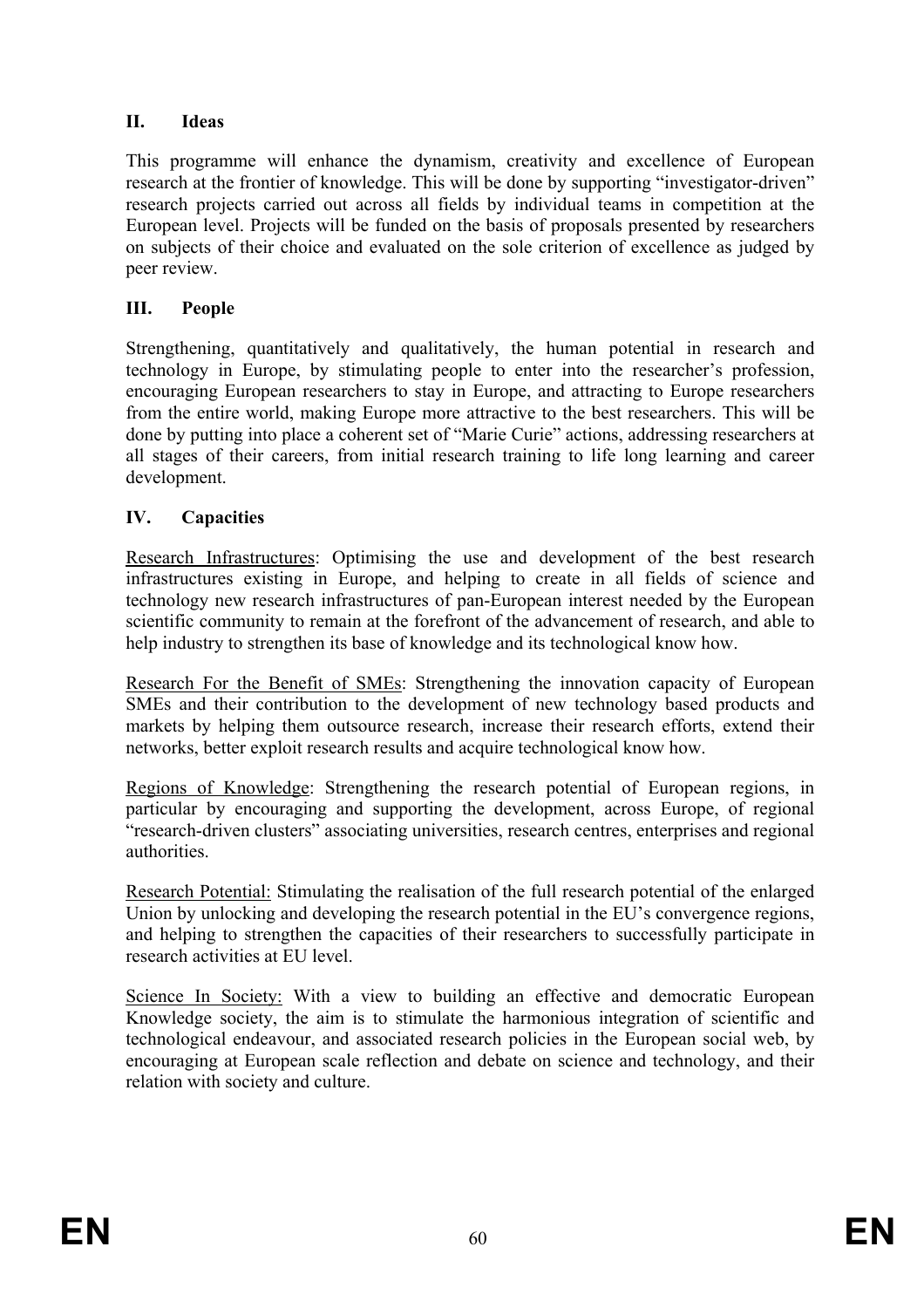## II. Ideas

This programme will enhance the dynamism, creativity and excellence of European research at the frontier of knowledge. This will be done by supporting "investigator-driven" research projects carried out across all fields by individual teams in competition at the European level. Projects will be funded on the basis of proposals presented by researchers on subjects of their choice and evaluated on the sole criterion of excellence as judged by peer review.

## III. People

Strengthening, quantitatively and qualitatively, the human potential in research and technology in Europe, by stimulating people to enter into the researcher's profession, encouraging European researchers to stay in Europe, and attracting to Europe researchers from the entire world, making Europe more attractive to the best researchers. This will be done by putting into place a coherent set of "Marie Curie" actions, addressing researchers at all stages of their careers, from initial research training to life long learning and career development.

## IV. Capacities

Research Infrastructures: Optimising the use and development of the best research infrastructures existing in Europe, and helping to create in all fields of science and technology new research infrastructures of pan-European interest needed by the European scientific community to remain at the forefront of the advancement of research, and able to help industry to strengthen its base of knowledge and its technological know how.

Research For the Benefit of SMEs: Strengthening the innovation capacity of European SMEs and their contribution to the development of new technology based products and markets by helping them outsource research, increase their research efforts, extend their networks, better exploit research results and acquire technological know how.

Regions of Knowledge: Strengthening the research potential of European regions, in particular by encouraging and supporting the development, across Europe, of regional "research-driven clusters" associating universities, research centres, enterprises and regional authorities.

Research Potential: Stimulating the realisation of the full research potential of the enlarged Union by unlocking and developing the research potential in the EU's convergence regions, and helping to strengthen the capacities of their researchers to successfully participate in research activities at EU level.

Science In Society: With a view to building an effective and democratic European Knowledge society, the aim is to stimulate the harmonious integration of scientific and technological endeavour, and associated research policies in the European social web, by encouraging at European scale reflection and debate on science and technology, and their relation with society and culture.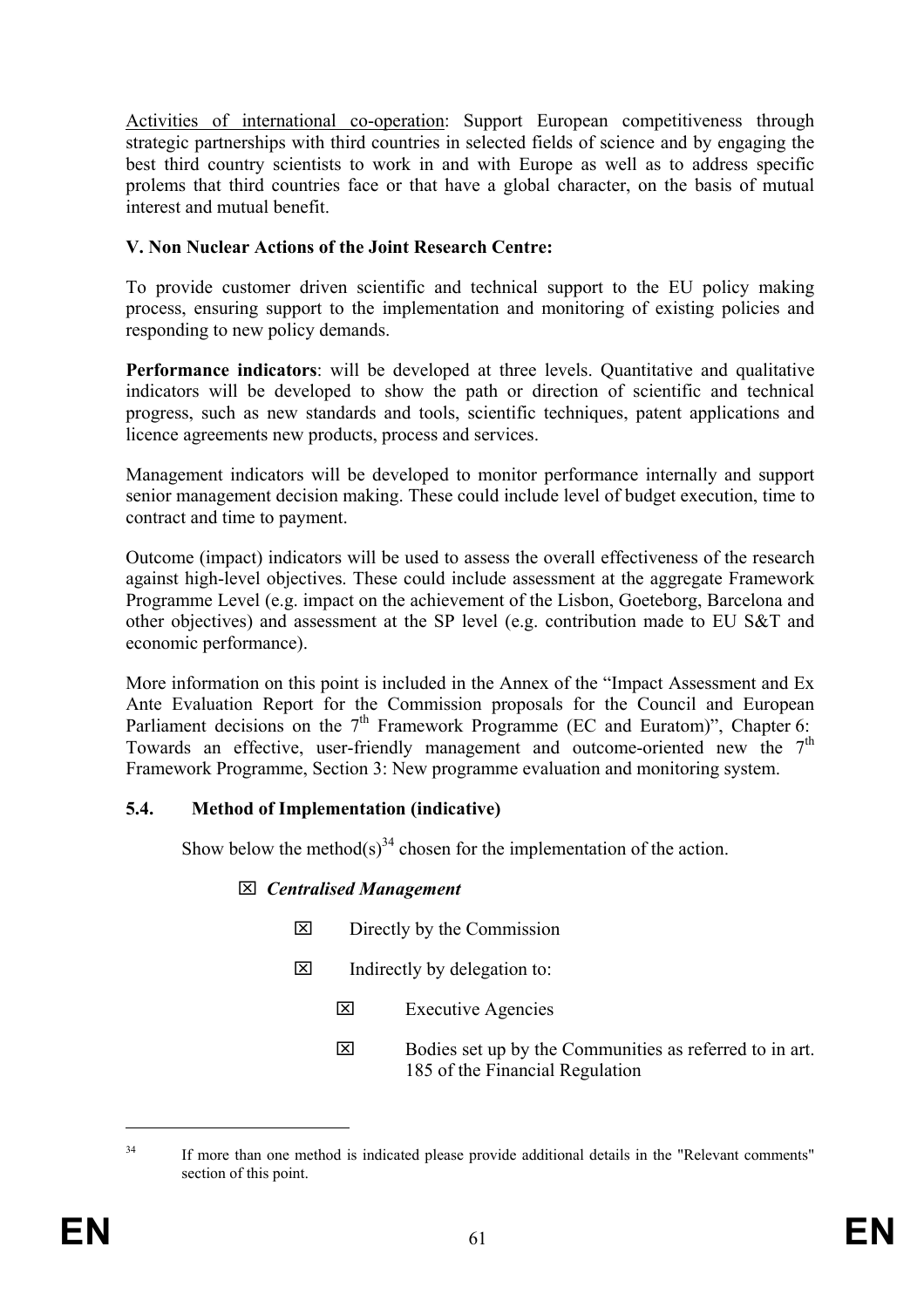Activities of international co-operation: Support European competitiveness through strategic partnerships with third countries in selected fields of science and by engaging the best third country scientists to work in and with Europe as well as to address specific prolems that third countries face or that have a global character, on the basis of mutual interest and mutual benefit.

**V. Non Nuclear Actions of the Joint Research Centre:**

To provide customer driven scientific and technical support to the EU policy making process, ensuring support to the implementation and monitoring of existing policies and responding to new policy demands.

**Performance indicators**: will be developed at three levels. Quantitative and qualitative indicators will be developed to show the path or direction of scientific and technical progress, such as new standards and tools, scientific techniques, patent applications and licence agreements new products, process and services.

Management indicators will be developed to monitor performance internally and support senior management decision making. These could include level of budget execution, time to contract and time to payment.

Outcome (impact) indicators will be used to assess the overall effectiveness of the research against high-level objectives. These could include assessment at the aggregate Framework Programme Level (e.g. impact on the achievement of the Lisbon, Goeteborg, Barcelona and other objectives) and assessment at the SP level (e.g. contribution made to EU S&T and economic performance).

More information on this point is included in the Annex of the "Impact Assessment and Ex Ante Evaluation Report for the Commission proposals for the Council and European Parliament decisions on the 7th Framework Programme (EC and Euratom)", Chapter 6: Towards an effective, user-friendly management and outcome-oriented new the 7th Framework Programme, Section 3: New programme evaluation and monitoring system.

### 5.4. Method of Implementation (indicative)

Show below the method(s)[34] chosen for the implementation of the action.

☒ ***Centralised Management***

- ☒ Directly by the Commission
- ☒ Indirectly by delegation to:
  - ☒ Executive Agencies
  - ☒ Bodies set up by the Communities as referred to in art. 185 of the Financial Regulation

[34] If more than one method is indicated please provide additional details in the "Relevant comments" section of this point.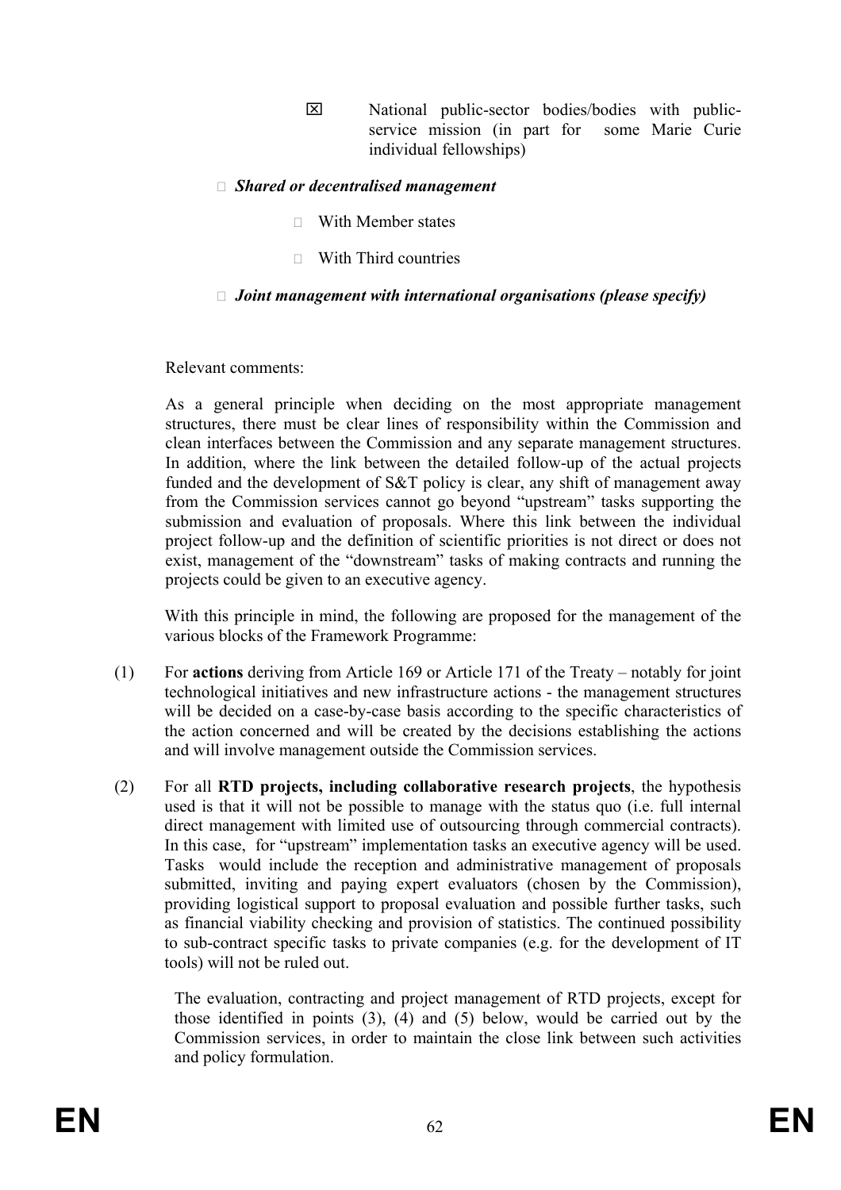☒ National public-sector bodies/bodies with public-service mission (in part for some Marie Curie individual fellowships)

☐ ***Shared or decentralised management***

☐ With Member states

☐ With Third countries

☐ ***Joint management with international organisations (please specify)***

Relevant comments:

As a general principle when deciding on the most appropriate management structures, there must be clear lines of responsibility within the Commission and clean interfaces between the Commission and any separate management structures. In addition, where the link between the detailed follow-up of the actual projects funded and the development of S&T policy is clear, any shift of management away from the Commission services cannot go beyond "upstream" tasks supporting the submission and evaluation of proposals. Where this link between the individual project follow-up and the definition of scientific priorities is not direct or does not exist, management of the "downstream" tasks of making contracts and running the projects could be given to an executive agency.

With this principle in mind, the following are proposed for the management of the various blocks of the Framework Programme:

(1) For **actions** deriving from Article 169 or Article 171 of the Treaty – notably for joint technological initiatives and new infrastructure actions - the management structures will be decided on a case-by-case basis according to the specific characteristics of the action concerned and will be created by the decisions establishing the actions and will involve management outside the Commission services.

(2) For all **RTD projects, including collaborative research projects**, the hypothesis used is that it will not be possible to manage with the status quo (i.e. full internal direct management with limited use of outsourcing through commercial contracts). In this case, for "upstream" implementation tasks an executive agency will be used. Tasks would include the reception and administrative management of proposals submitted, inviting and paying expert evaluators (chosen by the Commission), providing logistical support to proposal evaluation and possible further tasks, such as financial viability checking and provision of statistics. The continued possibility to sub-contract specific tasks to private companies (e.g. for the development of IT tools) will not be ruled out.

The evaluation, contracting and project management of RTD projects, except for those identified in points (3), (4) and (5) below, would be carried out by the Commission services, in order to maintain the close link between such activities and policy formulation.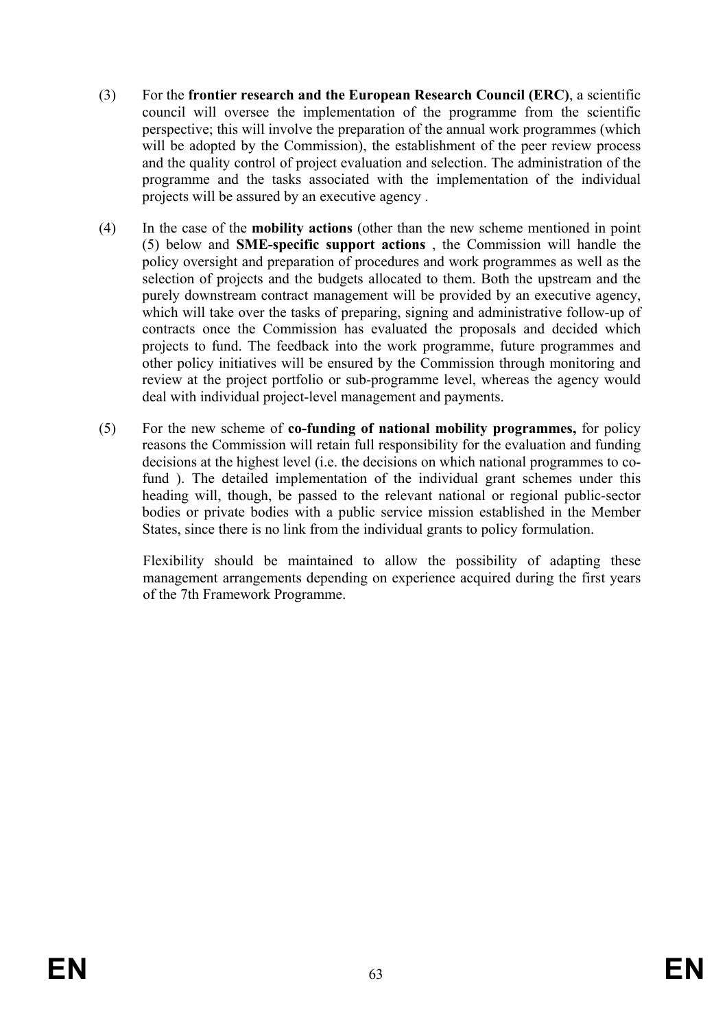(3) For the **frontier research and the European Research Council (ERC)**, a scientific council will oversee the implementation of the programme from the scientific perspective; this will involve the preparation of the annual work programmes (which will be adopted by the Commission), the establishment of the peer review process and the quality control of project evaluation and selection. The administration of the programme and the tasks associated with the implementation of the individual projects will be assured by an executive agency .

(4) In the case of the **mobility actions** (other than the new scheme mentioned in point (5) below and **SME-specific support actions** , the Commission will handle the policy oversight and preparation of procedures and work programmes as well as the selection of projects and the budgets allocated to them. Both the upstream and the purely downstream contract management will be provided by an executive agency, which will take over the tasks of preparing, signing and administrative follow-up of contracts once the Commission has evaluated the proposals and decided which projects to fund. The feedback into the work programme, future programmes and other policy initiatives will be ensured by the Commission through monitoring and review at the project portfolio or sub-programme level, whereas the agency would deal with individual project-level management and payments.

(5) For the new scheme of **co-funding of national mobility programmes,** for policy reasons the Commission will retain full responsibility for the evaluation and funding decisions at the highest level (i.e. the decisions on which national programmes to co-fund ). The detailed implementation of the individual grant schemes under this heading will, though, be passed to the relevant national or regional public-sector bodies or private bodies with a public service mission established in the Member States, since there is no link from the individual grants to policy formulation.

Flexibility should be maintained to allow the possibility of adapting these management arrangements depending on experience acquired during the first years of the 7th Framework Programme.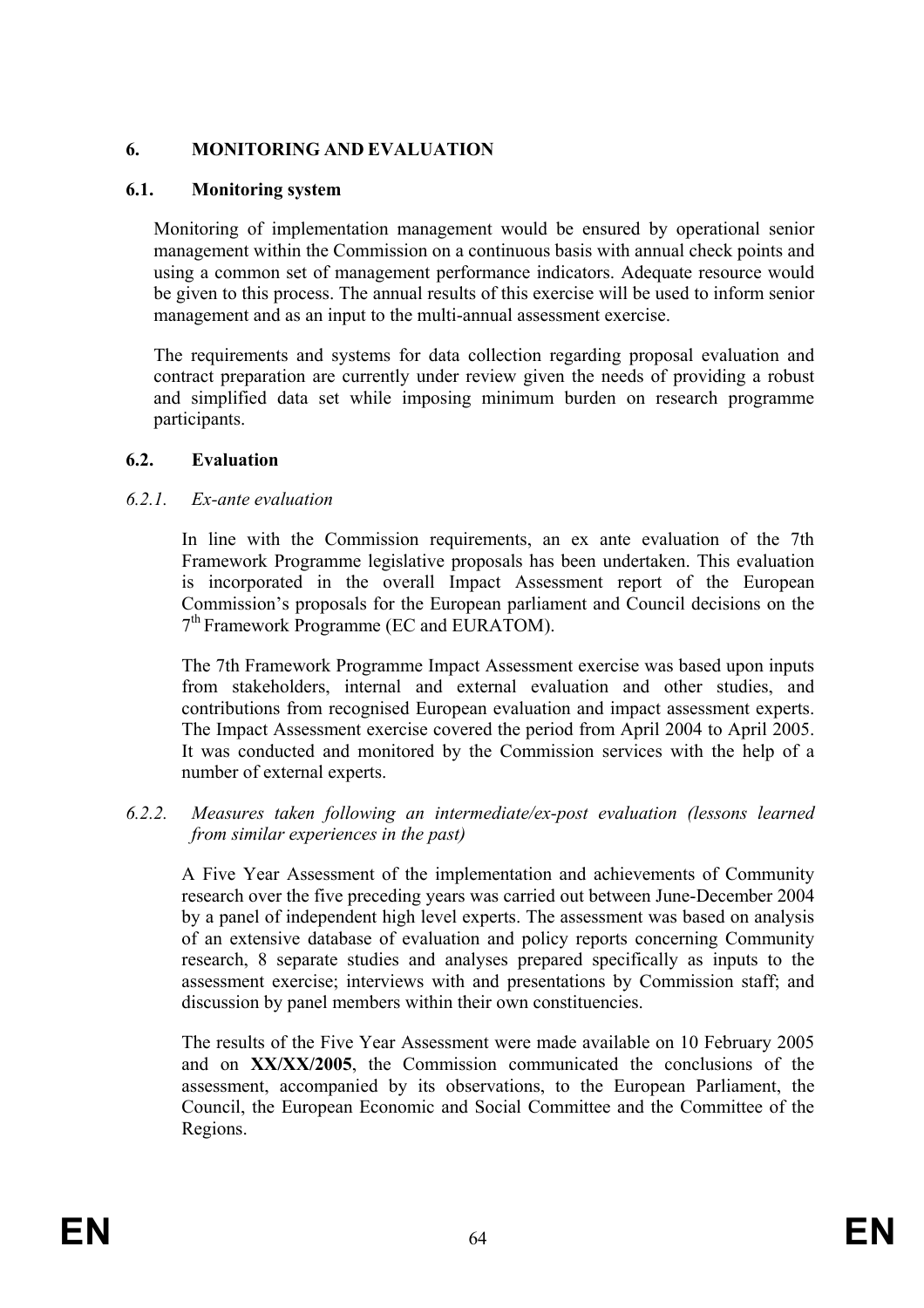## 6. MONITORING AND EVALUATION

### 6.1. Monitoring system

Monitoring of implementation management would be ensured by operational senior management within the Commission on a continuous basis with annual check points and using a common set of management performance indicators. Adequate resource would be given to this process. The annual results of this exercise will be used to inform senior management and as an input to the multi-annual assessment exercise.

The requirements and systems for data collection regarding proposal evaluation and contract preparation are currently under review given the needs of providing a robust and simplified data set while imposing minimum burden on research programme participants.

### 6.2. Evaluation

#### *6.2.1. Ex-ante evaluation*

In line with the Commission requirements, an ex ante evaluation of the 7th Framework Programme legislative proposals has been undertaken. This evaluation is incorporated in the overall Impact Assessment report of the European Commission's proposals for the European parliament and Council decisions on the 7th Framework Programme (EC and EURATOM).

The 7th Framework Programme Impact Assessment exercise was based upon inputs from stakeholders, internal and external evaluation and other studies, and contributions from recognised European evaluation and impact assessment experts. The Impact Assessment exercise covered the period from April 2004 to April 2005. It was conducted and monitored by the Commission services with the help of a number of external experts.

#### *6.2.2. Measures taken following an intermediate/ex-post evaluation (lessons learned from similar experiences in the past)*

A Five Year Assessment of the implementation and achievements of Community research over the five preceding years was carried out between June-December 2004 by a panel of independent high level experts. The assessment was based on analysis of an extensive database of evaluation and policy reports concerning Community research, 8 separate studies and analyses prepared specifically as inputs to the assessment exercise; interviews with and presentations by Commission staff; and discussion by panel members within their own constituencies.

The results of the Five Year Assessment were made available on 10 February 2005 and on **XX/XX/2005**, the Commission communicated the conclusions of the assessment, accompanied by its observations, to the European Parliament, the Council, the European Economic and Social Committee and the Committee of the Regions.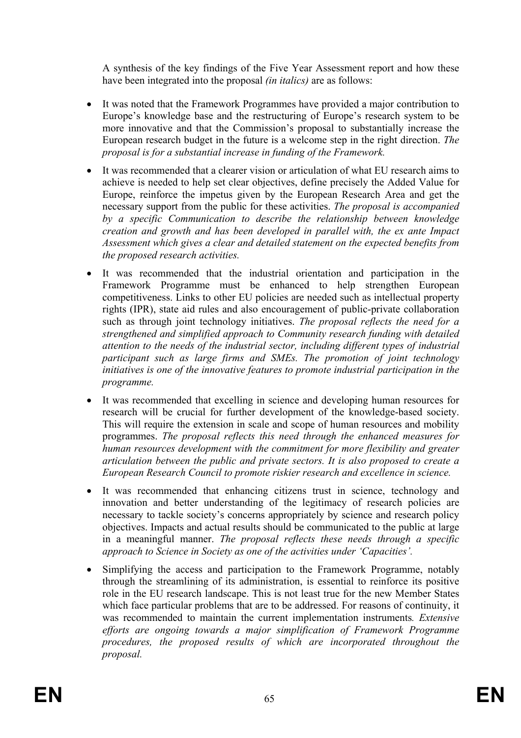A synthesis of the key findings of the Five Year Assessment report and how these have been integrated into the proposal *(in italics)* are as follows:

- It was noted that the Framework Programmes have provided a major contribution to Europe's knowledge base and the restructuring of Europe's research system to be more innovative and that the Commission's proposal to substantially increase the European research budget in the future is a welcome step in the right direction. *The proposal is for a substantial increase in funding of the Framework.*

- It was recommended that a clearer vision or articulation of what EU research aims to achieve is needed to help set clear objectives, define precisely the Added Value for Europe, reinforce the impetus given by the European Research Area and get the necessary support from the public for these activities. *The proposal is accompanied by a specific Communication to describe the relationship between knowledge creation and growth and has been developed in parallel with, the ex ante Impact Assessment which gives a clear and detailed statement on the expected benefits from the proposed research activities.*

- It was recommended that the industrial orientation and participation in the Framework Programme must be enhanced to help strengthen European competitiveness. Links to other EU policies are needed such as intellectual property rights (IPR), state aid rules and also encouragement of public-private collaboration such as through joint technology initiatives. *The proposal reflects the need for a strengthened and simplified approach to Community research funding with detailed attention to the needs of the industrial sector, including different types of industrial participant such as large firms and SMEs. The promotion of joint technology initiatives is one of the innovative features to promote industrial participation in the programme.*

- It was recommended that excelling in science and developing human resources for research will be crucial for further development of the knowledge-based society. This will require the extension in scale and scope of human resources and mobility programmes. *The proposal reflects this need through the enhanced measures for human resources development with the commitment for more flexibility and greater articulation between the public and private sectors. It is also proposed to create a European Research Council to promote riskier research and excellence in science.*

- It was recommended that enhancing citizens trust in science, technology and innovation and better understanding of the legitimacy of research policies are necessary to tackle society's concerns appropriately by science and research policy objectives. Impacts and actual results should be communicated to the public at large in a meaningful manner. *The proposal reflects these needs through a specific approach to Science in Society as one of the activities under 'Capacities'.*

- Simplifying the access and participation to the Framework Programme, notably through the streamlining of its administration, is essential to reinforce its positive role in the EU research landscape. This is not least true for the new Member States which face particular problems that are to be addressed. For reasons of continuity, it was recommended to maintain the current implementation instruments. *Extensive efforts are ongoing towards a major simplification of Framework Programme procedures, the proposed results of which are incorporated throughout the proposal.*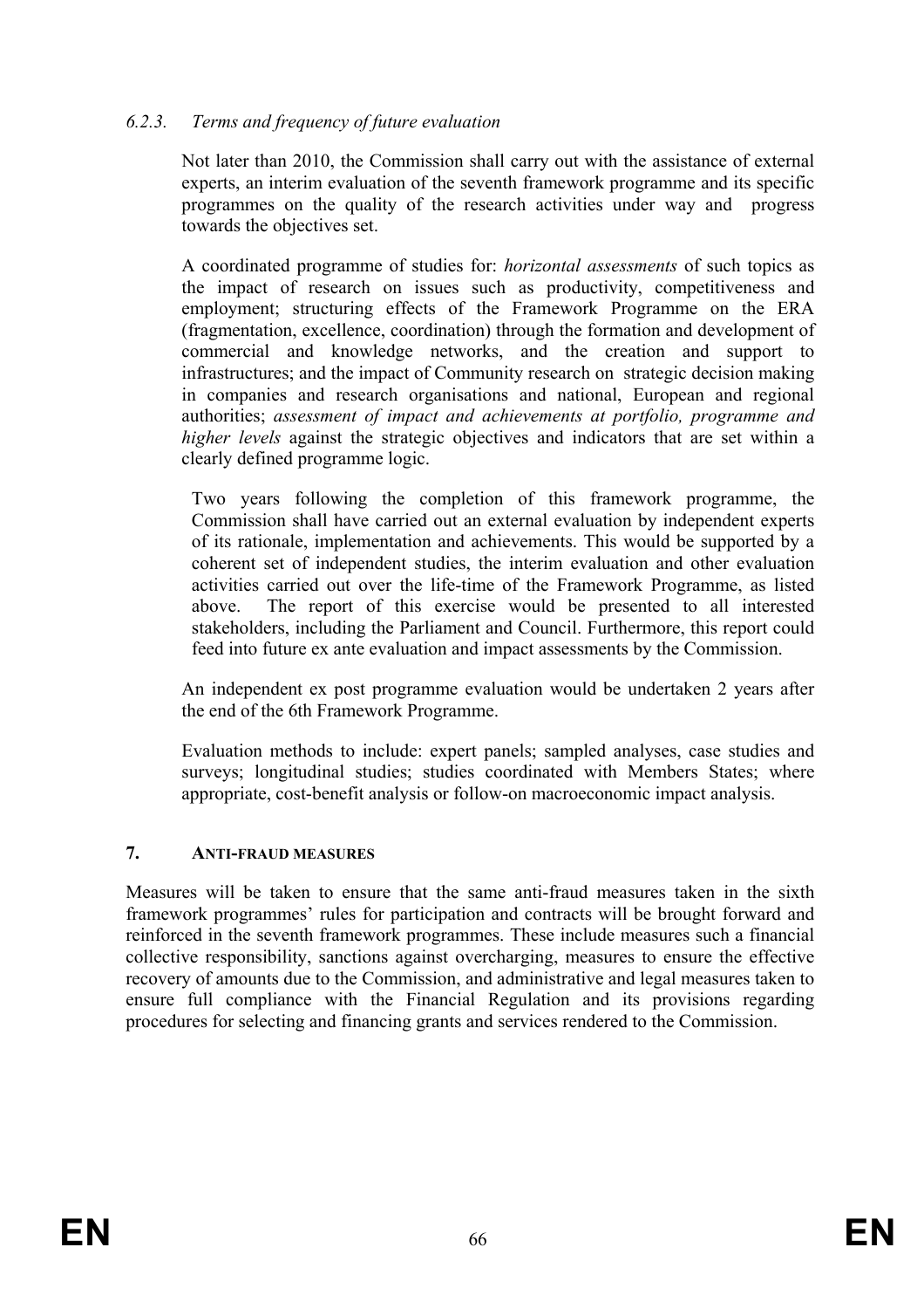### *6.2.3. Terms and frequency of future evaluation*

Not later than 2010, the Commission shall carry out with the assistance of external experts, an interim evaluation of the seventh framework programme and its specific programmes on the quality of the research activities under way and progress towards the objectives set.

A coordinated programme of studies for: *horizontal assessments* of such topics as the impact of research on issues such as productivity, competitiveness and employment; structuring effects of the Framework Programme on the ERA (fragmentation, excellence, coordination) through the formation and development of commercial and knowledge networks, and the creation and support to infrastructures; and the impact of Community research on strategic decision making in companies and research organisations and national, European and regional authorities; *assessment of impact and achievements at portfolio, programme and higher levels* against the strategic objectives and indicators that are set within a clearly defined programme logic.

Two years following the completion of this framework programme, the Commission shall have carried out an external evaluation by independent experts of its rationale, implementation and achievements. This would be supported by a coherent set of independent studies, the interim evaluation and other evaluation activities carried out over the life-time of the Framework Programme, as listed above. The report of this exercise would be presented to all interested stakeholders, including the Parliament and Council. Furthermore, this report could feed into future ex ante evaluation and impact assessments by the Commission.

An independent ex post programme evaluation would be undertaken 2 years after the end of the 6th Framework Programme.

Evaluation methods to include: expert panels; sampled analyses, case studies and surveys; longitudinal studies; studies coordinated with Members States; where appropriate, cost-benefit analysis or follow-on macroeconomic impact analysis.

## 7. ANTI-FRAUD MEASURES

Measures will be taken to ensure that the same anti-fraud measures taken in the sixth framework programmes' rules for participation and contracts will be brought forward and reinforced in the seventh framework programmes. These include measures such a financial collective responsibility, sanctions against overcharging, measures to ensure the effective recovery of amounts due to the Commission, and administrative and legal measures taken to ensure full compliance with the Financial Regulation and its provisions regarding procedures for selecting and financing grants and services rendered to the Commission.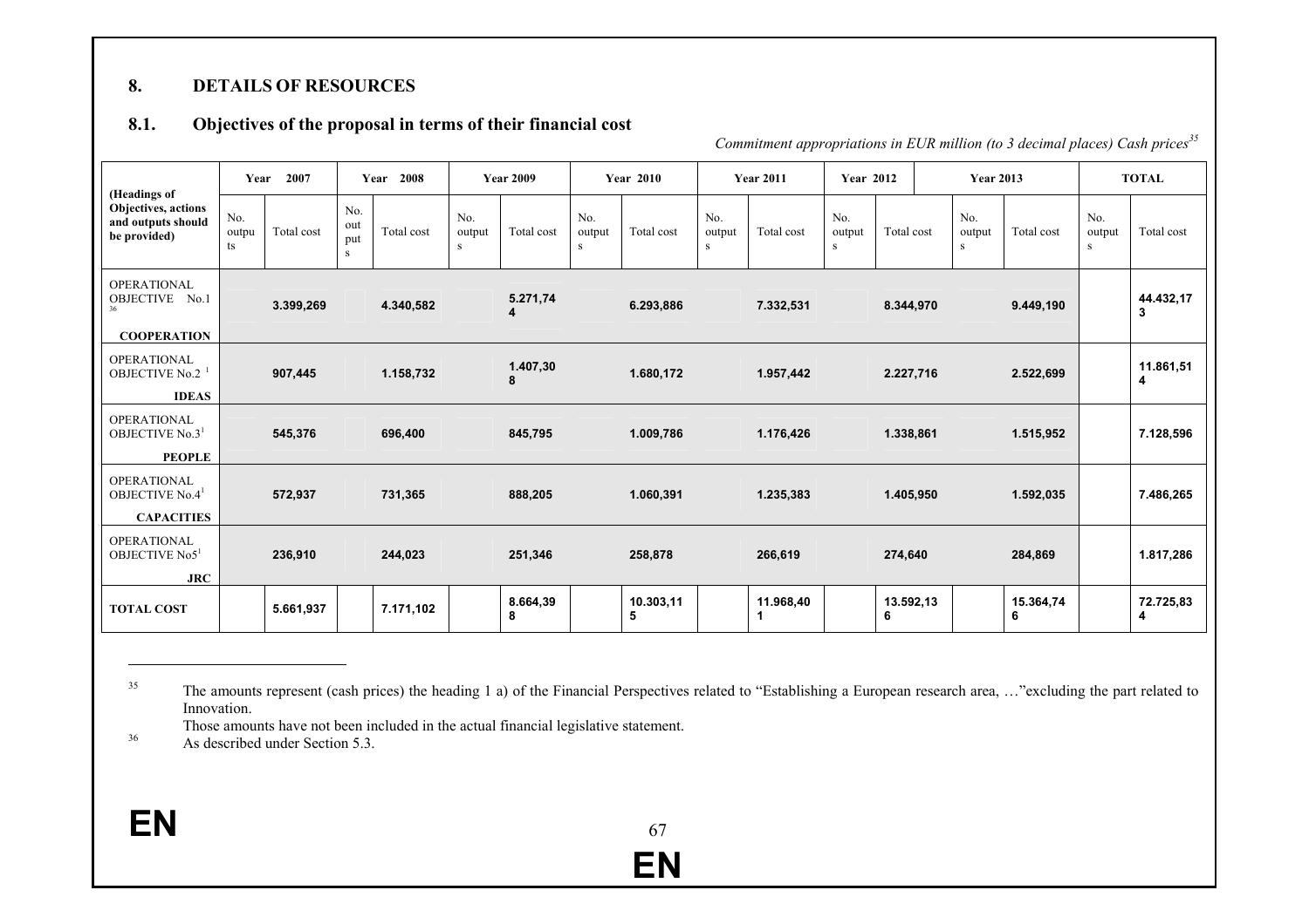## 8. DETAILS OF RESOURCES

### 8.1. Objectives of the proposal in terms of their financial cost

*Commitment appropriations in EUR million (to 3 decimal places) Cash prices[35]*

| (Headings of Objectives, actions and outputs should be provided) | Year 2007 | | Year 2008 | | Year 2009 | | Year 2010 | | Year 2011 | | Year 2012 | | Year 2013 | | TOTAL | |
|---|---|---|---|---|---|---|---|---|---|---|---|---|---|---|---|---|
| | No. outputs | Total cost | No. outputs | Total cost | No. outputs | Total cost | No. outputs | Total cost | No. outputs | Total cost | No. outputs | Total cost | No. outputs | Total cost | No. outputs | Total cost |
| OPERATIONAL OBJECTIVE No.1 [36] **COOPERATION** | | 3.399,269 | | 4.340,582 | | 5.271,744 | | 6.293,886 | | 7.332,531 | | 8.344,970 | | 9.449,190 | | 44.432,173 |
| OPERATIONAL OBJECTIVE No.2 [1] **IDEAS** | | 907,445 | | 1.158,732 | | 1.407,308 | | 1.680,172 | | 1.957,442 | | 2.227,716 | | 2.522,699 | | 11.861,514 |
| OPERATIONAL OBJECTIVE No.3[1] **PEOPLE** | | 545,376 | | 696,400 | | 845,795 | | 1.009,786 | | 1.176,426 | | 1.338,861 | | 1.515,952 | | 7.128,596 |
| OPERATIONAL OBJECTIVE No.4[1] **CAPACITIES** | | 572,937 | | 731,365 | | 888,205 | | 1.060,391 | | 1.235,383 | | 1.405,950 | | 1.592,035 | | 7.486,265 |
| OPERATIONAL OBJECTIVE No5[1] **JRC** | | 236,910 | | 244,023 | | 251,346 | | 258,878 | | 266,619 | | 274,640 | | 284,869 | | 1.817,286 |
| **TOTAL COST** | | 5.661,937 | | 7.171,102 | | 8.664,398 | | 10.303,115 | | 11.968,401 | | 13.592,136 | | 15.364,746 | | 72.725,834 |

---

[35] The amounts represent (cash prices) the heading 1 a) of the Financial Perspectives related to "Establishing a European research area, …"excluding the part related to Innovation.
Those amounts have not been included in the actual financial legislative statement.

[36] As described under Section 5.3.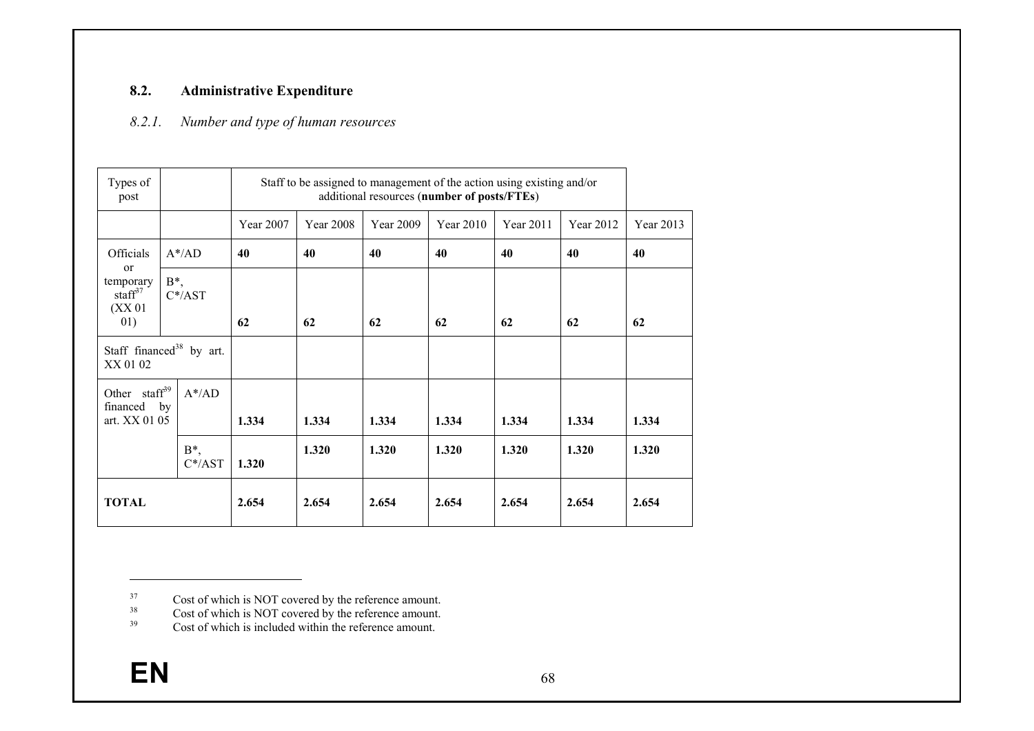## 8.2. Administrative Expenditure

### *8.2.1. Number and type of human resources*

| Types of post | | Staff to be assigned to management of the action using existing and/or additional resources (**number of posts/FTEs**) | | | | | | |
|---|---|---|---|---|---|---|---|---|
| | | Year 2007 | Year 2008 | Year 2009 | Year 2010 | Year 2011 | Year 2012 | Year 2013 |
| Officials or temporary staff[37] (XX 01 01) | A*/AD | **40** | **40** | **40** | **40** | **40** | **40** | **40** |
| | B*, C*/AST | **62** | **62** | **62** | **62** | **62** | **62** | **62** |
| Staff financed[38] by art. XX 01 02 | | | | | | | | |
| Other staff[39] financed by art. XX 01 05 | A*/AD | **1.334** | **1.334** | **1.334** | **1.334** | **1.334** | **1.334** | **1.334** |
| | B*, C*/AST | **1.320** | **1.320** | **1.320** | **1.320** | **1.320** | **1.320** | **1.320** |
| **TOTAL** | | **2.654** | **2.654** | **2.654** | **2.654** | **2.654** | **2.654** | **2.654** |

---

[37] Cost of which is NOT covered by the reference amount.

[38] Cost of which is NOT covered by the reference amount.

[39] Cost of which is included within the reference amount.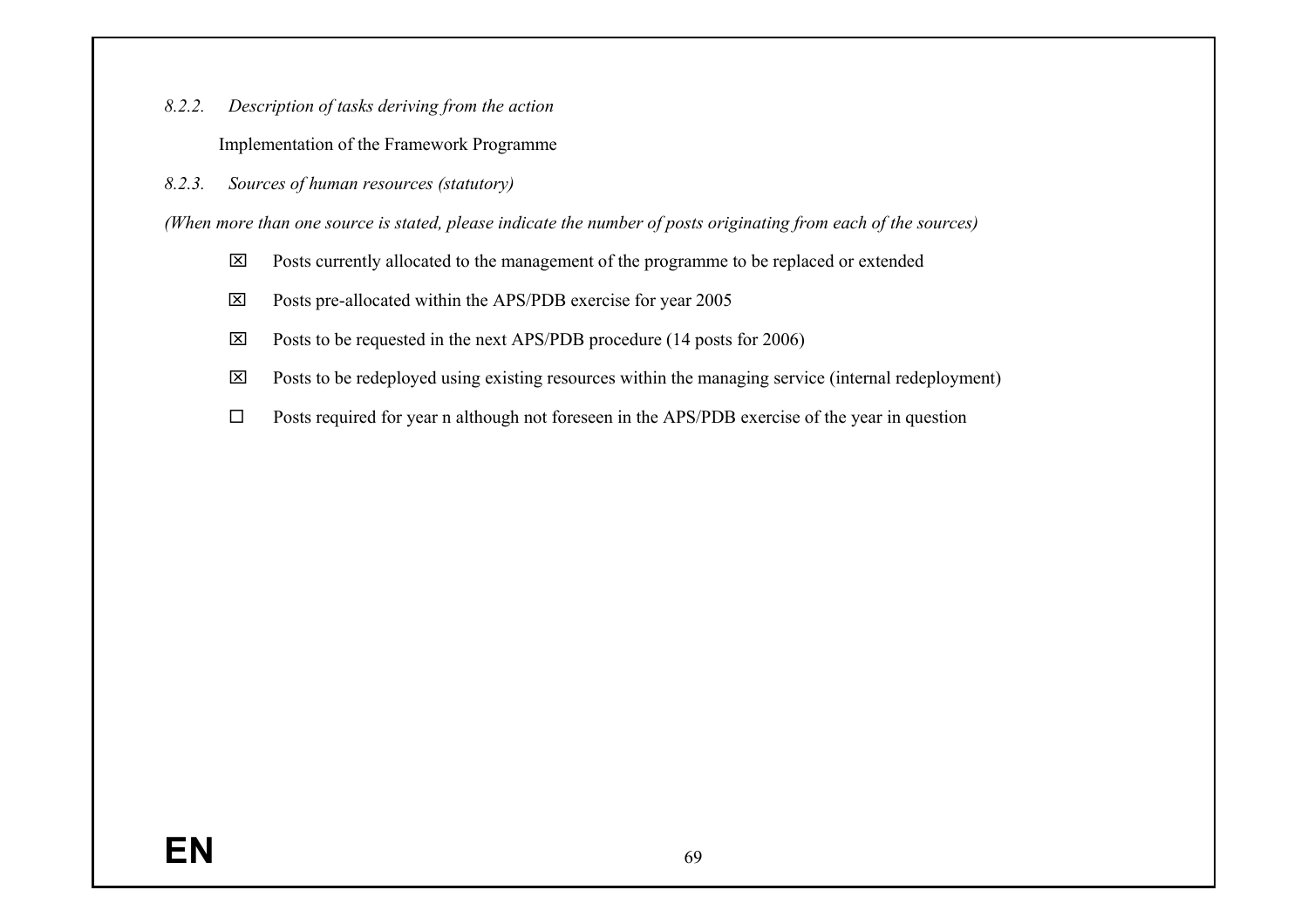*8.2.2. Description of tasks deriving from the action*

Implementation of the Framework Programme

*8.2.3. Sources of human resources (statutory)*

*(When more than one source is stated, please indicate the number of posts originating from each of the sources)*

- ☒ Posts currently allocated to the management of the programme to be replaced or extended
- ☒ Posts pre-allocated within the APS/PDB exercise for year 2005
- ☒ Posts to be requested in the next APS/PDB procedure (14 posts for 2006)
- ☒ Posts to be redeployed using existing resources within the managing service (internal redeployment)
- ☐ Posts required for year n although not foreseen in the APS/PDB exercise of the year in question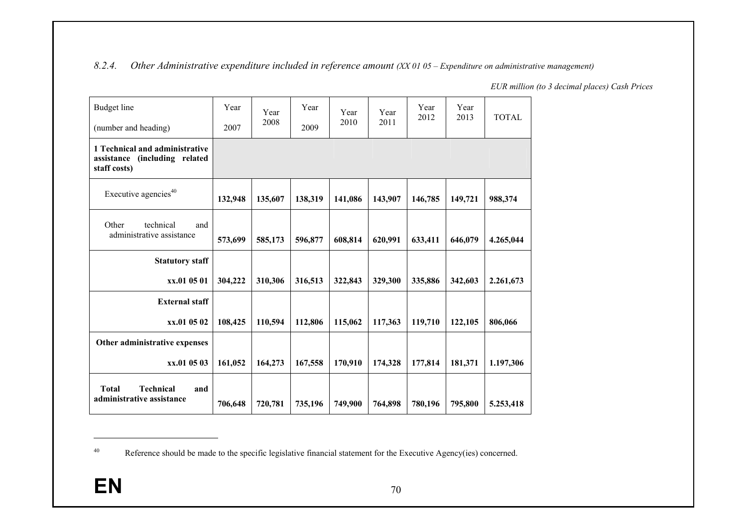*8.2.4. Other Administrative expenditure included in reference amount (XX 01 05 – Expenditure on administrative management)*

*EUR million (to 3 decimal places) Cash Prices*

| Budget line (number and heading) | Year 2007 | Year 2008 | Year 2009 | Year 2010 | Year 2011 | Year 2012 | Year 2013 | TOTAL |
|---|---|---|---|---|---|---|---|---|
| **1 Technical and administrative assistance (including related staff costs)** | | | | | | | | |
| Executive agencies[40] | **132,948** | **135,607** | **138,319** | **141,086** | **143,907** | **146,785** | **149,721** | **988,374** |
| Other technical and administrative assistance | **573,699** | **585,173** | **596,877** | **608,814** | **620,991** | **633,411** | **646,079** | **4.265,044** |
| **Statutory staff xx.01 05 01** | **304,222** | **310,306** | **316,513** | **322,843** | **329,300** | **335,886** | **342,603** | **2.261,673** |
| **External staff xx.01 05 02** | **108,425** | **110,594** | **112,806** | **115,062** | **117,363** | **119,710** | **122,105** | **806,066** |
| **Other administrative expenses xx.01 05 03** | **161,052** | **164,273** | **167,558** | **170,910** | **174,328** | **177,814** | **181,371** | **1.197,306** |
| **Total Technical and administrative assistance** | **706,648** | **720,781** | **735,196** | **749,900** | **764,898** | **780,196** | **795,800** | **5.253,418** |

[40] Reference should be made to the specific legislative financial statement for the Executive Agency(ies) concerned.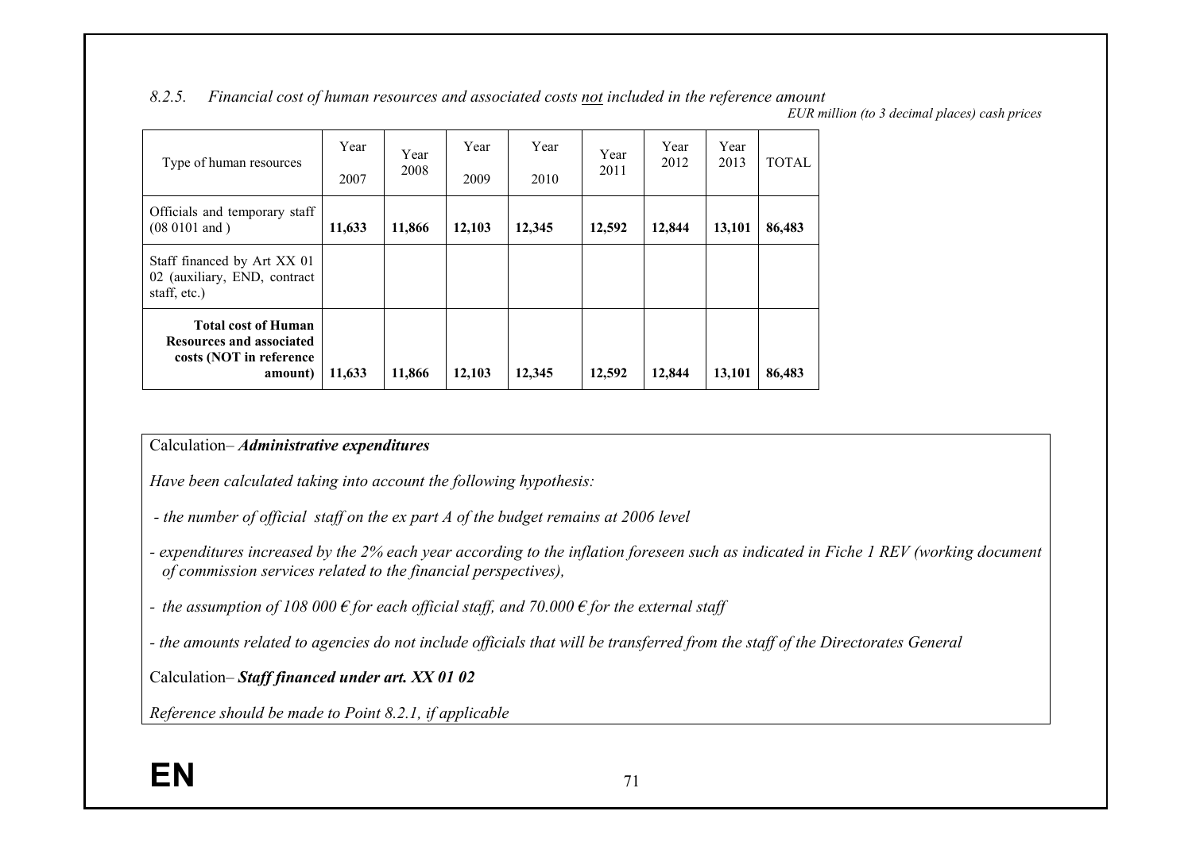*8.2.5. Financial cost of human resources and associated costs not included in the reference amount*

*EUR million (to 3 decimal places) cash prices*

| Type of human resources | Year 2007 | Year 2008 | Year 2009 | Year 2010 | Year 2011 | Year 2012 | Year 2013 | TOTAL |
|---|---|---|---|---|---|---|---|---|
| Officials and temporary staff (08 0101 and ) | **11,633** | **11,866** | **12,103** | **12,345** | **12,592** | **12,844** | **13,101** | **86,483** |
| Staff financed by Art XX 01 02 (auxiliary, END, contract staff, etc.) | | | | | | | | |
| **Total cost of Human Resources and associated costs (NOT in reference amount)** | **11,633** | **11,866** | **12,103** | **12,345** | **12,592** | **12,844** | **13,101** | **86,483** |

Calculation– ***Administrative expenditures***

*Have been calculated taking into account the following hypothesis:*

*- the number of official staff on the ex part A of the budget remains at 2006 level*

*- expenditures increased by the 2% each year according to the inflation foreseen such as indicated in Fiche 1 REV (working document of commission services related to the financial perspectives),*

*- the assumption of 108 000 € for each official staff, and 70.000 € for the external staff*

*- the amounts related to agencies do not include officials that will be transferred from the staff of the Directorates General*

Calculation– ***Staff financed under art. XX 01 02***

*Reference should be made to Point 8.2.1, if applicable*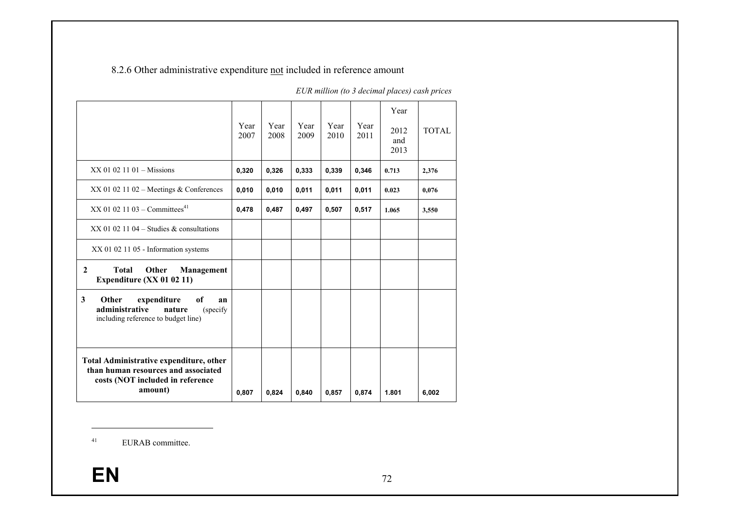8.2.6 Other administrative expenditure not included in reference amount

*EUR million (to 3 decimal places) cash prices*

| | Year 2007 | Year 2008 | Year 2009 | Year 2010 | Year 2011 | Year 2012 and 2013 | TOTAL |
|---|---|---|---|---|---|---|---|
| XX 01 02 11 01 – Missions | **0,320** | **0,326** | **0,333** | **0,339** | **0,346** | **0.713** | **2,376** |
| XX 01 02 11 02 – Meetings & Conferences | **0,010** | **0,010** | **0,011** | **0,011** | **0,011** | **0.023** | **0,076** |
| XX 01 02 11 03 – Committees[41] | **0,478** | **0,487** | **0,497** | **0,507** | **0,517** | **1.065** | **3,550** |
| XX 01 02 11 04 – Studies & consultations | | | | | | | |
| XX 01 02 11 05 - Information systems | | | | | | | |
| **2 Total Other Management Expenditure (XX 01 02 11)** | | | | | | | |
| **3 Other expenditure of an administrative nature** (specify including reference to budget line) | | | | | | | |
| **Total Administrative expenditure, other than human resources and associated costs (NOT included in reference amount)** | **0,807** | **0,824** | **0,840** | **0,857** | **0,874** | **1.801** | **6,002** |

[41] EURAB committee.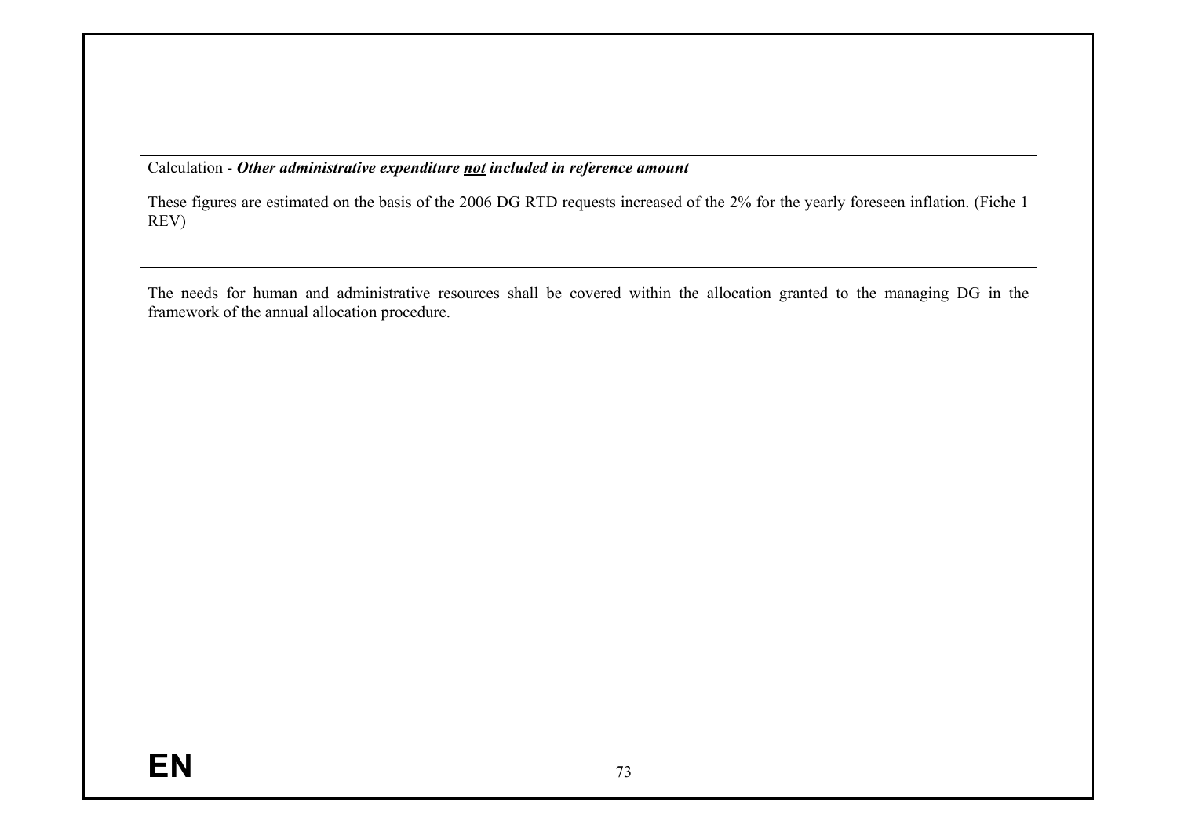Calculation - ***Other administrative expenditure <u>not</u> included in reference amount***

These figures are estimated on the basis of the 2006 DG RTD requests increased of the 2% for the yearly foreseen inflation. (Fiche 1 REV)

The needs for human and administrative resources shall be covered within the allocation granted to the managing DG in the framework of the annual allocation procedure.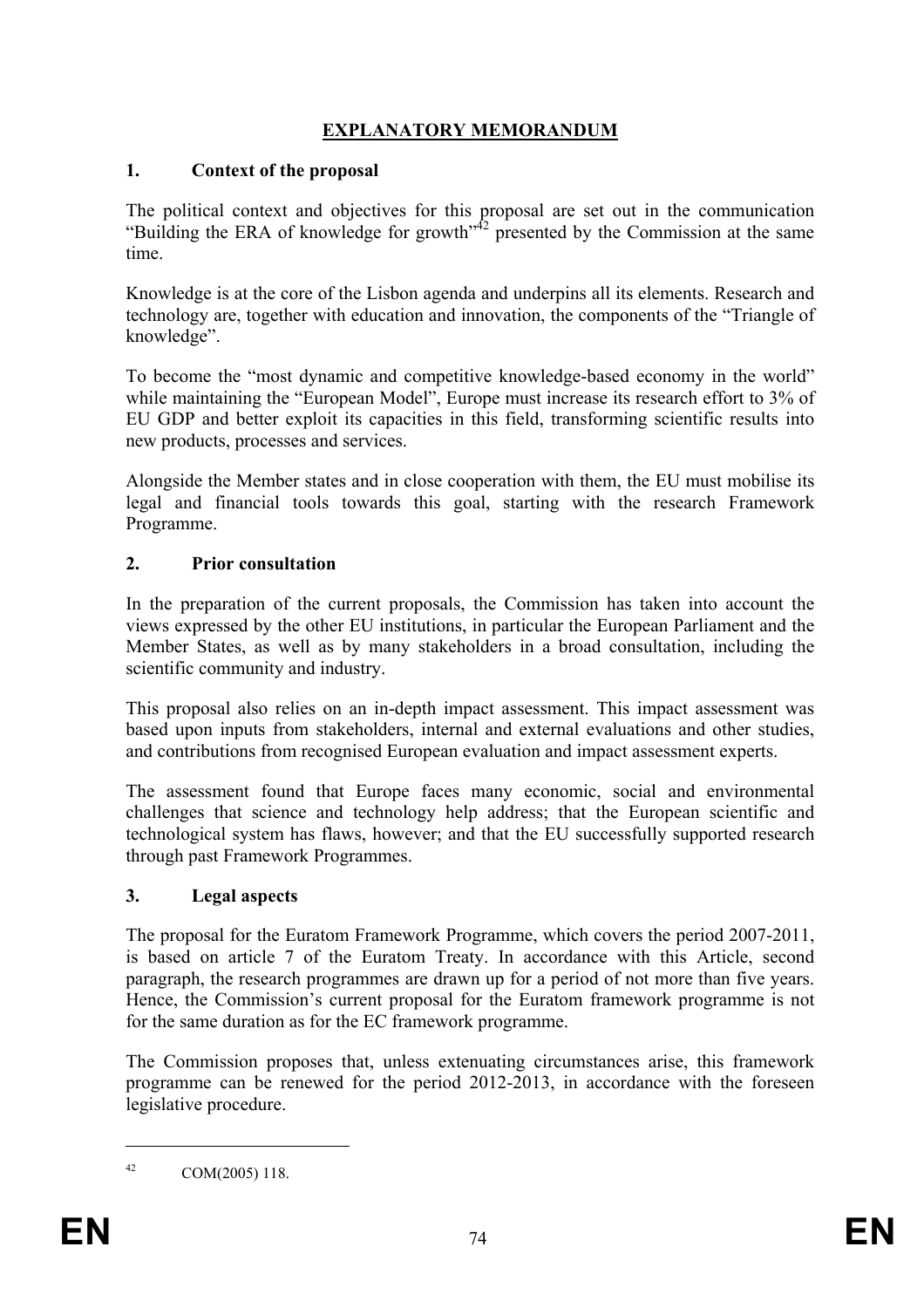# EXPLANATORY MEMORANDUM

## 1. Context of the proposal

The political context and objectives for this proposal are set out in the communication "Building the ERA of knowledge for growth"[42] presented by the Commission at the same time.

Knowledge is at the core of the Lisbon agenda and underpins all its elements. Research and technology are, together with education and innovation, the components of the "Triangle of knowledge".

To become the "most dynamic and competitive knowledge-based economy in the world" while maintaining the "European Model", Europe must increase its research effort to 3% of EU GDP and better exploit its capacities in this field, transforming scientific results into new products, processes and services.

Alongside the Member states and in close cooperation with them, the EU must mobilise its legal and financial tools towards this goal, starting with the research Framework Programme.

## 2. Prior consultation

In the preparation of the current proposals, the Commission has taken into account the views expressed by the other EU institutions, in particular the European Parliament and the Member States, as well as by many stakeholders in a broad consultation, including the scientific community and industry.

This proposal also relies on an in-depth impact assessment. This impact assessment was based upon inputs from stakeholders, internal and external evaluations and other studies, and contributions from recognised European evaluation and impact assessment experts.

The assessment found that Europe faces many economic, social and environmental challenges that science and technology help address; that the European scientific and technological system has flaws, however; and that the EU successfully supported research through past Framework Programmes.

## 3. Legal aspects

The proposal for the Euratom Framework Programme, which covers the period 2007-2011, is based on article 7 of the Euratom Treaty. In accordance with this Article, second paragraph, the research programmes are drawn up for a period of not more than five years. Hence, the Commission's current proposal for the Euratom framework programme is not for the same duration as for the EC framework programme.

The Commission proposes that, unless extenuating circumstances arise, this framework programme can be renewed for the period 2012-2013, in accordance with the foreseen legislative procedure.

---

[42] COM(2005) 118.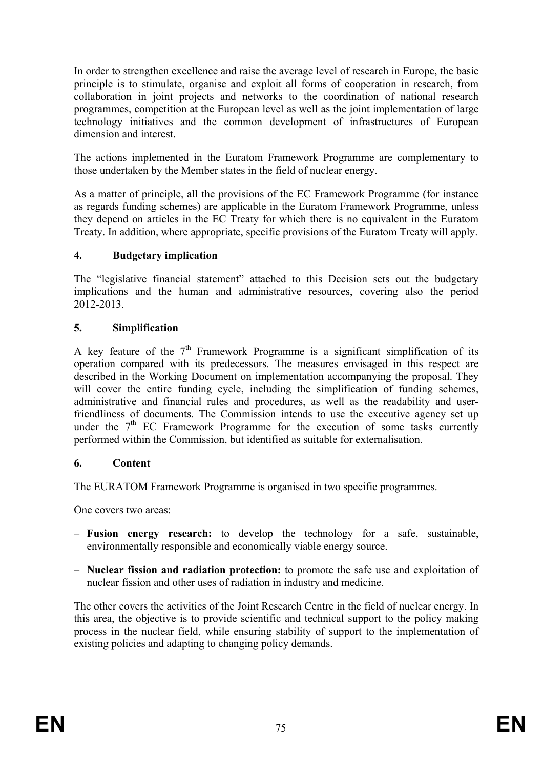In order to strengthen excellence and raise the average level of research in Europe, the basic principle is to stimulate, organise and exploit all forms of cooperation in research, from collaboration in joint projects and networks to the coordination of national research programmes, competition at the European level as well as the joint implementation of large technology initiatives and the common development of infrastructures of European dimension and interest.

The actions implemented in the Euratom Framework Programme are complementary to those undertaken by the Member states in the field of nuclear energy.

As a matter of principle, all the provisions of the EC Framework Programme (for instance as regards funding schemes) are applicable in the Euratom Framework Programme, unless they depend on articles in the EC Treaty for which there is no equivalent in the Euratom Treaty. In addition, where appropriate, specific provisions of the Euratom Treaty will apply.

## 4. Budgetary implication

The "legislative financial statement" attached to this Decision sets out the budgetary implications and the human and administrative resources, covering also the period 2012-2013.

## 5. Simplification

A key feature of the 7th Framework Programme is a significant simplification of its operation compared with its predecessors. The measures envisaged in this respect are described in the Working Document on implementation accompanying the proposal. They will cover the entire funding cycle, including the simplification of funding schemes, administrative and financial rules and procedures, as well as the readability and user-friendliness of documents. The Commission intends to use the executive agency set up under the 7th EC Framework Programme for the execution of some tasks currently performed within the Commission, but identified as suitable for externalisation.

## 6. Content

The EURATOM Framework Programme is organised in two specific programmes.

One covers two areas:

– **Fusion energy research:** to develop the technology for a safe, sustainable, environmentally responsible and economically viable energy source.

– **Nuclear fission and radiation protection:** to promote the safe use and exploitation of nuclear fission and other uses of radiation in industry and medicine.

The other covers the activities of the Joint Research Centre in the field of nuclear energy. In this area, the objective is to provide scientific and technical support to the policy making process in the nuclear field, while ensuring stability of support to the implementation of existing policies and adapting to changing policy demands.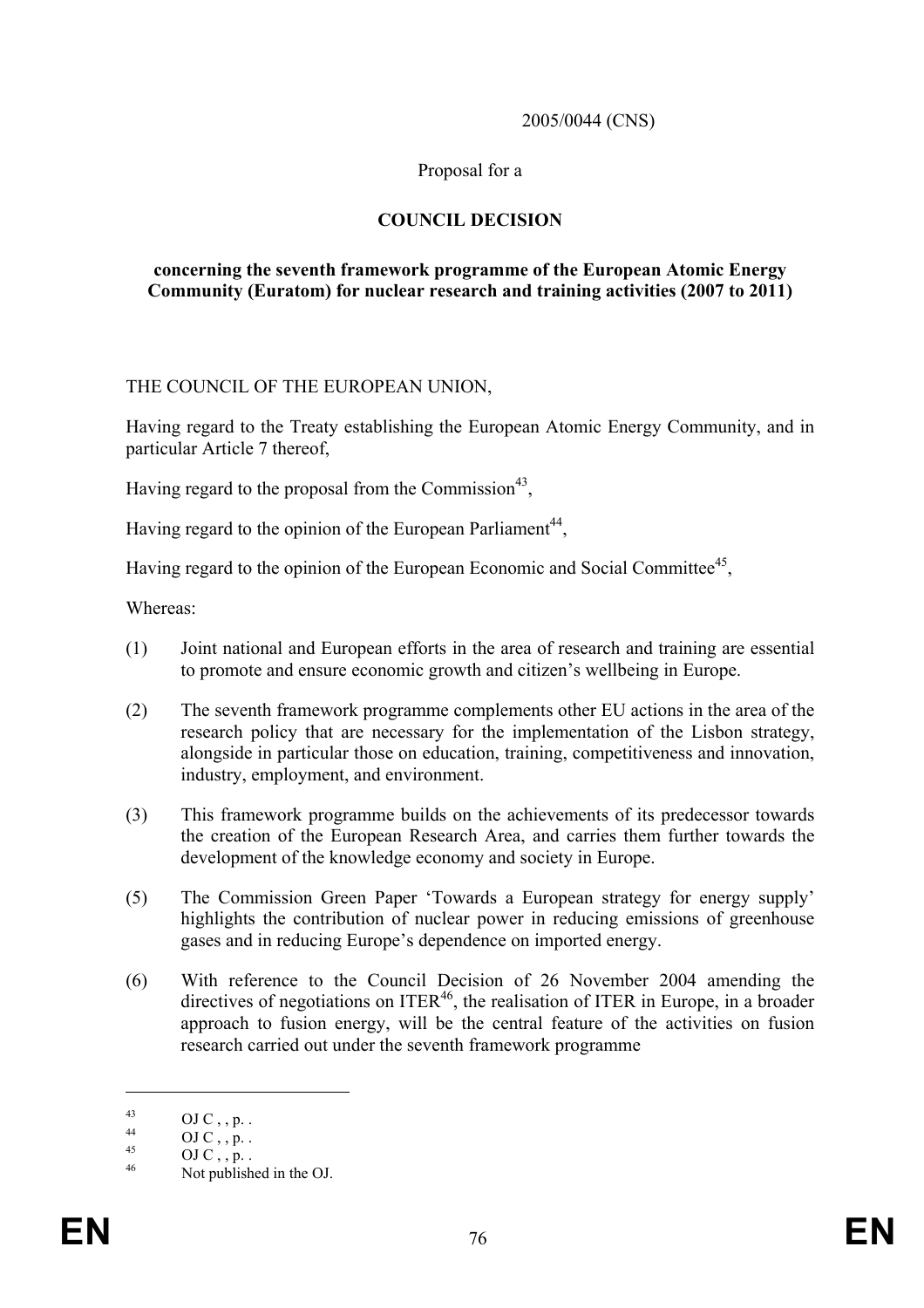2005/0044 (CNS)

Proposal for a

**COUNCIL DECISION**

**concerning the seventh framework programme of the European Atomic Energy Community (Euratom) for nuclear research and training activities (2007 to 2011)**

THE COUNCIL OF THE EUROPEAN UNION,

Having regard to the Treaty establishing the European Atomic Energy Community, and in particular Article 7 thereof,

Having regard to the proposal from the Commission[43],

Having regard to the opinion of the European Parliament[44],

Having regard to the opinion of the European Economic and Social Committee[45],

Whereas:

(1) Joint national and European efforts in the area of research and training are essential to promote and ensure economic growth and citizen's wellbeing in Europe.

(2) The seventh framework programme complements other EU actions in the area of the research policy that are necessary for the implementation of the Lisbon strategy, alongside in particular those on education, training, competitiveness and innovation, industry, employment, and environment.

(3) This framework programme builds on the achievements of its predecessor towards the creation of the European Research Area, and carries them further towards the development of the knowledge economy and society in Europe.

(5) The Commission Green Paper 'Towards a European strategy for energy supply' highlights the contribution of nuclear power in reducing emissions of greenhouse gases and in reducing Europe's dependence on imported energy.

(6) With reference to the Council Decision of 26 November 2004 amending the directives of negotiations on ITER[46], the realisation of ITER in Europe, in a broader approach to fusion energy, will be the central feature of the activities on fusion research carried out under the seventh framework programme

---

[43] OJ C , , p. .

[44] OJ C , , p. .

[45] OJ C , , p. .

[46] Not published in the OJ.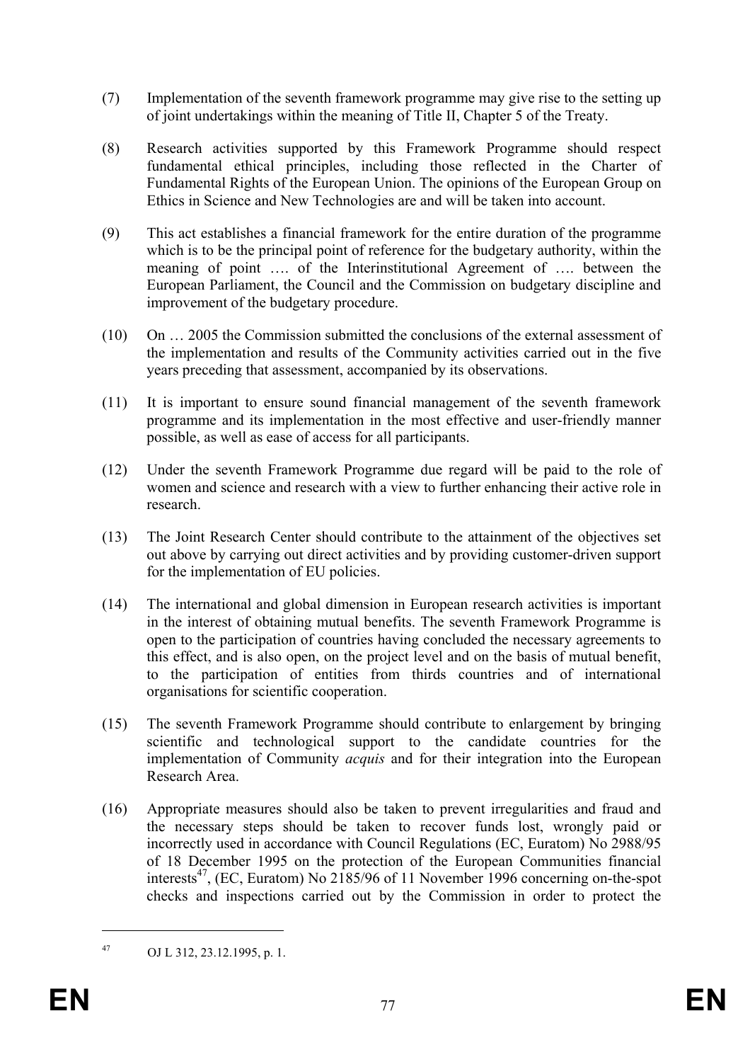(7) Implementation of the seventh framework programme may give rise to the setting up of joint undertakings within the meaning of Title II, Chapter 5 of the Treaty.

(8) Research activities supported by this Framework Programme should respect fundamental ethical principles, including those reflected in the Charter of Fundamental Rights of the European Union. The opinions of the European Group on Ethics in Science and New Technologies are and will be taken into account.

(9) This act establishes a financial framework for the entire duration of the programme which is to be the principal point of reference for the budgetary authority, within the meaning of point …. of the Interinstitutional Agreement of …. between the European Parliament, the Council and the Commission on budgetary discipline and improvement of the budgetary procedure.

(10) On … 2005 the Commission submitted the conclusions of the external assessment of the implementation and results of the Community activities carried out in the five years preceding that assessment, accompanied by its observations.

(11) It is important to ensure sound financial management of the seventh framework programme and its implementation in the most effective and user-friendly manner possible, as well as ease of access for all participants.

(12) Under the seventh Framework Programme due regard will be paid to the role of women and science and research with a view to further enhancing their active role in research.

(13) The Joint Research Center should contribute to the attainment of the objectives set out above by carrying out direct activities and by providing customer-driven support for the implementation of EU policies.

(14) The international and global dimension in European research activities is important in the interest of obtaining mutual benefits. The seventh Framework Programme is open to the participation of countries having concluded the necessary agreements to this effect, and is also open, on the project level and on the basis of mutual benefit, to the participation of entities from thirds countries and of international organisations for scientific cooperation.

(15) The seventh Framework Programme should contribute to enlargement by bringing scientific and technological support to the candidate countries for the implementation of Community *acquis* and for their integration into the European Research Area.

(16) Appropriate measures should also be taken to prevent irregularities and fraud and the necessary steps should be taken to recover funds lost, wrongly paid or incorrectly used in accordance with Council Regulations (EC, Euratom) No 2988/95 of 18 December 1995 on the protection of the European Communities financial interests[47], (EC, Euratom) No 2185/96 of 11 November 1996 concerning on-the-spot checks and inspections carried out by the Commission in order to protect the

---

[47] OJ L 312, 23.12.1995, p. 1.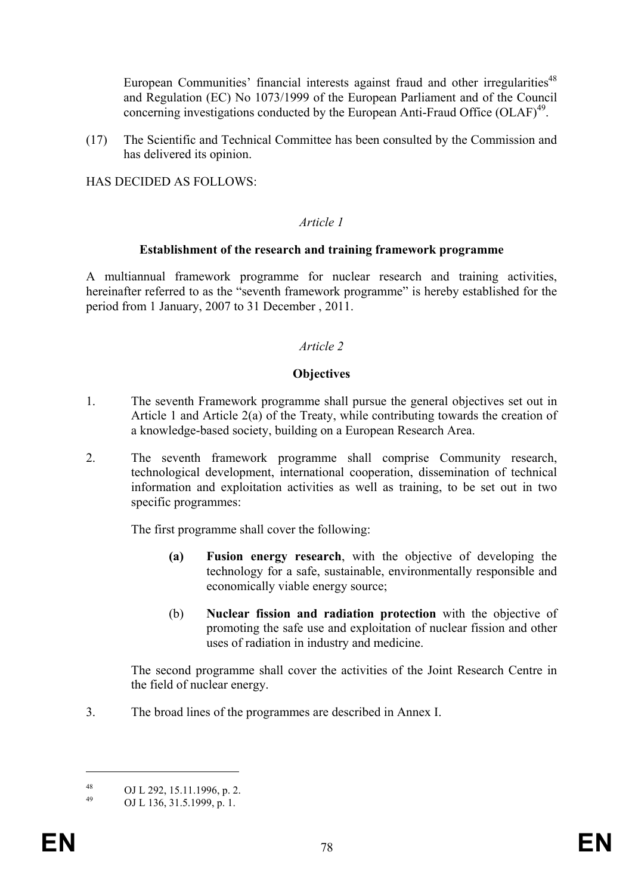European Communities' financial interests against fraud and other irregularities[48] and Regulation (EC) No 1073/1999 of the European Parliament and of the Council concerning investigations conducted by the European Anti-Fraud Office (OLAF)[49].

(17) The Scientific and Technical Committee has been consulted by the Commission and has delivered its opinion.

HAS DECIDED AS FOLLOWS:

*Article 1*

**Establishment of the research and training framework programme**

A multiannual framework programme for nuclear research and training activities, hereinafter referred to as the "seventh framework programme" is hereby established for the period from 1 January, 2007 to 31 December , 2011.

*Article 2*

**Objectives**

1. The seventh Framework programme shall pursue the general objectives set out in Article 1 and Article 2(a) of the Treaty, while contributing towards the creation of a knowledge-based society, building on a European Research Area.

2. The seventh framework programme shall comprise Community research, technological development, international cooperation, dissemination of technical information and exploitation activities as well as training, to be set out in two specific programmes:

   The first programme shall cover the following:

   **(a)** **Fusion energy research**, with the objective of developing the technology for a safe, sustainable, environmentally responsible and economically viable energy source;

   (b) **Nuclear fission and radiation protection** with the objective of promoting the safe use and exploitation of nuclear fission and other uses of radiation in industry and medicine.

   The second programme shall cover the activities of the Joint Research Centre in the field of nuclear energy.

3. The broad lines of the programmes are described in Annex I.

---

[48] OJ L 292, 15.11.1996, p. 2.

[49] OJ L 136, 31.5.1999, p. 1.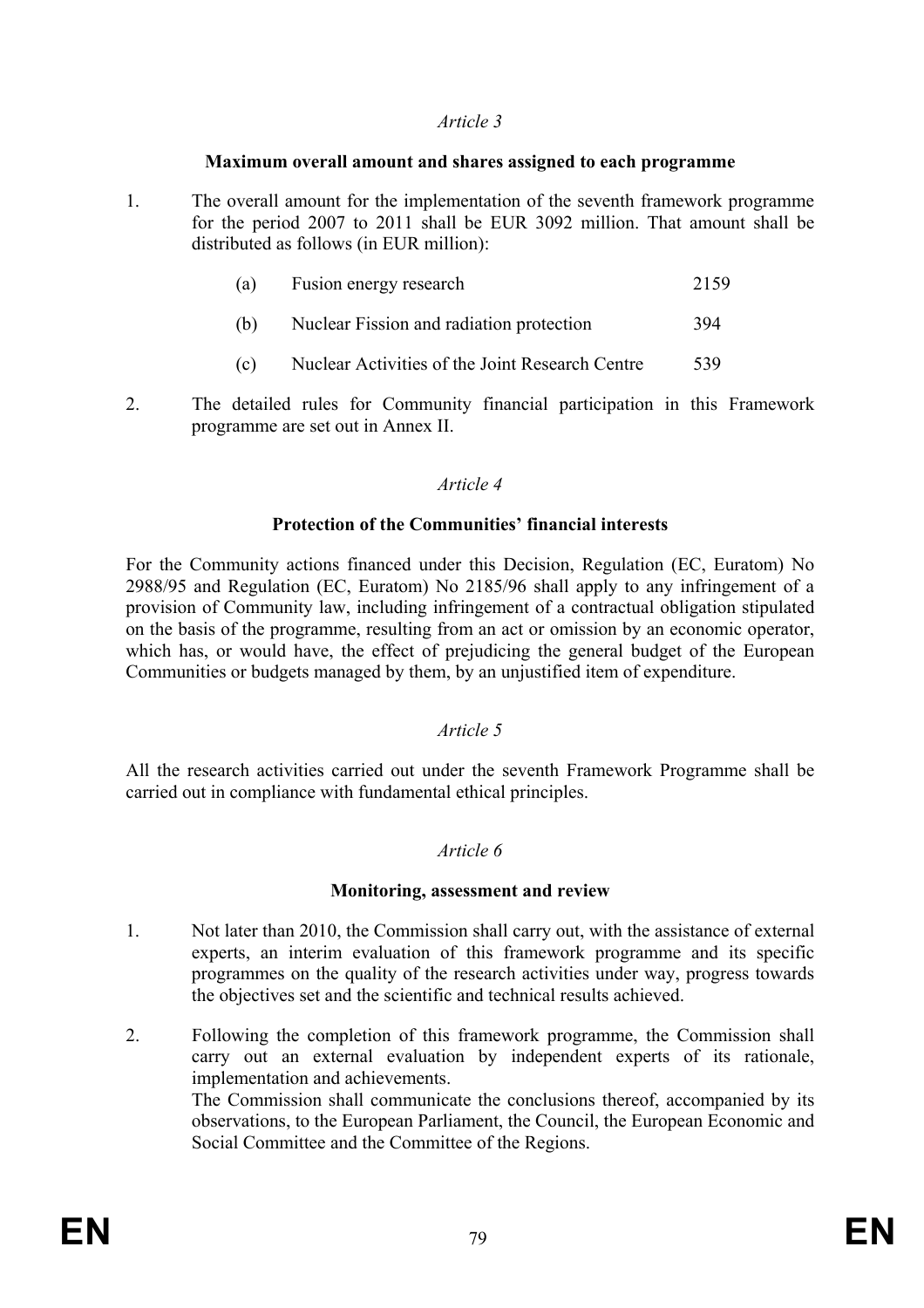*Article 3*

**Maximum overall amount and shares assigned to each programme**

1. The overall amount for the implementation of the seventh framework programme for the period 2007 to 2011 shall be EUR 3092 million. That amount shall be distributed as follows (in EUR million):

   | | | |
   |---|---|---|
   | (a) | Fusion energy research | 2159 |
   | (b) | Nuclear Fission and radiation protection | 394 |
   | (c) | Nuclear Activities of the Joint Research Centre | 539 |

2. The detailed rules for Community financial participation in this Framework programme are set out in Annex II.

*Article 4*

**Protection of the Communities' financial interests**

For the Community actions financed under this Decision, Regulation (EC, Euratom) No 2988/95 and Regulation (EC, Euratom) No 2185/96 shall apply to any infringement of a provision of Community law, including infringement of a contractual obligation stipulated on the basis of the programme, resulting from an act or omission by an economic operator, which has, or would have, the effect of prejudicing the general budget of the European Communities or budgets managed by them, by an unjustified item of expenditure.

*Article 5*

All the research activities carried out under the seventh Framework Programme shall be carried out in compliance with fundamental ethical principles.

*Article 6*

**Monitoring, assessment and review**

1. Not later than 2010, the Commission shall carry out, with the assistance of external experts, an interim evaluation of this framework programme and its specific programmes on the quality of the research activities under way, progress towards the objectives set and the scientific and technical results achieved.

2. Following the completion of this framework programme, the Commission shall carry out an external evaluation by independent experts of its rationale, implementation and achievements.
   The Commission shall communicate the conclusions thereof, accompanied by its observations, to the European Parliament, the Council, the European Economic and Social Committee and the Committee of the Regions.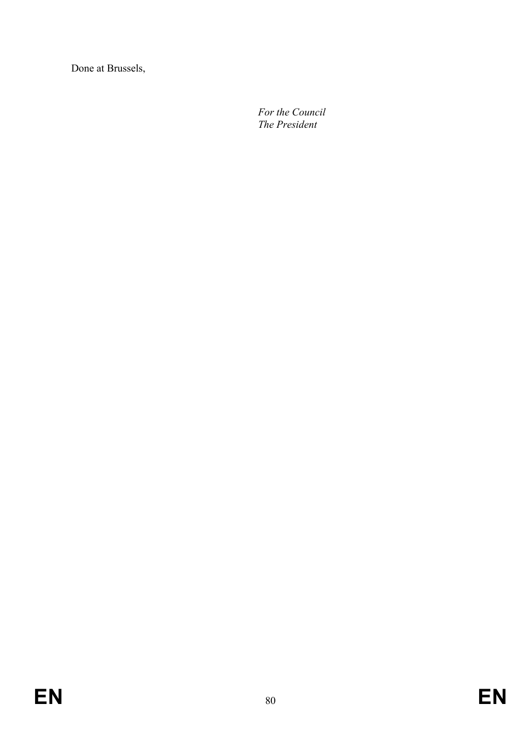Done at Brussels,

*For the Council*
*The President*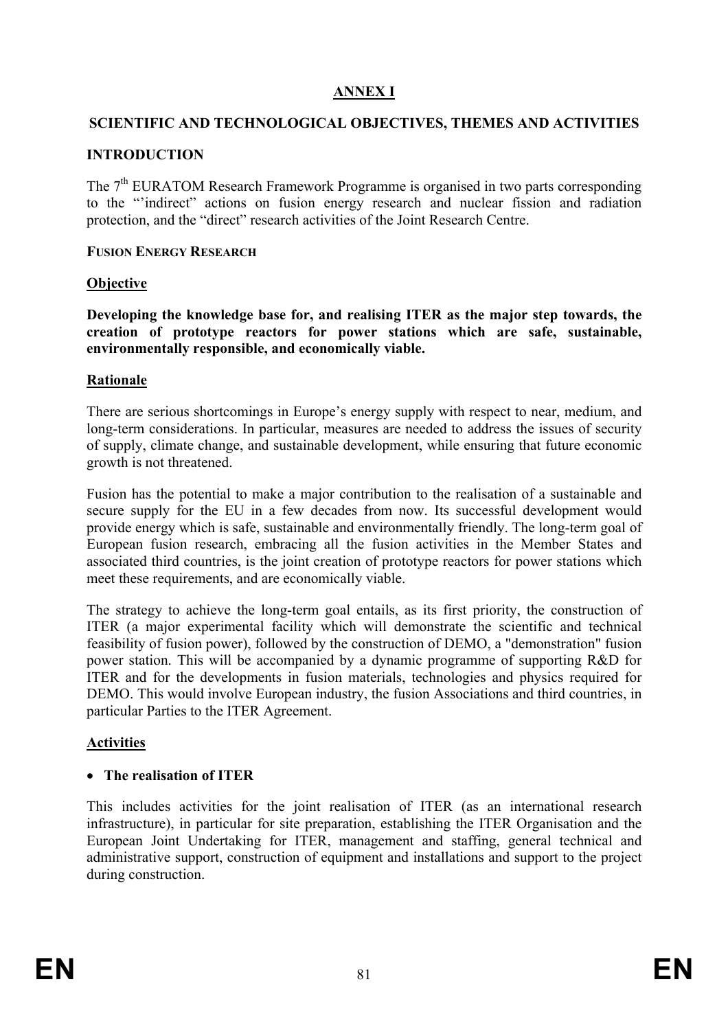# ANNEX I

## SCIENTIFIC AND TECHNOLOGICAL OBJECTIVES, THEMES AND ACTIVITIES

### INTRODUCTION

The 7th EURATOM Research Framework Programme is organised in two parts corresponding to the "'indirect" actions on fusion energy research and nuclear fission and radiation protection, and the "direct" research activities of the Joint Research Centre.

#### FUSION ENERGY RESEARCH

**Objective**

**Developing the knowledge base for, and realising ITER as the major step towards, the creation of prototype reactors for power stations which are safe, sustainable, environmentally responsible, and economically viable.**

**Rationale**

There are serious shortcomings in Europe's energy supply with respect to near, medium, and long-term considerations. In particular, measures are needed to address the issues of security of supply, climate change, and sustainable development, while ensuring that future economic growth is not threatened.

Fusion has the potential to make a major contribution to the realisation of a sustainable and secure supply for the EU in a few decades from now. Its successful development would provide energy which is safe, sustainable and environmentally friendly. The long-term goal of European fusion research, embracing all the fusion activities in the Member States and associated third countries, is the joint creation of prototype reactors for power stations which meet these requirements, and are economically viable.

The strategy to achieve the long-term goal entails, as its first priority, the construction of ITER (a major experimental facility which will demonstrate the scientific and technical feasibility of fusion power), followed by the construction of DEMO, a "demonstration" fusion power station. This will be accompanied by a dynamic programme of supporting R&D for ITER and for the developments in fusion materials, technologies and physics required for DEMO. This would involve European industry, the fusion Associations and third countries, in particular Parties to the ITER Agreement.

**Activities**

- **The realisation of ITER**

This includes activities for the joint realisation of ITER (as an international research infrastructure), in particular for site preparation, establishing the ITER Organisation and the European Joint Undertaking for ITER, management and staffing, general technical and administrative support, construction of equipment and installations and support to the project during construction.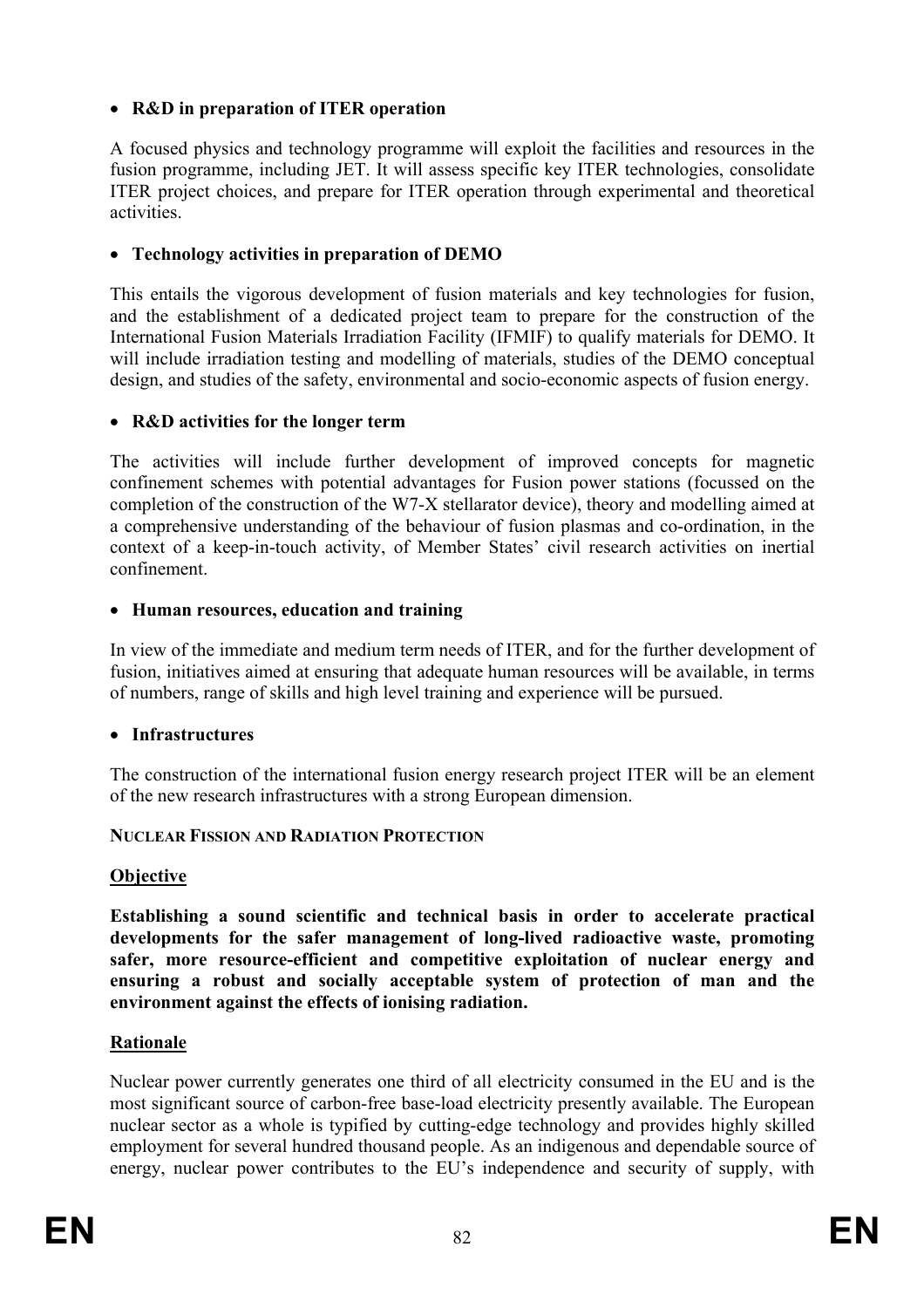- **R&D in preparation of ITER operation**

A focused physics and technology programme will exploit the facilities and resources in the fusion programme, including JET. It will assess specific key ITER technologies, consolidate ITER project choices, and prepare for ITER operation through experimental and theoretical activities.

- **Technology activities in preparation of DEMO**

This entails the vigorous development of fusion materials and key technologies for fusion, and the establishment of a dedicated project team to prepare for the construction of the International Fusion Materials Irradiation Facility (IFMIF) to qualify materials for DEMO. It will include irradiation testing and modelling of materials, studies of the DEMO conceptual design, and studies of the safety, environmental and socio-economic aspects of fusion energy.

- **R&D activities for the longer term**

The activities will include further development of improved concepts for magnetic confinement schemes with potential advantages for Fusion power stations (focussed on the completion of the construction of the W7-X stellarator device), theory and modelling aimed at a comprehensive understanding of the behaviour of fusion plasmas and co-ordination, in the context of a keep-in-touch activity, of Member States' civil research activities on inertial confinement.

- **Human resources, education and training**

In view of the immediate and medium term needs of ITER, and for the further development of fusion, initiatives aimed at ensuring that adequate human resources will be available, in terms of numbers, range of skills and high level training and experience will be pursued.

- **Infrastructures**

The construction of the international fusion energy research project ITER will be an element of the new research infrastructures with a strong European dimension.

**NUCLEAR FISSION AND RADIATION PROTECTION**

**Objective**

**Establishing a sound scientific and technical basis in order to accelerate practical developments for the safer management of long-lived radioactive waste, promoting safer, more resource-efficient and competitive exploitation of nuclear energy and ensuring a robust and socially acceptable system of protection of man and the environment against the effects of ionising radiation.**

**Rationale**

Nuclear power currently generates one third of all electricity consumed in the EU and is the most significant source of carbon-free base-load electricity presently available. The European nuclear sector as a whole is typified by cutting-edge technology and provides highly skilled employment for several hundred thousand people. As an indigenous and dependable source of energy, nuclear power contributes to the EU's independence and security of supply, with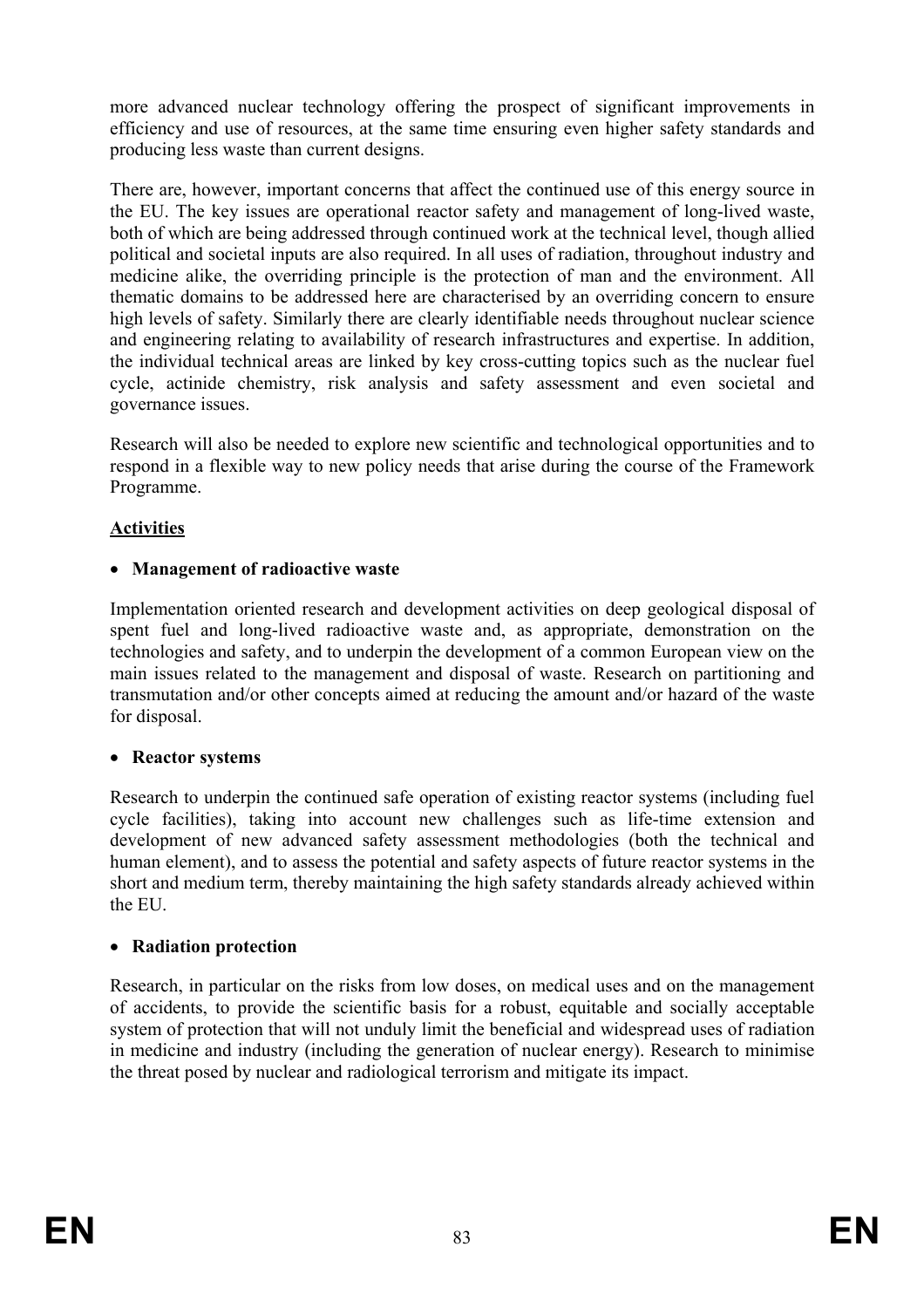more advanced nuclear technology offering the prospect of significant improvements in efficiency and use of resources, at the same time ensuring even higher safety standards and producing less waste than current designs.

There are, however, important concerns that affect the continued use of this energy source in the EU. The key issues are operational reactor safety and management of long-lived waste, both of which are being addressed through continued work at the technical level, though allied political and societal inputs are also required. In all uses of radiation, throughout industry and medicine alike, the overriding principle is the protection of man and the environment. All thematic domains to be addressed here are characterised by an overriding concern to ensure high levels of safety. Similarly there are clearly identifiable needs throughout nuclear science and engineering relating to availability of research infrastructures and expertise. In addition, the individual technical areas are linked by key cross-cutting topics such as the nuclear fuel cycle, actinide chemistry, risk analysis and safety assessment and even societal and governance issues.

Research will also be needed to explore new scientific and technological opportunities and to respond in a flexible way to new policy needs that arise during the course of the Framework Programme.

**Activities**

- **Management of radioactive waste**

Implementation oriented research and development activities on deep geological disposal of spent fuel and long-lived radioactive waste and, as appropriate, demonstration on the technologies and safety, and to underpin the development of a common European view on the main issues related to the management and disposal of waste. Research on partitioning and transmutation and/or other concepts aimed at reducing the amount and/or hazard of the waste for disposal.

- **Reactor systems**

Research to underpin the continued safe operation of existing reactor systems (including fuel cycle facilities), taking into account new challenges such as life-time extension and development of new advanced safety assessment methodologies (both the technical and human element), and to assess the potential and safety aspects of future reactor systems in the short and medium term, thereby maintaining the high safety standards already achieved within the EU.

- **Radiation protection**

Research, in particular on the risks from low doses, on medical uses and on the management of accidents, to provide the scientific basis for a robust, equitable and socially acceptable system of protection that will not unduly limit the beneficial and widespread uses of radiation in medicine and industry (including the generation of nuclear energy). Research to minimise the threat posed by nuclear and radiological terrorism and mitigate its impact.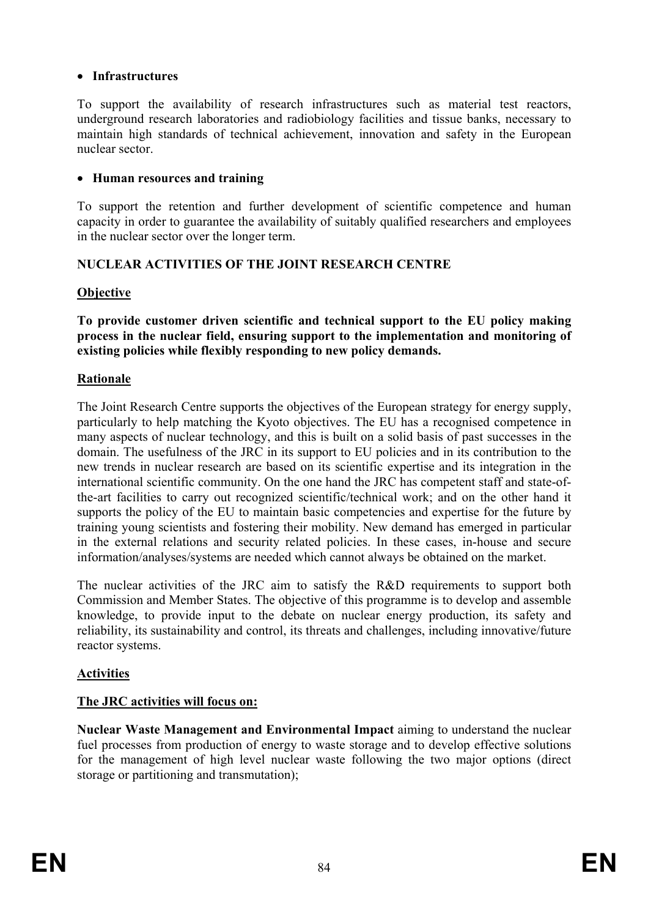- **Infrastructures**

To support the availability of research infrastructures such as material test reactors, underground research laboratories and radiobiology facilities and tissue banks, necessary to maintain high standards of technical achievement, innovation and safety in the European nuclear sector.

- **Human resources and training**

To support the retention and further development of scientific competence and human capacity in order to guarantee the availability of suitably qualified researchers and employees in the nuclear sector over the longer term.

## NUCLEAR ACTIVITIES OF THE JOINT RESEARCH CENTRE

### Objective

**To provide customer driven scientific and technical support to the EU policy making process in the nuclear field, ensuring support to the implementation and monitoring of existing policies while flexibly responding to new policy demands.**

### Rationale

The Joint Research Centre supports the objectives of the European strategy for energy supply, particularly to help matching the Kyoto objectives. The EU has a recognised competence in many aspects of nuclear technology, and this is built on a solid basis of past successes in the domain. The usefulness of the JRC in its support to EU policies and in its contribution to the new trends in nuclear research are based on its scientific expertise and its integration in the international scientific community. On the one hand the JRC has competent staff and state-of-the-art facilities to carry out recognized scientific/technical work; and on the other hand it supports the policy of the EU to maintain basic competencies and expertise for the future by training young scientists and fostering their mobility. New demand has emerged in particular in the external relations and security related policies. In these cases, in-house and secure information/analyses/systems are needed which cannot always be obtained on the market.

The nuclear activities of the JRC aim to satisfy the R&D requirements to support both Commission and Member States. The objective of this programme is to develop and assemble knowledge, to provide input to the debate on nuclear energy production, its safety and reliability, its sustainability and control, its threats and challenges, including innovative/future reactor systems.

### Activities

**The JRC activities will focus on:**

**Nuclear Waste Management and Environmental Impact** aiming to understand the nuclear fuel processes from production of energy to waste storage and to develop effective solutions for the management of high level nuclear waste following the two major options (direct storage or partitioning and transmutation);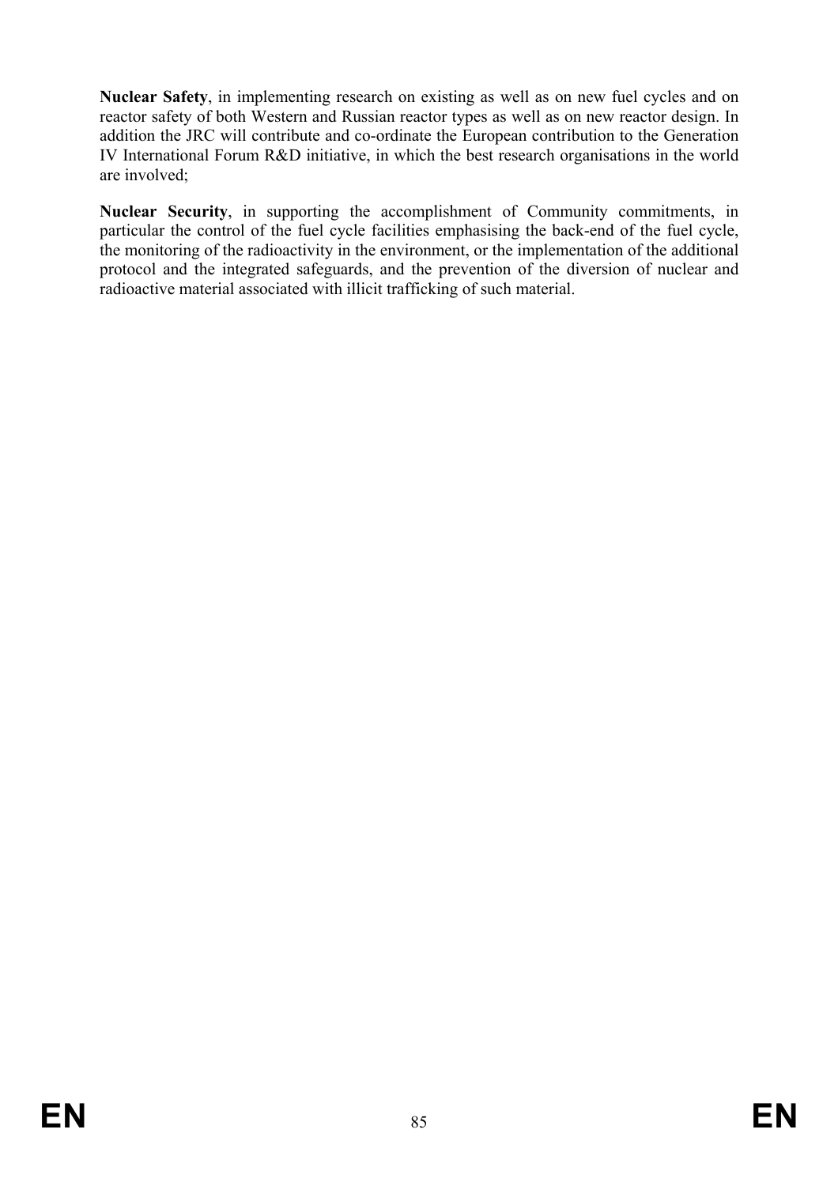**Nuclear Safety**, in implementing research on existing as well as on new fuel cycles and on reactor safety of both Western and Russian reactor types as well as on new reactor design. In addition the JRC will contribute and co-ordinate the European contribution to the Generation IV International Forum R&D initiative, in which the best research organisations in the world are involved;

**Nuclear Security**, in supporting the accomplishment of Community commitments, in particular the control of the fuel cycle facilities emphasising the back-end of the fuel cycle, the monitoring of the radioactivity in the environment, or the implementation of the additional protocol and the integrated safeguards, and the prevention of the diversion of nuclear and radioactive material associated with illicit trafficking of such material.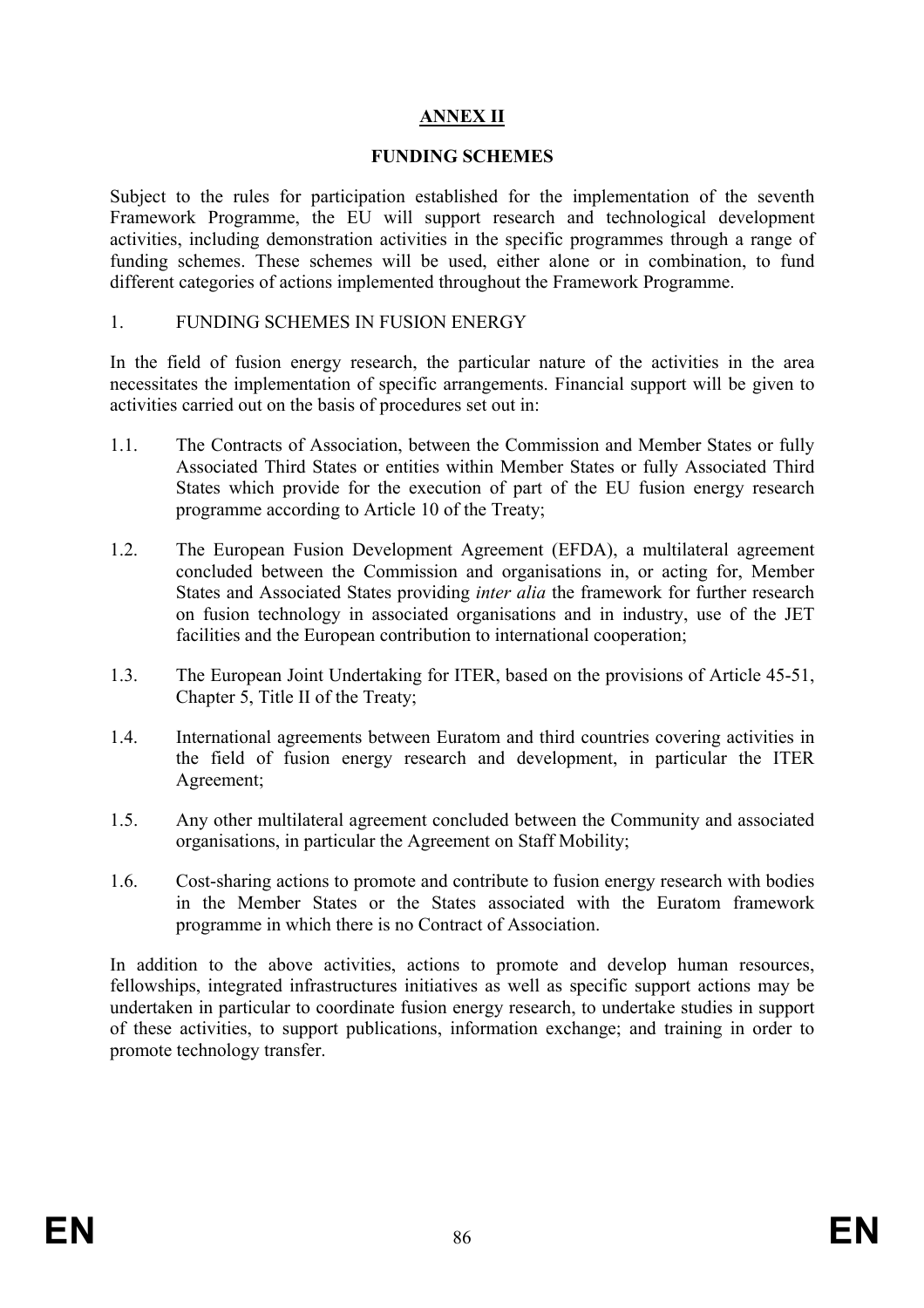# ANNEX II

## FUNDING SCHEMES

Subject to the rules for participation established for the implementation of the seventh Framework Programme, the EU will support research and technological development activities, including demonstration activities in the specific programmes through a range of funding schemes. These schemes will be used, either alone or in combination, to fund different categories of actions implemented throughout the Framework Programme.

### 1. FUNDING SCHEMES IN FUSION ENERGY

In the field of fusion energy research, the particular nature of the activities in the area necessitates the implementation of specific arrangements. Financial support will be given to activities carried out on the basis of procedures set out in:

1.1. The Contracts of Association, between the Commission and Member States or fully Associated Third States or entities within Member States or fully Associated Third States which provide for the execution of part of the EU fusion energy research programme according to Article 10 of the Treaty;

1.2. The European Fusion Development Agreement (EFDA), a multilateral agreement concluded between the Commission and organisations in, or acting for, Member States and Associated States providing *inter alia* the framework for further research on fusion technology in associated organisations and in industry, use of the JET facilities and the European contribution to international cooperation;

1.3. The European Joint Undertaking for ITER, based on the provisions of Article 45-51, Chapter 5, Title II of the Treaty;

1.4. International agreements between Euratom and third countries covering activities in the field of fusion energy research and development, in particular the ITER Agreement;

1.5. Any other multilateral agreement concluded between the Community and associated organisations, in particular the Agreement on Staff Mobility;

1.6. Cost-sharing actions to promote and contribute to fusion energy research with bodies in the Member States or the States associated with the Euratom framework programme in which there is no Contract of Association.

In addition to the above activities, actions to promote and develop human resources, fellowships, integrated infrastructures initiatives as well as specific support actions may be undertaken in particular to coordinate fusion energy research, to undertake studies in support of these activities, to support publications, information exchange; and training in order to promote technology transfer.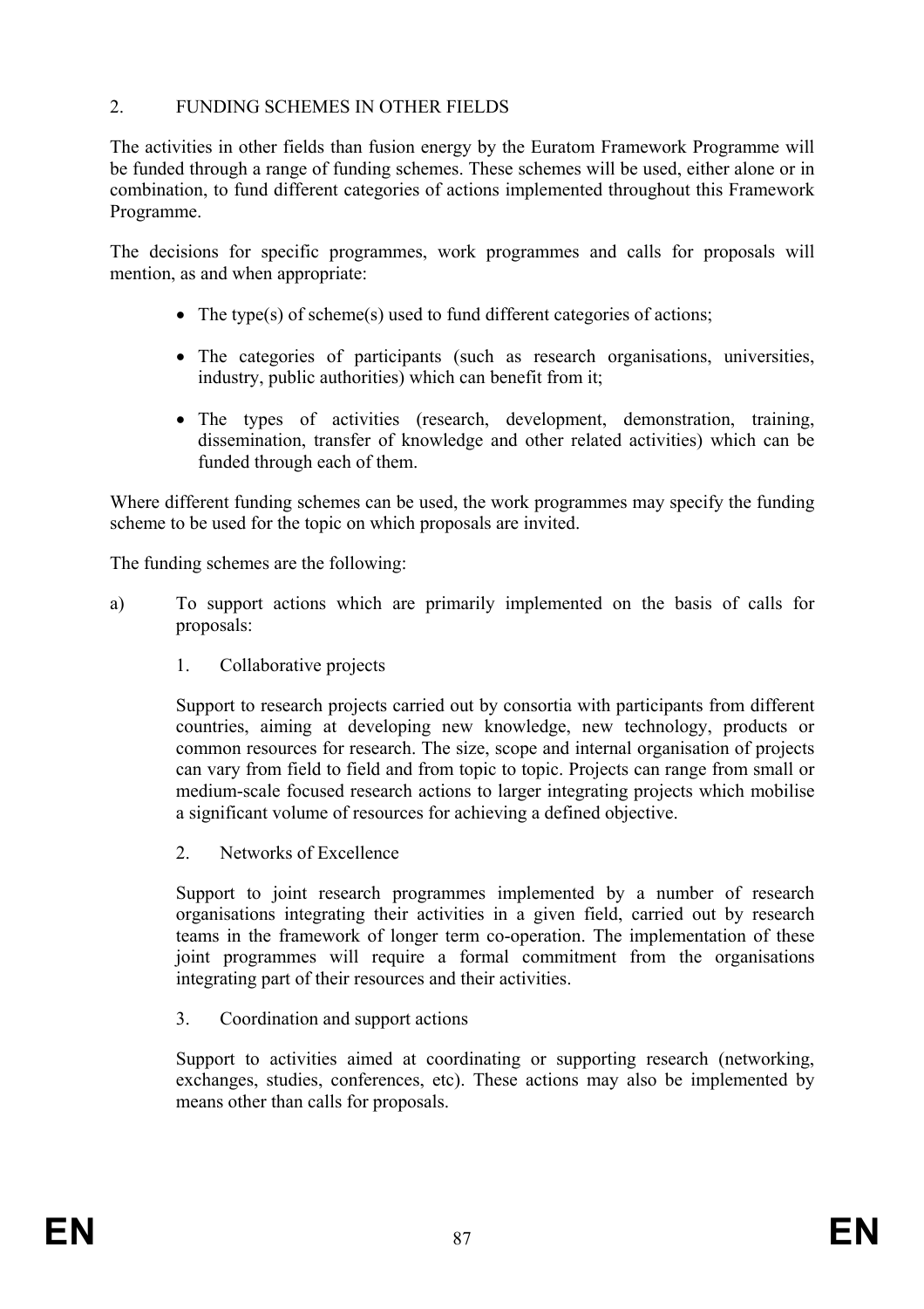## 2. FUNDING SCHEMES IN OTHER FIELDS

The activities in other fields than fusion energy by the Euratom Framework Programme will be funded through a range of funding schemes. These schemes will be used, either alone or in combination, to fund different categories of actions implemented throughout this Framework Programme.

The decisions for specific programmes, work programmes and calls for proposals will mention, as and when appropriate:

- The type(s) of scheme(s) used to fund different categories of actions;
- The categories of participants (such as research organisations, universities, industry, public authorities) which can benefit from it;
- The types of activities (research, development, demonstration, training, dissemination, transfer of knowledge and other related activities) which can be funded through each of them.

Where different funding schemes can be used, the work programmes may specify the funding scheme to be used for the topic on which proposals are invited.

The funding schemes are the following:

a) To support actions which are primarily implemented on the basis of calls for proposals:

1. Collaborative projects

Support to research projects carried out by consortia with participants from different countries, aiming at developing new knowledge, new technology, products or common resources for research. The size, scope and internal organisation of projects can vary from field to field and from topic to topic. Projects can range from small or medium-scale focused research actions to larger integrating projects which mobilise a significant volume of resources for achieving a defined objective.

2. Networks of Excellence

Support to joint research programmes implemented by a number of research organisations integrating their activities in a given field, carried out by research teams in the framework of longer term co-operation. The implementation of these joint programmes will require a formal commitment from the organisations integrating part of their resources and their activities.

3. Coordination and support actions

Support to activities aimed at coordinating or supporting research (networking, exchanges, studies, conferences, etc). These actions may also be implemented by means other than calls for proposals.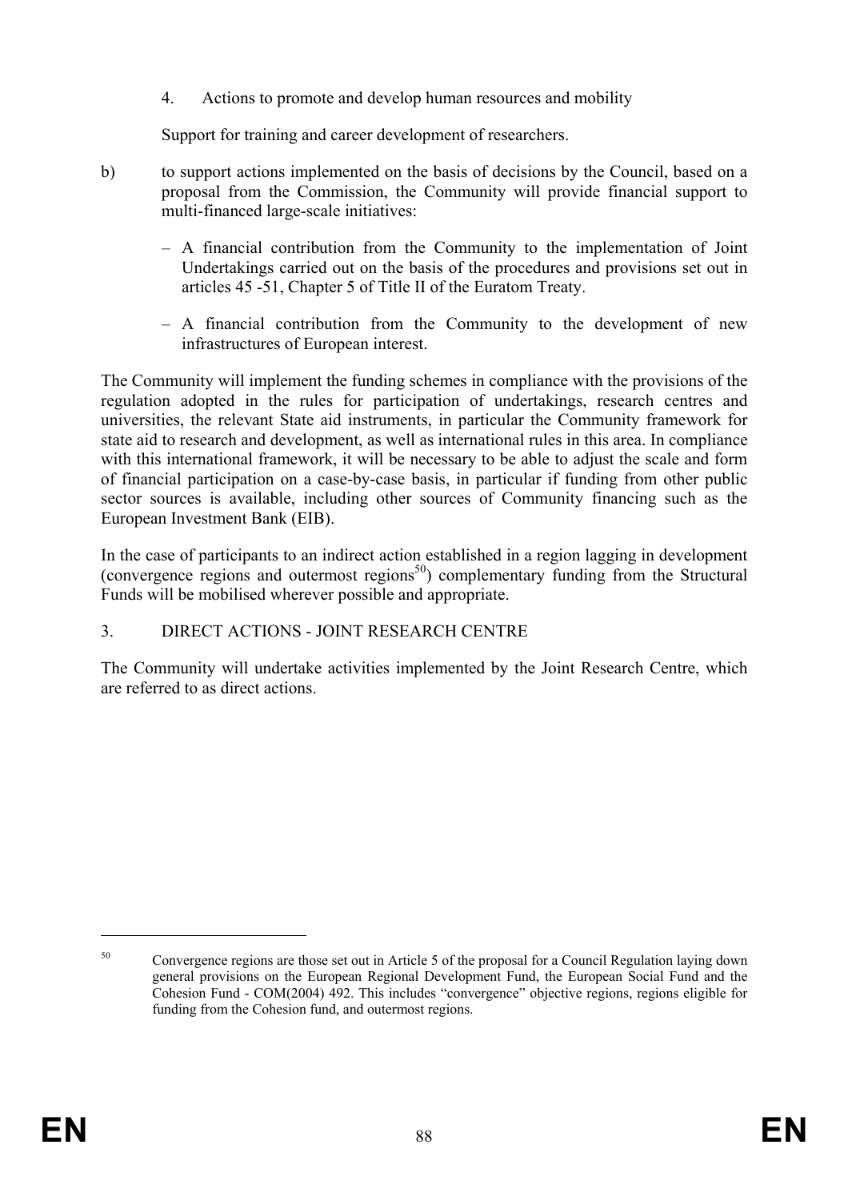4. Actions to promote and develop human resources and mobility

Support for training and career development of researchers.

b) to support actions implemented on the basis of decisions by the Council, based on a proposal from the Commission, the Community will provide financial support to multi-financed large-scale initiatives:

– A financial contribution from the Community to the implementation of Joint Undertakings carried out on the basis of the procedures and provisions set out in articles 45 -51, Chapter 5 of Title II of the Euratom Treaty.

– A financial contribution from the Community to the development of new infrastructures of European interest.

The Community will implement the funding schemes in compliance with the provisions of the regulation adopted in the rules for participation of undertakings, research centres and universities, the relevant State aid instruments, in particular the Community framework for state aid to research and development, as well as international rules in this area. In compliance with this international framework, it will be necessary to be able to adjust the scale and form of financial participation on a case-by-case basis, in particular if funding from other public sector sources is available, including other sources of Community financing such as the European Investment Bank (EIB).

In the case of participants to an indirect action established in a region lagging in development (convergence regions and outermost regions[50]) complementary funding from the Structural Funds will be mobilised wherever possible and appropriate.

## 3. DIRECT ACTIONS - JOINT RESEARCH CENTRE

The Community will undertake activities implemented by the Joint Research Centre, which are referred to as direct actions.

[50] Convergence regions are those set out in Article 5 of the proposal for a Council Regulation laying down general provisions on the European Regional Development Fund, the European Social Fund and the Cohesion Fund - COM(2004) 492. This includes "convergence" objective regions, regions eligible for funding from the Cohesion fund, and outermost regions.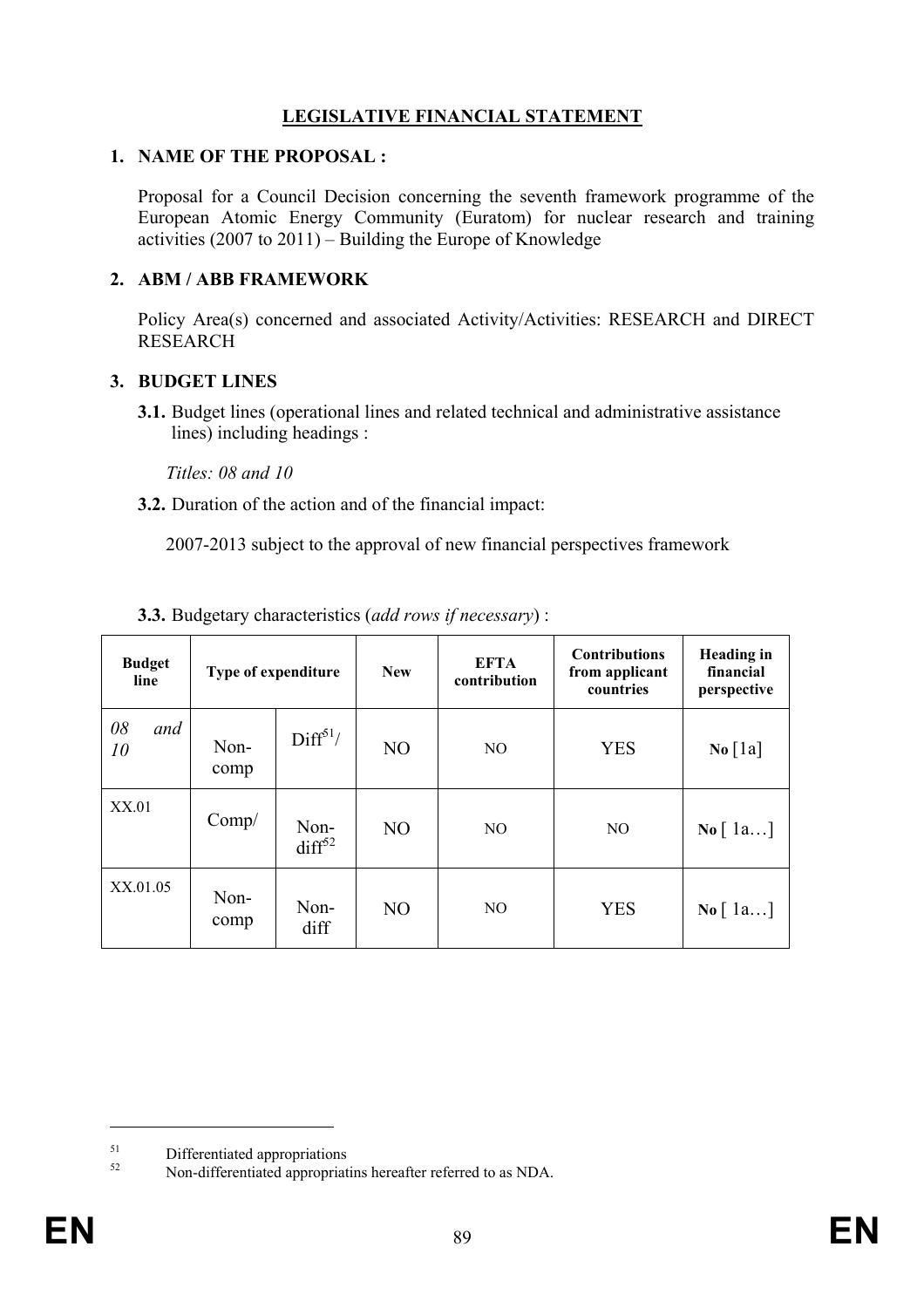**LEGISLATIVE FINANCIAL STATEMENT**

## 1. NAME OF THE PROPOSAL :

Proposal for a Council Decision concerning the seventh framework programme of the European Atomic Energy Community (Euratom) for nuclear research and training activities (2007 to 2011) – Building the Europe of Knowledge

## 2. ABM / ABB FRAMEWORK

Policy Area(s) concerned and associated Activity/Activities: RESEARCH and DIRECT RESEARCH

## 3. BUDGET LINES

**3.1.** Budget lines (operational lines and related technical and administrative assistance lines) including headings :

*Titles: 08 and 10*

**3.2.** Duration of the action and of the financial impact:

2007-2013 subject to the approval of new financial perspectives framework

**3.3.** Budgetary characteristics (*add rows if necessary*) :

| Budget line | Type of expenditure | | New | EFTA contribution | Contributions from applicant countries | Heading in financial perspective |
|---|---|---|---|---|---|---|
| *08 and 10* | Non-comp | Diff[51]/ | NO | NO | YES | **No** [1a] |
| XX.01 | Comp/ | Non-diff[52] | NO | NO | NO | **No** [ 1a…] |
| XX.01.05 | Non-comp | Non-diff | NO | NO | YES | **No** [ 1a…] |

[51] Differentiated appropriations

[52] Non-differentiated appropriatins hereafter referred to as NDA.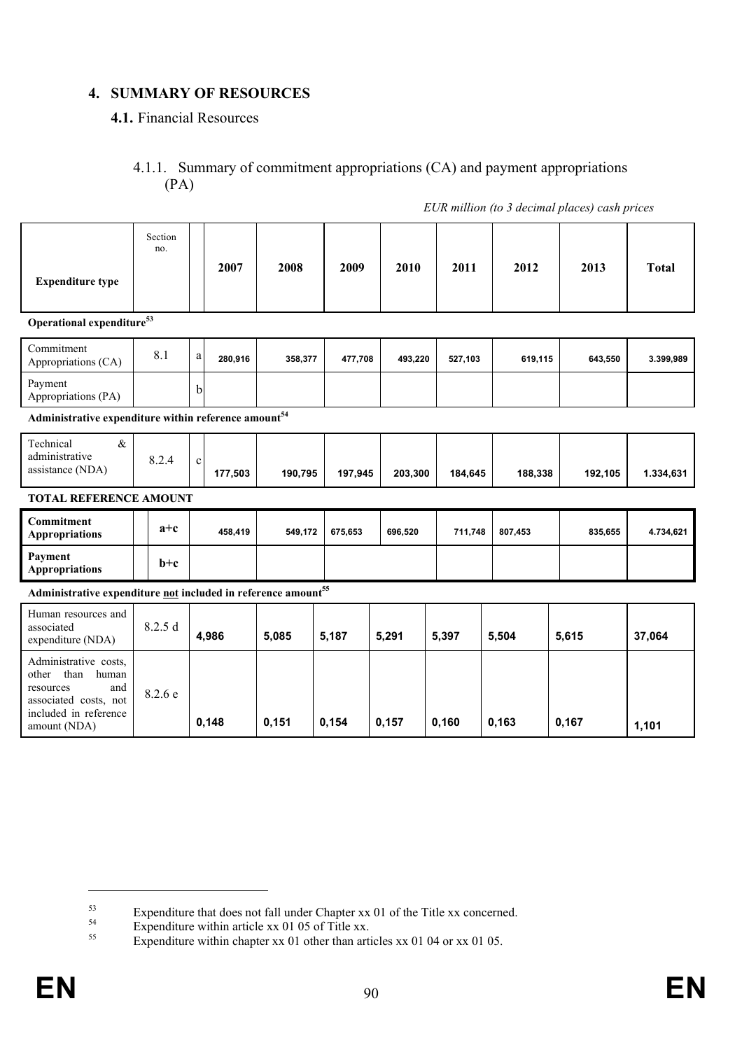## 4. SUMMARY OF RESOURCES

### 4.1. Financial Resources

#### 4.1.1. Summary of commitment appropriations (CA) and payment appropriations (PA)

*EUR million (to 3 decimal places) cash prices*

| Expenditure type | Section no. | | 2007 | 2008 | 2009 | 2010 | 2011 | 2012 | 2013 | Total |
|---|---|---|---|---|---|---|---|---|---|---|
| **Operational expenditure**[53] | | | | | | | | | | |
| Commitment Appropriations (CA) | 8.1 | a | 280,916 | 358,377 | 477,708 | 493,220 | 527,103 | 619,115 | 643,550 | 3.399,989 |
| Payment Appropriations (PA) | | b | | | | | | | | |
| **Administrative expenditure within reference amount**[54] | | | | | | | | | | |
| Technical & administrative assistance (NDA) | 8.2.4 | c | 177,503 | 190,795 | 197,945 | 203,300 | 184,645 | 188,338 | 192,105 | 1.334,631 |
| **TOTAL REFERENCE AMOUNT** | | | | | | | | | | |
| **Commitment Appropriations** | | a+c | 458,419 | 549,172 | 675,653 | 696,520 | 711,748 | 807,453 | 835,655 | 4.734,621 |
| **Payment Appropriations** | | b+c | | | | | | | | |
| **Administrative expenditure not included in reference amount**[55] | | | | | | | | | | |
| Human resources and associated expenditure (NDA) | 8.2.5 | d | 4,986 | 5,085 | 5,187 | 5,291 | 5,397 | 5,504 | 5,615 | 37,064 |
| Administrative costs, other than human resources and associated costs, not included in reference amount (NDA) | 8.2.6 | e | 0,148 | 0,151 | 0,154 | 0,157 | 0,160 | 0,163 | 0,167 | 1,101 |

[53] Expenditure that does not fall under Chapter xx 01 of the Title xx concerned.

[54] Expenditure within article xx 01 05 of Title xx.

[55] Expenditure within chapter xx 01 other than articles xx 01 04 or xx 01 05.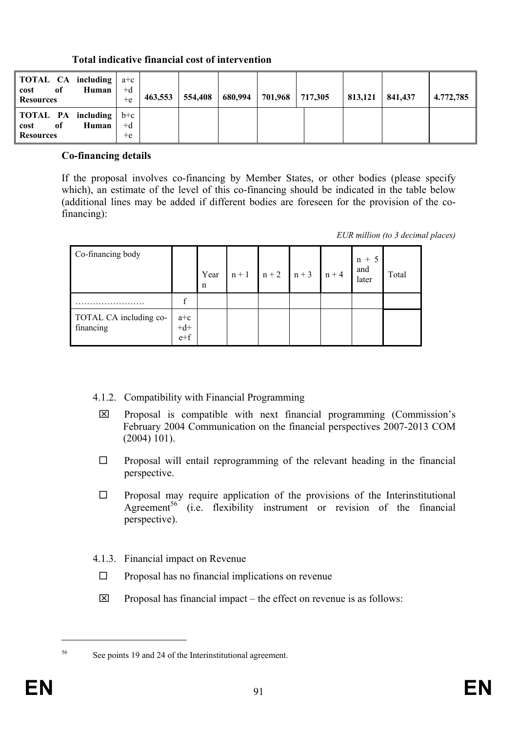**Total indicative financial cost of intervention**

| | | | | | | | | | |
|---|---|---|---|---|---|---|---|---|---|
| **TOTAL CA including cost of Human Resources** | a+c +d +e | **463,553** | **554,408** | **680,994** | **701,968** | **717,305** | **813,121** | **841,437** | **4.772,785** |
| **TOTAL PA including cost of Human Resources** | b+c +d +e | | | | | | | | |

**Co-financing details**

If the proposal involves co-financing by Member States, or other bodies (please specify which), an estimate of the level of this co-financing should be indicated in the table below (additional lines may be added if different bodies are foreseen for the provision of the co-financing):

*EUR million (to 3 decimal places)*

| Co-financing body | | Year n | n + 1 | n + 2 | n + 3 | n + 4 | n + 5 and later | Total |
|---|---|---|---|---|---|---|---|---|
| …………………… | f | | | | | | | |
| TOTAL CA including co-financing | a+c +d+ e+f | | | | | | | |

4.1.2. Compatibility with Financial Programming

☒ Proposal is compatible with next financial programming (Commission's February 2004 Communication on the financial perspectives 2007-2013 COM (2004) 101).

☐ Proposal will entail reprogramming of the relevant heading in the financial perspective.

☐ Proposal may require application of the provisions of the Interinstitutional Agreement[56] (i.e. flexibility instrument or revision of the financial perspective).

4.1.3. Financial impact on Revenue

☐ Proposal has no financial implications on revenue

☒ Proposal has financial impact – the effect on revenue is as follows:

[56] See points 19 and 24 of the Interinstitutional agreement.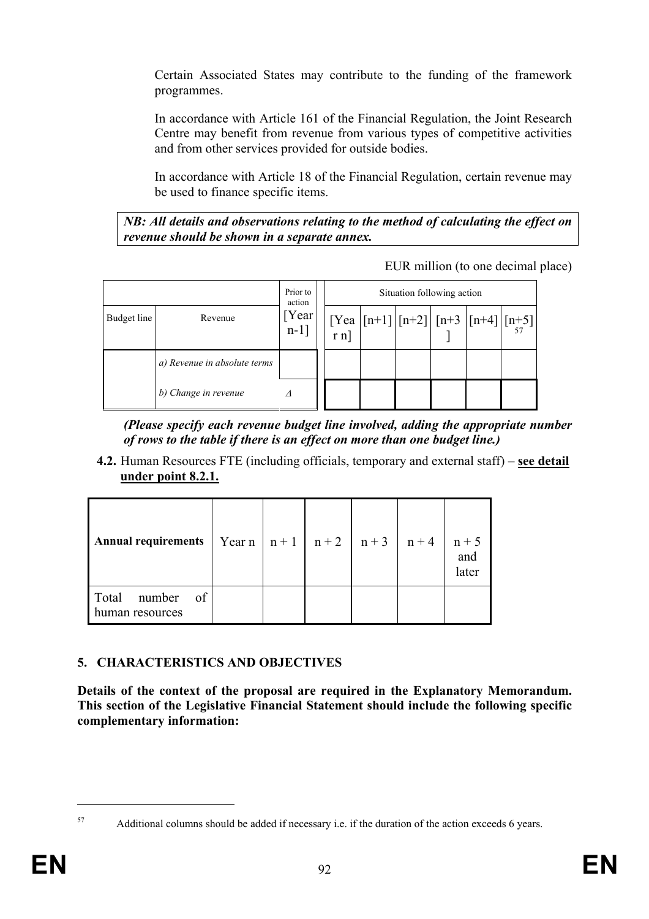Certain Associated States may contribute to the funding of the framework programmes.

In accordance with Article 161 of the Financial Regulation, the Joint Research Centre may benefit from revenue from various types of competitive activities and from other services provided for outside bodies.

In accordance with Article 18 of the Financial Regulation, certain revenue may be used to finance specific items.

***NB: All details and observations relating to the method of calculating the effect on revenue should be shown in a separate annex.***

EUR million (to one decimal place)

| | | Prior to action | Situation following action | | | | | |
|---|---|---|---|---|---|---|---|---|
| Budget line | Revenue | [Year n-1] | [Year n] | [n+1] | [n+2] | [n+3] | [n+4] | [n+5][57] |
| | *a) Revenue in absolute terms* | | | | | | | |
| | *b) Change in revenue* | *Δ* | | | | | | |

***(Please specify each revenue budget line involved, adding the appropriate number of rows to the table if there is an effect on more than one budget line.)***

**4.2.** Human Resources FTE (including officials, temporary and external staff) – **see detail under point 8.2.1.**

| **Annual requirements** | Year n | n + 1 | n + 2 | n + 3 | n + 4 | n + 5 and later |
|---|---|---|---|---|---|---|
| Total number of human resources | | | | | | |

## 5. CHARACTERISTICS AND OBJECTIVES

**Details of the context of the proposal are required in the Explanatory Memorandum. This section of the Legislative Financial Statement should include the following specific complementary information:**

[57] Additional columns should be added if necessary i.e. if the duration of the action exceeds 6 years.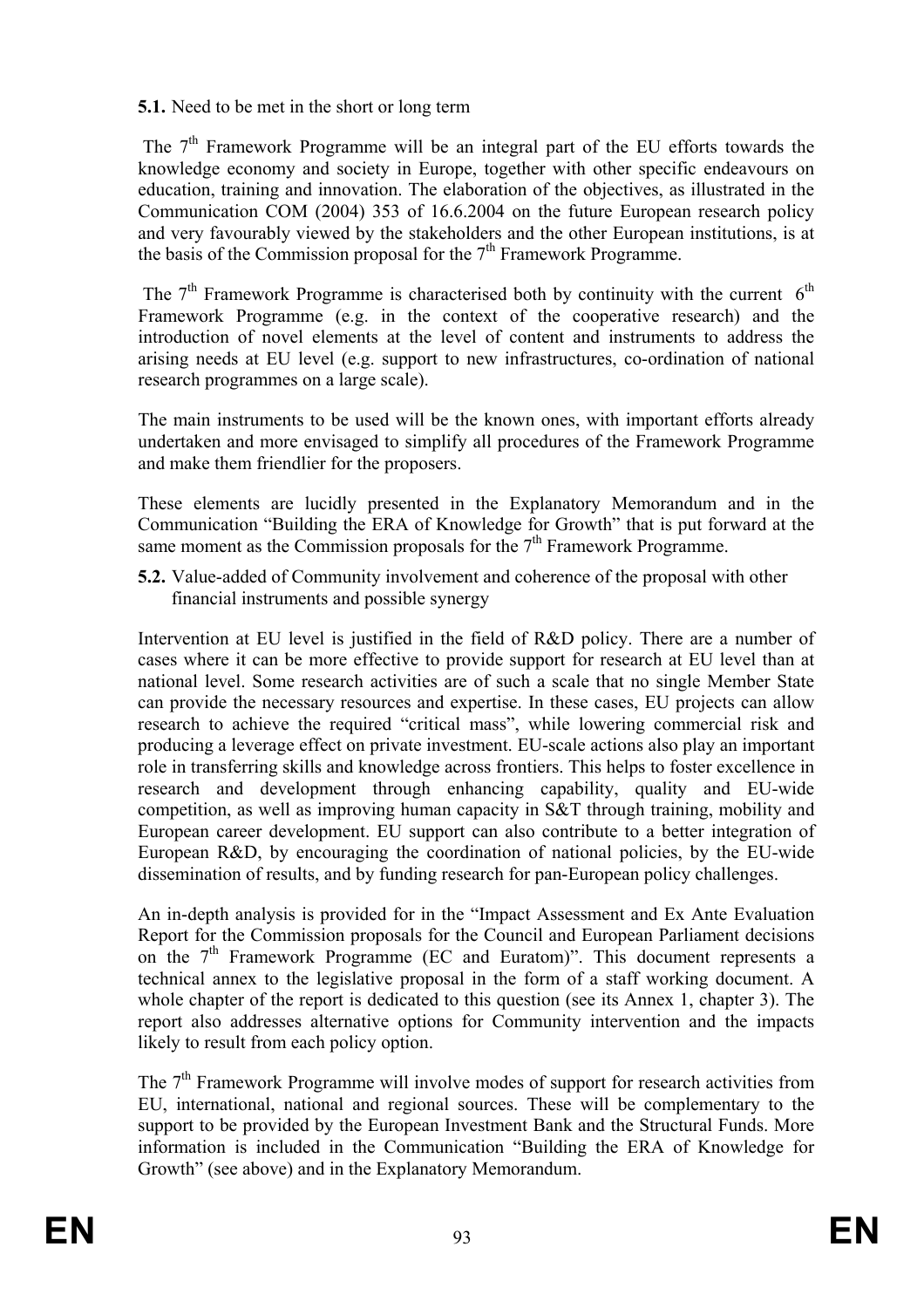**5.1.** Need to be met in the short or long term

The 7th Framework Programme will be an integral part of the EU efforts towards the knowledge economy and society in Europe, together with other specific endeavours on education, training and innovation. The elaboration of the objectives, as illustrated in the Communication COM (2004) 353 of 16.6.2004 on the future European research policy and very favourably viewed by the stakeholders and the other European institutions, is at the basis of the Commission proposal for the 7th Framework Programme.

The 7th Framework Programme is characterised both by continuity with the current 6th Framework Programme (e.g. in the context of the cooperative research) and the introduction of novel elements at the level of content and instruments to address the arising needs at EU level (e.g. support to new infrastructures, co-ordination of national research programmes on a large scale).

The main instruments to be used will be the known ones, with important efforts already undertaken and more envisaged to simplify all procedures of the Framework Programme and make them friendlier for the proposers.

These elements are lucidly presented in the Explanatory Memorandum and in the Communication "Building the ERA of Knowledge for Growth" that is put forward at the same moment as the Commission proposals for the 7th Framework Programme.

**5.2.** Value-added of Community involvement and coherence of the proposal with other financial instruments and possible synergy

Intervention at EU level is justified in the field of R&D policy. There are a number of cases where it can be more effective to provide support for research at EU level than at national level. Some research activities are of such a scale that no single Member State can provide the necessary resources and expertise. In these cases, EU projects can allow research to achieve the required "critical mass", while lowering commercial risk and producing a leverage effect on private investment. EU-scale actions also play an important role in transferring skills and knowledge across frontiers. This helps to foster excellence in research and development through enhancing capability, quality and EU-wide competition, as well as improving human capacity in S&T through training, mobility and European career development. EU support can also contribute to a better integration of European R&D, by encouraging the coordination of national policies, by the EU-wide dissemination of results, and by funding research for pan-European policy challenges.

An in-depth analysis is provided for in the "Impact Assessment and Ex Ante Evaluation Report for the Commission proposals for the Council and European Parliament decisions on the 7th Framework Programme (EC and Euratom)". This document represents a technical annex to the legislative proposal in the form of a staff working document. A whole chapter of the report is dedicated to this question (see its Annex 1, chapter 3). The report also addresses alternative options for Community intervention and the impacts likely to result from each policy option.

The 7th Framework Programme will involve modes of support for research activities from EU, international, national and regional sources. These will be complementary to the support to be provided by the European Investment Bank and the Structural Funds. More information is included in the Communication "Building the ERA of Knowledge for Growth" (see above) and in the Explanatory Memorandum.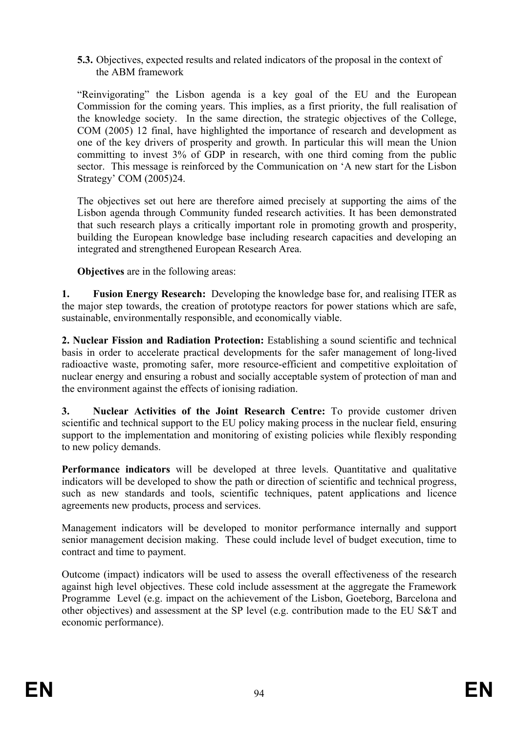**5.3.** Objectives, expected results and related indicators of the proposal in the context of the ABM framework

"Reinvigorating" the Lisbon agenda is a key goal of the EU and the European Commission for the coming years. This implies, as a first priority, the full realisation of the knowledge society. In the same direction, the strategic objectives of the College, COM (2005) 12 final, have highlighted the importance of research and development as one of the key drivers of prosperity and growth. In particular this will mean the Union committing to invest 3% of GDP in research, with one third coming from the public sector. This message is reinforced by the Communication on 'A new start for the Lisbon Strategy' COM (2005)24.

The objectives set out here are therefore aimed precisely at supporting the aims of the Lisbon agenda through Community funded research activities. It has been demonstrated that such research plays a critically important role in promoting growth and prosperity, building the European knowledge base including research capacities and developing an integrated and strengthened European Research Area.

**Objectives** are in the following areas:

**1. Fusion Energy Research:** Developing the knowledge base for, and realising ITER as the major step towards, the creation of prototype reactors for power stations which are safe, sustainable, environmentally responsible, and economically viable.

**2. Nuclear Fission and Radiation Protection:** Establishing a sound scientific and technical basis in order to accelerate practical developments for the safer management of long-lived radioactive waste, promoting safer, more resource-efficient and competitive exploitation of nuclear energy and ensuring a robust and socially acceptable system of protection of man and the environment against the effects of ionising radiation.

**3. Nuclear Activities of the Joint Research Centre:** To provide customer driven scientific and technical support to the EU policy making process in the nuclear field, ensuring support to the implementation and monitoring of existing policies while flexibly responding to new policy demands.

**Performance indicators** will be developed at three levels. Quantitative and qualitative indicators will be developed to show the path or direction of scientific and technical progress, such as new standards and tools, scientific techniques, patent applications and licence agreements new products, process and services.

Management indicators will be developed to monitor performance internally and support senior management decision making. These could include level of budget execution, time to contract and time to payment.

Outcome (impact) indicators will be used to assess the overall effectiveness of the research against high level objectives. These cold include assessment at the aggregate the Framework Programme Level (e.g. impact on the achievement of the Lisbon, Goeteborg, Barcelona and other objectives) and assessment at the SP level (e.g. contribution made to the EU S&T and economic performance).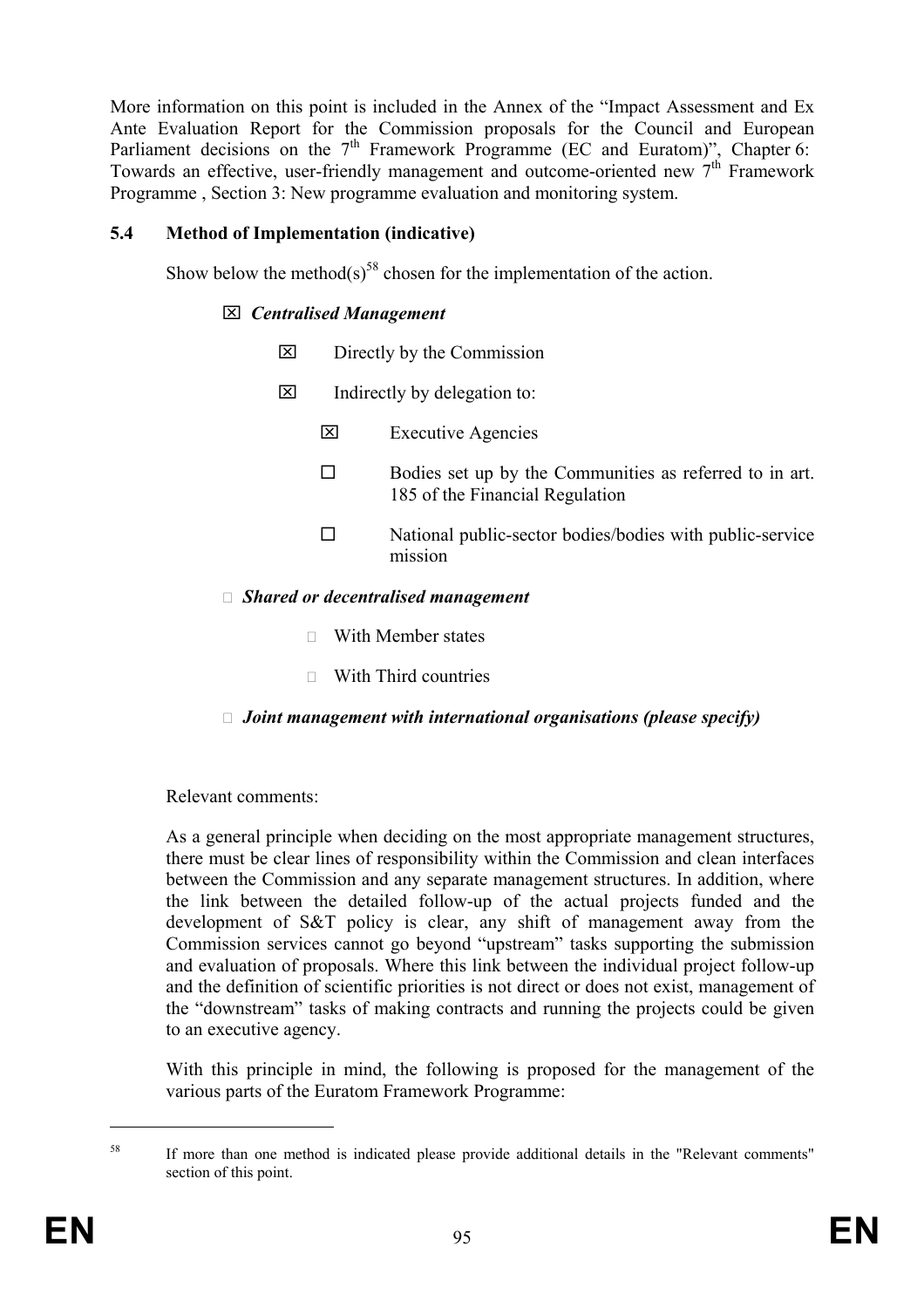More information on this point is included in the Annex of the "Impact Assessment and Ex Ante Evaluation Report for the Commission proposals for the Council and European Parliament decisions on the 7th Framework Programme (EC and Euratom)", Chapter 6: Towards an effective, user-friendly management and outcome-oriented new 7th Framework Programme , Section 3: New programme evaluation and monitoring system.

### 5.4 Method of Implementation (indicative)

Show below the method(s)[58] chosen for the implementation of the action.

☒ ***Centralised Management***

- ☒ Directly by the Commission
- ☒ Indirectly by delegation to:
  - ☒ Executive Agencies
  - ☐ Bodies set up by the Communities as referred to in art. 185 of the Financial Regulation
  - ☐ National public-sector bodies/bodies with public-service mission

☐ ***Shared or decentralised management***

- ☐ With Member states
- ☐ With Third countries

☐ ***Joint management with international organisations (please specify)***

Relevant comments:

As a general principle when deciding on the most appropriate management structures, there must be clear lines of responsibility within the Commission and clean interfaces between the Commission and any separate management structures. In addition, where the link between the detailed follow-up of the actual projects funded and the development of S&T policy is clear, any shift of management away from the Commission services cannot go beyond "upstream" tasks supporting the submission and evaluation of proposals. Where this link between the individual project follow-up and the definition of scientific priorities is not direct or does not exist, management of the "downstream" tasks of making contracts and running the projects could be given to an executive agency.

With this principle in mind, the following is proposed for the management of the various parts of the Euratom Framework Programme:

---

[58] If more than one method is indicated please provide additional details in the "Relevant comments" section of this point.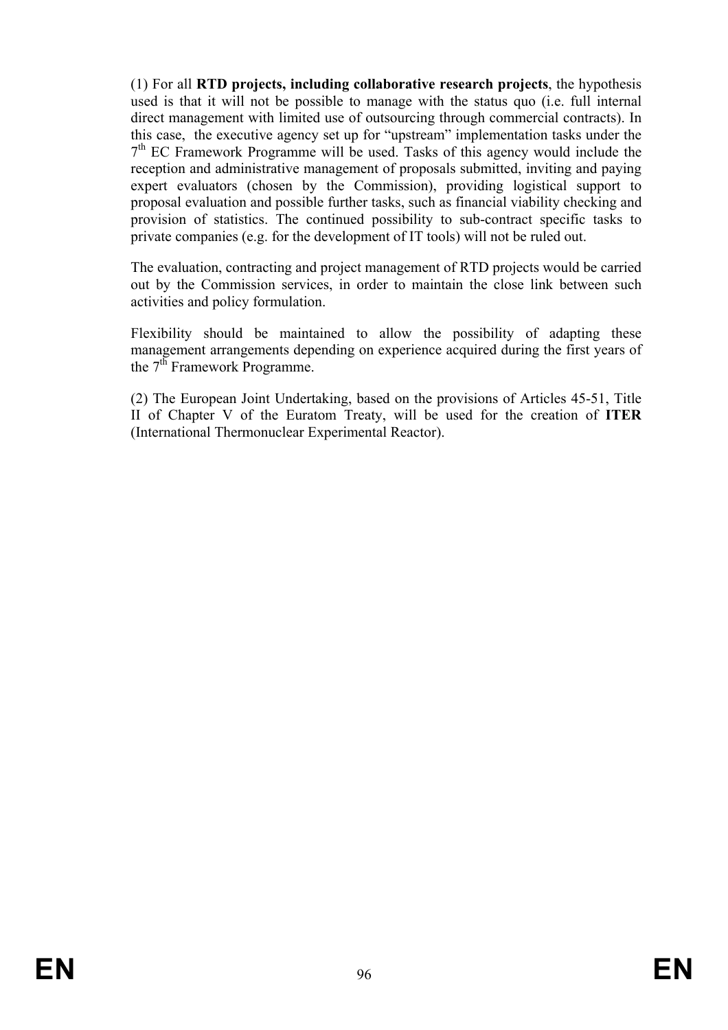(1) For all **RTD projects, including collaborative research projects**, the hypothesis used is that it will not be possible to manage with the status quo (i.e. full internal direct management with limited use of outsourcing through commercial contracts). In this case, the executive agency set up for "upstream" implementation tasks under the 7th EC Framework Programme will be used. Tasks of this agency would include the reception and administrative management of proposals submitted, inviting and paying expert evaluators (chosen by the Commission), providing logistical support to proposal evaluation and possible further tasks, such as financial viability checking and provision of statistics. The continued possibility to sub-contract specific tasks to private companies (e.g. for the development of IT tools) will not be ruled out.

The evaluation, contracting and project management of RTD projects would be carried out by the Commission services, in order to maintain the close link between such activities and policy formulation.

Flexibility should be maintained to allow the possibility of adapting these management arrangements depending on experience acquired during the first years of the 7th Framework Programme.

(2) The European Joint Undertaking, based on the provisions of Articles 45-51, Title II of Chapter V of the Euratom Treaty, will be used for the creation of **ITER** (International Thermonuclear Experimental Reactor).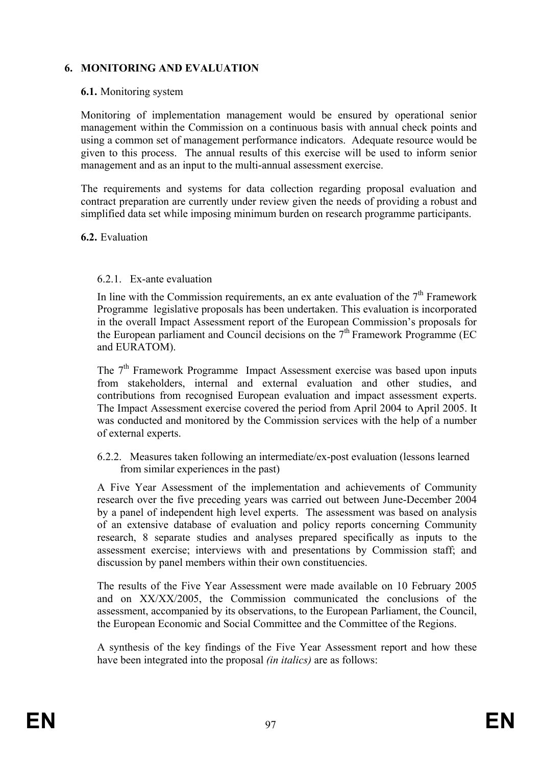# 6. MONITORING AND EVALUATION

**6.1.** Monitoring system

Monitoring of implementation management would be ensured by operational senior management within the Commission on a continuous basis with annual check points and using a common set of management performance indicators. Adequate resource would be given to this process. The annual results of this exercise will be used to inform senior management and as an input to the multi-annual assessment exercise.

The requirements and systems for data collection regarding proposal evaluation and contract preparation are currently under review given the needs of providing a robust and simplified data set while imposing minimum burden on research programme participants.

**6.2.** Evaluation

6.2.1. Ex-ante evaluation

In line with the Commission requirements, an ex ante evaluation of the 7th Framework Programme legislative proposals has been undertaken. This evaluation is incorporated in the overall Impact Assessment report of the European Commission's proposals for the European parliament and Council decisions on the 7th Framework Programme (EC and EURATOM).

The 7th Framework Programme Impact Assessment exercise was based upon inputs from stakeholders, internal and external evaluation and other studies, and contributions from recognised European evaluation and impact assessment experts. The Impact Assessment exercise covered the period from April 2004 to April 2005. It was conducted and monitored by the Commission services with the help of a number of external experts.

6.2.2. Measures taken following an intermediate/ex-post evaluation (lessons learned from similar experiences in the past)

A Five Year Assessment of the implementation and achievements of Community research over the five preceding years was carried out between June-December 2004 by a panel of independent high level experts. The assessment was based on analysis of an extensive database of evaluation and policy reports concerning Community research, 8 separate studies and analyses prepared specifically as inputs to the assessment exercise; interviews with and presentations by Commission staff; and discussion by panel members within their own constituencies.

The results of the Five Year Assessment were made available on 10 February 2005 and on XX/XX/2005, the Commission communicated the conclusions of the assessment, accompanied by its observations, to the European Parliament, the Council, the European Economic and Social Committee and the Committee of the Regions.

A synthesis of the key findings of the Five Year Assessment report and how these have been integrated into the proposal *(in italics)* are as follows: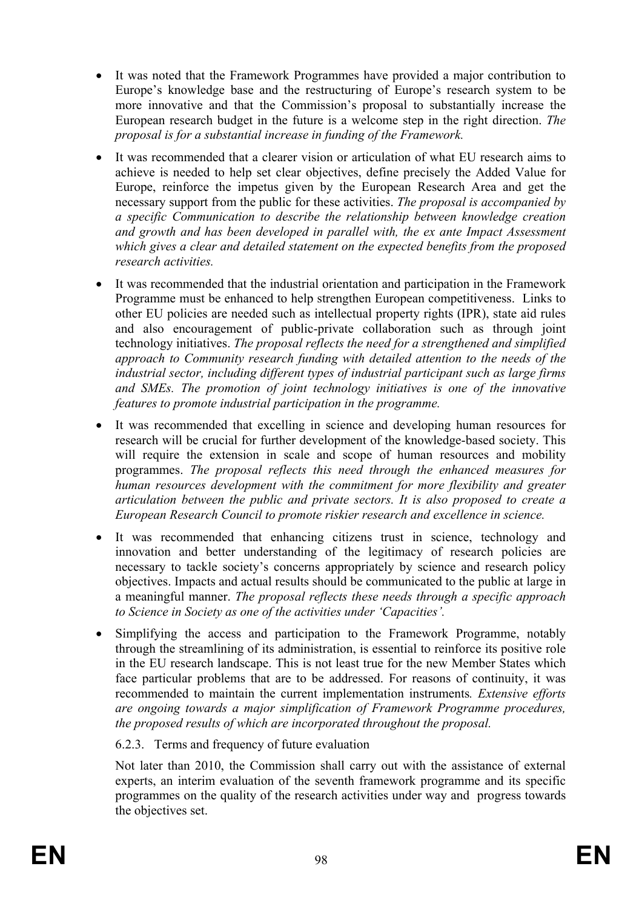- It was noted that the Framework Programmes have provided a major contribution to Europe's knowledge base and the restructuring of Europe's research system to be more innovative and that the Commission's proposal to substantially increase the European research budget in the future is a welcome step in the right direction. *The proposal is for a substantial increase in funding of the Framework.*

- It was recommended that a clearer vision or articulation of what EU research aims to achieve is needed to help set clear objectives, define precisely the Added Value for Europe, reinforce the impetus given by the European Research Area and get the necessary support from the public for these activities. *The proposal is accompanied by a specific Communication to describe the relationship between knowledge creation and growth and has been developed in parallel with, the ex ante Impact Assessment which gives a clear and detailed statement on the expected benefits from the proposed research activities.*

- It was recommended that the industrial orientation and participation in the Framework Programme must be enhanced to help strengthen European competitiveness. Links to other EU policies are needed such as intellectual property rights (IPR), state aid rules and also encouragement of public-private collaboration such as through joint technology initiatives. *The proposal reflects the need for a strengthened and simplified approach to Community research funding with detailed attention to the needs of the industrial sector, including different types of industrial participant such as large firms and SMEs. The promotion of joint technology initiatives is one of the innovative features to promote industrial participation in the programme.*

- It was recommended that excelling in science and developing human resources for research will be crucial for further development of the knowledge-based society. This will require the extension in scale and scope of human resources and mobility programmes. *The proposal reflects this need through the enhanced measures for human resources development with the commitment for more flexibility and greater articulation between the public and private sectors. It is also proposed to create a European Research Council to promote riskier research and excellence in science.*

- It was recommended that enhancing citizens trust in science, technology and innovation and better understanding of the legitimacy of research policies are necessary to tackle society's concerns appropriately by science and research policy objectives. Impacts and actual results should be communicated to the public at large in a meaningful manner. *The proposal reflects these needs through a specific approach to Science in Society as one of the activities under 'Capacities'.*

- Simplifying the access and participation to the Framework Programme, notably through the streamlining of its administration, is essential to reinforce its positive role in the EU research landscape. This is not least true for the new Member States which face particular problems that are to be addressed. For reasons of continuity, it was recommended to maintain the current implementation instruments*. Extensive efforts are ongoing towards a major simplification of Framework Programme procedures, the proposed results of which are incorporated throughout the proposal.*

6.2.3. Terms and frequency of future evaluation

Not later than 2010, the Commission shall carry out with the assistance of external experts, an interim evaluation of the seventh framework programme and its specific programmes on the quality of the research activities under way and progress towards the objectives set.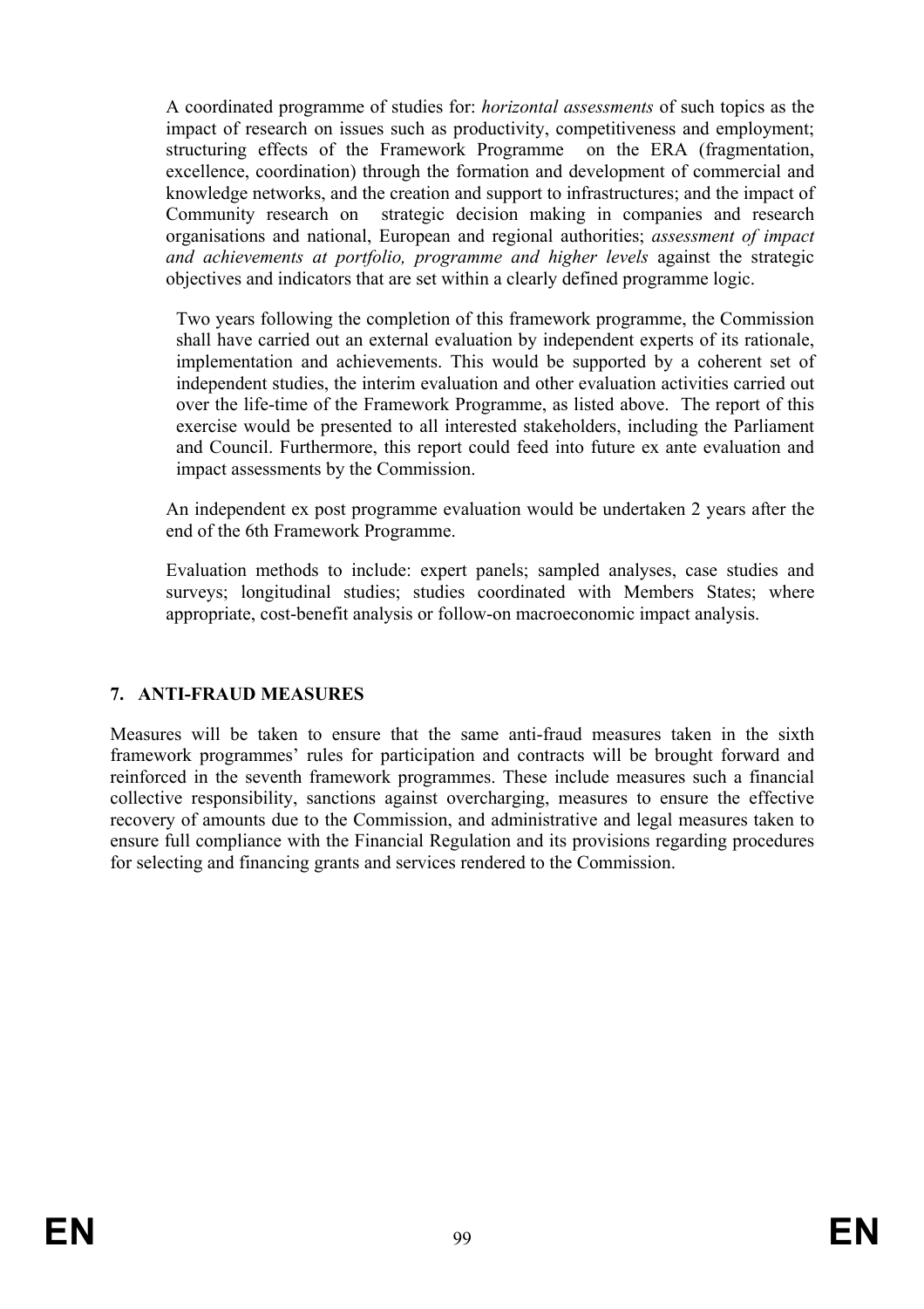A coordinated programme of studies for: *horizontal assessments* of such topics as the impact of research on issues such as productivity, competitiveness and employment; structuring effects of the Framework Programme on the ERA (fragmentation, excellence, coordination) through the formation and development of commercial and knowledge networks, and the creation and support to infrastructures; and the impact of Community research on strategic decision making in companies and research organisations and national, European and regional authorities; *assessment of impact and achievements at portfolio, programme and higher levels* against the strategic objectives and indicators that are set within a clearly defined programme logic.

Two years following the completion of this framework programme, the Commission shall have carried out an external evaluation by independent experts of its rationale, implementation and achievements. This would be supported by a coherent set of independent studies, the interim evaluation and other evaluation activities carried out over the life-time of the Framework Programme, as listed above. The report of this exercise would be presented to all interested stakeholders, including the Parliament and Council. Furthermore, this report could feed into future ex ante evaluation and impact assessments by the Commission.

An independent ex post programme evaluation would be undertaken 2 years after the end of the 6th Framework Programme.

Evaluation methods to include: expert panels; sampled analyses, case studies and surveys; longitudinal studies; studies coordinated with Members States; where appropriate, cost-benefit analysis or follow-on macroeconomic impact analysis.

## 7. ANTI-FRAUD MEASURES

Measures will be taken to ensure that the same anti-fraud measures taken in the sixth framework programmes' rules for participation and contracts will be brought forward and reinforced in the seventh framework programmes. These include measures such a financial collective responsibility, sanctions against overcharging, measures to ensure the effective recovery of amounts due to the Commission, and administrative and legal measures taken to ensure full compliance with the Financial Regulation and its provisions regarding procedures for selecting and financing grants and services rendered to the Commission.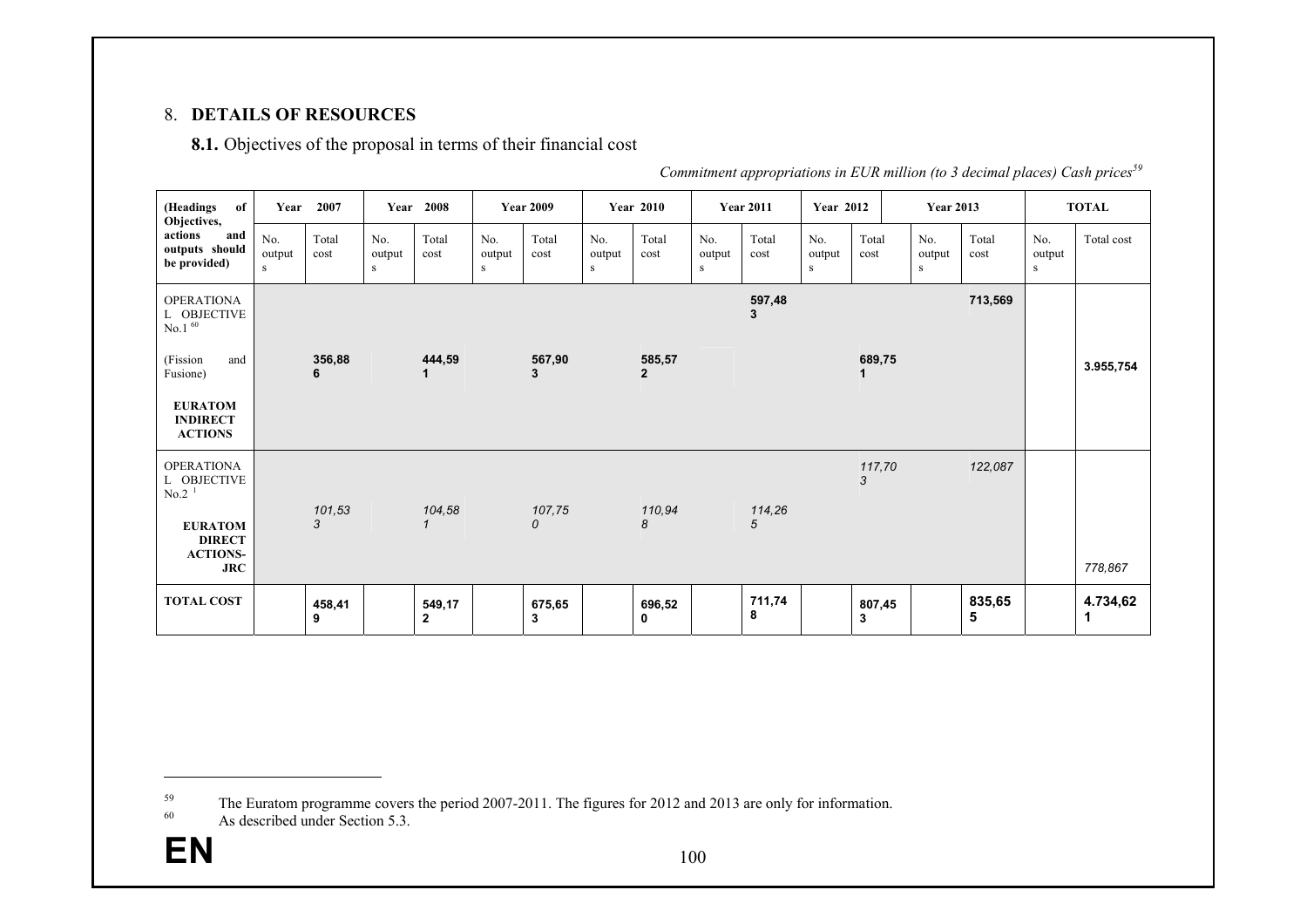## 8. **DETAILS OF RESOURCES**

### **8.1.** Objectives of the proposal in terms of their financial cost

*Commitment appropriations in EUR million (to 3 decimal places) Cash prices*[59]

| (Headings of Objectives, actions and outputs should be provided) | Year 2007 | | Year 2008 | | Year 2009 | | Year 2010 | | Year 2011 | | Year 2012 | | Year 2013 | | TOTAL | |
|---|---|---|---|---|---|---|---|---|---|---|---|---|---|---|---|---|
| | No. outputs | Total cost | No. outputs | Total cost | No. outputs | Total cost | No. outputs | Total cost | No. outputs | Total cost | No. outputs | Total cost | No. outputs | Total cost | No. outputs | Total cost |
| OPERATIONAL OBJECTIVE No.1 [60] (Fission and Fusione) **EURATOM INDIRECT ACTIONS** | | **356,886** | | **444,591** | | **567,903** | | **585,572** | | **597,483** | | **689,751** | | **713,569** | | **3.955,754** |
| OPERATIONAL OBJECTIVE No.2 [1] **EURATOM DIRECT ACTIONS-JRC** | | *101,533* | | *104,581* | | *107,750* | | *110,948* | | *114,265* | | *117,703* | | *122,087* | | *778,867* |
| **TOTAL COST** | | **458,419** | | **549,172** | | **675,653** | | **696,520** | | **711,748** | | **807,453** | | **835,655** | | **4.734,621** |

---

[59] The Euratom programme covers the period 2007-2011. The figures for 2012 and 2013 are only for information.

[60] As described under Section 5.3.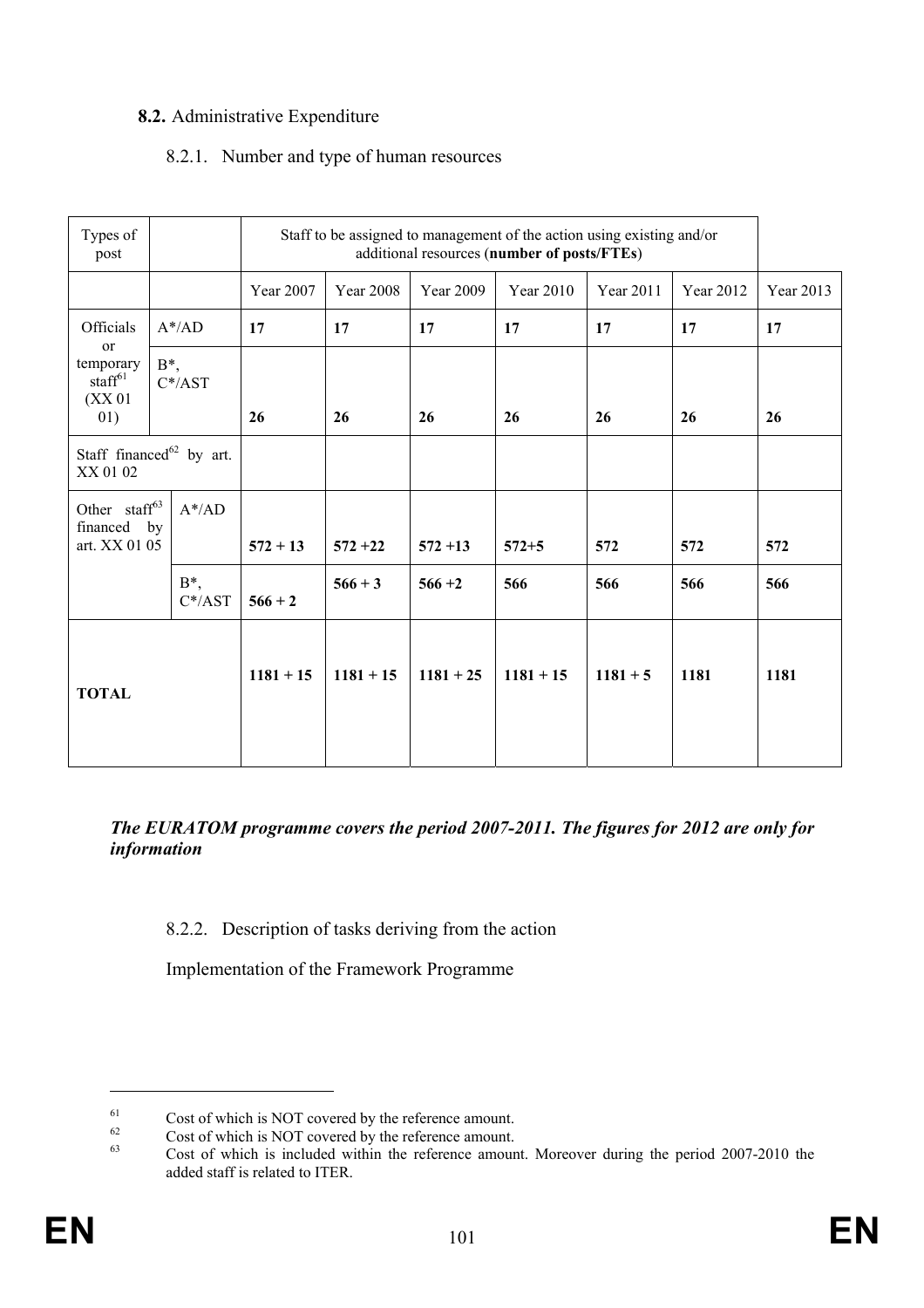**8.2.** Administrative Expenditure

8.2.1. Number and type of human resources

| Types of post | | Staff to be assigned to management of the action using existing and/or additional resources (**number of posts/FTEs**) | | | | | | |
|---|---|---|---|---|---|---|---|---|
| | | Year 2007 | Year 2008 | Year 2009 | Year 2010 | Year 2011 | Year 2012 | Year 2013 |
| Officials or temporary staff[61] (XX 01 01) | A*/AD | **17** | **17** | **17** | **17** | **17** | **17** | **17** |
| | B*, C*/AST | **26** | **26** | **26** | **26** | **26** | **26** | **26** |
| Staff financed[62] by art. XX 01 02 | | | | | | | | |
| Other staff[63] financed by art. XX 01 05 | A*/AD | **572 + 13** | **572 +22** | **572 +13** | **572+5** | **572** | **572** | **572** |
| | B*, C*/AST | **566 + 2** | **566 + 3** | **566 +2** | **566** | **566** | **566** | **566** |
| **TOTAL** | | **1181 + 15** | **1181 + 15** | **1181 + 25** | **1181 + 15** | **1181 + 5** | **1181** | **1181** |

***The EURATOM programme covers the period 2007-2011. The figures for 2012 are only for information***

8.2.2. Description of tasks deriving from the action

Implementation of the Framework Programme

---

[61] Cost of which is NOT covered by the reference amount.

[62] Cost of which is NOT covered by the reference amount.

[63] Cost of which is included within the reference amount. Moreover during the period 2007-2010 the added staff is related to ITER.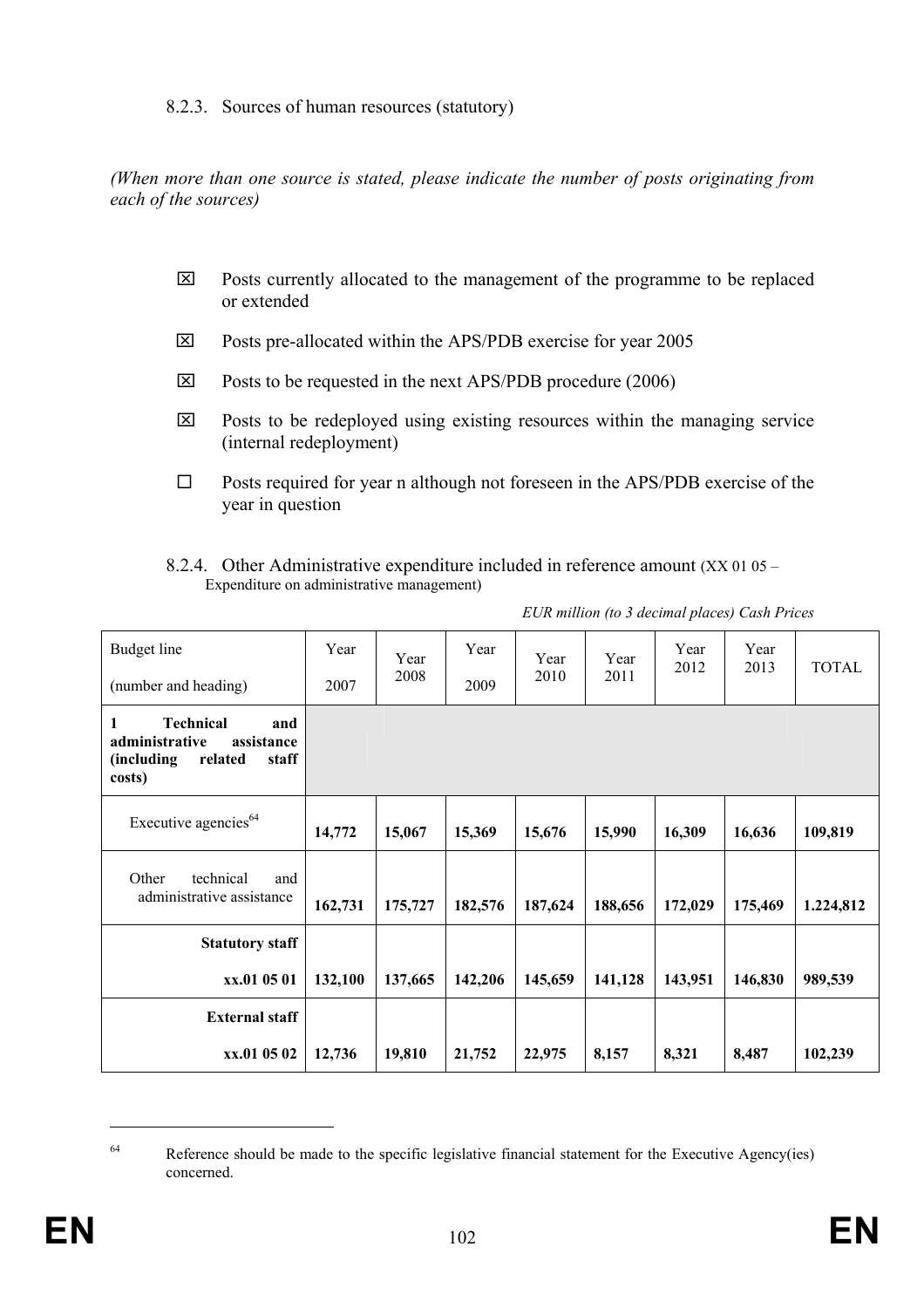### 8.2.3. Sources of human resources (statutory)

*(When more than one source is stated, please indicate the number of posts originating from each of the sources)*

- ☒ Posts currently allocated to the management of the programme to be replaced or extended
- ☒ Posts pre-allocated within the APS/PDB exercise for year 2005
- ☒ Posts to be requested in the next APS/PDB procedure (2006)
- ☒ Posts to be redeployed using existing resources within the managing service (internal redeployment)
- ☐ Posts required for year n although not foreseen in the APS/PDB exercise of the year in question

### 8.2.4. Other Administrative expenditure included in reference amount (XX 01 05 – Expenditure on administrative management)

*EUR million (to 3 decimal places) Cash Prices*

| Budget line (number and heading) | Year 2007 | Year 2008 | Year 2009 | Year 2010 | Year 2011 | Year 2012 | Year 2013 | TOTAL |
|---|---|---|---|---|---|---|---|---|
| **1 Technical and administrative assistance (including related staff costs)** | | | | | | | | |
| Executive agencies[64] | **14,772** | **15,067** | **15,369** | **15,676** | **15,990** | **16,309** | **16,636** | **109,819** |
| Other technical and administrative assistance | **162,731** | **175,727** | **182,576** | **187,624** | **188,656** | **172,029** | **175,469** | **1.224,812** |
| **Statutory staff xx.01 05 01** | **132,100** | **137,665** | **142,206** | **145,659** | **141,128** | **143,951** | **146,830** | **989,539** |
| **External staff xx.01 05 02** | **12,736** | **19,810** | **21,752** | **22,975** | **8,157** | **8,321** | **8,487** | **102,239** |

[64] Reference should be made to the specific legislative financial statement for the Executive Agency(ies) concerned.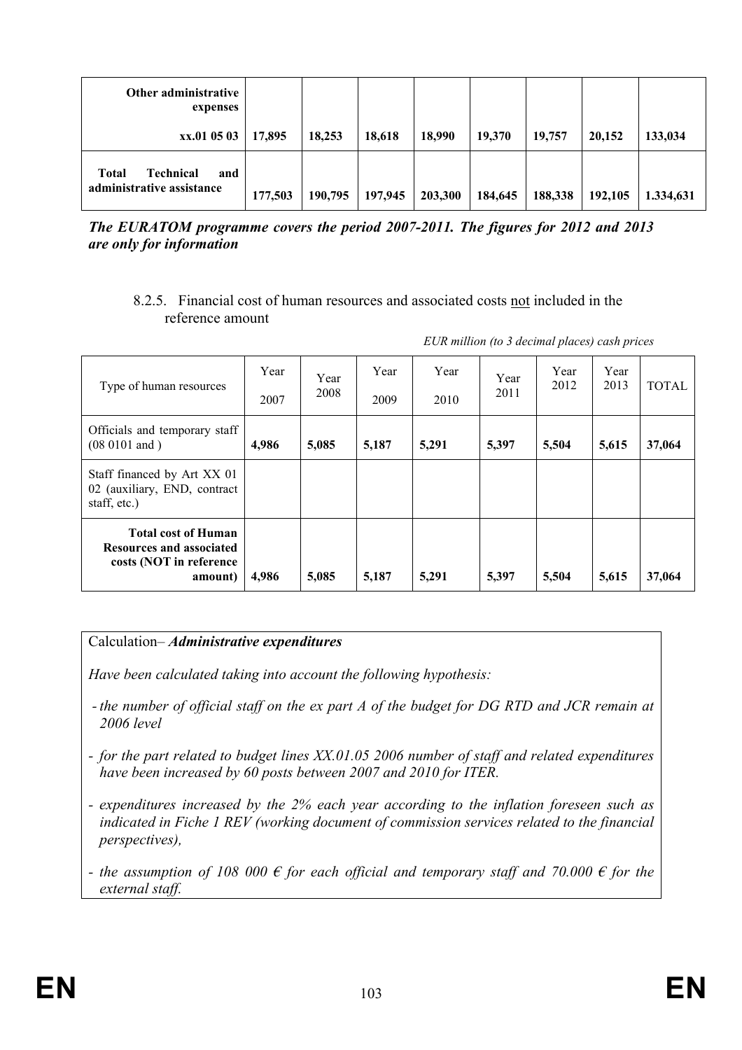| **Other administrative expenses**<br>**xx.01 05 03** | **17,895** | **18,253** | **18,618** | **18,990** | **19,370** | **19,757** | **20,152** | **133,034** |
|---|---|---|---|---|---|---|---|---|
| **Total Technical and administrative assistance** | **177,503** | **190,795** | **197,945** | **203,300** | **184,645** | **188,338** | **192,105** | **1.334,631** |

***The EURATOM programme covers the period 2007-2011. The figures for 2012 and 2013 are only for information***

8.2.5. Financial cost of human resources and associated costs not included in the reference amount

*EUR million (to 3 decimal places) cash prices*

| Type of human resources | Year 2007 | Year 2008 | Year 2009 | Year 2010 | Year 2011 | Year 2012 | Year 2013 | TOTAL |
|---|---|---|---|---|---|---|---|---|
| Officials and temporary staff (08 0101 and ) | **4,986** | **5,085** | **5,187** | **5,291** | **5,397** | **5,504** | **5,615** | **37,064** |
| Staff financed by Art XX 01 02 (auxiliary, END, contract staff, etc.) | | | | | | | | |
| **Total cost of Human Resources and associated costs (NOT in reference amount)** | **4,986** | **5,085** | **5,187** | **5,291** | **5,397** | **5,504** | **5,615** | **37,064** |

Calculation– ***Administrative expenditures***

*Have been calculated taking into account the following hypothesis:*

- *the number of official staff on the ex part A of the budget for DG RTD and JCR remain at 2006 level*
- *for the part related to budget lines XX.01.05 2006 number of staff and related expenditures have been increased by 60 posts between 2007 and 2010 for ITER.*
- *expenditures increased by the 2% each year according to the inflation foreseen such as indicated in Fiche 1 REV (working document of commission services related to the financial perspectives),*
- *the assumption of 108 000 € for each official and temporary staff and 70.000 € for the external staff.*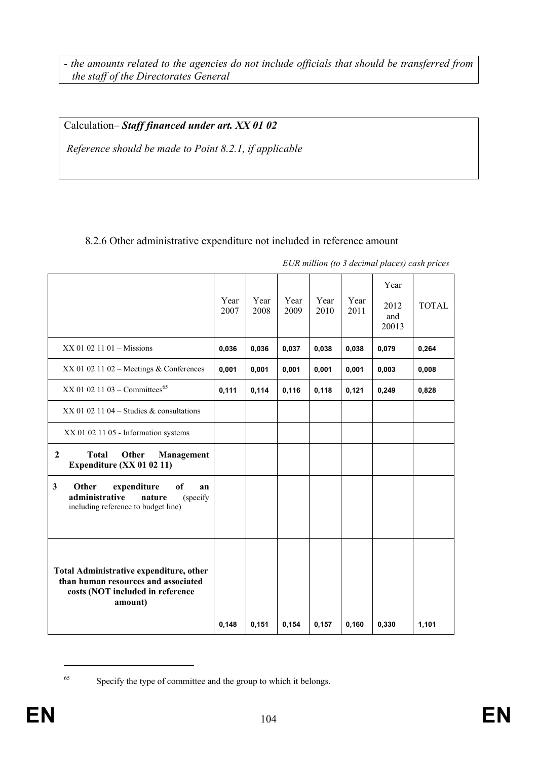*- the amounts related to the agencies do not include officials that should be transferred from the staff of the Directorates General*

Calculation– ***Staff financed under art. XX 01 02***

*Reference should be made to Point 8.2.1, if applicable*

8.2.6 Other administrative expenditure not included in reference amount

*EUR million (to 3 decimal places) cash prices*

| | Year 2007 | Year 2008 | Year 2009 | Year 2010 | Year 2011 | Year 2012 and 20013 | TOTAL |
|---|---|---|---|---|---|---|---|
| XX 01 02 11 01 – Missions | **0,036** | **0,036** | **0,037** | **0,038** | **0,038** | **0,079** | **0,264** |
| XX 01 02 11 02 – Meetings & Conferences | **0,001** | **0,001** | **0,001** | **0,001** | **0,001** | **0,003** | **0,008** |
| XX 01 02 11 03 – Committees[65] | **0,111** | **0,114** | **0,116** | **0,118** | **0,121** | **0,249** | **0,828** |
| XX 01 02 11 04 – Studies & consultations | | | | | | | |
| XX 01 02 11 05 - Information systems | | | | | | | |
| **2 Total Other Management Expenditure (XX 01 02 11)** | | | | | | | |
| **3 Other expenditure of an administrative nature** (specify including reference to budget line) | | | | | | | |
| **Total Administrative expenditure, other than human resources and associated costs (NOT included in reference amount)** | **0,148** | **0,151** | **0,154** | **0,157** | **0,160** | **0,330** | **1,101** |

[65] Specify the type of committee and the group to which it belongs.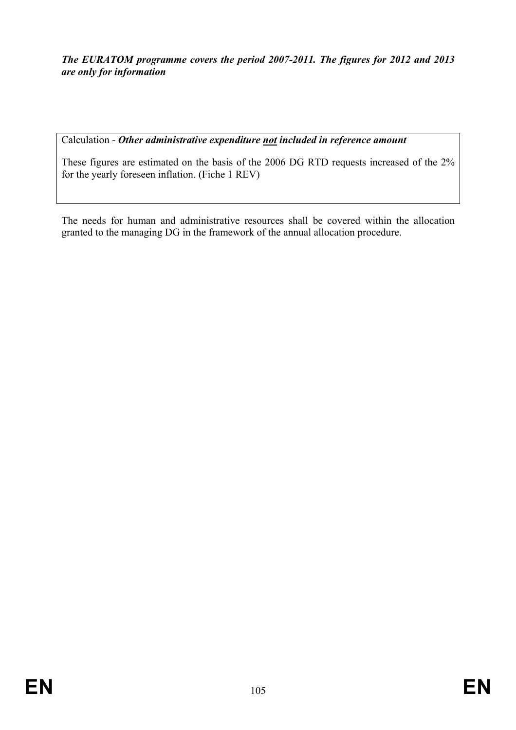***The EURATOM programme covers the period 2007-2011. The figures for 2012 and 2013 are only for information***

| |
|---|
| Calculation - ***Other administrative expenditure <u>not</u> included in reference amount***<br><br>These figures are estimated on the basis of the 2006 DG RTD requests increased of the 2% for the yearly foreseen inflation. (Fiche 1 REV) |

The needs for human and administrative resources shall be covered within the allocation granted to the managing DG in the framework of the annual allocation procedure.